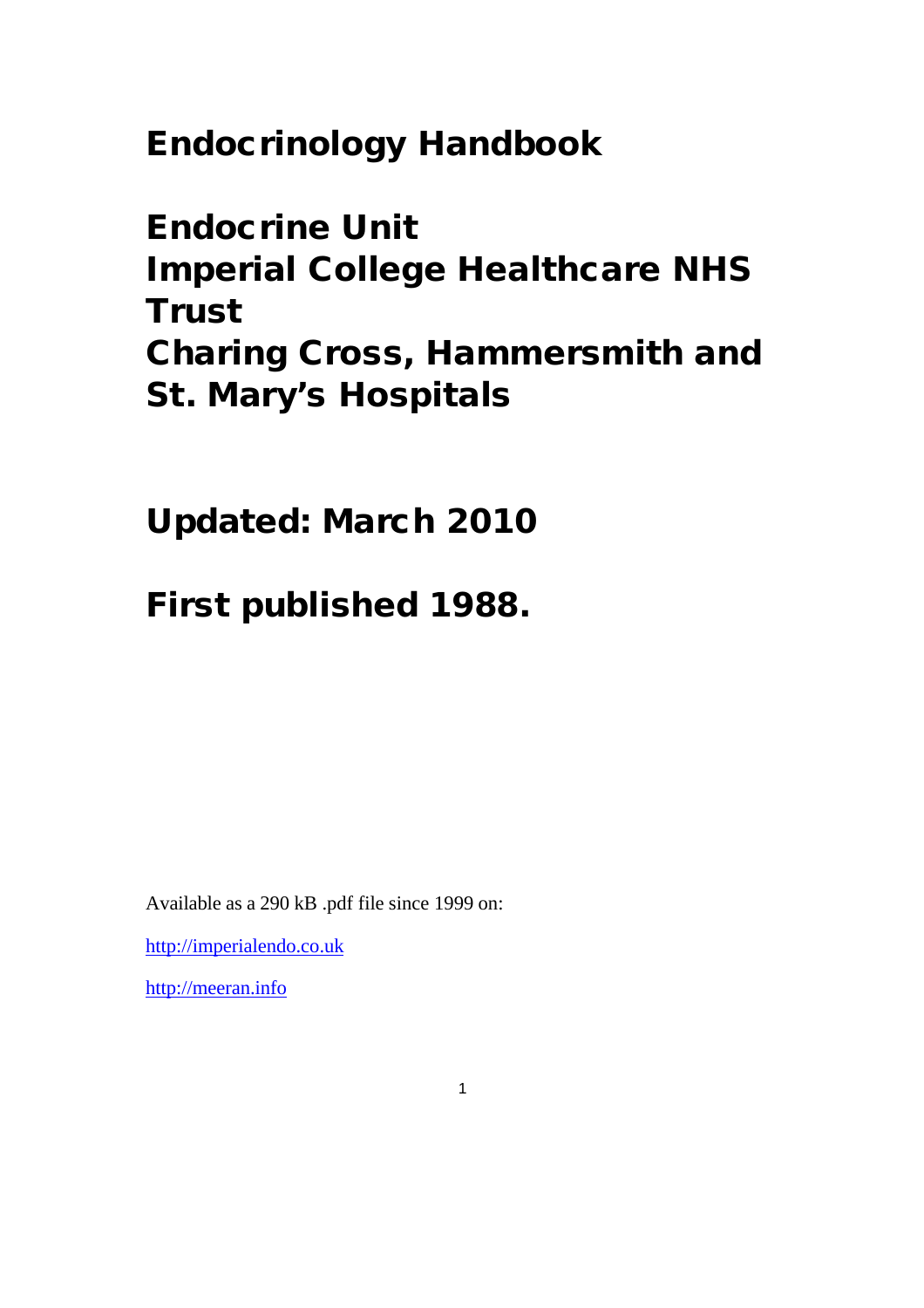# Endocrinology Handbook

# Endocrine Unit
# Imperial College Healthcare NHS Trust
# Charing Cross, Hammersmith and St. Mary's Hospitals

## Updated: March 2010

## First published 1988.

Available as a 290 kB .pdf file since 1999 on:

http://imperialendo.co.uk

http://meeran.info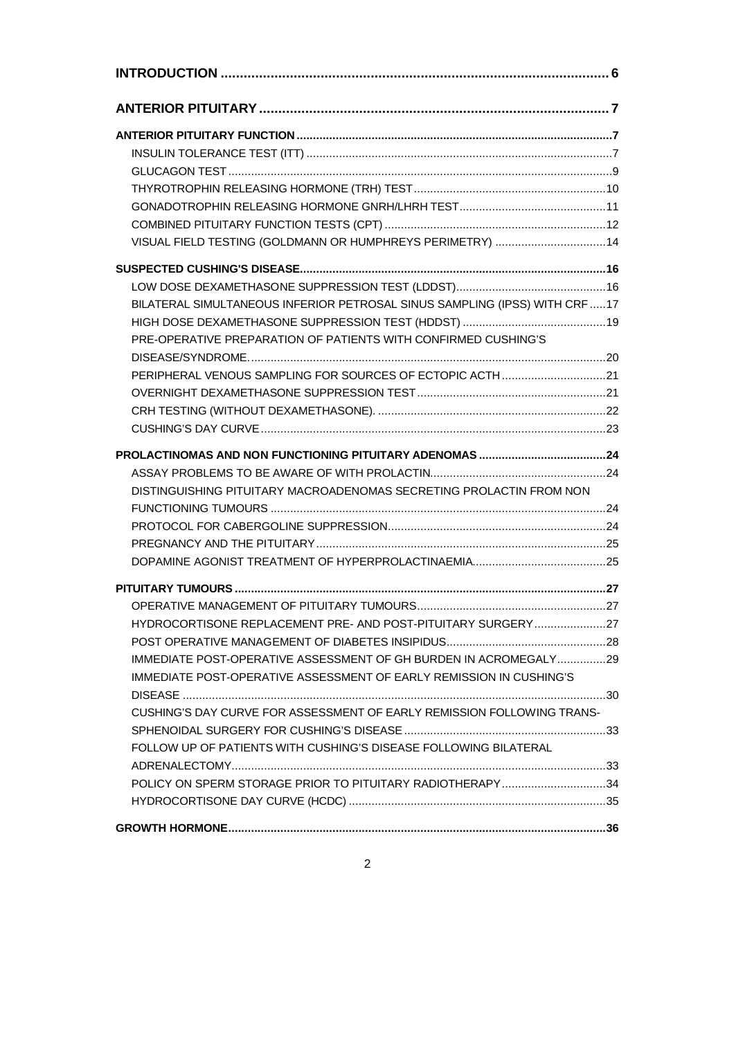**INTRODUCTION** ..... 6

**ANTERIOR PITUITARY** ..... 7

**ANTERIOR PITUITARY FUNCTION** ..... 7

- INSULIN TOLERANCE TEST (ITT) ..... 7
- GLUCAGON TEST ..... 9
- THYROTROPHIN RELEASING HORMONE (TRH) TEST ..... 10
- GONADOTROPHIN RELEASING HORMONE GNRH/LHRH TEST ..... 11
- COMBINED PITUITARY FUNCTION TESTS (CPT) ..... 12
- VISUAL FIELD TESTING (GOLDMANN OR HUMPHREYS PERIMETRY) ..... 14

**SUSPECTED CUSHING'S DISEASE** ..... 16

- LOW DOSE DEXAMETHASONE SUPPRESSION TEST (LDDST) ..... 16
- BILATERAL SIMULTANEOUS INFERIOR PETROSAL SINUS SAMPLING (IPSS) WITH CRF ..... 17
- HIGH DOSE DEXAMETHASONE SUPPRESSION TEST (HDDST) ..... 19
- PRE-OPERATIVE PREPARATION OF PATIENTS WITH CONFIRMED CUSHING'S DISEASE/SYNDROME. ..... 20
- PERIPHERAL VENOUS SAMPLING FOR SOURCES OF ECTOPIC ACTH ..... 21
- OVERNIGHT DEXAMETHASONE SUPPRESSION TEST ..... 21
- CRH TESTING (WITHOUT DEXAMETHASONE). ..... 22
- CUSHING'S DAY CURVE ..... 23

**PROLACTINOMAS AND NON FUNCTIONING PITUITARY ADENOMAS** ..... 24

- ASSAY PROBLEMS TO BE AWARE OF WITH PROLACTIN ..... 24
- DISTINGUISHING PITUITARY MACROADENOMAS SECRETING PROLACTIN FROM NON FUNCTIONING TUMOURS ..... 24
- PROTOCOL FOR CABERGOLINE SUPPRESSION ..... 24
- PREGNANCY AND THE PITUITARY ..... 25
- DOPAMINE AGONIST TREATMENT OF HYPERPROLACTINAEMIA ..... 25

**PITUITARY TUMOURS** ..... 27

- OPERATIVE MANAGEMENT OF PITUITARY TUMOURS ..... 27
- HYDROCORTISONE REPLACEMENT PRE- AND POST-PITUITARY SURGERY ..... 27
- POST OPERATIVE MANAGEMENT OF DIABETES INSIPIDUS ..... 28
- IMMEDIATE POST-OPERATIVE ASSESSMENT OF GH BURDEN IN ACROMEGALY ..... 29
- IMMEDIATE POST-OPERATIVE ASSESSMENT OF EARLY REMISSION IN CUSHING'S DISEASE ..... 30
- CUSHING'S DAY CURVE FOR ASSESSMENT OF EARLY REMISSION FOLLOWING TRANS-SPHENOIDAL SURGERY FOR CUSHING'S DISEASE ..... 33
- FOLLOW UP OF PATIENTS WITH CUSHING'S DISEASE FOLLOWING BILATERAL ADRENALECTOMY ..... 33
- POLICY ON SPERM STORAGE PRIOR TO PITUITARY RADIOTHERAPY ..... 34
- HYDROCORTISONE DAY CURVE (HCDC) ..... 35

**GROWTH HORMONE** ..... 36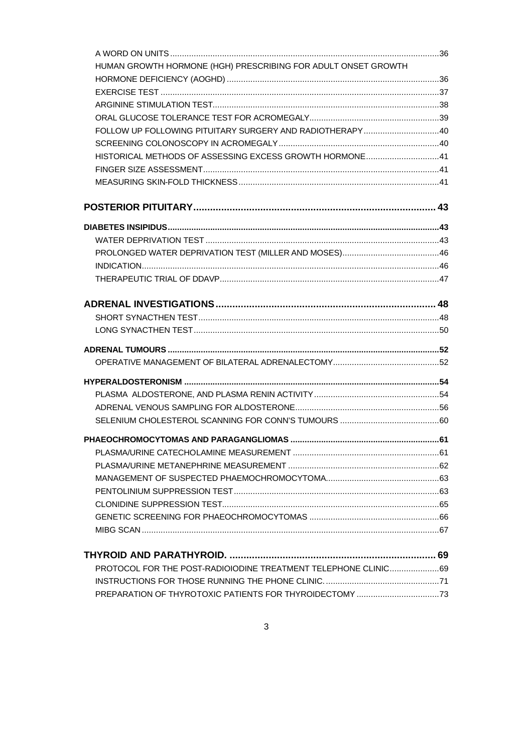A WORD ON UNITS ....... 36
HUMAN GROWTH HORMONE (HGH) PRESCRIBING FOR ADULT ONSET GROWTH HORMONE DEFICIENCY (AOGHD) ....... 36
EXERCISE TEST ....... 37
ARGININE STIMULATION TEST ....... 38
ORAL GLUCOSE TOLERANCE TEST FOR ACROMEGALY ....... 39
FOLLOW UP FOLLOWING PITUITARY SURGERY AND RADIOTHERAPY ....... 40
SCREENING COLONOSCOPY IN ACROMEGALY ....... 40
HISTORICAL METHODS OF ASSESSING EXCESS GROWTH HORMONE ....... 41
FINGER SIZE ASSESSMENT ....... 41
MEASURING SKIN-FOLD THICKNESS ....... 41

**POSTERIOR PITUITARY ....... 43**

**DIABETES INSIPIDUS ....... 43**
WATER DEPRIVATION TEST ....... 43
PROLONGED WATER DEPRIVATION TEST (MILLER AND MOSES) ....... 46
INDICATION ....... 46
THERAPEUTIC TRIAL OF DDAVP ....... 47

**ADRENAL INVESTIGATIONS ....... 48**
SHORT SYNACTHEN TEST ....... 48
LONG SYNACTHEN TEST ....... 50

**ADRENAL TUMOURS ....... 52**
OPERATIVE MANAGEMENT OF BILATERAL ADRENALECTOMY ....... 52

**HYPERALDOSTERONISM ....... 54**
PLASMA ALDOSTERONE, AND PLASMA RENIN ACTIVITY ....... 54
ADRENAL VENOUS SAMPLING FOR ALDOSTERONE ....... 56
SELENIUM CHOLESTEROL SCANNING FOR CONN'S TUMOURS ....... 60

**PHAEOCHROMOCYTOMAS AND PARAGANGLIOMAS ....... 61**
PLASMA/URINE CATECHOLAMINE MEASUREMENT ....... 61
PLASMA/URINE METANEPHRINE MEASUREMENT ....... 62
MANAGEMENT OF SUSPECTED PHAEMOCHROMOCYTOMA ....... 63
PENTOLINIUM SUPPRESSION TEST ....... 63
CLONIDINE SUPPRESSION TEST ....... 65
GENETIC SCREENING FOR PHAEOCHROMOCYTOMAS ....... 66
MIBG SCAN ....... 67

**THYROID AND PARATHYROID. ....... 69**
PROTOCOL FOR THE POST-RADIOIODINE TREATMENT TELEPHONE CLINIC ....... 69
INSTRUCTIONS FOR THOSE RUNNING THE PHONE CLINIC. ....... 71
PREPARATION OF THYROTOXIC PATIENTS FOR THYROIDECTOMY ....... 73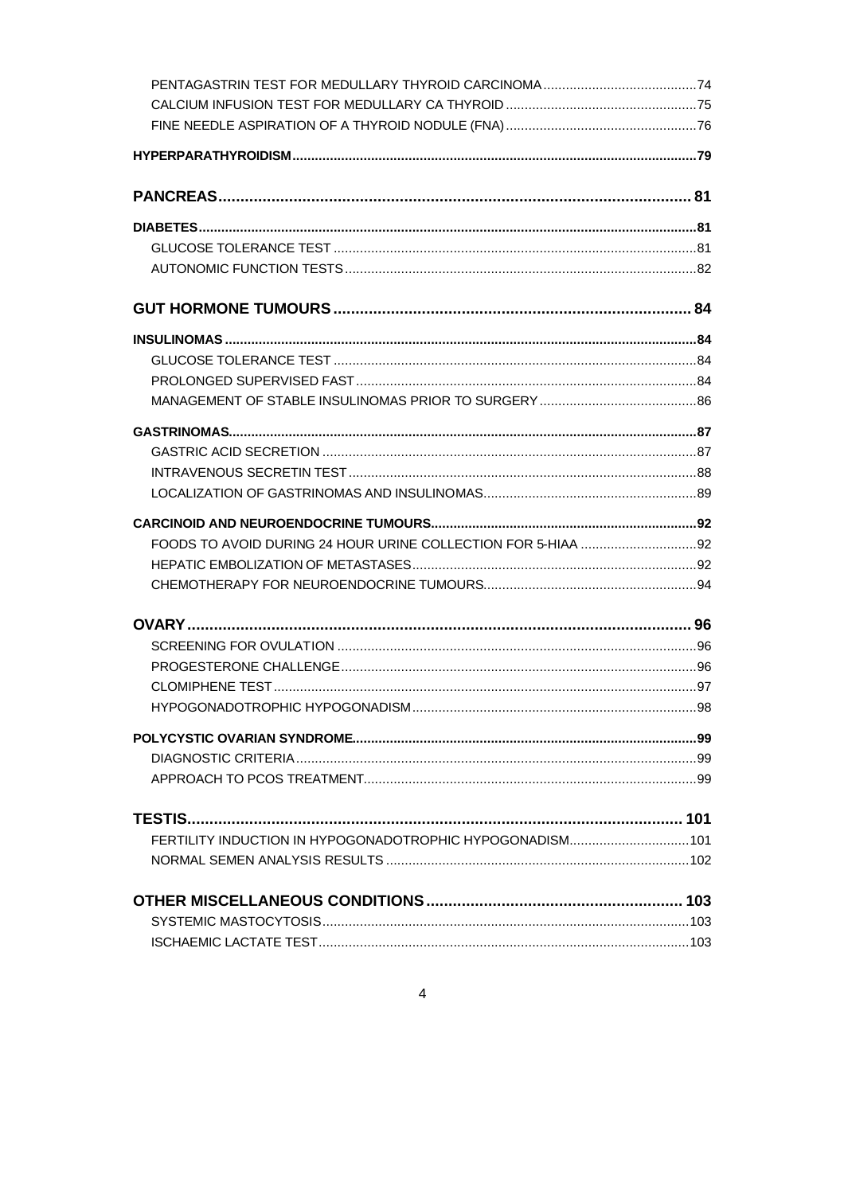PENTAGASTRIN TEST FOR MEDULLARY THYROID CARCINOMA ..... 74
CALCIUM INFUSION TEST FOR MEDULLARY CA THYROID ..... 75
FINE NEEDLE ASPIRATION OF A THYROID NODULE (FNA) ..... 76

**HYPERPARATHYROIDISM ..... 79**

## PANCREAS ..... 81

**DIABETES ..... 81**

GLUCOSE TOLERANCE TEST ..... 81
AUTONOMIC FUNCTION TESTS ..... 82

## GUT HORMONE TUMOURS ..... 84

**INSULINOMAS ..... 84**

GLUCOSE TOLERANCE TEST ..... 84
PROLONGED SUPERVISED FAST ..... 84
MANAGEMENT OF STABLE INSULINOMAS PRIOR TO SURGERY ..... 86

**GASTRINOMAS ..... 87**

GASTRIC ACID SECRETION ..... 87
INTRAVENOUS SECRETIN TEST ..... 88
LOCALIZATION OF GASTRINOMAS AND INSULINOMAS ..... 89

**CARCINOID AND NEUROENDOCRINE TUMOURS ..... 92**

FOODS TO AVOID DURING 24 HOUR URINE COLLECTION FOR 5-HIAA ..... 92
HEPATIC EMBOLIZATION OF METASTASES ..... 92
CHEMOTHERAPY FOR NEUROENDOCRINE TUMOURS ..... 94

## OVARY ..... 96

SCREENING FOR OVULATION ..... 96
PROGESTERONE CHALLENGE ..... 96
CLOMIPHENE TEST ..... 97
HYPOGONADOTROPHIC HYPOGONADISM ..... 98

**POLYCYSTIC OVARIAN SYNDROME ..... 99**

DIAGNOSTIC CRITERIA ..... 99
APPROACH TO PCOS TREATMENT ..... 99

## TESTIS ..... 101

FERTILITY INDUCTION IN HYPOGONADOTROPHIC HYPOGONADISM ..... 101
NORMAL SEMEN ANALYSIS RESULTS ..... 102

## OTHER MISCELLANEOUS CONDITIONS ..... 103

SYSTEMIC MASTOCYTOSIS ..... 103
ISCHAEMIC LACTATE TEST ..... 103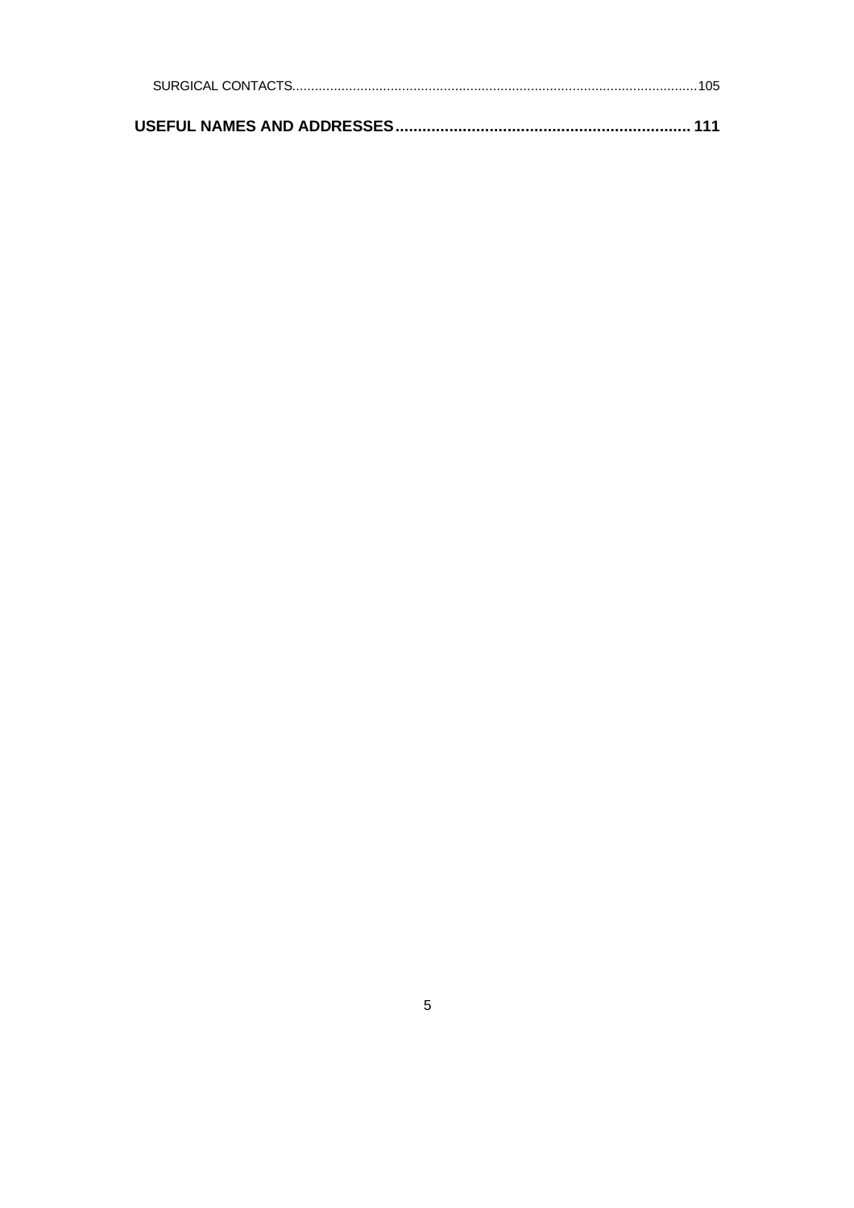SURGICAL CONTACTS.....................................................................................................................105

**USEFUL NAMES AND ADDRESSES................................................................ 111**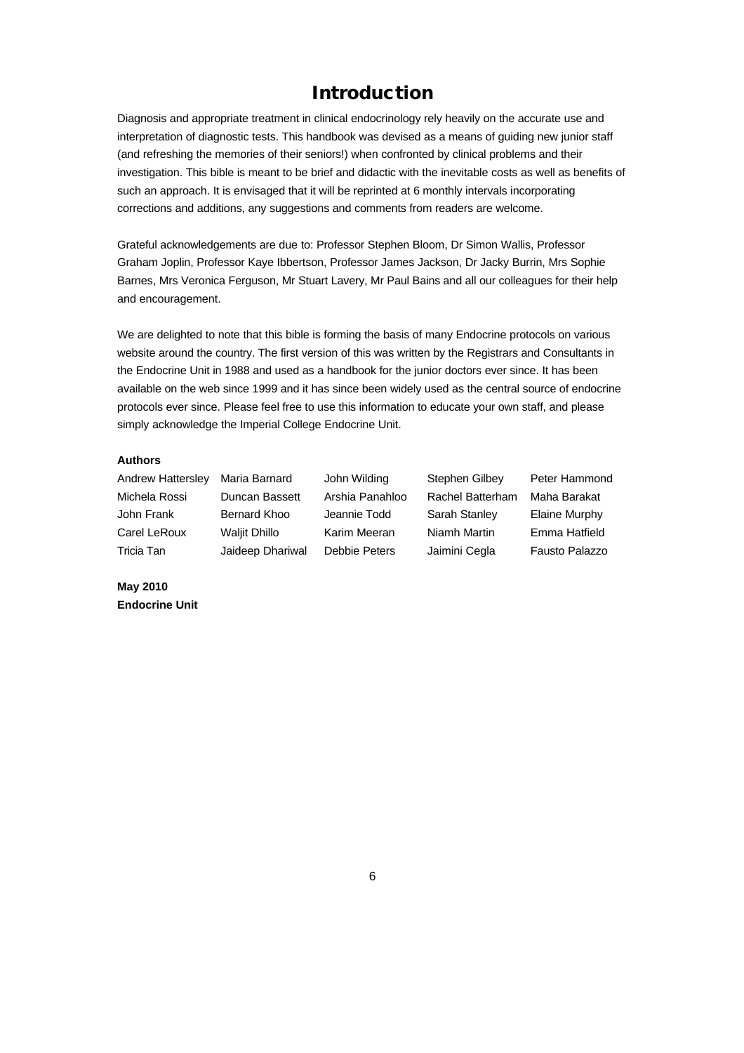# Introduction

Diagnosis and appropriate treatment in clinical endocrinology rely heavily on the accurate use and interpretation of diagnostic tests. This handbook was devised as a means of guiding new junior staff (and refreshing the memories of their seniors!) when confronted by clinical problems and their investigation. This bible is meant to be brief and didactic with the inevitable costs as well as benefits of such an approach. It is envisaged that it will be reprinted at 6 monthly intervals incorporating corrections and additions, any suggestions and comments from readers are welcome.

Grateful acknowledgements are due to: Professor Stephen Bloom, Dr Simon Wallis, Professor Graham Joplin, Professor Kaye Ibbertson, Professor James Jackson, Dr Jacky Burrin, Mrs Sophie Barnes, Mrs Veronica Ferguson, Mr Stuart Lavery, Mr Paul Bains and all our colleagues for their help and encouragement.

We are delighted to note that this bible is forming the basis of many Endocrine protocols on various website around the country. The first version of this was written by the Registrars and Consultants in the Endocrine Unit in 1988 and used as a handbook for the junior doctors ever since. It has been available on the web since 1999 and it has since been widely used as the central source of endocrine protocols ever since. Please feel free to use this information to educate your own staff, and please simply acknowledge the Imperial College Endocrine Unit.

**Authors**

| | | | | |
|---|---|---|---|---|
| Andrew Hattersley | Maria Barnard | John Wilding | Stephen Gilbey | Peter Hammond |
| Michela Rossi | Duncan Bassett | Arshia Panahloo | Rachel Batterham | Maha Barakat |
| John Frank | Bernard Khoo | Jeannie Todd | Sarah Stanley | Elaine Murphy |
| Carel LeRoux | Waljit Dhillo | Karim Meeran | Niamh Martin | Emma Hatfield |
| Tricia Tan | Jaideep Dhariwal | Debbie Peters | Jaimini Cegla | Fausto Palazzo |

**May 2010**
**Endocrine Unit**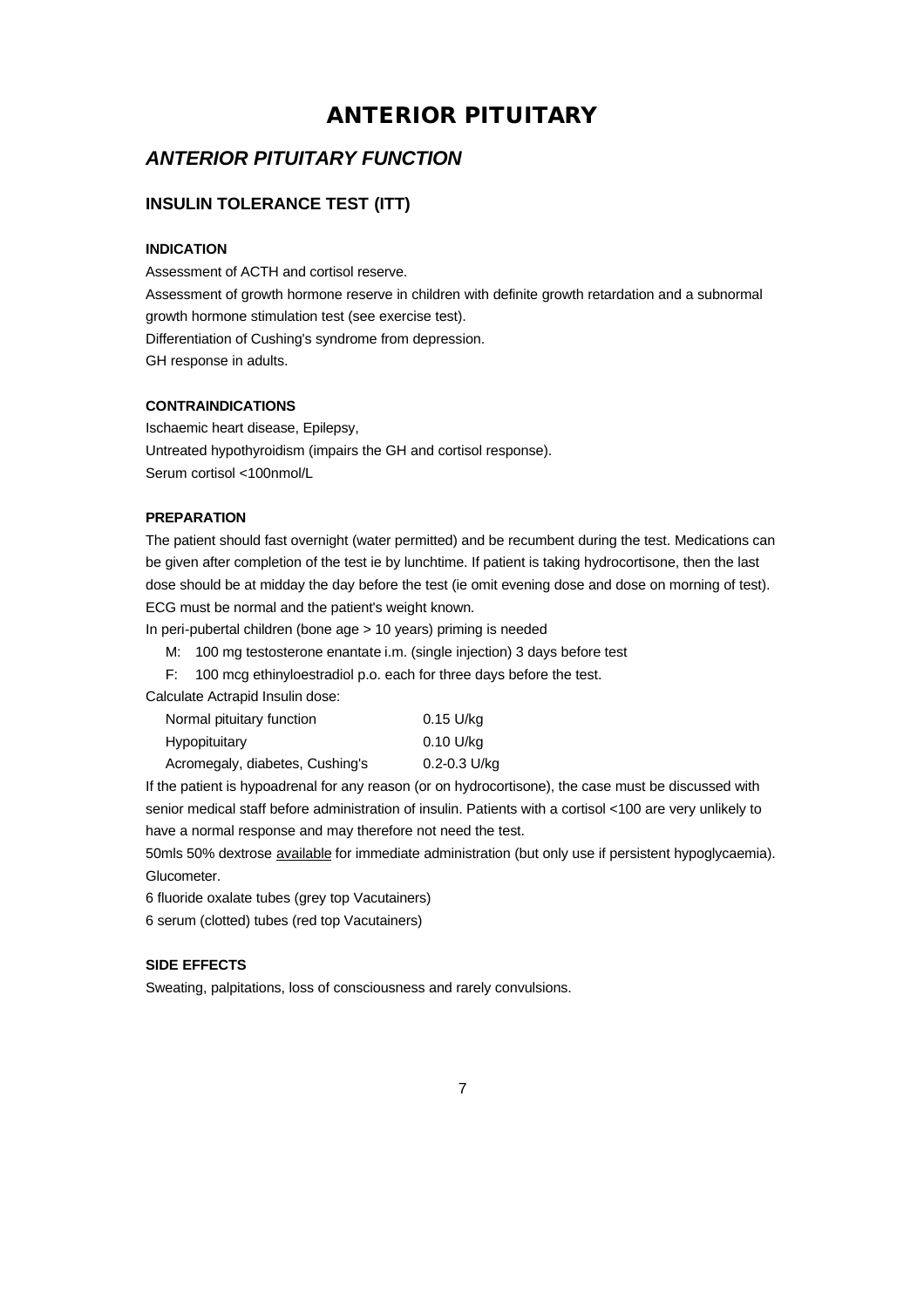# ANTERIOR PITUITARY

## *ANTERIOR PITUITARY FUNCTION*

### INSULIN TOLERANCE TEST (ITT)

#### INDICATION

Assessment of ACTH and cortisol reserve.

Assessment of growth hormone reserve in children with definite growth retardation and a subnormal growth hormone stimulation test (see exercise test).

Differentiation of Cushing's syndrome from depression.

GH response in adults.

#### CONTRAINDICATIONS

Ischaemic heart disease, Epilepsy,

Untreated hypothyroidism (impairs the GH and cortisol response).

Serum cortisol <100nmol/L

#### PREPARATION

The patient should fast overnight (water permitted) and be recumbent during the test. Medications can be given after completion of the test ie by lunchtime. If patient is taking hydrocortisone, then the last dose should be at midday the day before the test (ie omit evening dose and dose on morning of test). ECG must be normal and the patient's weight known.

In peri-pubertal children (bone age > 10 years) priming is needed

M: 100 mg testosterone enantate i.m. (single injection) 3 days before test

F: 100 mcg ethinyloestradiol p.o. each for three days before the test.

Calculate Actrapid Insulin dose:

| | |
|---|---|
| Normal pituitary function | 0.15 U/kg |
| Hypopituitary | 0.10 U/kg |
| Acromegaly, diabetes, Cushing's | 0.2-0.3 U/kg |

If the patient is hypoadrenal for any reason (or on hydrocortisone), the case must be discussed with senior medical staff before administration of insulin. Patients with a cortisol <100 are very unlikely to have a normal response and may therefore not need the test.

50mls 50% dextrose available for immediate administration (but only use if persistent hypoglycaemia).

Glucometer.

6 fluoride oxalate tubes (grey top Vacutainers)

6 serum (clotted) tubes (red top Vacutainers)

#### SIDE EFFECTS

Sweating, palpitations, loss of consciousness and rarely convulsions.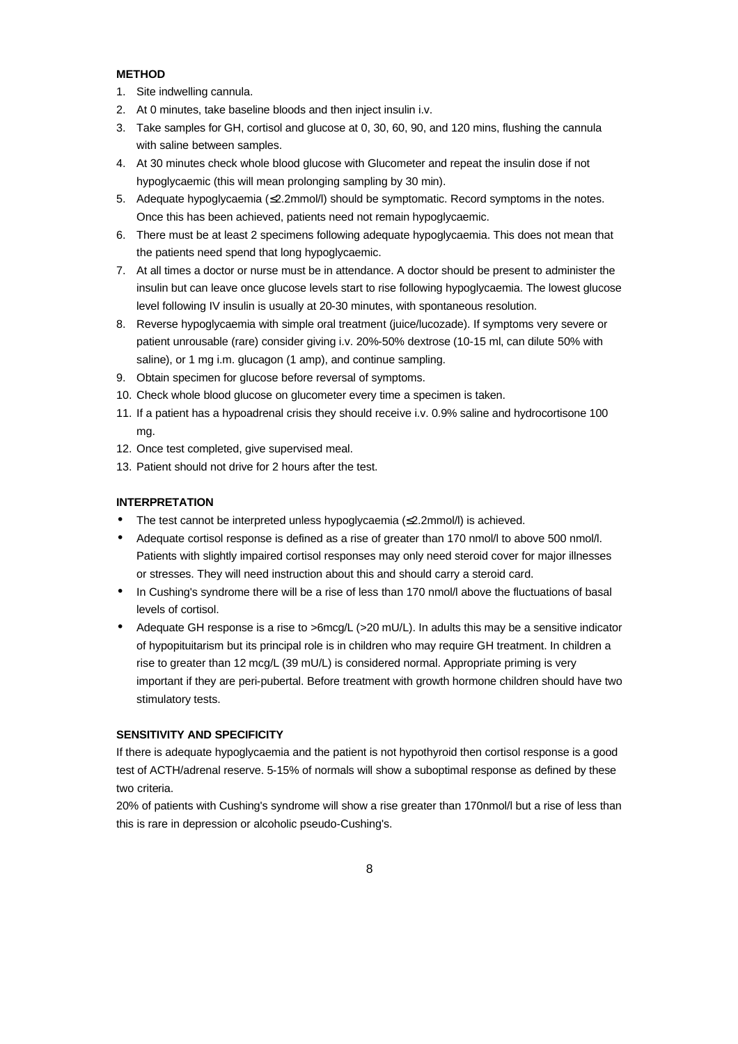**METHOD**

1. Site indwelling cannula.
2. At 0 minutes, take baseline bloods and then inject insulin i.v.
3. Take samples for GH, cortisol and glucose at 0, 30, 60, 90, and 120 mins, flushing the cannula with saline between samples.
4. At 30 minutes check whole blood glucose with Glucometer and repeat the insulin dose if not hypoglycaemic (this will mean prolonging sampling by 30 min).
5. Adequate hypoglycaemia (≤2.2mmol/l) should be symptomatic. Record symptoms in the notes. Once this has been achieved, patients need not remain hypoglycaemic.
6. There must be at least 2 specimens following adequate hypoglycaemia. This does not mean that the patients need spend that long hypoglycaemic.
7. At all times a doctor or nurse must be in attendance. A doctor should be present to administer the insulin but can leave once glucose levels start to rise following hypoglycaemia. The lowest glucose level following IV insulin is usually at 20-30 minutes, with spontaneous resolution.
8. Reverse hypoglycaemia with simple oral treatment (juice/lucozade). If symptoms very severe or patient unrousable (rare) consider giving i.v. 20%-50% dextrose (10-15 ml, can dilute 50% with saline), or 1 mg i.m. glucagon (1 amp), and continue sampling.
9. Obtain specimen for glucose before reversal of symptoms.
10. Check whole blood glucose on glucometer every time a specimen is taken.
11. If a patient has a hypoadrenal crisis they should receive i.v. 0.9% saline and hydrocortisone 100 mg.
12. Once test completed, give supervised meal.
13. Patient should not drive for 2 hours after the test.

**INTERPRETATION**

- The test cannot be interpreted unless hypoglycaemia (≤2.2mmol/l) is achieved.
- Adequate cortisol response is defined as a rise of greater than 170 nmol/l to above 500 nmol/l. Patients with slightly impaired cortisol responses may only need steroid cover for major illnesses or stresses. They will need instruction about this and should carry a steroid card.
- In Cushing's syndrome there will be a rise of less than 170 nmol/l above the fluctuations of basal levels of cortisol.
- Adequate GH response is a rise to >6mcg/L (>20 mU/L). In adults this may be a sensitive indicator of hypopituitarism but its principal role is in children who may require GH treatment. In children a rise to greater than 12 mcg/L (39 mU/L) is considered normal. Appropriate priming is very important if they are peri-pubertal. Before treatment with growth hormone children should have two stimulatory tests.

**SENSITIVITY AND SPECIFICITY**

If there is adequate hypoglycaemia and the patient is not hypothyroid then cortisol response is a good test of ACTH/adrenal reserve. 5-15% of normals will show a suboptimal response as defined by these two criteria.

20% of patients with Cushing's syndrome will show a rise greater than 170nmol/l but a rise of less than this is rare in depression or alcoholic pseudo-Cushing's.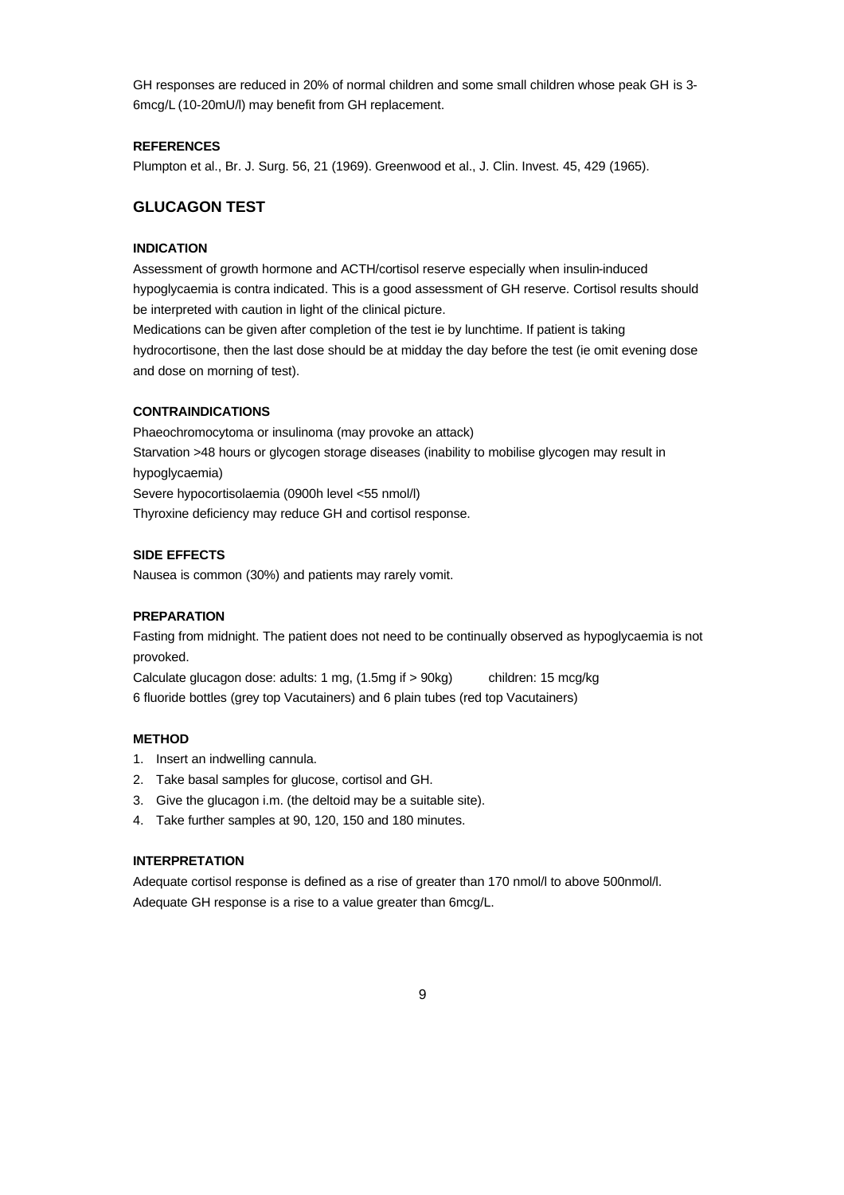GH responses are reduced in 20% of normal children and some small children whose peak GH is 3-6mcg/L (10-20mU/l) may benefit from GH replacement.

#### REFERENCES

Plumpton et al., Br. J. Surg. 56, 21 (1969). Greenwood et al., J. Clin. Invest. 45, 429 (1965).

## GLUCAGON TEST

#### INDICATION

Assessment of growth hormone and ACTH/cortisol reserve especially when insulin-induced hypoglycaemia is contra indicated. This is a good assessment of GH reserve. Cortisol results should be interpreted with caution in light of the clinical picture.

Medications can be given after completion of the test ie by lunchtime. If patient is taking hydrocortisone, then the last dose should be at midday the day before the test (ie omit evening dose and dose on morning of test).

#### CONTRAINDICATIONS

Phaeochromocytoma or insulinoma (may provoke an attack)

Starvation >48 hours or glycogen storage diseases (inability to mobilise glycogen may result in hypoglycaemia)

Severe hypocortisolaemia (0900h level <55 nmol/l)

Thyroxine deficiency may reduce GH and cortisol response.

#### SIDE EFFECTS

Nausea is common (30%) and patients may rarely vomit.

#### PREPARATION

Fasting from midnight. The patient does not need to be continually observed as hypoglycaemia is not provoked.

Calculate glucagon dose: adults: 1 mg, (1.5mg if > 90kg)     children: 15 mcg/kg

6 fluoride bottles (grey top Vacutainers) and 6 plain tubes (red top Vacutainers)

#### METHOD

1. Insert an indwelling cannula.
2. Take basal samples for glucose, cortisol and GH.
3. Give the glucagon i.m. (the deltoid may be a suitable site).
4. Take further samples at 90, 120, 150 and 180 minutes.

#### INTERPRETATION

Adequate cortisol response is defined as a rise of greater than 170 nmol/l to above 500nmol/l.

Adequate GH response is a rise to a value greater than 6mcg/L.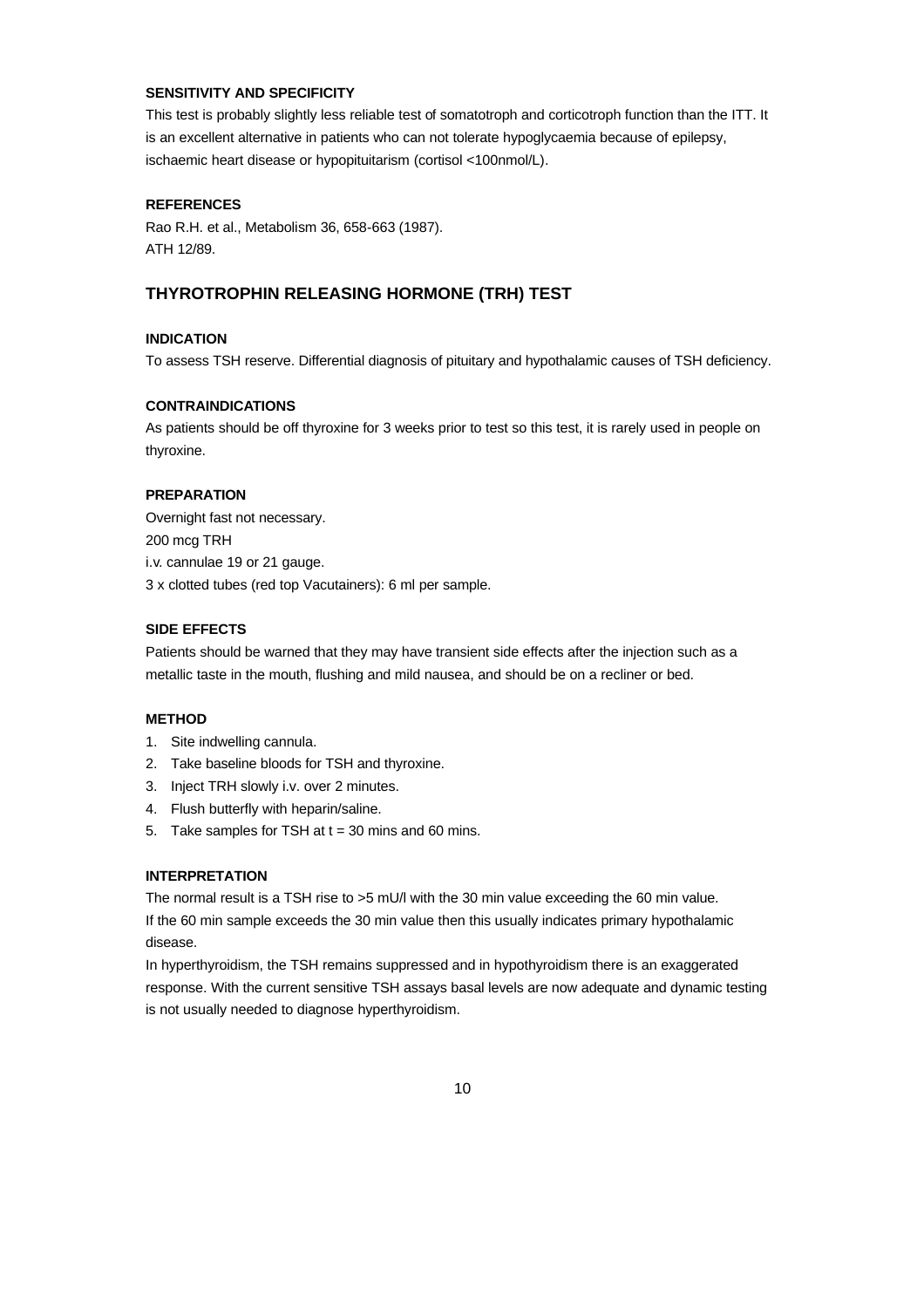#### SENSITIVITY AND SPECIFICITY

This test is probably slightly less reliable test of somatotroph and corticotroph function than the ITT. It is an excellent alternative in patients who can not tolerate hypoglycaemia because of epilepsy, ischaemic heart disease or hypopituitarism (cortisol <100nmol/L).

#### REFERENCES

Rao R.H. et al., Metabolism 36, 658-663 (1987).
ATH 12/89.

### THYROTROPHIN RELEASING HORMONE (TRH) TEST

#### INDICATION

To assess TSH reserve. Differential diagnosis of pituitary and hypothalamic causes of TSH deficiency.

#### CONTRAINDICATIONS

As patients should be off thyroxine for 3 weeks prior to test so this test, it is rarely used in people on thyroxine.

#### PREPARATION

Overnight fast not necessary.
200 mcg TRH
i.v. cannulae 19 or 21 gauge.
3 x clotted tubes (red top Vacutainers): 6 ml per sample.

#### SIDE EFFECTS

Patients should be warned that they may have transient side effects after the injection such as a metallic taste in the mouth, flushing and mild nausea, and should be on a recliner or bed.

#### METHOD

1. Site indwelling cannula.
2. Take baseline bloods for TSH and thyroxine.
3. Inject TRH slowly i.v. over 2 minutes.
4. Flush butterfly with heparin/saline.
5. Take samples for TSH at t = 30 mins and 60 mins.

#### INTERPRETATION

The normal result is a TSH rise to >5 mU/l with the 30 min value exceeding the 60 min value.
If the 60 min sample exceeds the 30 min value then this usually indicates primary hypothalamic disease.
In hyperthyroidism, the TSH remains suppressed and in hypothyroidism there is an exaggerated response. With the current sensitive TSH assays basal levels are now adequate and dynamic testing is not usually needed to diagnose hyperthyroidism.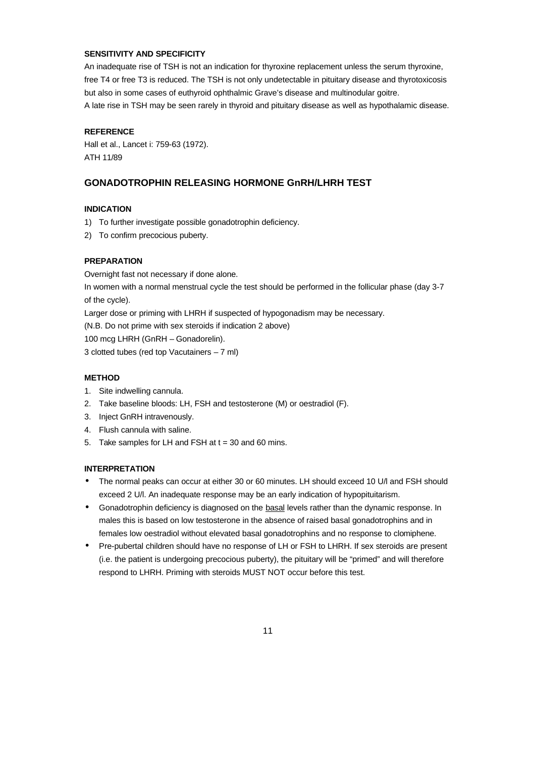#### SENSITIVITY AND SPECIFICITY

An inadequate rise of TSH is not an indication for thyroxine replacement unless the serum thyroxine, free T4 or free T3 is reduced. The TSH is not only undetectable in pituitary disease and thyrotoxicosis but also in some cases of euthyroid ophthalmic Grave's disease and multinodular goitre.

A late rise in TSH may be seen rarely in thyroid and pituitary disease as well as hypothalamic disease.

#### REFERENCE

Hall et al., Lancet i: 759-63 (1972).

ATH 11/89

## GONADOTROPHIN RELEASING HORMONE GnRH/LHRH TEST

#### INDICATION

1) To further investigate possible gonadotrophin deficiency.
2) To confirm precocious puberty.

#### PREPARATION

Overnight fast not necessary if done alone.

In women with a normal menstrual cycle the test should be performed in the follicular phase (day 3-7 of the cycle).

Larger dose or priming with LHRH if suspected of hypogonadism may be necessary.

(N.B. Do not prime with sex steroids if indication 2 above)

100 mcg LHRH (GnRH – Gonadorelin).

3 clotted tubes (red top Vacutainers – 7 ml)

#### METHOD

1. Site indwelling cannula.
2. Take baseline bloods: LH, FSH and testosterone (M) or oestradiol (F).
3. Inject GnRH intravenously.
4. Flush cannula with saline.
5. Take samples for LH and FSH at t = 30 and 60 mins.

#### INTERPRETATION

- The normal peaks can occur at either 30 or 60 minutes. LH should exceed 10 U/l and FSH should exceed 2 U/l. An inadequate response may be an early indication of hypopituitarism.
- Gonadotrophin deficiency is diagnosed on the basal levels rather than the dynamic response. In males this is based on low testosterone in the absence of raised basal gonadotrophins and in females low oestradiol without elevated basal gonadotrophins and no response to clomiphene.
- Pre-pubertal children should have no response of LH or FSH to LHRH. If sex steroids are present (i.e. the patient is undergoing precocious puberty), the pituitary will be "primed" and will therefore respond to LHRH. Priming with steroids MUST NOT occur before this test.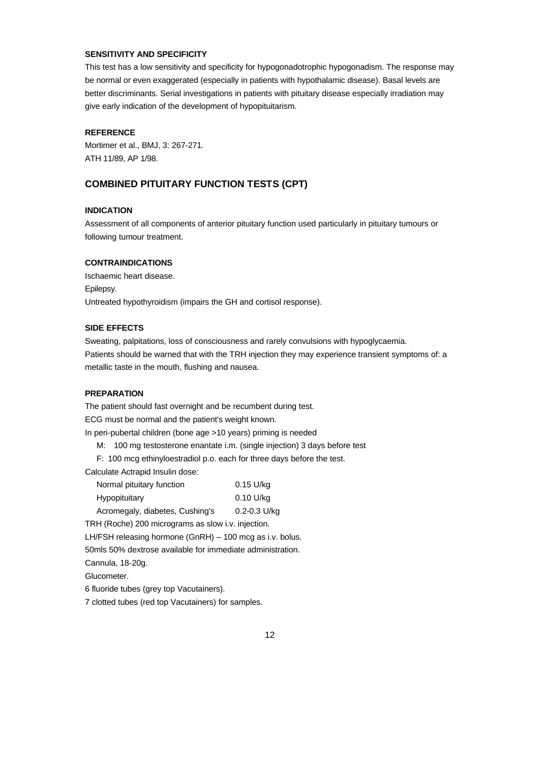#### SENSITIVITY AND SPECIFICITY

This test has a low sensitivity and specificity for hypogonadotrophic hypogonadism. The response may be normal or even exaggerated (especially in patients with hypothalamic disease). Basal levels are better discriminants. Serial investigations in patients with pituitary disease especially irradiation may give early indication of the development of hypopituitarism.

#### REFERENCE

Mortimer et al., BMJ, 3: 267-271.
ATH 11/89, AP 1/98.

## COMBINED PITUITARY FUNCTION TESTS (CPT)

#### INDICATION

Assessment of all components of anterior pituitary function used particularly in pituitary tumours or following tumour treatment.

#### CONTRAINDICATIONS

Ischaemic heart disease.
Epilepsy.
Untreated hypothyroidism (impairs the GH and cortisol response).

#### SIDE EFFECTS

Sweating, palpitations, loss of consciousness and rarely convulsions with hypoglycaemia.
Patients should be warned that with the TRH injection they may experience transient symptoms of: a metallic taste in the mouth, flushing and nausea.

#### PREPARATION

The patient should fast overnight and be recumbent during test.
ECG must be normal and the patient's weight known.
In peri-pubertal children (bone age >10 years) priming is needed

- M: 100 mg testosterone enantate i.m. (single injection) 3 days before test
- F: 100 mcg ethinyloestradiol p.o. each for three days before the test.

Calculate Actrapid Insulin dose:

| | |
|---|---|
| Normal pituitary function | 0.15 U/kg |
| Hypopituitary | 0.10 U/kg |
| Acromegaly, diabetes, Cushing's | 0.2-0.3 U/kg |

TRH (Roche) 200 micrograms as slow i.v. injection.
LH/FSH releasing hormone (GnRH) – 100 mcg as i.v. bolus.
50mls 50% dextrose available for immediate administration.
Cannula, 18-20g.
Glucometer.
6 fluoride tubes (grey top Vacutainers).
7 clotted tubes (red top Vacutainers) for samples.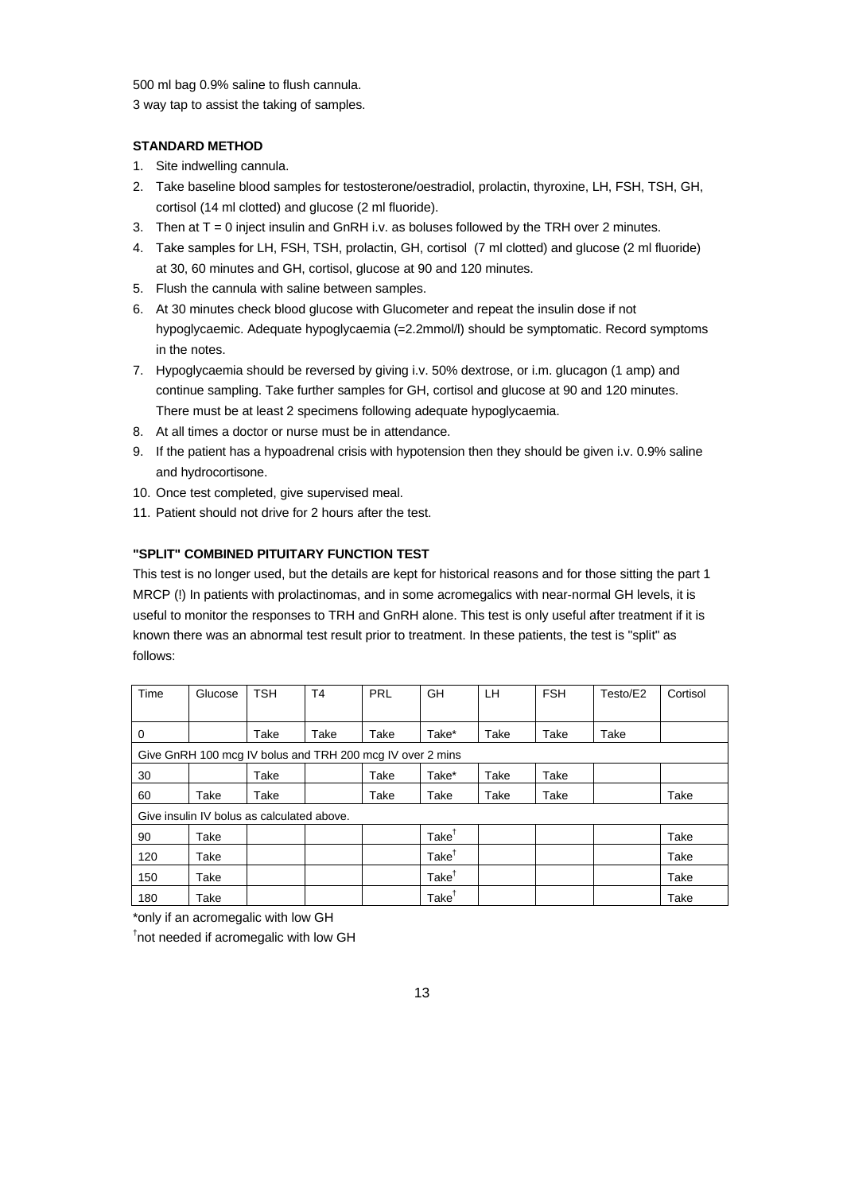500 ml bag 0.9% saline to flush cannula.

3 way tap to assist the taking of samples.

**STANDARD METHOD**

1. Site indwelling cannula.
2. Take baseline blood samples for testosterone/oestradiol, prolactin, thyroxine, LH, FSH, TSH, GH, cortisol (14 ml clotted) and glucose (2 ml fluoride).
3. Then at T = 0 inject insulin and GnRH i.v. as boluses followed by the TRH over 2 minutes.
4. Take samples for LH, FSH, TSH, prolactin, GH, cortisol (7 ml clotted) and glucose (2 ml fluoride) at 30, 60 minutes and GH, cortisol, glucose at 90 and 120 minutes.
5. Flush the cannula with saline between samples.
6. At 30 minutes check blood glucose with Glucometer and repeat the insulin dose if not hypoglycaemic. Adequate hypoglycaemia (=2.2mmol/l) should be symptomatic. Record symptoms in the notes.
7. Hypoglycaemia should be reversed by giving i.v. 50% dextrose, or i.m. glucagon (1 amp) and continue sampling. Take further samples for GH, cortisol and glucose at 90 and 120 minutes. There must be at least 2 specimens following adequate hypoglycaemia.
8. At all times a doctor or nurse must be in attendance.
9. If the patient has a hypoadrenal crisis with hypotension then they should be given i.v. 0.9% saline and hydrocortisone.
10. Once test completed, give supervised meal.
11. Patient should not drive for 2 hours after the test.

**"SPLIT" COMBINED PITUITARY FUNCTION TEST**

This test is no longer used, but the details are kept for historical reasons and for those sitting the part 1 MRCP (!) In patients with prolactinomas, and in some acromegalics with near-normal GH levels, it is useful to monitor the responses to TRH and GnRH alone. This test is only useful after treatment if it is known there was an abnormal test result prior to treatment. In these patients, the test is "split" as follows:

| Time | Glucose | TSH | T4 | PRL | GH | LH | FSH | Testo/E2 | Cortisol |
|---|---|---|---|---|---|---|---|---|---|
| 0 | | Take | Take | Take | Take* | Take | Take | Take | |
| Give GnRH 100 mcg IV bolus and TRH 200 mcg IV over 2 mins | | | | | | | | | |
| 30 | | Take | | Take | Take* | Take | Take | | |
| 60 | Take | Take | | Take | Take | Take | Take | | Take |
| Give insulin IV bolus as calculated above. | | | | | | | | | |
| 90 | Take | | | | Take† | | | | Take |
| 120 | Take | | | | Take† | | | | Take |
| 150 | Take | | | | Take† | | | | Take |
| 180 | Take | | | | Take† | | | | Take |

*only if an acromegalic with low GH

†not needed if acromegalic with low GH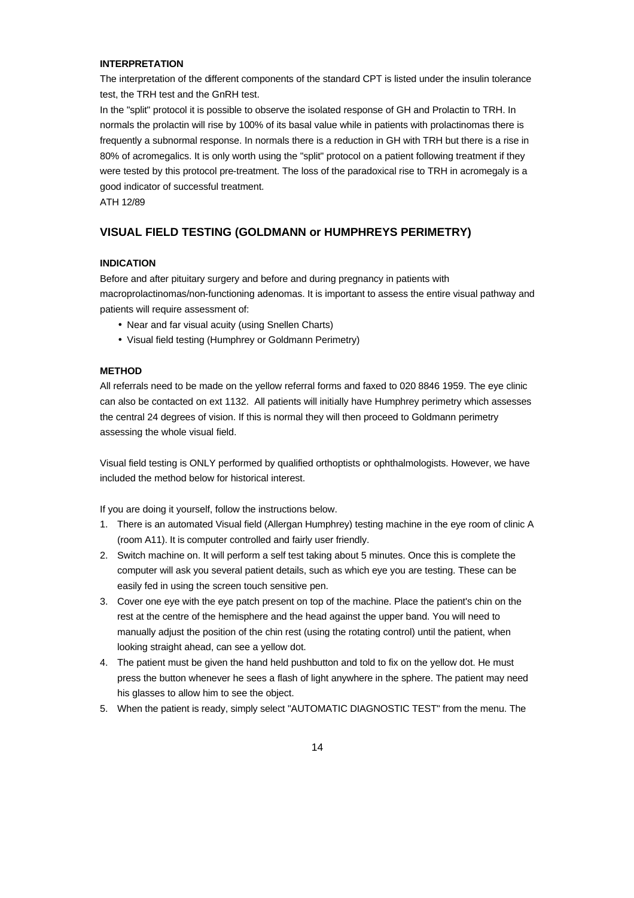#### INTERPRETATION

The interpretation of the different components of the standard CPT is listed under the insulin tolerance test, the TRH test and the GnRH test.

In the "split" protocol it is possible to observe the isolated response of GH and Prolactin to TRH. In normals the prolactin will rise by 100% of its basal value while in patients with prolactinomas there is frequently a subnormal response. In normals there is a reduction in GH with TRH but there is a rise in 80% of acromegalics. It is only worth using the "split" protocol on a patient following treatment if they were tested by this protocol pre-treatment. The loss of the paradoxical rise to TRH in acromegaly is a good indicator of successful treatment.

ATH 12/89

## VISUAL FIELD TESTING (GOLDMANN or HUMPHREYS PERIMETRY)

#### INDICATION

Before and after pituitary surgery and before and during pregnancy in patients with macroprolactinomas/non-functioning adenomas. It is important to assess the entire visual pathway and patients will require assessment of:

- Near and far visual acuity (using Snellen Charts)
- Visual field testing (Humphrey or Goldmann Perimetry)

#### METHOD

All referrals need to be made on the yellow referral forms and faxed to 020 8846 1959. The eye clinic can also be contacted on ext 1132. All patients will initially have Humphrey perimetry which assesses the central 24 degrees of vision. If this is normal they will then proceed to Goldmann perimetry assessing the whole visual field.

Visual field testing is ONLY performed by qualified orthoptists or ophthalmologists. However, we have included the method below for historical interest.

If you are doing it yourself, follow the instructions below.

1. There is an automated Visual field (Allergan Humphrey) testing machine in the eye room of clinic A (room A11). It is computer controlled and fairly user friendly.
2. Switch machine on. It will perform a self test taking about 5 minutes. Once this is complete the computer will ask you several patient details, such as which eye you are testing. These can be easily fed in using the screen touch sensitive pen.
3. Cover one eye with the eye patch present on top of the machine. Place the patient's chin on the rest at the centre of the hemisphere and the head against the upper band. You will need to manually adjust the position of the chin rest (using the rotating control) until the patient, when looking straight ahead, can see a yellow dot.
4. The patient must be given the hand held pushbutton and told to fix on the yellow dot. He must press the button whenever he sees a flash of light anywhere in the sphere. The patient may need his glasses to allow him to see the object.
5. When the patient is ready, simply select "AUTOMATIC DIAGNOSTIC TEST" from the menu. The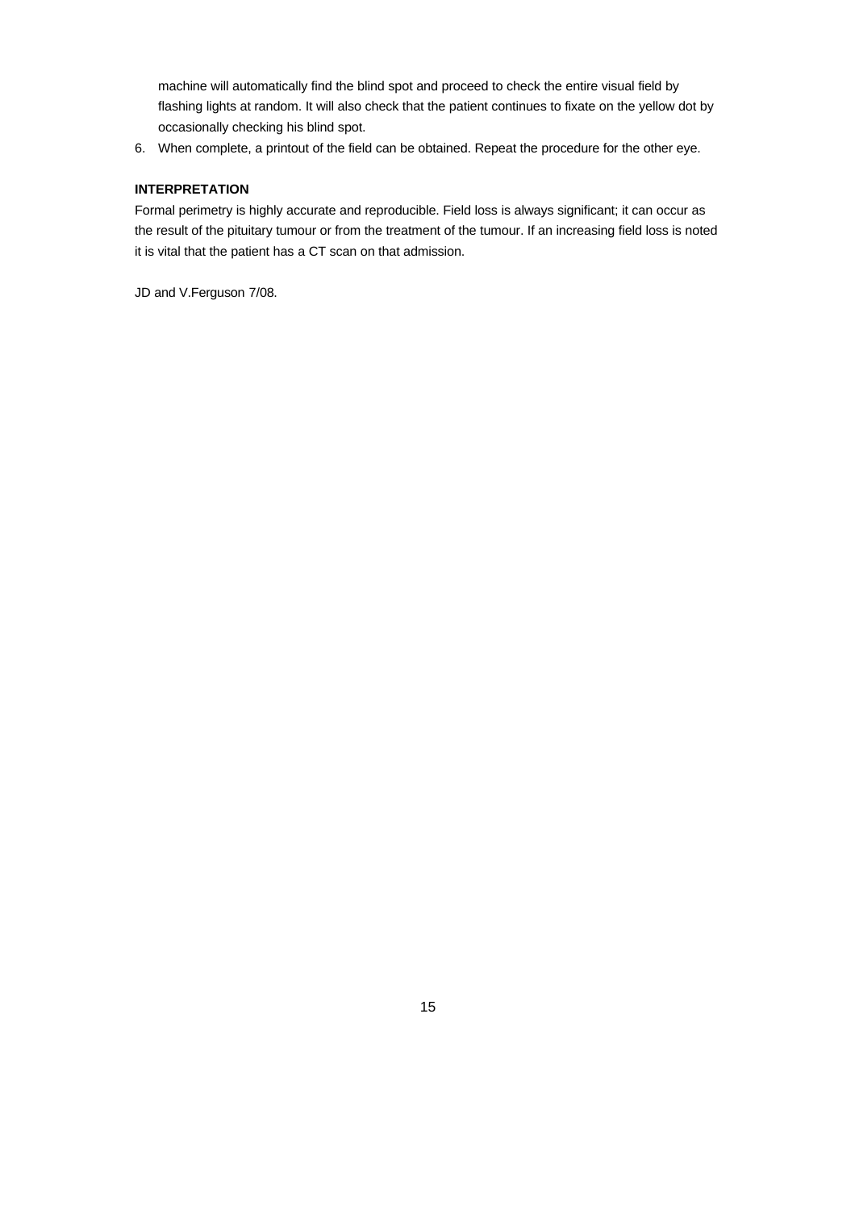machine will automatically find the blind spot and proceed to check the entire visual field by flashing lights at random. It will also check that the patient continues to fixate on the yellow dot by occasionally checking his blind spot.

6. When complete, a printout of the field can be obtained. Repeat the procedure for the other eye.

**INTERPRETATION**

Formal perimetry is highly accurate and reproducible. Field loss is always significant; it can occur as the result of the pituitary tumour or from the treatment of the tumour. If an increasing field loss is noted it is vital that the patient has a CT scan on that admission.

JD and V.Ferguson 7/08.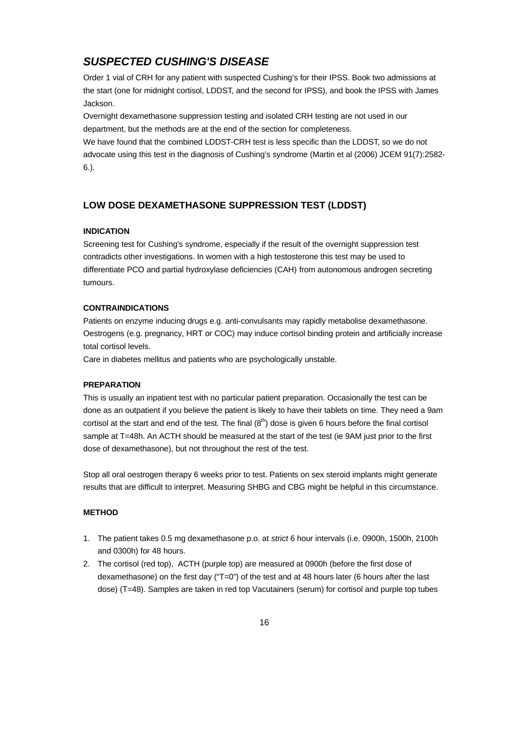## *SUSPECTED CUSHING'S DISEASE*

Order 1 vial of CRH for any patient with suspected Cushing's for their IPSS. Book two admissions at the start (one for midnight cortisol, LDDST, and the second for IPSS), and book the IPSS with James Jackson.

Overnight dexamethasone suppression testing and isolated CRH testing are not used in our department, but the methods are at the end of the section for completeness.

We have found that the combined LDDST-CRH test is less specific than the LDDST, so we do not advocate using this test in the diagnosis of Cushing's syndrome (Martin et al (2006) JCEM 91(7):2582-6.).

### LOW DOSE DEXAMETHASONE SUPPRESSION TEST (LDDST)

**INDICATION**

Screening test for Cushing's syndrome, especially if the result of the overnight suppression test contradicts other investigations. In women with a high testosterone this test may be used to differentiate PCO and partial hydroxylase deficiencies (CAH) from autonomous androgen secreting tumours.

**CONTRAINDICATIONS**

Patients on enzyme inducing drugs e.g. anti-convulsants may rapidly metabolise dexamethasone. Oestrogens (e.g. pregnancy, HRT or COC) may induce cortisol binding protein and artificially increase total cortisol levels.

Care in diabetes mellitus and patients who are psychologically unstable.

**PREPARATION**

This is usually an inpatient test with no particular patient preparation. Occasionally the test can be done as an outpatient if you believe the patient is likely to have their tablets on time. They need a 9am cortisol at the start and end of the test. The final ($8^{th}$) dose is given 6 hours before the final cortisol sample at T=48h. An ACTH should be measured at the start of the test (ie 9AM just prior to the first dose of dexamethasone), but not throughout the rest of the test.

Stop all oral oestrogen therapy 6 weeks prior to test. Patients on sex steroid implants might generate results that are difficult to interpret. Measuring SHBG and CBG might be helpful in this circumstance.

**METHOD**

1. The patient takes 0.5 mg dexamethasone p.o. at *strict* 6 hour intervals (i.e. 0900h, 1500h, 2100h and 0300h) for 48 hours.
2. The cortisol (red top), ACTH (purple top) are measured at 0900h (before the first dose of dexamethasone) on the first day ("T=0") of the test and at 48 hours later (6 hours after the last dose) (T=48). Samples are taken in red top Vacutainers (serum) for cortisol and purple top tubes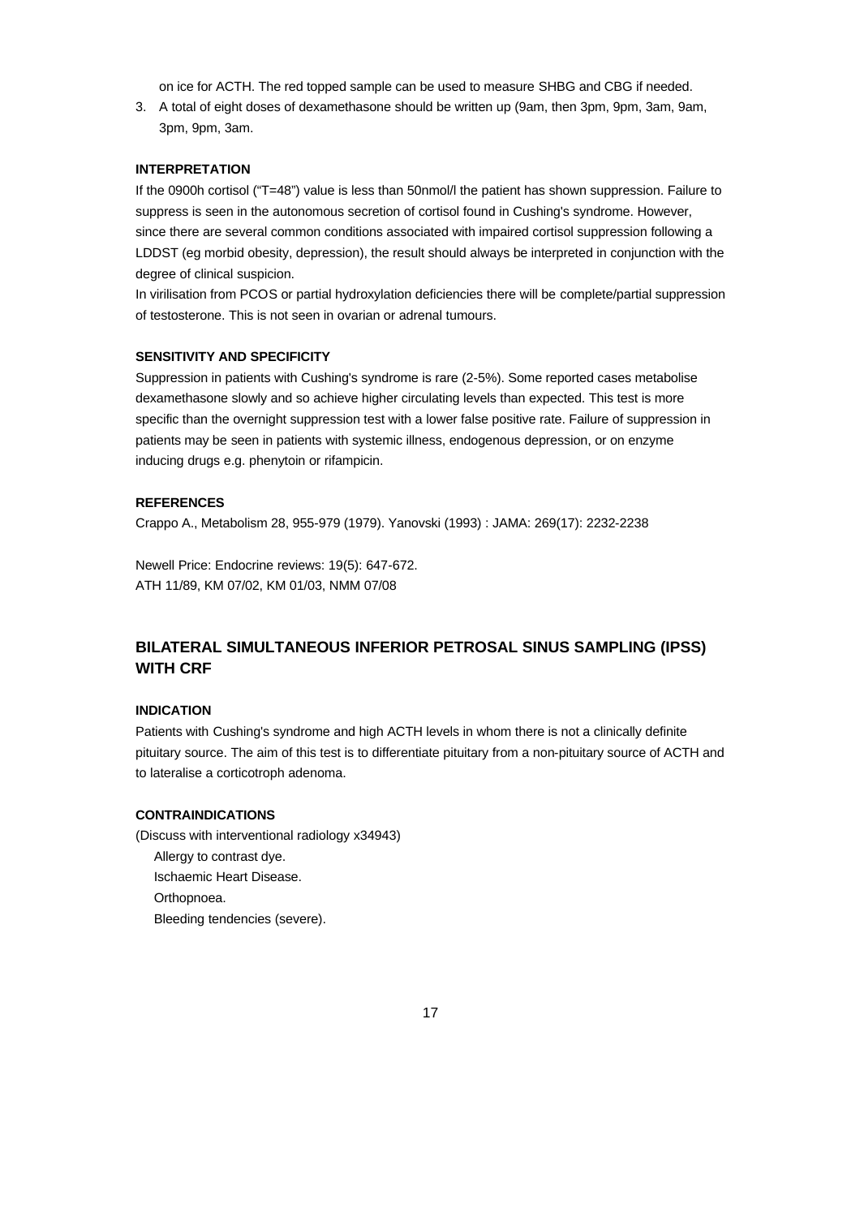on ice for ACTH. The red topped sample can be used to measure SHBG and CBG if needed.

3. A total of eight doses of dexamethasone should be written up (9am, then 3pm, 9pm, 3am, 9am, 3pm, 9pm, 3am.

#### INTERPRETATION

If the 0900h cortisol ("T=48") value is less than 50nmol/l the patient has shown suppression. Failure to suppress is seen in the autonomous secretion of cortisol found in Cushing's syndrome. However, since there are several common conditions associated with impaired cortisol suppression following a LDDST (eg morbid obesity, depression), the result should always be interpreted in conjunction with the degree of clinical suspicion.

In virilisation from PCOS or partial hydroxylation deficiencies there will be complete/partial suppression of testosterone. This is not seen in ovarian or adrenal tumours.

#### SENSITIVITY AND SPECIFICITY

Suppression in patients with Cushing's syndrome is rare (2-5%). Some reported cases metabolise dexamethasone slowly and so achieve higher circulating levels than expected. This test is more specific than the overnight suppression test with a lower false positive rate. Failure of suppression in patients may be seen in patients with systemic illness, endogenous depression, or on enzyme inducing drugs e.g. phenytoin or rifampicin.

#### REFERENCES

Crappo A., Metabolism 28, 955-979 (1979). Yanovski (1993) : JAMA: 269(17): 2232-2238

Newell Price: Endocrine reviews: 19(5): 647-672.
ATH 11/89, KM 07/02, KM 01/03, NMM 07/08

## BILATERAL SIMULTANEOUS INFERIOR PETROSAL SINUS SAMPLING (IPSS) WITH CRF

#### INDICATION

Patients with Cushing's syndrome and high ACTH levels in whom there is not a clinically definite pituitary source. The aim of this test is to differentiate pituitary from a non-pituitary source of ACTH and to lateralise a corticotroph adenoma.

#### CONTRAINDICATIONS

(Discuss with interventional radiology x34943)

- Allergy to contrast dye.
- Ischaemic Heart Disease.
- Orthopnoea.
- Bleeding tendencies (severe).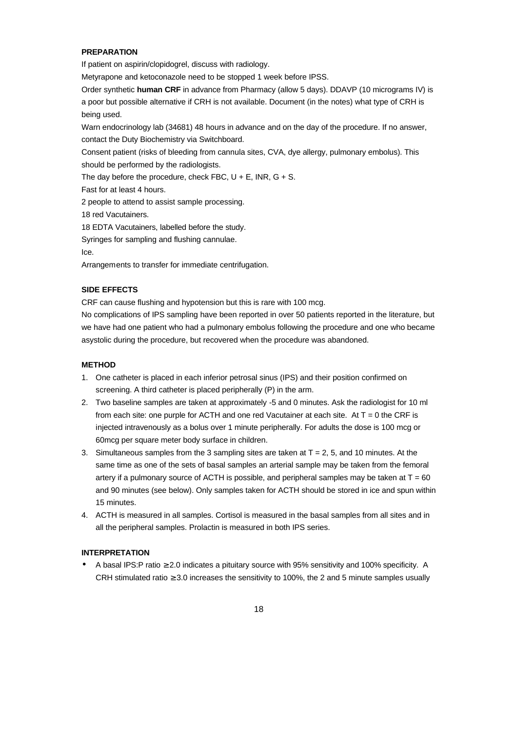**PREPARATION**

If patient on aspirin/clopidogrel, discuss with radiology.

Metyrapone and ketoconazole need to be stopped 1 week before IPSS.

Order synthetic **human CRF** in advance from Pharmacy (allow 5 days). DDAVP (10 micrograms IV) is a poor but possible alternative if CRH is not available. Document (in the notes) what type of CRH is being used.

Warn endocrinology lab (34681) 48 hours in advance and on the day of the procedure. If no answer, contact the Duty Biochemistry via Switchboard.

Consent patient (risks of bleeding from cannula sites, CVA, dye allergy, pulmonary embolus). This should be performed by the radiologists.

The day before the procedure, check FBC, U + E, INR, G + S.

Fast for at least 4 hours.

2 people to attend to assist sample processing.

18 red Vacutainers.

18 EDTA Vacutainers, labelled before the study.

Syringes for sampling and flushing cannulae.

Ice.

Arrangements to transfer for immediate centrifugation.

**SIDE EFFECTS**

CRF can cause flushing and hypotension but this is rare with 100 mcg.

No complications of IPS sampling have been reported in over 50 patients reported in the literature, but we have had one patient who had a pulmonary embolus following the procedure and one who became asystolic during the procedure, but recovered when the procedure was abandoned.

**METHOD**

1. One catheter is placed in each inferior petrosal sinus (IPS) and their position confirmed on screening. A third catheter is placed peripherally (P) in the arm.
2. Two baseline samples are taken at approximately -5 and 0 minutes. Ask the radiologist for 10 ml from each site: one purple for ACTH and one red Vacutainer at each site. At T = 0 the CRF is injected intravenously as a bolus over 1 minute peripherally. For adults the dose is 100 mcg or 60mcg per square meter body surface in children.
3. Simultaneous samples from the 3 sampling sites are taken at T = 2, 5, and 10 minutes. At the same time as one of the sets of basal samples an arterial sample may be taken from the femoral artery if a pulmonary source of ACTH is possible, and peripheral samples may be taken at T = 60 and 90 minutes (see below). Only samples taken for ACTH should be stored in ice and spun within 15 minutes.
4. ACTH is measured in all samples. Cortisol is measured in the basal samples from all sites and in all the peripheral samples. Prolactin is measured in both IPS series.

**INTERPRETATION**

- A basal IPS:P ratio ≥ 2.0 indicates a pituitary source with 95% sensitivity and 100% specificity. A CRH stimulated ratio ≥ 3.0 increases the sensitivity to 100%, the 2 and 5 minute samples usually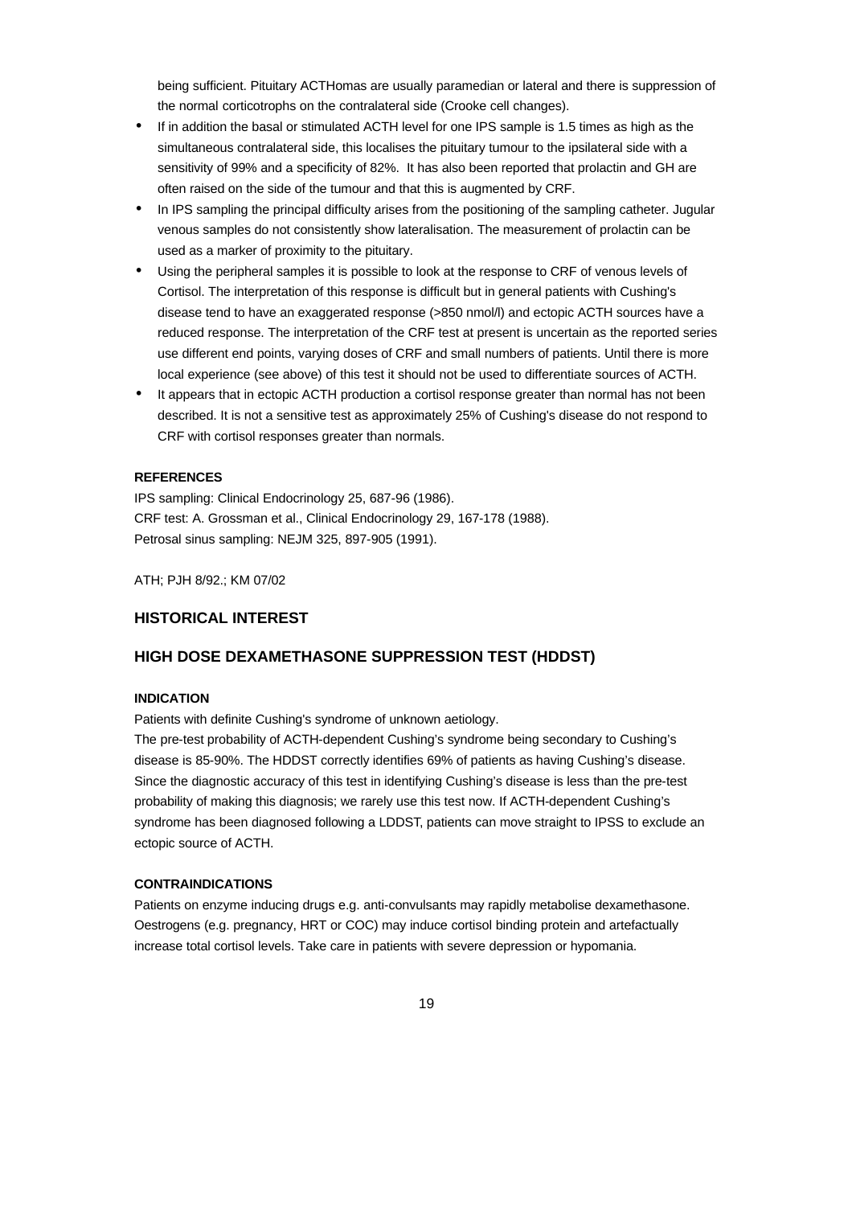being sufficient. Pituitary ACTHomas are usually paramedian or lateral and there is suppression of the normal corticotrophs on the contralateral side (Crooke cell changes).

- If in addition the basal or stimulated ACTH level for one IPS sample is 1.5 times as high as the simultaneous contralateral side, this localises the pituitary tumour to the ipsilateral side with a sensitivity of 99% and a specificity of 82%. It has also been reported that prolactin and GH are often raised on the side of the tumour and that this is augmented by CRF.
- In IPS sampling the principal difficulty arises from the positioning of the sampling catheter. Jugular venous samples do not consistently show lateralisation. The measurement of prolactin can be used as a marker of proximity to the pituitary.
- Using the peripheral samples it is possible to look at the response to CRF of venous levels of Cortisol. The interpretation of this response is difficult but in general patients with Cushing's disease tend to have an exaggerated response (>850 nmol/l) and ectopic ACTH sources have a reduced response. The interpretation of the CRF test at present is uncertain as the reported series use different end points, varying doses of CRF and small numbers of patients. Until there is more local experience (see above) of this test it should not be used to differentiate sources of ACTH.
- It appears that in ectopic ACTH production a cortisol response greater than normal has not been described. It is not a sensitive test as approximately 25% of Cushing's disease do not respond to CRF with cortisol responses greater than normals.

#### REFERENCES

IPS sampling: Clinical Endocrinology 25, 687-96 (1986).
CRF test: A. Grossman et al., Clinical Endocrinology 29, 167-178 (1988).
Petrosal sinus sampling: NEJM 325, 897-905 (1991).

ATH; PJH 8/92.; KM 07/02

## HISTORICAL INTEREST

## HIGH DOSE DEXAMETHASONE SUPPRESSION TEST (HDDST)

#### INDICATION

Patients with definite Cushing's syndrome of unknown aetiology.
The pre-test probability of ACTH-dependent Cushing's syndrome being secondary to Cushing's disease is 85-90%. The HDDST correctly identifies 69% of patients as having Cushing's disease. Since the diagnostic accuracy of this test in identifying Cushing's disease is less than the pre-test probability of making this diagnosis; we rarely use this test now. If ACTH-dependent Cushing's syndrome has been diagnosed following a LDDST, patients can move straight to IPSS to exclude an ectopic source of ACTH.

#### CONTRAINDICATIONS

Patients on enzyme inducing drugs e.g. anti-convulsants may rapidly metabolise dexamethasone. Oestrogens (e.g. pregnancy, HRT or COC) may induce cortisol binding protein and artefactually increase total cortisol levels. Take care in patients with severe depression or hypomania.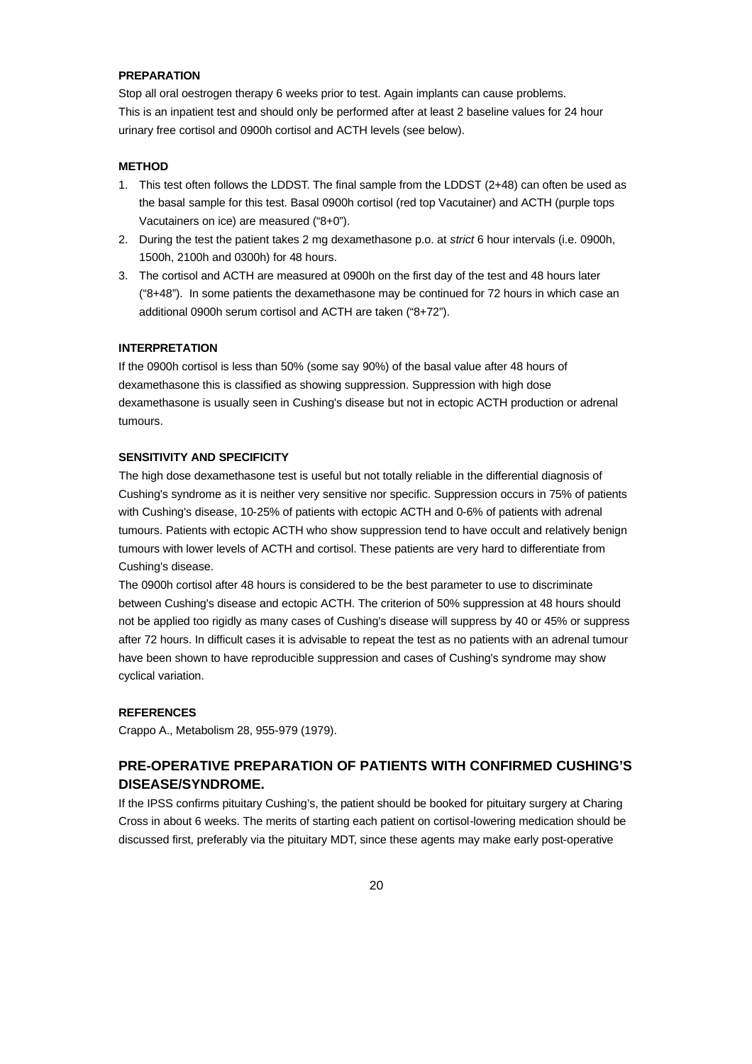#### PREPARATION

Stop all oral oestrogen therapy 6 weeks prior to test. Again implants can cause problems. This is an inpatient test and should only be performed after at least 2 baseline values for 24 hour urinary free cortisol and 0900h cortisol and ACTH levels (see below).

#### METHOD

1. This test often follows the LDDST. The final sample from the LDDST (2+48) can often be used as the basal sample for this test. Basal 0900h cortisol (red top Vacutainer) and ACTH (purple tops Vacutainers on ice) are measured ("8+0").
2. During the test the patient takes 2 mg dexamethasone p.o. at *strict* 6 hour intervals (i.e. 0900h, 1500h, 2100h and 0300h) for 48 hours.
3. The cortisol and ACTH are measured at 0900h on the first day of the test and 48 hours later ("8+48"). In some patients the dexamethasone may be continued for 72 hours in which case an additional 0900h serum cortisol and ACTH are taken ("8+72").

#### INTERPRETATION

If the 0900h cortisol is less than 50% (some say 90%) of the basal value after 48 hours of dexamethasone this is classified as showing suppression. Suppression with high dose dexamethasone is usually seen in Cushing's disease but not in ectopic ACTH production or adrenal tumours.

#### SENSITIVITY AND SPECIFICITY

The high dose dexamethasone test is useful but not totally reliable in the differential diagnosis of Cushing's syndrome as it is neither very sensitive nor specific. Suppression occurs in 75% of patients with Cushing's disease, 10-25% of patients with ectopic ACTH and 0-6% of patients with adrenal tumours. Patients with ectopic ACTH who show suppression tend to have occult and relatively benign tumours with lower levels of ACTH and cortisol. These patients are very hard to differentiate from Cushing's disease.

The 0900h cortisol after 48 hours is considered to be the best parameter to use to discriminate between Cushing's disease and ectopic ACTH. The criterion of 50% suppression at 48 hours should not be applied too rigidly as many cases of Cushing's disease will suppress by 40 or 45% or suppress after 72 hours. In difficult cases it is advisable to repeat the test as no patients with an adrenal tumour have been shown to have reproducible suppression and cases of Cushing's syndrome may show cyclical variation.

#### REFERENCES

Crappo A., Metabolism 28, 955-979 (1979).

## PRE-OPERATIVE PREPARATION OF PATIENTS WITH CONFIRMED CUSHING'S DISEASE/SYNDROME.

If the IPSS confirms pituitary Cushing's, the patient should be booked for pituitary surgery at Charing Cross in about 6 weeks. The merits of starting each patient on cortisol-lowering medication should be discussed first, preferably via the pituitary MDT, since these agents may make early post-operative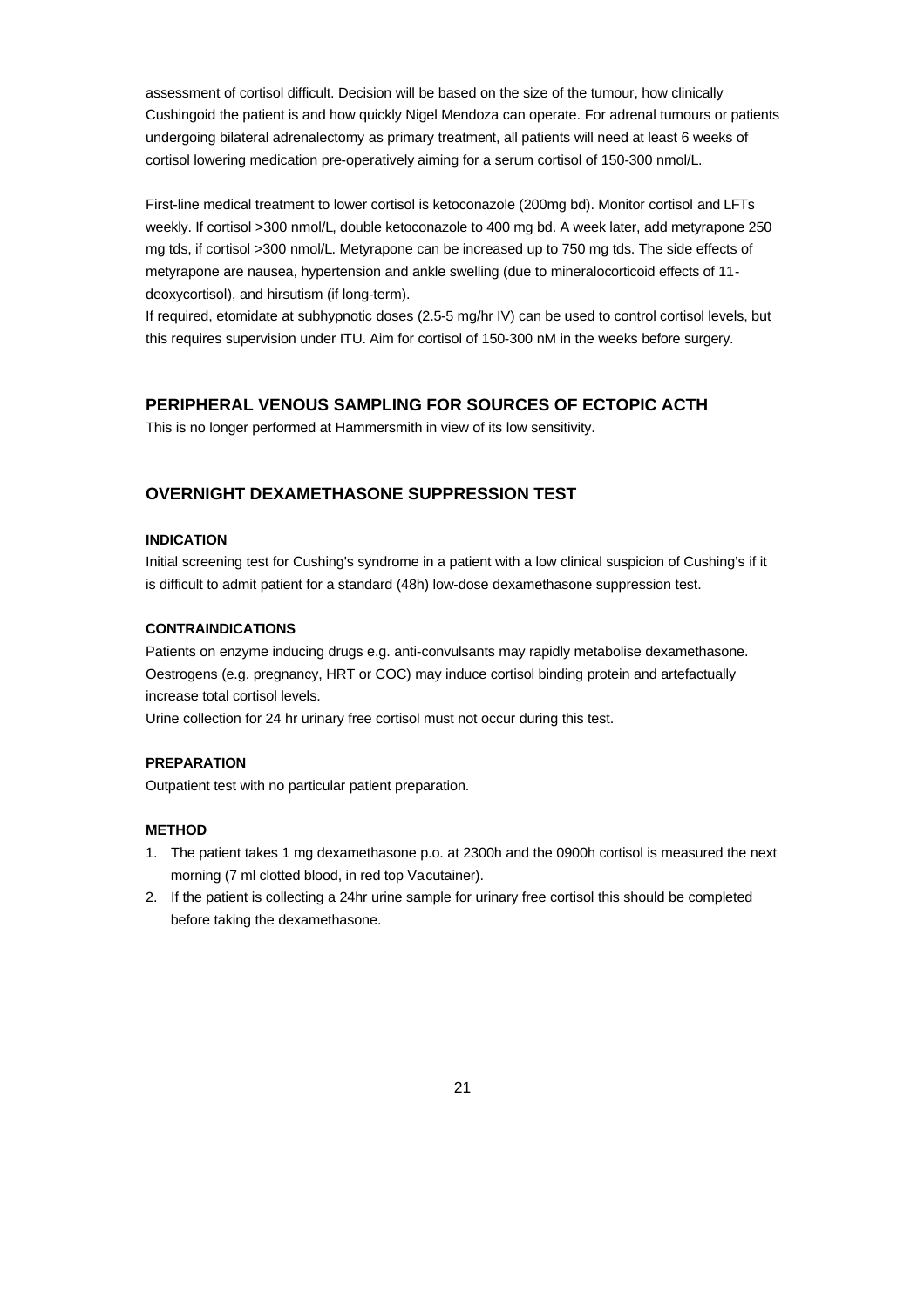assessment of cortisol difficult. Decision will be based on the size of the tumour, how clinically Cushingoid the patient is and how quickly Nigel Mendoza can operate. For adrenal tumours or patients undergoing bilateral adrenalectomy as primary treatment, all patients will need at least 6 weeks of cortisol lowering medication pre-operatively aiming for a serum cortisol of 150-300 nmol/L.

First-line medical treatment to lower cortisol is ketoconazole (200mg bd). Monitor cortisol and LFTs weekly. If cortisol >300 nmol/L, double ketoconazole to 400 mg bd. A week later, add metyrapone 250 mg tds, if cortisol >300 nmol/L. Metyrapone can be increased up to 750 mg tds. The side effects of metyrapone are nausea, hypertension and ankle swelling (due to mineralocorticoid effects of 11-deoxycortisol), and hirsutism (if long-term).
If required, etomidate at subhypnotic doses (2.5-5 mg/hr IV) can be used to control cortisol levels, but this requires supervision under ITU. Aim for cortisol of 150-300 nM in the weeks before surgery.

## PERIPHERAL VENOUS SAMPLING FOR SOURCES OF ECTOPIC ACTH

This is no longer performed at Hammersmith in view of its low sensitivity.

## OVERNIGHT DEXAMETHASONE SUPPRESSION TEST

### INDICATION

Initial screening test for Cushing's syndrome in a patient with a low clinical suspicion of Cushing's if it is difficult to admit patient for a standard (48h) low-dose dexamethasone suppression test.

### CONTRAINDICATIONS

Patients on enzyme inducing drugs e.g. anti-convulsants may rapidly metabolise dexamethasone.
Oestrogens (e.g. pregnancy, HRT or COC) may induce cortisol binding protein and artefactually increase total cortisol levels.
Urine collection for 24 hr urinary free cortisol must not occur during this test.

### PREPARATION

Outpatient test with no particular patient preparation.

### METHOD

1. The patient takes 1 mg dexamethasone p.o. at 2300h and the 0900h cortisol is measured the next morning (7 ml clotted blood, in red top Vacutainer).
2. If the patient is collecting a 24hr urine sample for urinary free cortisol this should be completed before taking the dexamethasone.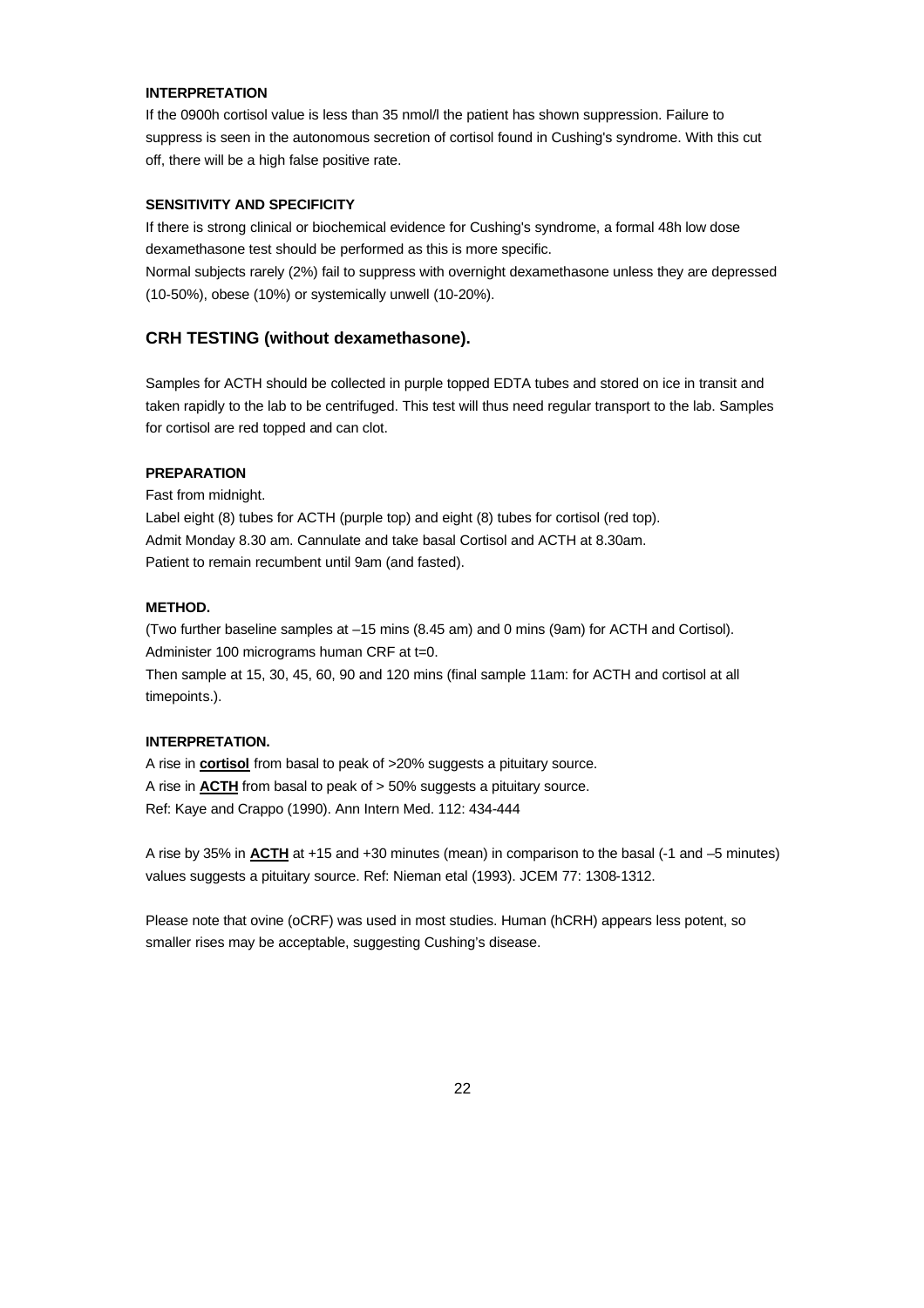#### INTERPRETATION

If the 0900h cortisol value is less than 35 nmol/l the patient has shown suppression. Failure to suppress is seen in the autonomous secretion of cortisol found in Cushing's syndrome. With this cut off, there will be a high false positive rate.

#### SENSITIVITY AND SPECIFICITY

If there is strong clinical or biochemical evidence for Cushing's syndrome, a formal 48h low dose dexamethasone test should be performed as this is more specific.

Normal subjects rarely (2%) fail to suppress with overnight dexamethasone unless they are depressed (10-50%), obese (10%) or systemically unwell (10-20%).

### CRH TESTING (without dexamethasone).

Samples for ACTH should be collected in purple topped EDTA tubes and stored on ice in transit and taken rapidly to the lab to be centrifuged. This test will thus need regular transport to the lab. Samples for cortisol are red topped and can clot.

#### PREPARATION

Fast from midnight.
Label eight (8) tubes for ACTH (purple top) and eight (8) tubes for cortisol (red top).
Admit Monday 8.30 am. Cannulate and take basal Cortisol and ACTH at 8.30am.
Patient to remain recumbent until 9am (and fasted).

#### METHOD.

(Two further baseline samples at –15 mins (8.45 am) and 0 mins (9am) for ACTH and Cortisol).
Administer 100 micrograms human CRF at t=0.
Then sample at 15, 30, 45, 60, 90 and 120 mins (final sample 11am: for ACTH and cortisol at all timepoints.).

#### INTERPRETATION.

A rise in **cortisol** from basal to peak of >20% suggests a pituitary source.
A rise in **ACTH** from basal to peak of > 50% suggests a pituitary source.
Ref: Kaye and Crappo (1990). Ann Intern Med. 112: 434-444

A rise by 35% in **ACTH** at +15 and +30 minutes (mean) in comparison to the basal (-1 and –5 minutes) values suggests a pituitary source. Ref: Nieman etal (1993). JCEM 77: 1308-1312.

Please note that ovine (oCRF) was used in most studies. Human (hCRH) appears less potent, so smaller rises may be acceptable, suggesting Cushing's disease.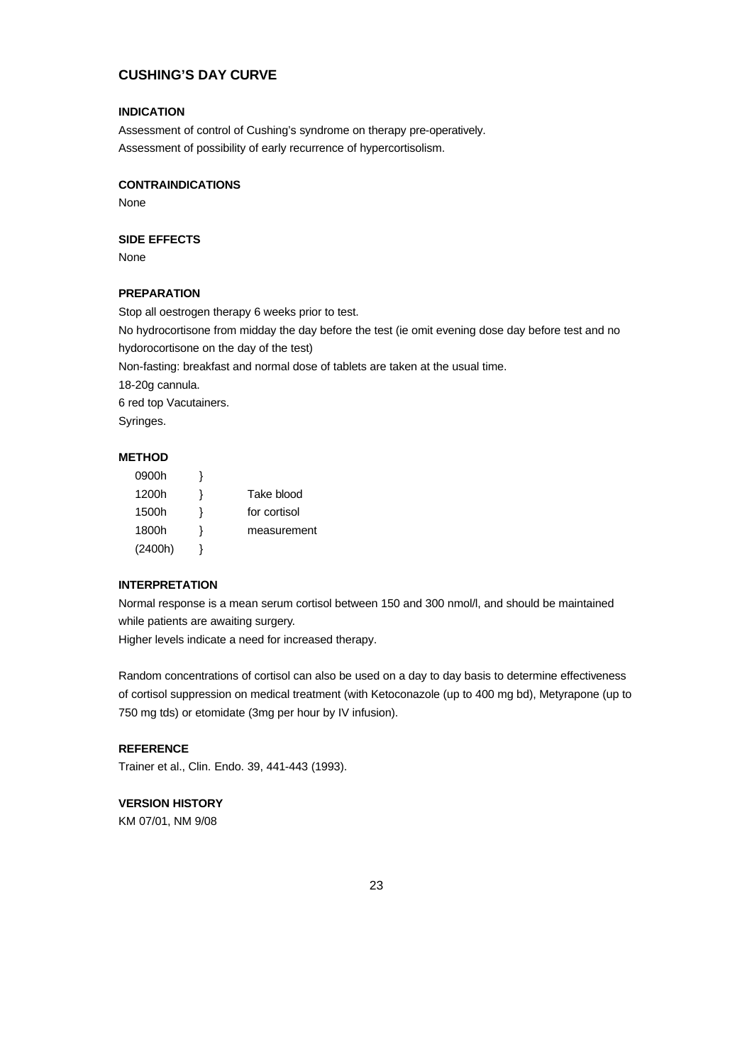## CUSHING'S DAY CURVE

### INDICATION

Assessment of control of Cushing's syndrome on therapy pre-operatively.
Assessment of possibility of early recurrence of hypercortisolism.

### CONTRAINDICATIONS

None

### SIDE EFFECTS

None

### PREPARATION

Stop all oestrogen therapy 6 weeks prior to test.
No hydrocortisone from midday the day before the test (ie omit evening dose day before test and no hydorocortisone on the day of the test)
Non-fasting: breakfast and normal dose of tablets are taken at the usual time.
18-20g cannula.
6 red top Vacutainers.
Syringes.

### METHOD

| Time | | |
|---|---|---|
| 0900h | } | |
| 1200h | } | Take blood |
| 1500h | } | for cortisol |
| 1800h | } | measurement |
| (2400h) | } | |

### INTERPRETATION

Normal response is a mean serum cortisol between 150 and 300 nmol/l, and should be maintained while patients are awaiting surgery.
Higher levels indicate a need for increased therapy.

Random concentrations of cortisol can also be used on a day to day basis to determine effectiveness of cortisol suppression on medical treatment (with Ketoconazole (up to 400 mg bd), Metyrapone (up to 750 mg tds) or etomidate (3mg per hour by IV infusion).

### REFERENCE

Trainer et al., Clin. Endo. 39, 441-443 (1993).

### VERSION HISTORY

KM 07/01, NM 9/08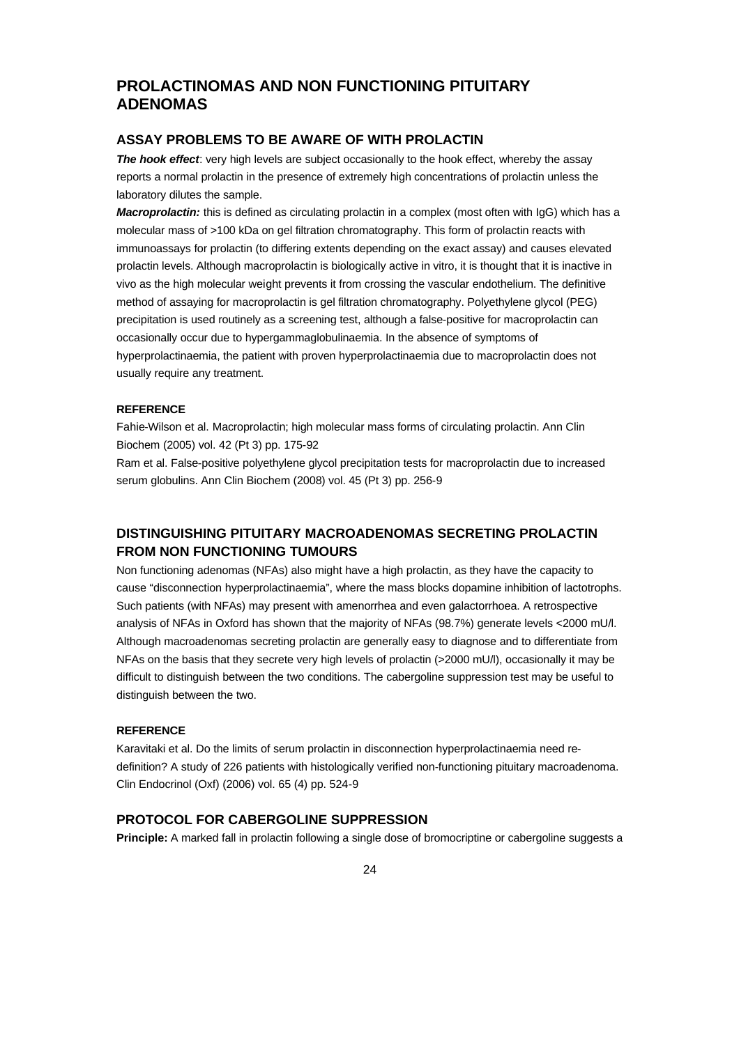# PROLACTINOMAS AND NON FUNCTIONING PITUITARY ADENOMAS

## ASSAY PROBLEMS TO BE AWARE OF WITH PROLACTIN

***The hook effect***: very high levels are subject occasionally to the hook effect, whereby the assay reports a normal prolactin in the presence of extremely high concentrations of prolactin unless the laboratory dilutes the sample.

***Macroprolactin:*** this is defined as circulating prolactin in a complex (most often with IgG) which has a molecular mass of >100 kDa on gel filtration chromatography. This form of prolactin reacts with immunoassays for prolactin (to differing extents depending on the exact assay) and causes elevated prolactin levels. Although macroprolactin is biologically active in vitro, it is thought that it is inactive in vivo as the high molecular weight prevents it from crossing the vascular endothelium. The definitive method of assaying for macroprolactin is gel filtration chromatography. Polyethylene glycol (PEG) precipitation is used routinely as a screening test, although a false-positive for macroprolactin can occasionally occur due to hypergammaglobulinaemia. In the absence of symptoms of hyperprolactinaemia, the patient with proven hyperprolactinaemia due to macroprolactin does not usually require any treatment.

#### REFERENCE

Fahie-Wilson et al. Macroprolactin; high molecular mass forms of circulating prolactin. Ann Clin Biochem (2005) vol. 42 (Pt 3) pp. 175-92

Ram et al. False-positive polyethylene glycol precipitation tests for macroprolactin due to increased serum globulins. Ann Clin Biochem (2008) vol. 45 (Pt 3) pp. 256-9

## DISTINGUISHING PITUITARY MACROADENOMAS SECRETING PROLACTIN FROM NON FUNCTIONING TUMOURS

Non functioning adenomas (NFAs) also might have a high prolactin, as they have the capacity to cause "disconnection hyperprolactinaemia", where the mass blocks dopamine inhibition of lactotrophs. Such patients (with NFAs) may present with amenorrhea and even galactorrhoea. A retrospective analysis of NFAs in Oxford has shown that the majority of NFAs (98.7%) generate levels <2000 mU/l. Although macroadenomas secreting prolactin are generally easy to diagnose and to differentiate from NFAs on the basis that they secrete very high levels of prolactin (>2000 mU/l), occasionally it may be difficult to distinguish between the two conditions. The cabergoline suppression test may be useful to distinguish between the two.

#### REFERENCE

Karavitaki et al. Do the limits of serum prolactin in disconnection hyperprolactinaemia need re-definition? A study of 226 patients with histologically verified non-functioning pituitary macroadenoma. Clin Endocrinol (Oxf) (2006) vol. 65 (4) pp. 524-9

## PROTOCOL FOR CABERGOLINE SUPPRESSION

**Principle:** A marked fall in prolactin following a single dose of bromocriptine or cabergoline suggests a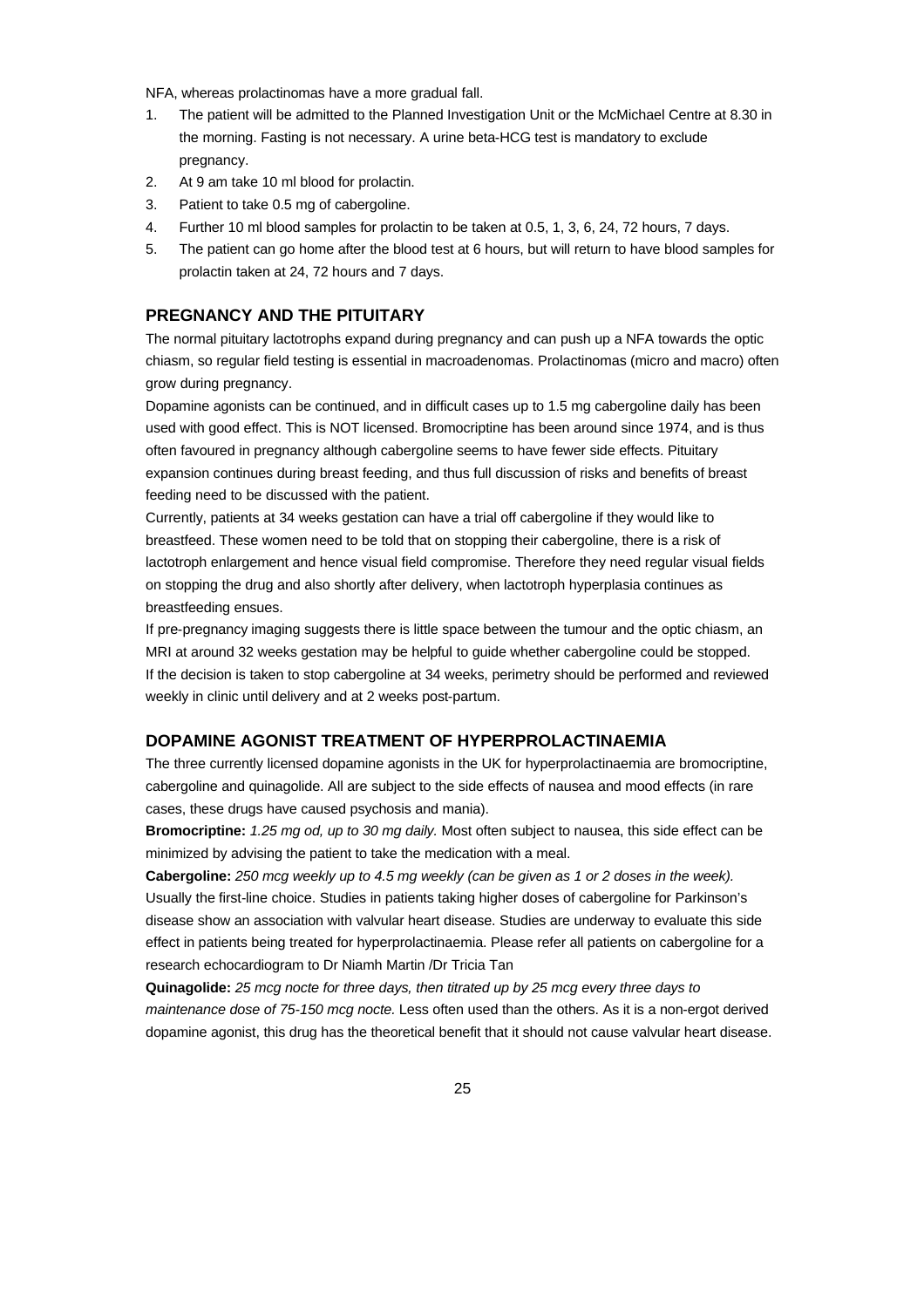NFA, whereas prolactinomas have a more gradual fall.

1. The patient will be admitted to the Planned Investigation Unit or the McMichael Centre at 8.30 in the morning. Fasting is not necessary. A urine beta-HCG test is mandatory to exclude pregnancy.
2. At 9 am take 10 ml blood for prolactin.
3. Patient to take 0.5 mg of cabergoline.
4. Further 10 ml blood samples for prolactin to be taken at 0.5, 1, 3, 6, 24, 72 hours, 7 days.
5. The patient can go home after the blood test at 6 hours, but will return to have blood samples for prolactin taken at 24, 72 hours and 7 days.

## PREGNANCY AND THE PITUITARY

The normal pituitary lactotrophs expand during pregnancy and can push up a NFA towards the optic chiasm, so regular field testing is essential in macroadenomas. Prolactinomas (micro and macro) often grow during pregnancy.

Dopamine agonists can be continued, and in difficult cases up to 1.5 mg cabergoline daily has been used with good effect. This is NOT licensed. Bromocriptine has been around since 1974, and is thus often favoured in pregnancy although cabergoline seems to have fewer side effects. Pituitary expansion continues during breast feeding, and thus full discussion of risks and benefits of breast feeding need to be discussed with the patient.

Currently, patients at 34 weeks gestation can have a trial off cabergoline if they would like to breastfeed. These women need to be told that on stopping their cabergoline, there is a risk of lactotroph enlargement and hence visual field compromise. Therefore they need regular visual fields on stopping the drug and also shortly after delivery, when lactotroph hyperplasia continues as breastfeeding ensues.

If pre-pregnancy imaging suggests there is little space between the tumour and the optic chiasm, an MRI at around 32 weeks gestation may be helpful to guide whether cabergoline could be stopped.

If the decision is taken to stop cabergoline at 34 weeks, perimetry should be performed and reviewed weekly in clinic until delivery and at 2 weeks post-partum.

## DOPAMINE AGONIST TREATMENT OF HYPERPROLACTINAEMIA

The three currently licensed dopamine agonists in the UK for hyperprolactinaemia are bromocriptine, cabergoline and quinagolide. All are subject to the side effects of nausea and mood effects (in rare cases, these drugs have caused psychosis and mania).

**Bromocriptine:** *1.25 mg od, up to 30 mg daily.* Most often subject to nausea, this side effect can be minimized by advising the patient to take the medication with a meal.

**Cabergoline:** *250 mcg weekly up to 4.5 mg weekly (can be given as 1 or 2 doses in the week).* Usually the first-line choice. Studies in patients taking higher doses of cabergoline for Parkinson's disease show an association with valvular heart disease. Studies are underway to evaluate this side effect in patients being treated for hyperprolactinaemia. Please refer all patients on cabergoline for a research echocardiogram to Dr Niamh Martin /Dr Tricia Tan

**Quinagolide:** *25 mcg nocte for three days, then titrated up by 25 mcg every three days to maintenance dose of 75-150 mcg nocte.* Less often used than the others. As it is a non-ergot derived dopamine agonist, this drug has the theoretical benefit that it should not cause valvular heart disease.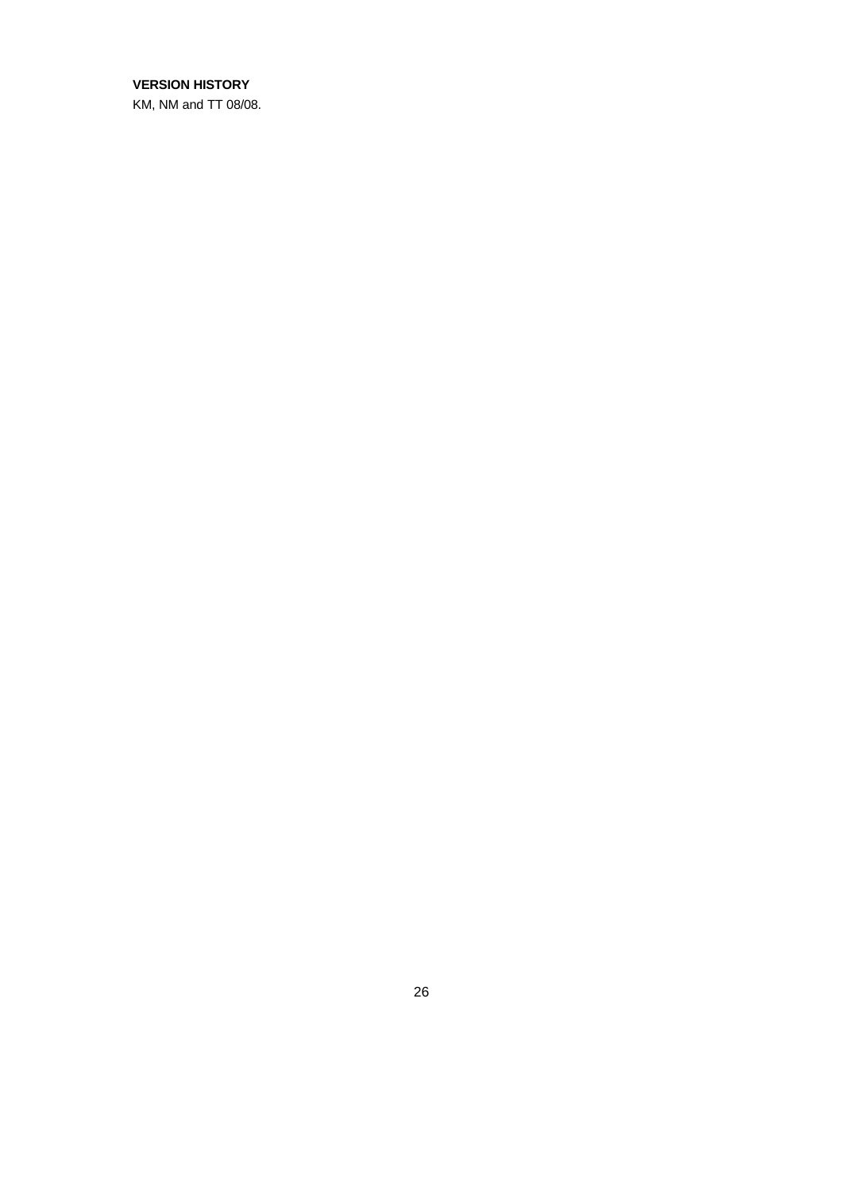**VERSION HISTORY**

KM, NM and TT 08/08.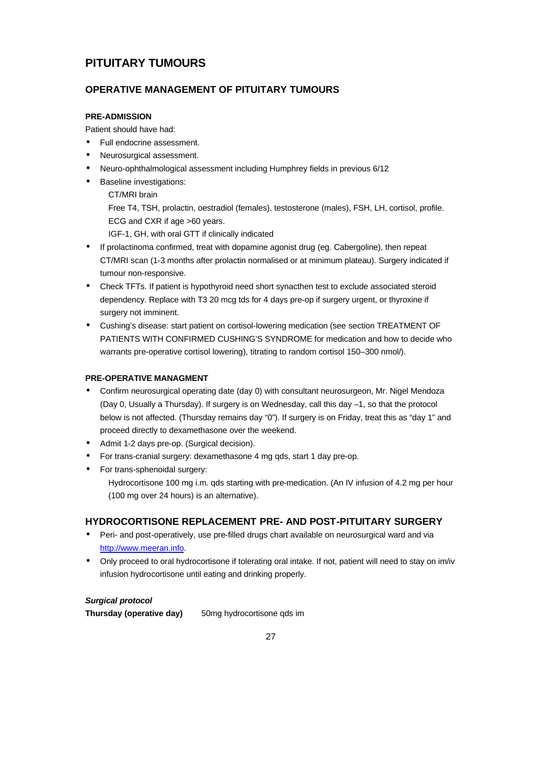# PITUITARY TUMOURS

## OPERATIVE MANAGEMENT OF PITUITARY TUMOURS

#### PRE-ADMISSION

Patient should have had:

- Full endocrine assessment.
- Neurosurgical assessment.
- Neuro-ophthalmological assessment including Humphrey fields in previous 6/12
- Baseline investigations:
  - CT/MRI brain
  - Free T4, TSH, prolactin, oestradiol (females), testosterone (males), FSH, LH, cortisol, profile.
  - ECG and CXR if age >60 years.
  - IGF-1, GH, with oral GTT if clinically indicated
- If prolactinoma confirmed, treat with dopamine agonist drug (eg. Cabergoline), then repeat CT/MRI scan (1-3 months after prolactin normalised or at minimum plateau). Surgery indicated if tumour non-responsive.
- Check TFTs. If patient is hypothyroid need short synacthen test to exclude associated steroid dependency. Replace with T3 20 mcg tds for 4 days pre-op if surgery urgent, or thyroxine if surgery not imminent.
- Cushing's disease: start patient on cortisol-lowering medication (see section TREATMENT OF PATIENTS WITH CONFIRMED CUSHING'S SYNDROME for medication and how to decide who warrants pre-operative cortisol lowering), titrating to random cortisol 150–300 nmol/).

#### PRE-OPERATIVE MANAGMENT

- Confirm neurosurgical operating date (day 0) with consultant neurosurgeon, Mr. Nigel Mendoza (Day 0, Usually a Thursday). If surgery is on Wednesday, call this day –1, so that the protocol below is not affected. (Thursday remains day "0"). If surgery is on Friday, treat this as "day 1" and proceed directly to dexamethasone over the weekend.
- Admit 1-2 days pre-op. (Surgical decision).
- For trans-cranial surgery: dexamethasone 4 mg qds, start 1 day pre-op.
- For trans-sphenoidal surgery:
  - Hydrocortisone 100 mg i.m. qds starting with pre-medication. (An IV infusion of 4.2 mg per hour (100 mg over 24 hours) is an alternative).

## HYDROCORTISONE REPLACEMENT PRE- AND POST-PITUITARY SURGERY

- Peri- and post-operatively, use pre-filled drugs chart available on neurosurgical ward and via http://www.meeran.info.
- Only proceed to oral hydrocortisone if tolerating oral intake. If not, patient will need to stay on im/iv infusion hydrocortisone until eating and drinking properly.

***Surgical protocol***

**Thursday (operative day)** 50mg hydrocortisone qds im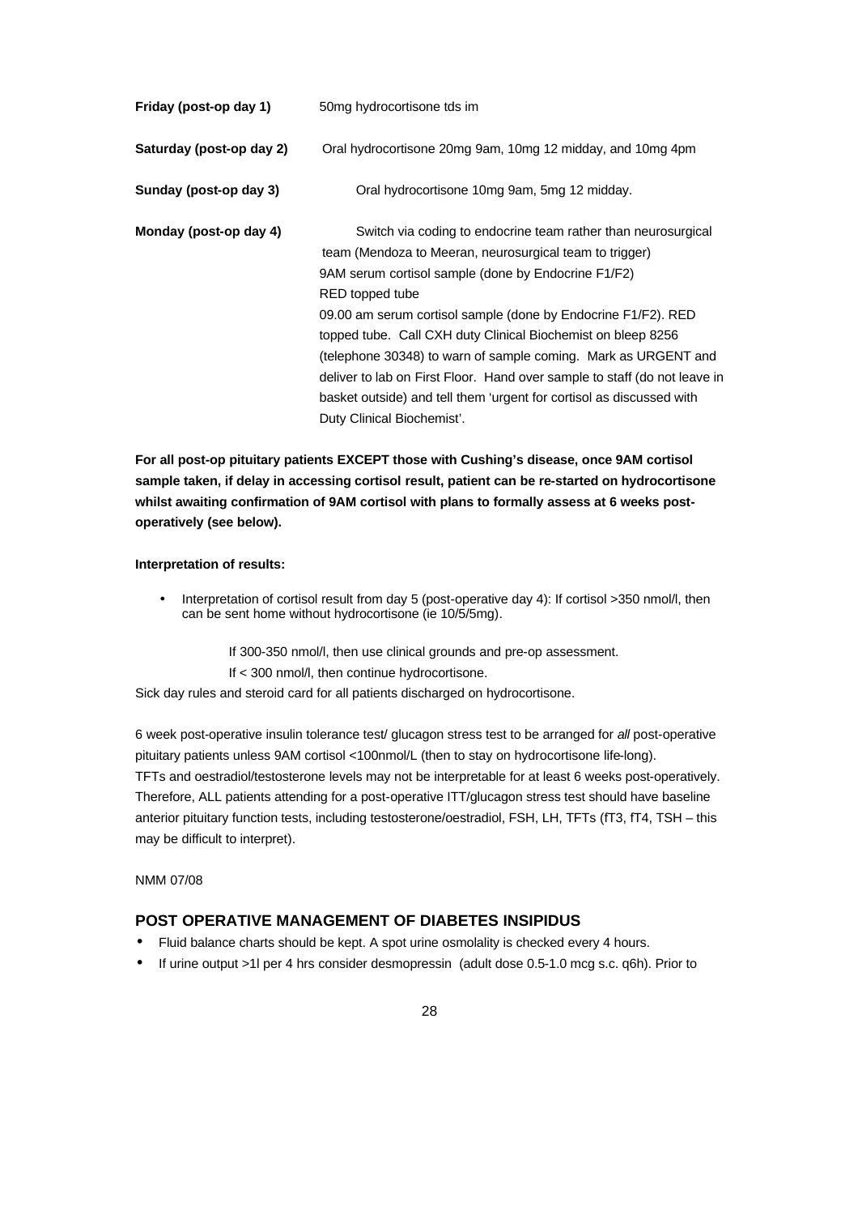| | |
|---|---|
| **Friday (post-op day 1)** | 50mg hydrocortisone tds im |
| **Saturday (post-op day 2)** | Oral hydrocortisone 20mg 9am, 10mg 12 midday, and 10mg 4pm |
| **Sunday (post-op day 3)** | Oral hydrocortisone 10mg 9am, 5mg 12 midday. |
| **Monday (post-op day 4)** | Switch via coding to endocrine team rather than neurosurgical team (Mendoza to Meeran, neurosurgical team to trigger)<br>9AM serum cortisol sample (done by Endocrine F1/F2)<br>RED topped tube<br>09.00 am serum cortisol sample (done by Endocrine F1/F2). RED topped tube. Call CXH duty Clinical Biochemist on bleep 8256 (telephone 30348) to warn of sample coming. Mark as URGENT and deliver to lab on First Floor. Hand over sample to staff (do not leave in basket outside) and tell them 'urgent for cortisol as discussed with Duty Clinical Biochemist'. |

**For all post-op pituitary patients EXCEPT those with Cushing's disease, once 9AM cortisol sample taken, if delay in accessing cortisol result, patient can be re-started on hydrocortisone whilst awaiting confirmation of 9AM cortisol with plans to formally assess at 6 weeks post-operatively (see below).**

**Interpretation of results:**

- Interpretation of cortisol result from day 5 (post-operative day 4): If cortisol >350 nmol/l, then can be sent home without hydrocortisone (ie 10/5/5mg).

  If 300-350 nmol/l, then use clinical grounds and pre-op assessment.

  If < 300 nmol/l, then continue hydrocortisone.

Sick day rules and steroid card for all patients discharged on hydrocortisone.

6 week post-operative insulin tolerance test/ glucagon stress test to be arranged for *all* post-operative pituitary patients unless 9AM cortisol <100nmol/L (then to stay on hydrocortisone life-long). TFTs and oestradiol/testosterone levels may not be interpretable for at least 6 weeks post-operatively. Therefore, ALL patients attending for a post-operative ITT/glucagon stress test should have baseline anterior pituitary function tests, including testosterone/oestradiol, FSH, LH, TFTs (fT3, fT4, TSH – this may be difficult to interpret).

NMM 07/08

## POST OPERATIVE MANAGEMENT OF DIABETES INSIPIDUS

- Fluid balance charts should be kept. A spot urine osmolality is checked every 4 hours.
- If urine output >1l per 4 hrs consider desmopressin (adult dose 0.5-1.0 mcg s.c. q6h). Prior to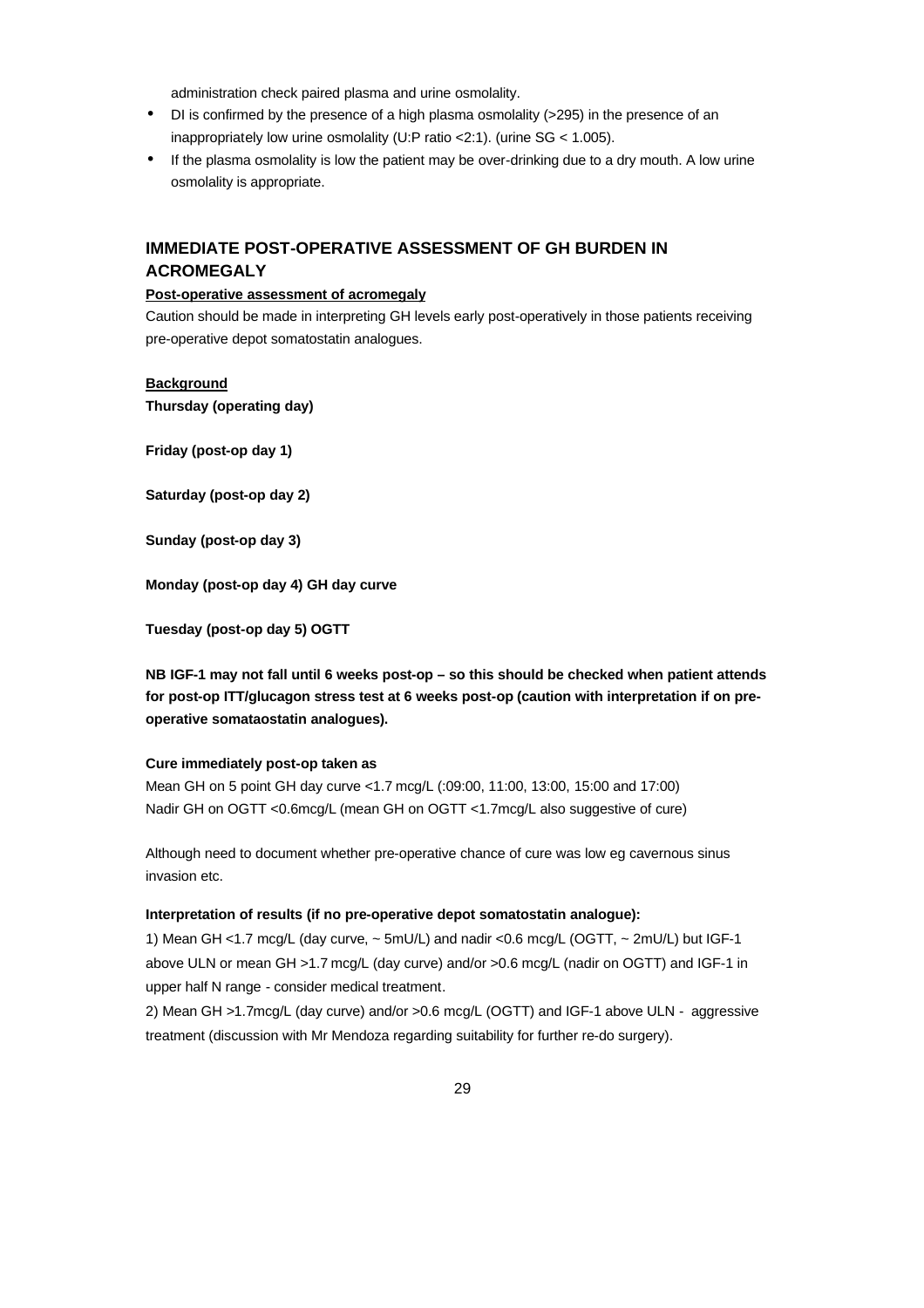administration check paired plasma and urine osmolality.

- DI is confirmed by the presence of a high plasma osmolality (>295) in the presence of an inappropriately low urine osmolality (U:P ratio <2:1). (urine SG < 1.005).
- If the plasma osmolality is low the patient may be over-drinking due to a dry mouth. A low urine osmolality is appropriate.

## IMMEDIATE POST-OPERATIVE ASSESSMENT OF GH BURDEN IN ACROMEGALY

**Post-operative assessment of acromegaly**

Caution should be made in interpreting GH levels early post-operatively in those patients receiving pre-operative depot somatostatin analogues.

**Background**

**Thursday (operating day)**

**Friday (post-op day 1)**

**Saturday (post-op day 2)**

**Sunday (post-op day 3)**

**Monday (post-op day 4) GH day curve**

**Tuesday (post-op day 5) OGTT**

**NB IGF-1 may not fall until 6 weeks post-op – so this should be checked when patient attends for post-op ITT/glucagon stress test at 6 weeks post-op (caution with interpretation if on pre-operative somataostatin analogues).**

**Cure immediately post-op taken as**

Mean GH on 5 point GH day curve <1.7 mcg/L (:09:00, 11:00, 13:00, 15:00 and 17:00)
Nadir GH on OGTT <0.6mcg/L (mean GH on OGTT <1.7mcg/L also suggestive of cure)

Although need to document whether pre-operative chance of cure was low eg cavernous sinus invasion etc.

**Interpretation of results (if no pre-operative depot somatostatin analogue):**

1) Mean GH <1.7 mcg/L (day curve, ~ 5mU/L) and nadir <0.6 mcg/L (OGTT, ~ 2mU/L) but IGF-1 above ULN or mean GH >1.7 mcg/L (day curve) and/or >0.6 mcg/L (nadir on OGTT) and IGF-1 in upper half N range - consider medical treatment.

2) Mean GH >1.7mcg/L (day curve) and/or >0.6 mcg/L (OGTT) and IGF-1 above ULN - aggressive treatment (discussion with Mr Mendoza regarding suitability for further re-do surgery).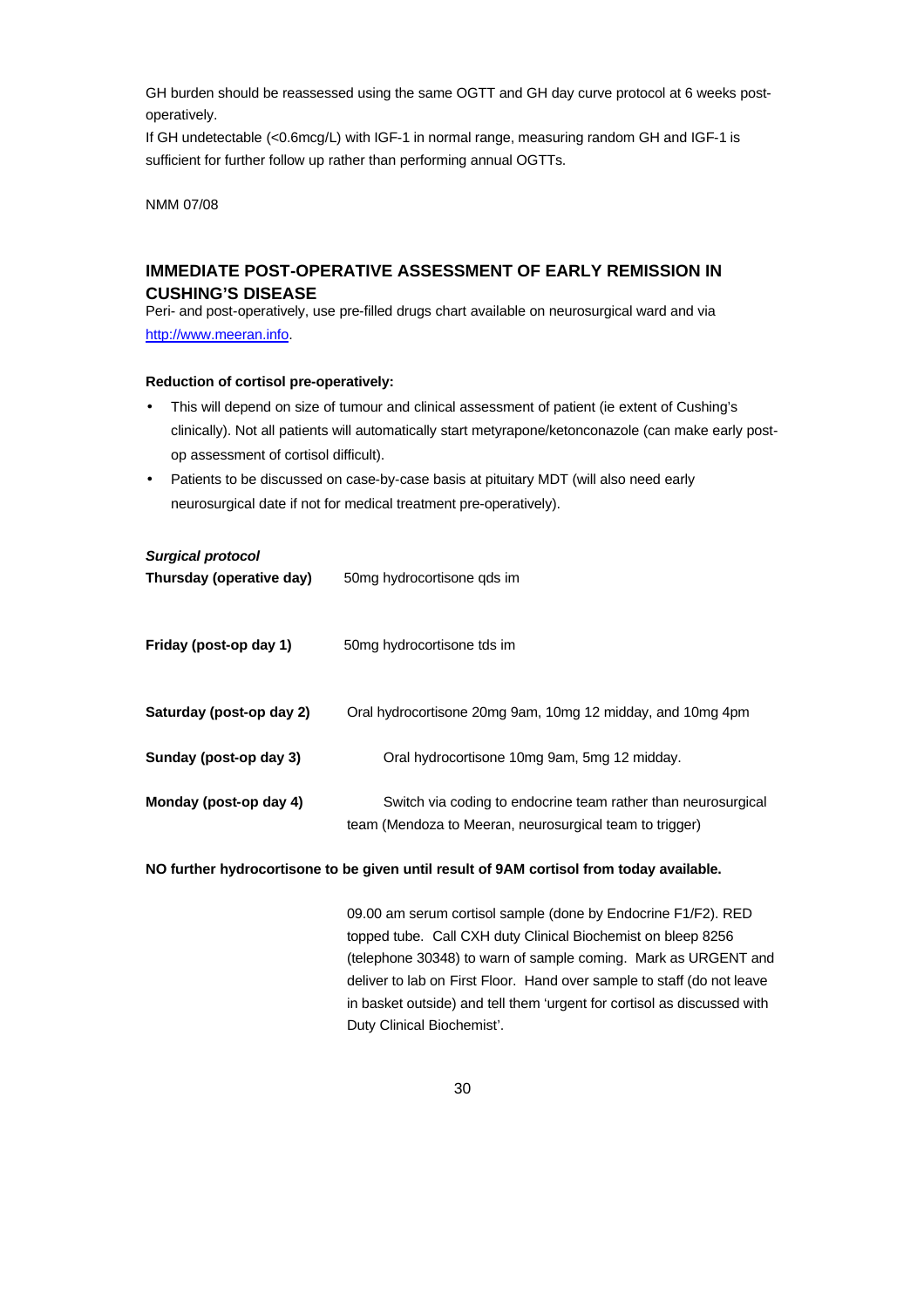GH burden should be reassessed using the same OGTT and GH day curve protocol at 6 weeks post-operatively.

If GH undetectable (<0.6mcg/L) with IGF-1 in normal range, measuring random GH and IGF-1 is sufficient for further follow up rather than performing annual OGTTs.

NMM 07/08

## IMMEDIATE POST-OPERATIVE ASSESSMENT OF EARLY REMISSION IN CUSHING'S DISEASE

Peri- and post-operatively, use pre-filled drugs chart available on neurosurgical ward and via [http://www.meeran.info](http://www.meeran.info).

**Reduction of cortisol pre-operatively:**

- This will depend on size of tumour and clinical assessment of patient (ie extent of Cushing's clinically). Not all patients will automatically start metyrapone/ketonconazole (can make early post-op assessment of cortisol difficult).
- Patients to be discussed on case-by-case basis at pituitary MDT (will also need early neurosurgical date if not for medical treatment pre-operatively).

***Surgical protocol***

| | |
|---|---|
| **Thursday (operative day)** | 50mg hydrocortisone qds im |
| **Friday (post-op day 1)** | 50mg hydrocortisone tds im |
| **Saturday (post-op day 2)** | Oral hydrocortisone 20mg 9am, 10mg 12 midday, and 10mg 4pm |
| **Sunday (post-op day 3)** | Oral hydrocortisone 10mg 9am, 5mg 12 midday. |
| **Monday (post-op day 4)** | Switch via coding to endocrine team rather than neurosurgical team (Mendoza to Meeran, neurosurgical team to trigger) |

**NO further hydrocortisone to be given until result of 9AM cortisol from today available.**

09.00 am serum cortisol sample (done by Endocrine F1/F2). RED topped tube. Call CXH duty Clinical Biochemist on bleep 8256 (telephone 30348) to warn of sample coming. Mark as URGENT and deliver to lab on First Floor. Hand over sample to staff (do not leave in basket outside) and tell them 'urgent for cortisol as discussed with Duty Clinical Biochemist'.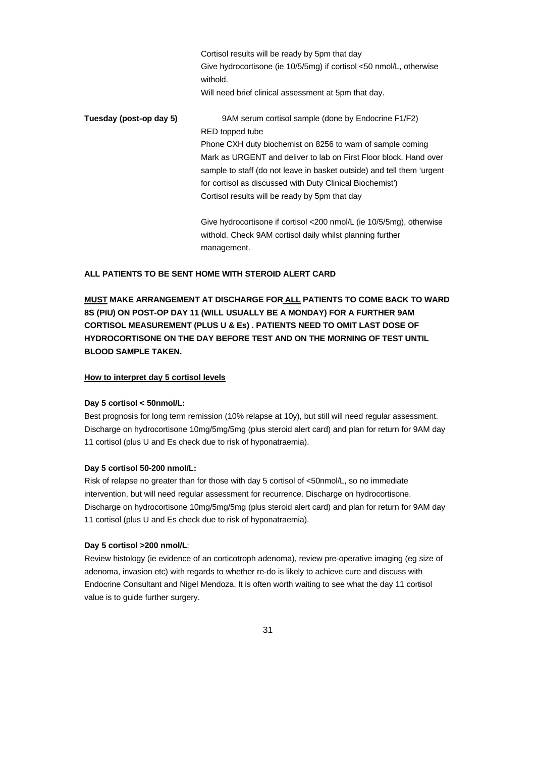Cortisol results will be ready by 5pm that day

Give hydrocortisone (ie 10/5/5mg) if cortisol <50 nmol/L, otherwise withold.

Will need brief clinical assessment at 5pm that day.

**Tuesday (post-op day 5)**

9AM serum cortisol sample (done by Endocrine F1/F2)

RED topped tube

Phone CXH duty biochemist on 8256 to warn of sample coming

Mark as URGENT and deliver to lab on First Floor block. Hand over sample to staff (do not leave in basket outside) and tell them 'urgent for cortisol as discussed with Duty Clinical Biochemist')

Cortisol results will be ready by 5pm that day

Give hydrocortisone if cortisol <200 nmol/L (ie 10/5/5mg), otherwise withold. Check 9AM cortisol daily whilst planning further management.

**ALL PATIENTS TO BE SENT HOME WITH STEROID ALERT CARD**

**<u>MUST</u> MAKE ARRANGEMENT AT DISCHARGE FOR <u>ALL</u> PATIENTS TO COME BACK TO WARD 8S (PIU) ON POST-OP DAY 11 (WILL USUALLY BE A MONDAY) FOR A FURTHER 9AM CORTISOL MEASUREMENT (PLUS U & Es) . PATIENTS NEED TO OMIT LAST DOSE OF HYDROCORTISONE ON THE DAY BEFORE TEST AND ON THE MORNING OF TEST UNTIL BLOOD SAMPLE TAKEN.**

**<u>How to interpret day 5 cortisol levels</u>**

**Day 5 cortisol < 50nmol/L:**

Best prognosis for long term remission (10% relapse at 10y), but still will need regular assessment. Discharge on hydrocortisone 10mg/5mg/5mg (plus steroid alert card) and plan for return for 9AM day 11 cortisol (plus U and Es check due to risk of hyponatraemia).

**Day 5 cortisol 50-200 nmol/L:**

Risk of relapse no greater than for those with day 5 cortisol of <50nmol/L, so no immediate intervention, but will need regular assessment for recurrence. Discharge on hydrocortisone. Discharge on hydrocortisone 10mg/5mg/5mg (plus steroid alert card) and plan for return for 9AM day 11 cortisol (plus U and Es check due to risk of hyponatraemia).

**Day 5 cortisol >200 nmol/L**:

Review histology (ie evidence of an corticotroph adenoma), review pre-operative imaging (eg size of adenoma, invasion etc) with regards to whether re-do is likely to achieve cure and discuss with Endocrine Consultant and Nigel Mendoza. It is often worth waiting to see what the day 11 cortisol value is to guide further surgery.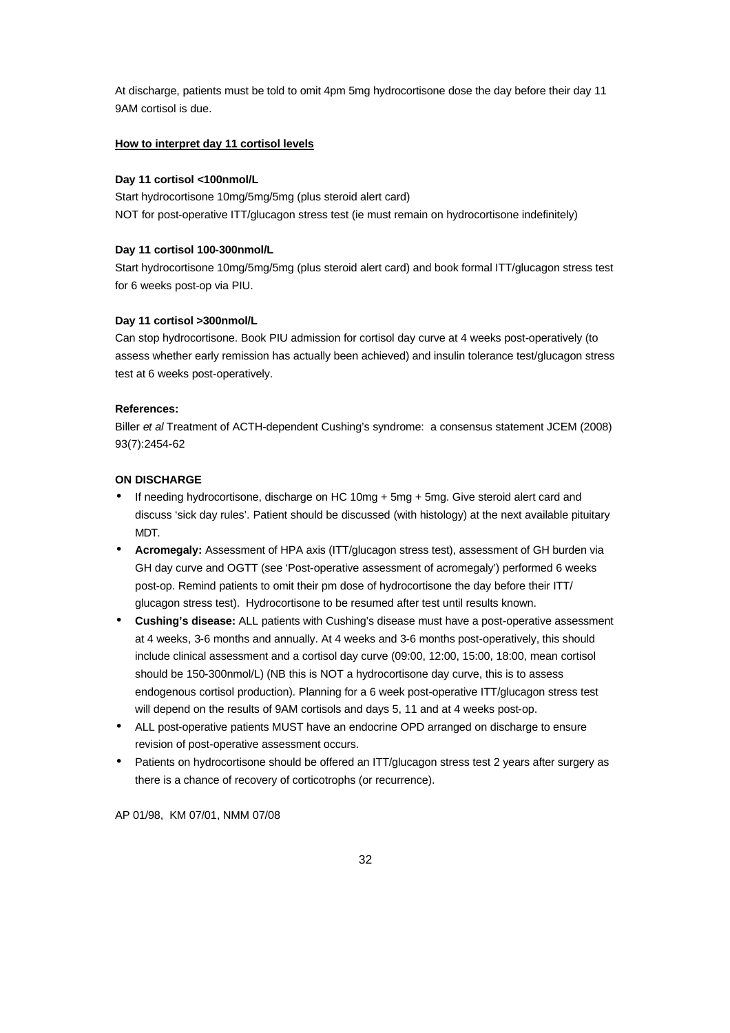At discharge, patients must be told to omit 4pm 5mg hydrocortisone dose the day before their day 11 9AM cortisol is due.

**How to interpret day 11 cortisol levels**

**Day 11 cortisol <100nmol/L**

Start hydrocortisone 10mg/5mg/5mg (plus steroid alert card)
NOT for post-operative ITT/glucagon stress test (ie must remain on hydrocortisone indefinitely)

**Day 11 cortisol 100-300nmol/L**

Start hydrocortisone 10mg/5mg/5mg (plus steroid alert card) and book formal ITT/glucagon stress test for 6 weeks post-op via PIU.

**Day 11 cortisol >300nmol/L**

Can stop hydrocortisone. Book PIU admission for cortisol day curve at 4 weeks post-operatively (to assess whether early remission has actually been achieved) and insulin tolerance test/glucagon stress test at 6 weeks post-operatively.

**References:**

Biller *et al* Treatment of ACTH-dependent Cushing's syndrome: a consensus statement JCEM (2008) 93(7):2454-62

**ON DISCHARGE**

- If needing hydrocortisone, discharge on HC 10mg + 5mg + 5mg. Give steroid alert card and discuss 'sick day rules'. Patient should be discussed (with histology) at the next available pituitary MDT.
- **Acromegaly:** Assessment of HPA axis (ITT/glucagon stress test), assessment of GH burden via GH day curve and OGTT (see 'Post-operative assessment of acromegaly') performed 6 weeks post-op. Remind patients to omit their pm dose of hydrocortisone the day before their ITT/ glucagon stress test). Hydrocortisone to be resumed after test until results known.
- **Cushing's disease:** ALL patients with Cushing's disease must have a post-operative assessment at 4 weeks, 3-6 months and annually. At 4 weeks and 3-6 months post-operatively, this should include clinical assessment and a cortisol day curve (09:00, 12:00, 15:00, 18:00, mean cortisol should be 150-300nmol/L) (NB this is NOT a hydrocortisone day curve, this is to assess endogenous cortisol production). Planning for a 6 week post-operative ITT/glucagon stress test will depend on the results of 9AM cortisols and days 5, 11 and at 4 weeks post-op.
- ALL post-operative patients MUST have an endocrine OPD arranged on discharge to ensure revision of post-operative assessment occurs.
- Patients on hydrocortisone should be offered an ITT/glucagon stress test 2 years after surgery as there is a chance of recovery of corticotrophs (or recurrence).

AP 01/98, KM 07/01, NMM 07/08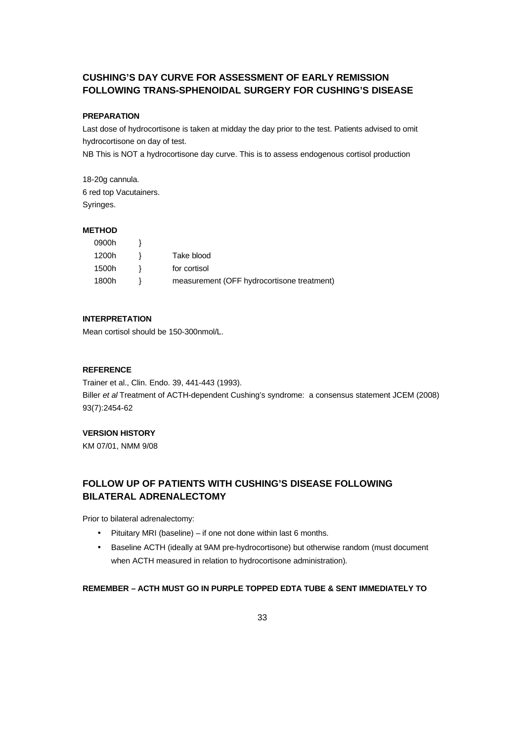## CUSHING'S DAY CURVE FOR ASSESSMENT OF EARLY REMISSION FOLLOWING TRANS-SPHENOIDAL SURGERY FOR CUSHING'S DISEASE

### PREPARATION

Last dose of hydrocortisone is taken at midday the day prior to the test. Patients advised to omit hydrocortisone on day of test.

NB This is NOT a hydrocortisone day curve. This is to assess endogenous cortisol production

18-20g cannula.
6 red top Vacutainers.
Syringes.

### METHOD

| | | |
|---|---|---|
| 0900h | } | |
| 1200h | } | Take blood |
| 1500h | } | for cortisol |
| 1800h | } | measurement (OFF hydrocortisone treatment) |

### INTERPRETATION

Mean cortisol should be 150-300nmol/L.

### REFERENCE

Trainer et al., Clin. Endo. 39, 441-443 (1993).
Biller *et al* Treatment of ACTH-dependent Cushing's syndrome: a consensus statement JCEM (2008) 93(7):2454-62

### VERSION HISTORY

KM 07/01, NMM 9/08

## FOLLOW UP OF PATIENTS WITH CUSHING'S DISEASE FOLLOWING BILATERAL ADRENALECTOMY

Prior to bilateral adrenalectomy:

- Pituitary MRI (baseline) – if one not done within last 6 months.
- Baseline ACTH (ideally at 9AM pre-hydrocortisone) but otherwise random (must document when ACTH measured in relation to hydrocortisone administration).

**REMEMBER – ACTH MUST GO IN PURPLE TOPPED EDTA TUBE & SENT IMMEDIATELY TO**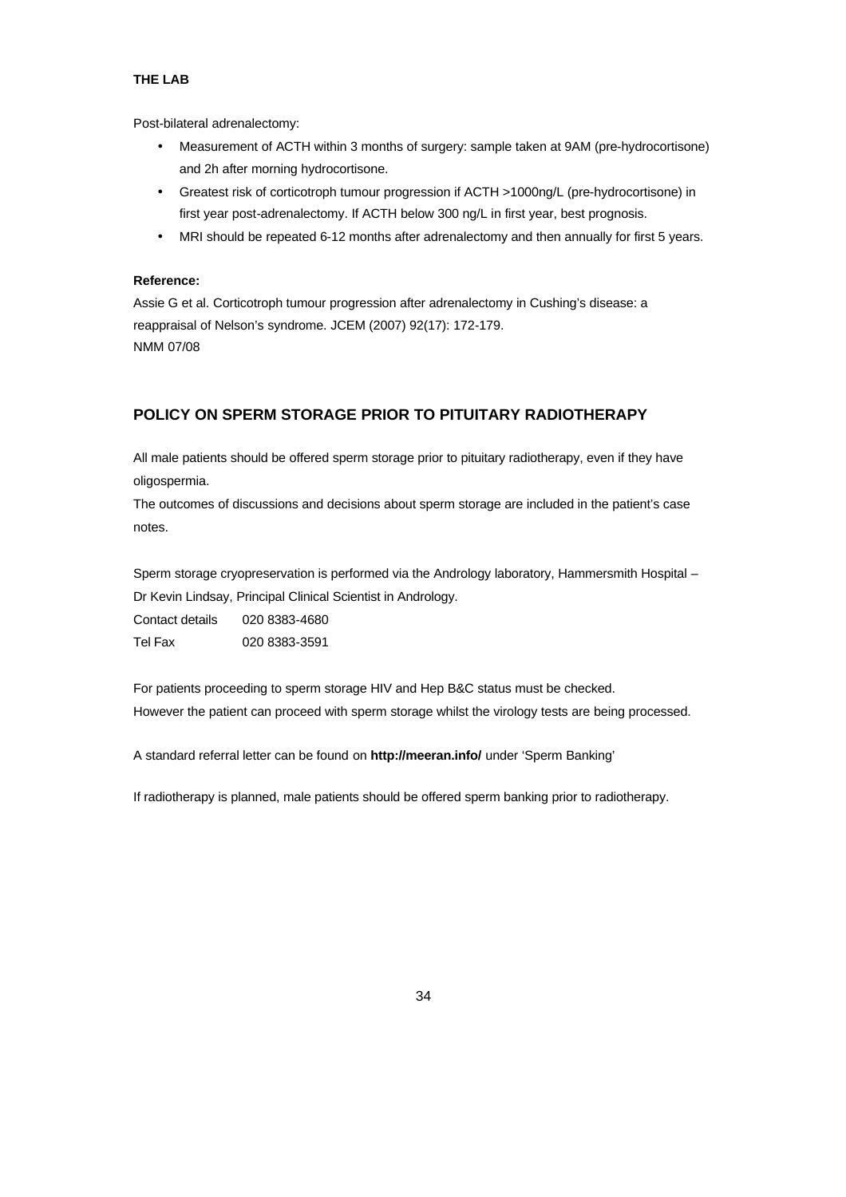**THE LAB**

Post-bilateral adrenalectomy:

- Measurement of ACTH within 3 months of surgery: sample taken at 9AM (pre-hydrocortisone) and 2h after morning hydrocortisone.
- Greatest risk of corticotroph tumour progression if ACTH >1000ng/L (pre-hydrocortisone) in first year post-adrenalectomy. If ACTH below 300 ng/L in first year, best prognosis.
- MRI should be repeated 6-12 months after adrenalectomy and then annually for first 5 years.

**Reference:**

Assie G et al. Corticotroph tumour progression after adrenalectomy in Cushing's disease: a reappraisal of Nelson's syndrome. JCEM (2007) 92(17): 172-179.
NMM 07/08

## POLICY ON SPERM STORAGE PRIOR TO PITUITARY RADIOTHERAPY

All male patients should be offered sperm storage prior to pituitary radiotherapy, even if they have oligospermia.
The outcomes of discussions and decisions about sperm storage are included in the patient's case notes.

Sperm storage cryopreservation is performed via the Andrology laboratory, Hammersmith Hospital – Dr Kevin Lindsay, Principal Clinical Scientist in Andrology.

Contact details 020 8383-4680
Tel Fax 020 8383-3591

For patients proceeding to sperm storage HIV and Hep B&C status must be checked.
However the patient can proceed with sperm storage whilst the virology tests are being processed.

A standard referral letter can be found on **http://meeran.info/** under 'Sperm Banking'

If radiotherapy is planned, male patients should be offered sperm banking prior to radiotherapy.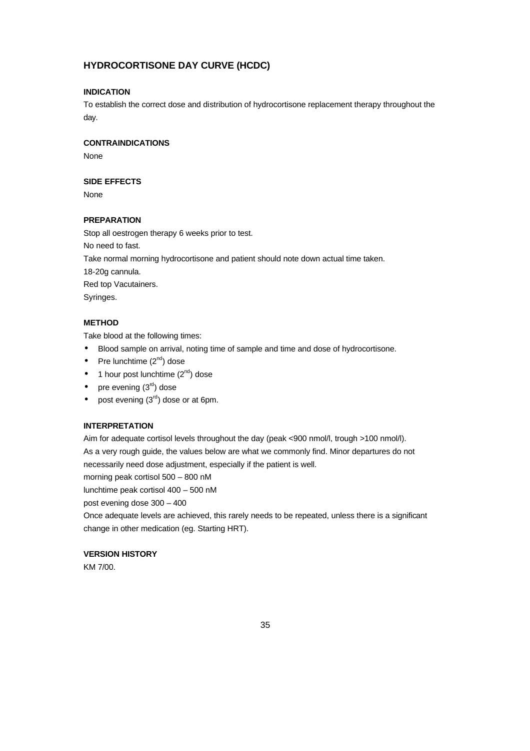## HYDROCORTISONE DAY CURVE (HCDC)

### INDICATION

To establish the correct dose and distribution of hydrocortisone replacement therapy throughout the day.

### CONTRAINDICATIONS

None

### SIDE EFFECTS

None

### PREPARATION

Stop all oestrogen therapy 6 weeks prior to test.

No need to fast.

Take normal morning hydrocortisone and patient should note down actual time taken.

18-20g cannula.

Red top Vacutainers.

Syringes.

### METHOD

Take blood at the following times:

- Blood sample on arrival, noting time of sample and time and dose of hydrocortisone.
- Pre lunchtime (2nd) dose
- 1 hour post lunchtime (2nd) dose
- pre evening (3rd) dose
- post evening (3rd) dose or at 6pm.

### INTERPRETATION

Aim for adequate cortisol levels throughout the day (peak <900 nmol/l, trough >100 nmol/l).

As a very rough guide, the values below are what we commonly find. Minor departures do not necessarily need dose adjustment, especially if the patient is well.

morning peak cortisol 500 – 800 nM

lunchtime peak cortisol 400 – 500 nM

post evening dose 300 – 400

Once adequate levels are achieved, this rarely needs to be repeated, unless there is a significant change in other medication (eg. Starting HRT).

### VERSION HISTORY

KM 7/00.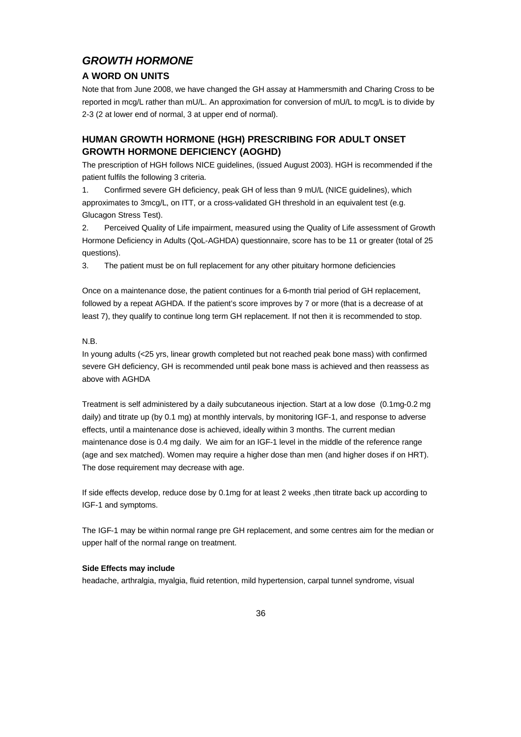## *GROWTH HORMONE*

### A WORD ON UNITS

Note that from June 2008, we have changed the GH assay at Hammersmith and Charing Cross to be reported in mcg/L rather than mU/L. An approximation for conversion of mU/L to mcg/L is to divide by 2-3 (2 at lower end of normal, 3 at upper end of normal).

### HUMAN GROWTH HORMONE (HGH) PRESCRIBING FOR ADULT ONSET GROWTH HORMONE DEFICIENCY (AOGHD)

The prescription of HGH follows NICE guidelines, (issued August 2003). HGH is recommended if the patient fulfils the following 3 criteria.

1. Confirmed severe GH deficiency, peak GH of less than 9 mU/L (NICE guidelines), which approximates to 3mcg/L, on ITT, or a cross-validated GH threshold in an equivalent test (e.g. Glucagon Stress Test).
2. Perceived Quality of Life impairment, measured using the Quality of Life assessment of Growth Hormone Deficiency in Adults (QoL-AGHDA) questionnaire, score has to be 11 or greater (total of 25 questions).
3. The patient must be on full replacement for any other pituitary hormone deficiencies

Once on a maintenance dose, the patient continues for a 6-month trial period of GH replacement, followed by a repeat AGHDA. If the patient's score improves by 7 or more (that is a decrease of at least 7), they qualify to continue long term GH replacement. If not then it is recommended to stop.

N.B.

In young adults (<25 yrs, linear growth completed but not reached peak bone mass) with confirmed severe GH deficiency, GH is recommended until peak bone mass is achieved and then reassess as above with AGHDA

Treatment is self administered by a daily subcutaneous injection. Start at a low dose (0.1mg-0.2 mg daily) and titrate up (by 0.1 mg) at monthly intervals, by monitoring IGF-1, and response to adverse effects, until a maintenance dose is achieved, ideally within 3 months. The current median maintenance dose is 0.4 mg daily. We aim for an IGF-1 level in the middle of the reference range (age and sex matched). Women may require a higher dose than men (and higher doses if on HRT). The dose requirement may decrease with age.

If side effects develop, reduce dose by 0.1mg for at least 2 weeks ,then titrate back up according to IGF-1 and symptoms.

The IGF-1 may be within normal range pre GH replacement, and some centres aim for the median or upper half of the normal range on treatment.

**Side Effects may include**

headache, arthralgia, myalgia, fluid retention, mild hypertension, carpal tunnel syndrome, visual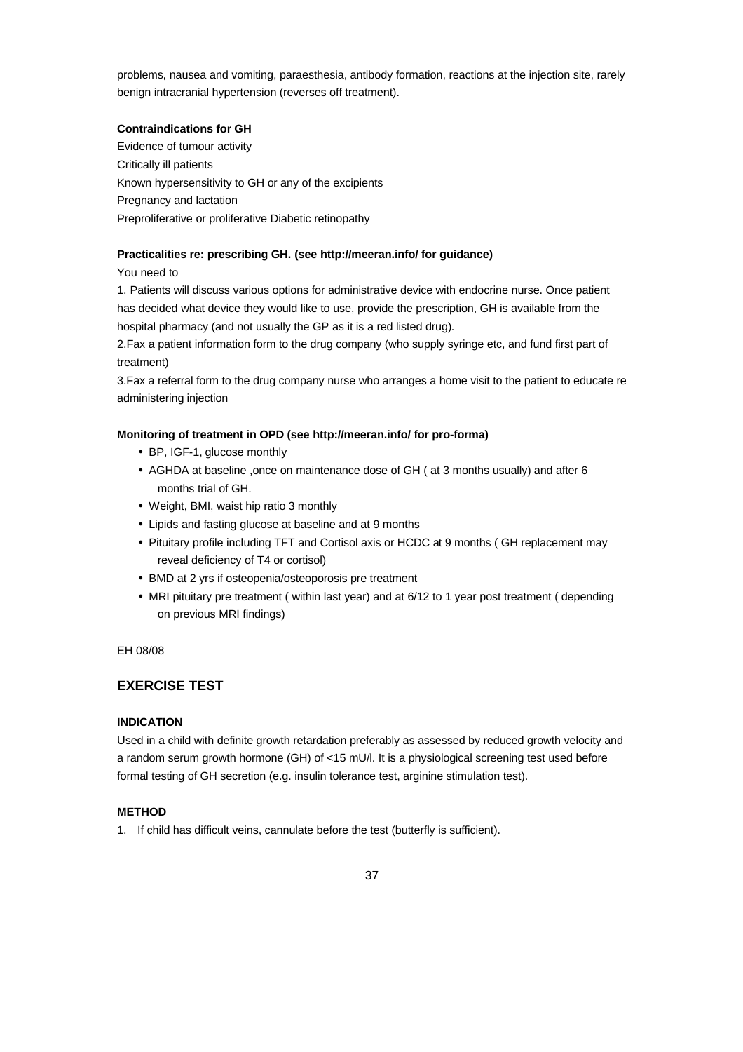problems, nausea and vomiting, paraesthesia, antibody formation, reactions at the injection site, rarely benign intracranial hypertension (reverses off treatment).

**Contraindications for GH**

Evidence of tumour activity

Critically ill patients

Known hypersensitivity to GH or any of the excipients

Pregnancy and lactation

Preproliferative or proliferative Diabetic retinopathy

**Practicalities re: prescribing GH. (see http://meeran.info/ for guidance)**

You need to

1. Patients will discuss various options for administrative device with endocrine nurse. Once patient has decided what device they would like to use, provide the prescription, GH is available from the hospital pharmacy (and not usually the GP as it is a red listed drug).

2.Fax a patient information form to the drug company (who supply syringe etc, and fund first part of treatment)

3.Fax a referral form to the drug company nurse who arranges a home visit to the patient to educate re administering injection

**Monitoring of treatment in OPD (see http://meeran.info/ for pro-forma)**

- BP, IGF-1, glucose monthly
- AGHDA at baseline ,once on maintenance dose of GH ( at 3 months usually) and after 6 months trial of GH.
- Weight, BMI, waist hip ratio 3 monthly
- Lipids and fasting glucose at baseline and at 9 months
- Pituitary profile including TFT and Cortisol axis or HCDC at 9 months ( GH replacement may reveal deficiency of T4 or cortisol)
- BMD at 2 yrs if osteopenia/osteoporosis pre treatment
- MRI pituitary pre treatment ( within last year) and at 6/12 to 1 year post treatment ( depending on previous MRI findings)

EH 08/08

## EXERCISE TEST

**INDICATION**

Used in a child with definite growth retardation preferably as assessed by reduced growth velocity and a random serum growth hormone (GH) of <15 mU/l. It is a physiological screening test used before formal testing of GH secretion (e.g. insulin tolerance test, arginine stimulation test).

**METHOD**

1. If child has difficult veins, cannulate before the test (butterfly is sufficient).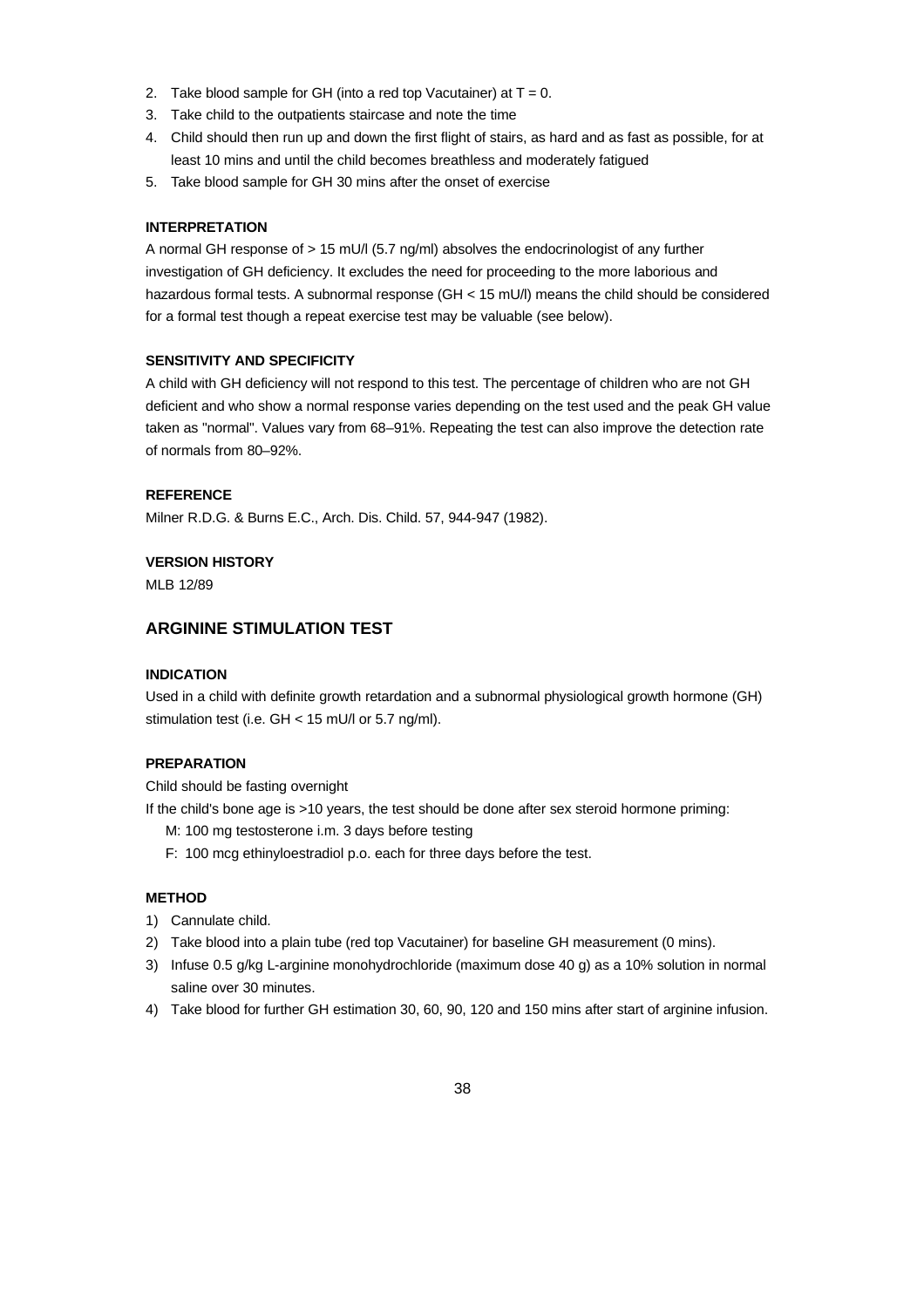2. Take blood sample for GH (into a red top Vacutainer) at T = 0.
3. Take child to the outpatients staircase and note the time
4. Child should then run up and down the first flight of stairs, as hard and as fast as possible, for at least 10 mins and until the child becomes breathless and moderately fatigued
5. Take blood sample for GH 30 mins after the onset of exercise

#### INTERPRETATION

A normal GH response of > 15 mU/l (5.7 ng/ml) absolves the endocrinologist of any further investigation of GH deficiency. It excludes the need for proceeding to the more laborious and hazardous formal tests. A subnormal response (GH < 15 mU/l) means the child should be considered for a formal test though a repeat exercise test may be valuable (see below).

#### SENSITIVITY AND SPECIFICITY

A child with GH deficiency will not respond to this test. The percentage of children who are not GH deficient and who show a normal response varies depending on the test used and the peak GH value taken as "normal". Values vary from 68–91%. Repeating the test can also improve the detection rate of normals from 80–92%.

#### REFERENCE

Milner R.D.G. & Burns E.C., Arch. Dis. Child. 57, 944-947 (1982).

#### VERSION HISTORY

MLB 12/89

### ARGININE STIMULATION TEST

#### INDICATION

Used in a child with definite growth retardation and a subnormal physiological growth hormone (GH) stimulation test (i.e. GH < 15 mU/l or 5.7 ng/ml).

#### PREPARATION

Child should be fasting overnight

If the child's bone age is >10 years, the test should be done after sex steroid hormone priming:

- M: 100 mg testosterone i.m. 3 days before testing
- F: 100 mcg ethinyloestradiol p.o. each for three days before the test.

#### METHOD

1) Cannulate child.
2) Take blood into a plain tube (red top Vacutainer) for baseline GH measurement (0 mins).
3) Infuse 0.5 g/kg L-arginine monohydrochloride (maximum dose 40 g) as a 10% solution in normal saline over 30 minutes.
4) Take blood for further GH estimation 30, 60, 90, 120 and 150 mins after start of arginine infusion.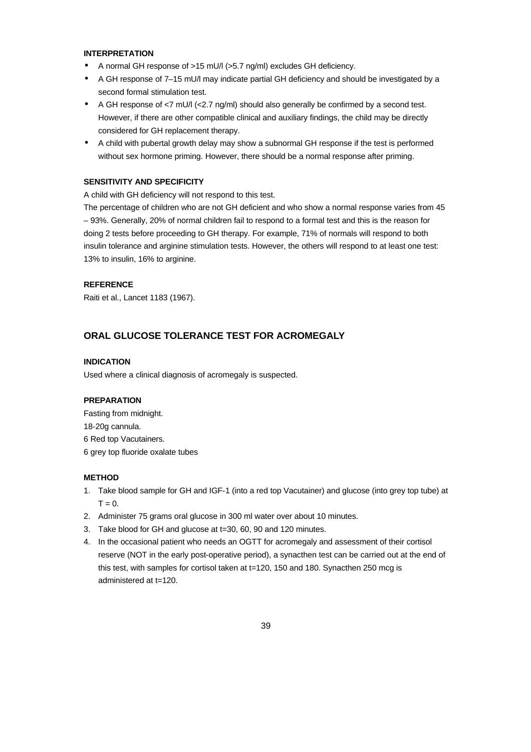#### INTERPRETATION

- A normal GH response of >15 mU/l (>5.7 ng/ml) excludes GH deficiency.
- A GH response of 7–15 mU/l may indicate partial GH deficiency and should be investigated by a second formal stimulation test.
- A GH response of <7 mU/l (<2.7 ng/ml) should also generally be confirmed by a second test. However, if there are other compatible clinical and auxiliary findings, the child may be directly considered for GH replacement therapy.
- A child with pubertal growth delay may show a subnormal GH response if the test is performed without sex hormone priming. However, there should be a normal response after priming.

#### SENSITIVITY AND SPECIFICITY

A child with GH deficiency will not respond to this test.

The percentage of children who are not GH deficient and who show a normal response varies from 45 – 93%. Generally, 20% of normal children fail to respond to a formal test and this is the reason for doing 2 tests before proceeding to GH therapy. For example, 71% of normals will respond to both insulin tolerance and arginine stimulation tests. However, the others will respond to at least one test: 13% to insulin, 16% to arginine.

#### REFERENCE

Raiti et al., Lancet 1183 (1967).

### ORAL GLUCOSE TOLERANCE TEST FOR ACROMEGALY

#### INDICATION

Used where a clinical diagnosis of acromegaly is suspected.

#### PREPARATION

Fasting from midnight.
18-20g cannula.
6 Red top Vacutainers.
6 grey top fluoride oxalate tubes

#### METHOD

1. Take blood sample for GH and IGF-1 (into a red top Vacutainer) and glucose (into grey top tube) at T = 0.
2. Administer 75 grams oral glucose in 300 ml water over about 10 minutes.
3. Take blood for GH and glucose at t=30, 60, 90 and 120 minutes.
4. In the occasional patient who needs an OGTT for acromegaly and assessment of their cortisol reserve (NOT in the early post-operative period), a synacthen test can be carried out at the end of this test, with samples for cortisol taken at t=120, 150 and 180. Synacthen 250 mcg is administered at t=120.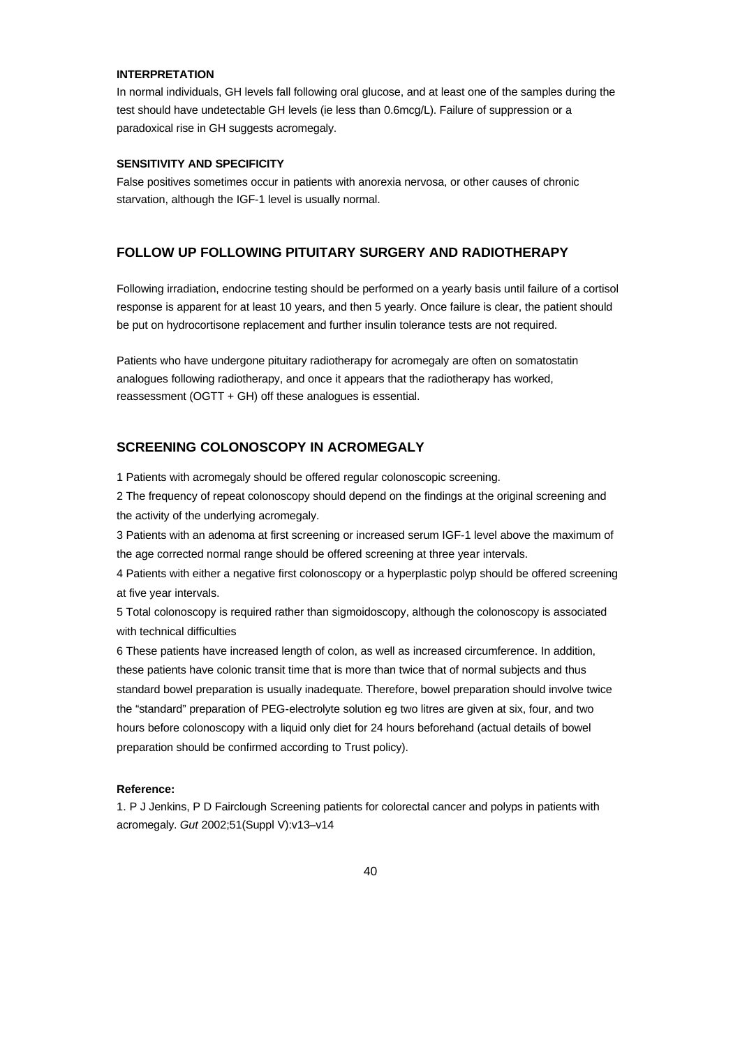#### INTERPRETATION

In normal individuals, GH levels fall following oral glucose, and at least one of the samples during the test should have undetectable GH levels (ie less than 0.6mcg/L). Failure of suppression or a paradoxical rise in GH suggests acromegaly.

#### SENSITIVITY AND SPECIFICITY

False positives sometimes occur in patients with anorexia nervosa, or other causes of chronic starvation, although the IGF-1 level is usually normal.

## FOLLOW UP FOLLOWING PITUITARY SURGERY AND RADIOTHERAPY

Following irradiation, endocrine testing should be performed on a yearly basis until failure of a cortisol response is apparent for at least 10 years, and then 5 yearly. Once failure is clear, the patient should be put on hydrocortisone replacement and further insulin tolerance tests are not required.

Patients who have undergone pituitary radiotherapy for acromegaly are often on somatostatin analogues following radiotherapy, and once it appears that the radiotherapy has worked, reassessment (OGTT + GH) off these analogues is essential.

## SCREENING COLONOSCOPY IN ACROMEGALY

1 Patients with acromegaly should be offered regular colonoscopic screening.

2 The frequency of repeat colonoscopy should depend on the findings at the original screening and the activity of the underlying acromegaly.

3 Patients with an adenoma at first screening or increased serum IGF-1 level above the maximum of the age corrected normal range should be offered screening at three year intervals.

4 Patients with either a negative first colonoscopy or a hyperplastic polyp should be offered screening at five year intervals.

5 Total colonoscopy is required rather than sigmoidoscopy, although the colonoscopy is associated with technical difficulties

6 These patients have increased length of colon, as well as increased circumference. In addition, these patients have colonic transit time that is more than twice that of normal subjects and thus standard bowel preparation is usually inadequate. Therefore, bowel preparation should involve twice the "standard" preparation of PEG-electrolyte solution eg two litres are given at six, four, and two hours before colonoscopy with a liquid only diet for 24 hours beforehand (actual details of bowel preparation should be confirmed according to Trust policy).

#### Reference:

1. P J Jenkins, P D Fairclough Screening patients for colorectal cancer and polyps in patients with acromegaly. *Gut* 2002;51(Suppl V):v13–v14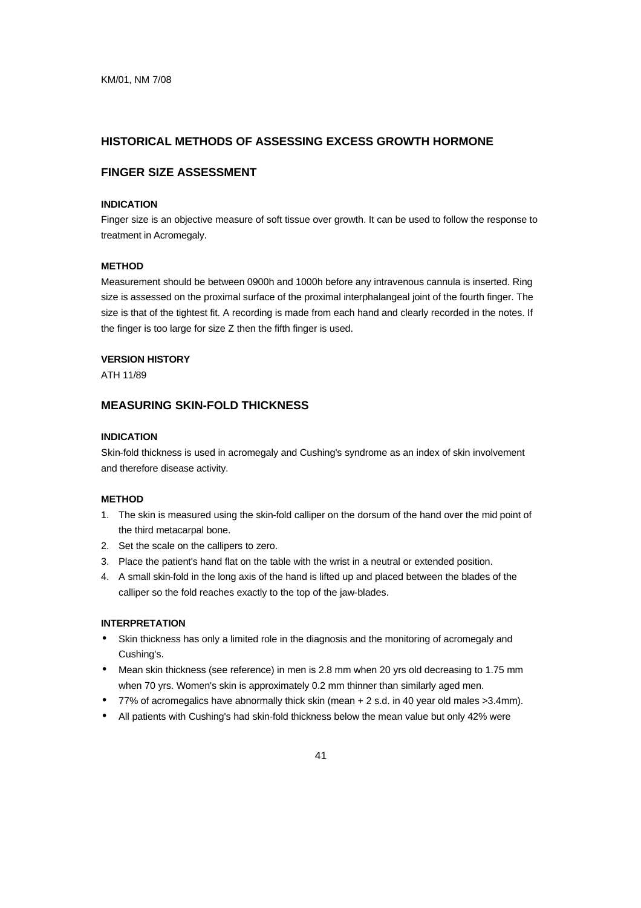KM/01, NM 7/08

## HISTORICAL METHODS OF ASSESSING EXCESS GROWTH HORMONE

## FINGER SIZE ASSESSMENT

#### INDICATION

Finger size is an objective measure of soft tissue over growth. It can be used to follow the response to treatment in Acromegaly.

#### METHOD

Measurement should be between 0900h and 1000h before any intravenous cannula is inserted. Ring size is assessed on the proximal surface of the proximal interphalangeal joint of the fourth finger. The size is that of the tightest fit. A recording is made from each hand and clearly recorded in the notes. If the finger is too large for size Z then the fifth finger is used.

#### VERSION HISTORY

ATH 11/89

## MEASURING SKIN-FOLD THICKNESS

#### INDICATION

Skin-fold thickness is used in acromegaly and Cushing's syndrome as an index of skin involvement and therefore disease activity.

#### METHOD

1. The skin is measured using the skin-fold calliper on the dorsum of the hand over the mid point of the third metacarpal bone.
2. Set the scale on the callipers to zero.
3. Place the patient's hand flat on the table with the wrist in a neutral or extended position.
4. A small skin-fold in the long axis of the hand is lifted up and placed between the blades of the calliper so the fold reaches exactly to the top of the jaw-blades.

#### INTERPRETATION

- Skin thickness has only a limited role in the diagnosis and the monitoring of acromegaly and Cushing's.
- Mean skin thickness (see reference) in men is 2.8 mm when 20 yrs old decreasing to 1.75 mm when 70 yrs. Women's skin is approximately 0.2 mm thinner than similarly aged men.
- 77% of acromegalics have abnormally thick skin (mean + 2 s.d. in 40 year old males >3.4mm).
- All patients with Cushing's had skin-fold thickness below the mean value but only 42% were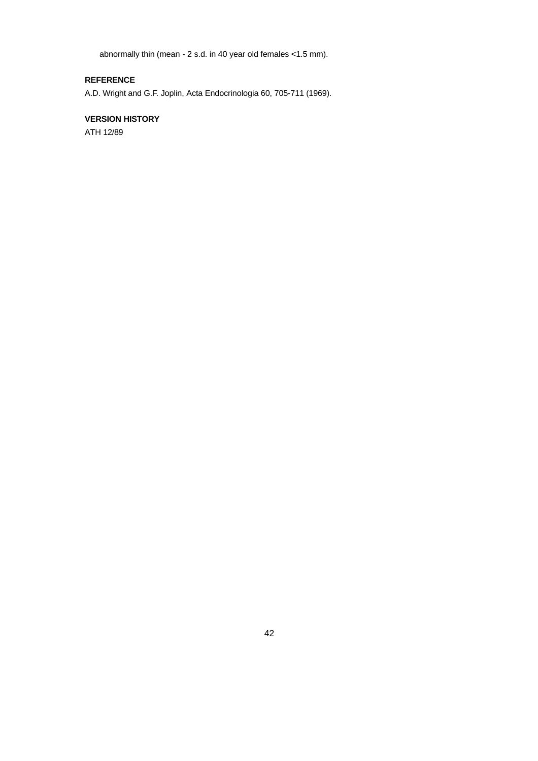abnormally thin (mean - 2 s.d. in 40 year old females <1.5 mm).

**REFERENCE**

A.D. Wright and G.F. Joplin, Acta Endocrinologia 60, 705-711 (1969).

**VERSION HISTORY**

ATH 12/89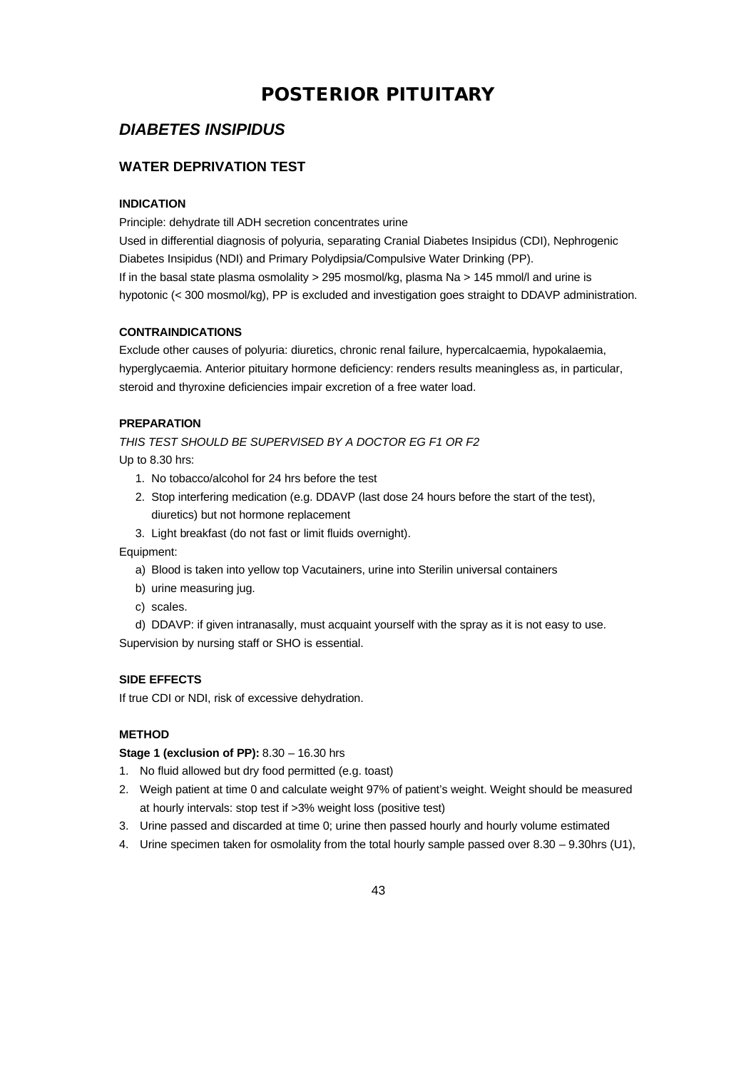# POSTERIOR PITUITARY

## *DIABETES INSIPIDUS*

### WATER DEPRIVATION TEST

#### INDICATION

Principle: dehydrate till ADH secretion concentrates urine

Used in differential diagnosis of polyuria, separating Cranial Diabetes Insipidus (CDI), Nephrogenic Diabetes Insipidus (NDI) and Primary Polydipsia/Compulsive Water Drinking (PP).

If in the basal state plasma osmolality > 295 mosmol/kg, plasma Na > 145 mmol/l and urine is hypotonic (< 300 mosmol/kg), PP is excluded and investigation goes straight to DDAVP administration.

#### CONTRAINDICATIONS

Exclude other causes of polyuria: diuretics, chronic renal failure, hypercalcaemia, hypokalaemia, hyperglycaemia. Anterior pituitary hormone deficiency: renders results meaningless as, in particular, steroid and thyroxine deficiencies impair excretion of a free water load.

#### PREPARATION

*THIS TEST SHOULD BE SUPERVISED BY A DOCTOR EG F1 OR F2*

Up to 8.30 hrs:

1. No tobacco/alcohol for 24 hrs before the test
2. Stop interfering medication (e.g. DDAVP (last dose 24 hours before the start of the test), diuretics) but not hormone replacement
3. Light breakfast (do not fast or limit fluids overnight).

Equipment:

a) Blood is taken into yellow top Vacutainers, urine into Sterilin universal containers
b) urine measuring jug.
c) scales.
d) DDAVP: if given intranasally, must acquaint yourself with the spray as it is not easy to use.

Supervision by nursing staff or SHO is essential.

#### SIDE EFFECTS

If true CDI or NDI, risk of excessive dehydration.

#### METHOD

**Stage 1 (exclusion of PP):** 8.30 – 16.30 hrs

1. No fluid allowed but dry food permitted (e.g. toast)
2. Weigh patient at time 0 and calculate weight 97% of patient's weight. Weight should be measured at hourly intervals: stop test if >3% weight loss (positive test)
3. Urine passed and discarded at time 0; urine then passed hourly and hourly volume estimated
4. Urine specimen taken for osmolality from the total hourly sample passed over 8.30 – 9.30hrs (U1),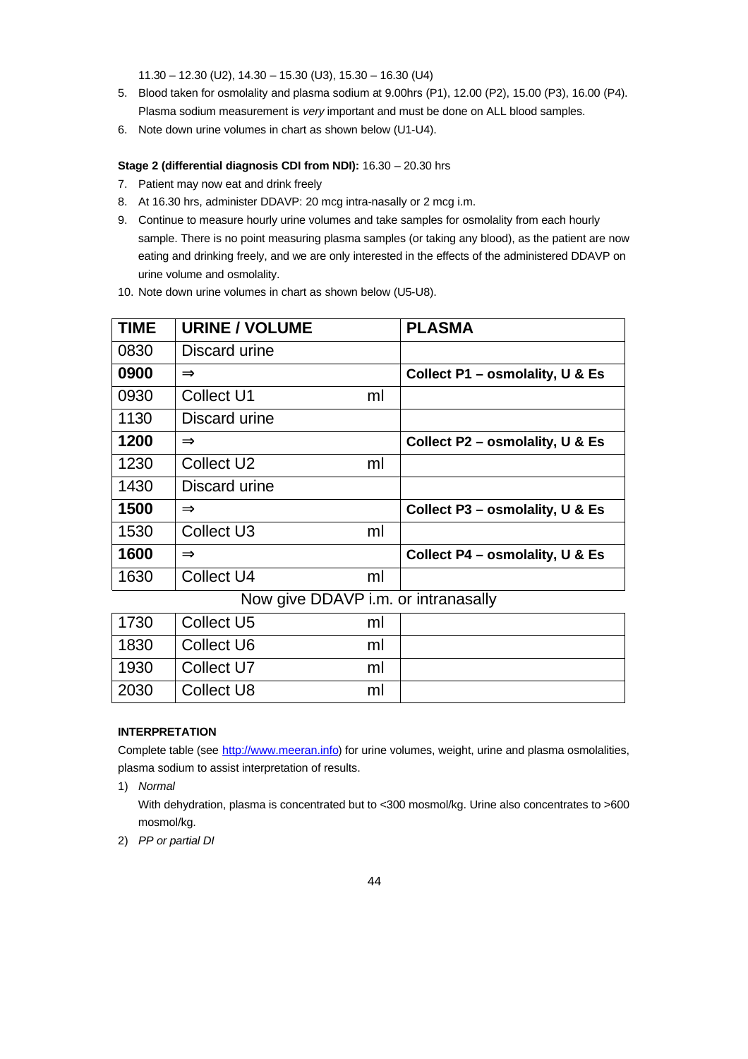11.30 – 12.30 (U2), 14.30 – 15.30 (U3), 15.30 – 16.30 (U4)

5. Blood taken for osmolality and plasma sodium at 9.00hrs (P1), 12.00 (P2), 15.00 (P3), 16.00 (P4). Plasma sodium measurement is *very* important and must be done on ALL blood samples.
6. Note down urine volumes in chart as shown below (U1-U4).

**Stage 2 (differential diagnosis CDI from NDI):** 16.30 – 20.30 hrs

7. Patient may now eat and drink freely
8. At 16.30 hrs, administer DDAVP: 20 mcg intra-nasally or 2 mcg i.m.
9. Continue to measure hourly urine volumes and take samples for osmolality from each hourly sample. There is no point measuring plasma samples (or taking any blood), as the patient are now eating and drinking freely, and we are only interested in the effects of the administered DDAVP on urine volume and osmolality.
10. Note down urine volumes in chart as shown below (U5-U8).

| TIME | URINE / VOLUME | PLASMA |
|---|---|---|
| 0830 | Discard urine | |
| **0900** | ⇒ | **Collect P1 – osmolality, U & Es** |
| 0930 | Collect U1 ml | |
| 1130 | Discard urine | |
| **1200** | ⇒ | **Collect P2 – osmolality, U & Es** |
| 1230 | Collect U2 ml | |
| 1430 | Discard urine | |
| **1500** | ⇒ | **Collect P3 – osmolality, U & Es** |
| 1530 | Collect U3 ml | |
| **1600** | ⇒ | **Collect P4 – osmolality, U & Es** |
| 1630 | Collect U4 ml | |
| | Now give DDAVP i.m. or intranasally | |
| 1730 | Collect U5 ml | |
| 1830 | Collect U6 ml | |
| 1930 | Collect U7 ml | |
| 2030 | Collect U8 ml | |

**INTERPRETATION**

Complete table (see http://www.meeran.info) for urine volumes, weight, urine and plasma osmolalities, plasma sodium to assist interpretation of results.

1) *Normal*

   With dehydration, plasma is concentrated but to <300 mosmol/kg. Urine also concentrates to >600 mosmol/kg.

2) *PP or partial DI*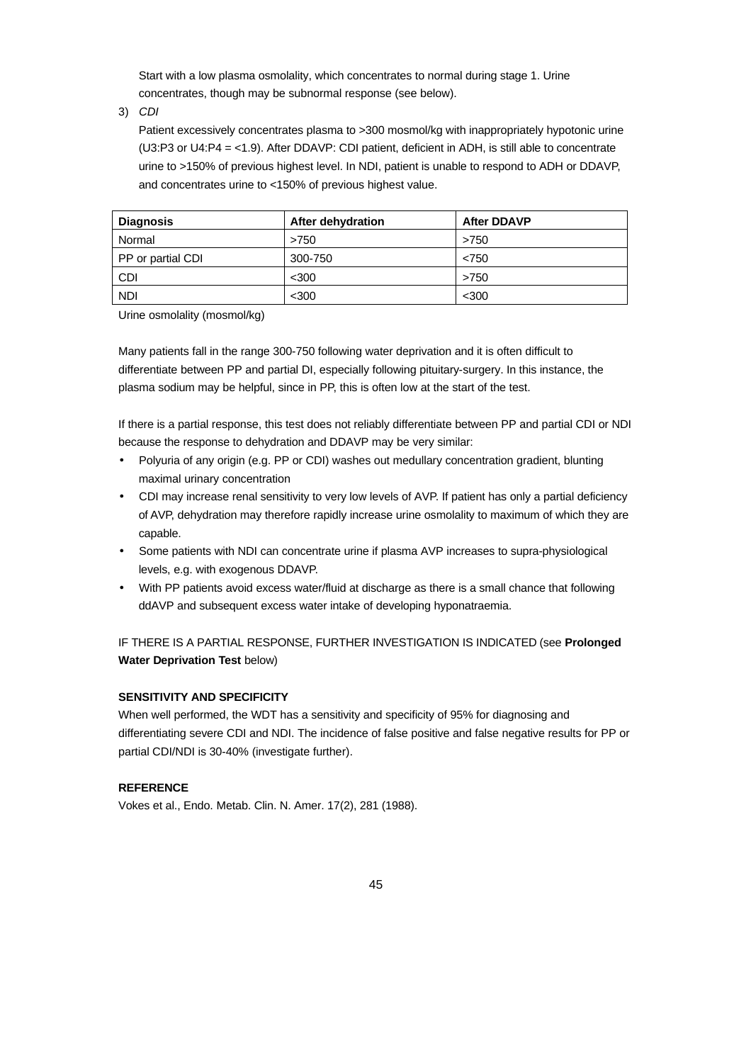Start with a low plasma osmolality, which concentrates to normal during stage 1. Urine concentrates, though may be subnormal response (see below).

3) *CDI*

   Patient excessively concentrates plasma to >300 mosmol/kg with inappropriately hypotonic urine (U3:P3 or U4:P4 = <1.9). After DDAVP: CDI patient, deficient in ADH, is still able to concentrate urine to >150% of previous highest level. In NDI, patient is unable to respond to ADH or DDAVP, and concentrates urine to <150% of previous highest value.

| Diagnosis | After dehydration | After DDAVP |
|---|---|---|
| Normal | >750 | >750 |
| PP or partial CDI | 300-750 | <750 |
| CDI | <300 | >750 |
| NDI | <300 | <300 |

Urine osmolality (mosmol/kg)

Many patients fall in the range 300-750 following water deprivation and it is often difficult to differentiate between PP and partial DI, especially following pituitary-surgery. In this instance, the plasma sodium may be helpful, since in PP, this is often low at the start of the test.

If there is a partial response, this test does not reliably differentiate between PP and partial CDI or NDI because the response to dehydration and DDAVP may be very similar:

- Polyuria of any origin (e.g. PP or CDI) washes out medullary concentration gradient, blunting maximal urinary concentration
- CDI may increase renal sensitivity to very low levels of AVP. If patient has only a partial deficiency of AVP, dehydration may therefore rapidly increase urine osmolality to maximum of which they are capable.
- Some patients with NDI can concentrate urine if plasma AVP increases to supra-physiological levels, e.g. with exogenous DDAVP.
- With PP patients avoid excess water/fluid at discharge as there is a small chance that following ddAVP and subsequent excess water intake of developing hyponatraemia.

IF THERE IS A PARTIAL RESPONSE, FURTHER INVESTIGATION IS INDICATED (see **Prolonged Water Deprivation Test** below)

**SENSITIVITY AND SPECIFICITY**

When well performed, the WDT has a sensitivity and specificity of 95% for diagnosing and differentiating severe CDI and NDI. The incidence of false positive and false negative results for PP or partial CDI/NDI is 30-40% (investigate further).

**REFERENCE**

Vokes et al., Endo. Metab. Clin. N. Amer. 17(2), 281 (1988).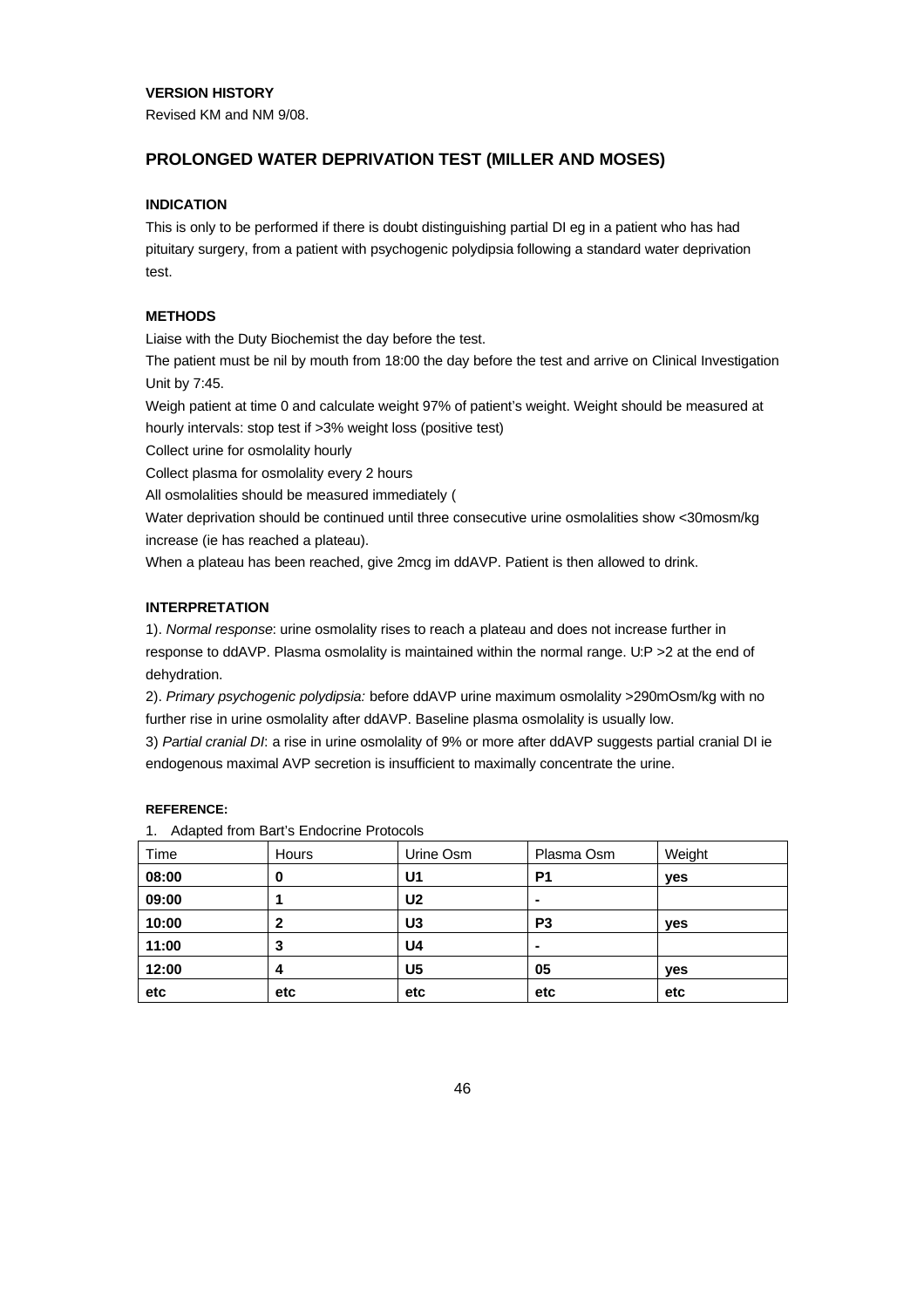**VERSION HISTORY**

Revised KM and NM 9/08.

## PROLONGED WATER DEPRIVATION TEST (MILLER AND MOSES)

**INDICATION**

This is only to be performed if there is doubt distinguishing partial DI eg in a patient who has had pituitary surgery, from a patient with psychogenic polydipsia following a standard water deprivation test.

**METHODS**

Liaise with the Duty Biochemist the day before the test.

The patient must be nil by mouth from 18:00 the day before the test and arrive on Clinical Investigation Unit by 7:45.

Weigh patient at time 0 and calculate weight 97% of patient's weight. Weight should be measured at hourly intervals: stop test if >3% weight loss (positive test)

Collect urine for osmolality hourly

Collect plasma for osmolality every 2 hours

All osmolalities should be measured immediately (

Water deprivation should be continued until three consecutive urine osmolalities show <30mosm/kg increase (ie has reached a plateau).

When a plateau has been reached, give 2mcg im ddAVP. Patient is then allowed to drink.

**INTERPRETATION**

1). *Normal response*: urine osmolality rises to reach a plateau and does not increase further in response to ddAVP. Plasma osmolality is maintained within the normal range. U:P >2 at the end of dehydration.

2). *Primary psychogenic polydipsia:* before ddAVP urine maximum osmolality >290mOsm/kg with no further rise in urine osmolality after ddAVP. Baseline plasma osmolality is usually low.

3) *Partial cranial DI*: a rise in urine osmolality of 9% or more after ddAVP suggests partial cranial DI ie endogenous maximal AVP secretion is insufficient to maximally concentrate the urine.

**REFERENCE:**

1. Adapted from Bart's Endocrine Protocols

| Time | Hours | Urine Osm | Plasma Osm | Weight |
|---|---|---|---|---|
| **08:00** | **0** | **U1** | **P1** | **yes** |
| **09:00** | **1** | **U2** | **-** | |
| **10:00** | **2** | **U3** | **P3** | **yes** |
| **11:00** | **3** | **U4** | **-** | |
| **12:00** | **4** | **U5** | **05** | **yes** |
| **etc** | **etc** | **etc** | **etc** | **etc** |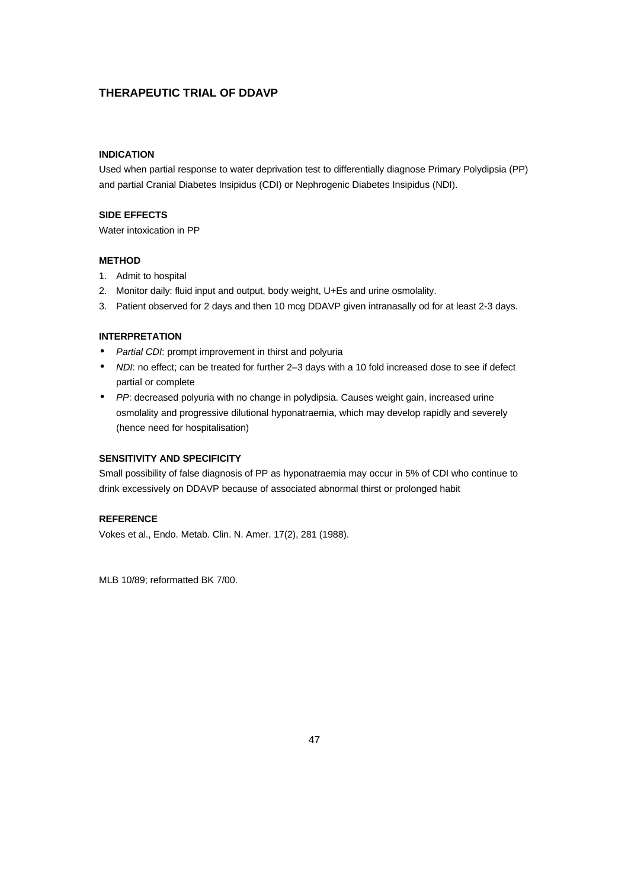## THERAPEUTIC TRIAL OF DDAVP

### INDICATION

Used when partial response to water deprivation test to differentially diagnose Primary Polydipsia (PP) and partial Cranial Diabetes Insipidus (CDI) or Nephrogenic Diabetes Insipidus (NDI).

### SIDE EFFECTS

Water intoxication in PP

### METHOD

1. Admit to hospital
2. Monitor daily: fluid input and output, body weight, U+Es and urine osmolality.
3. Patient observed for 2 days and then 10 mcg DDAVP given intranasally od for at least 2-3 days.

### INTERPRETATION

- *Partial CDI*: prompt improvement in thirst and polyuria
- *NDI*: no effect; can be treated for further 2–3 days with a 10 fold increased dose to see if defect partial or complete
- *PP*: decreased polyuria with no change in polydipsia. Causes weight gain, increased urine osmolality and progressive dilutional hyponatraemia, which may develop rapidly and severely (hence need for hospitalisation)

### SENSITIVITY AND SPECIFICITY

Small possibility of false diagnosis of PP as hyponatraemia may occur in 5% of CDI who continue to drink excessively on DDAVP because of associated abnormal thirst or prolonged habit

### REFERENCE

Vokes et al., Endo. Metab. Clin. N. Amer. 17(2), 281 (1988).

MLB 10/89; reformatted BK 7/00.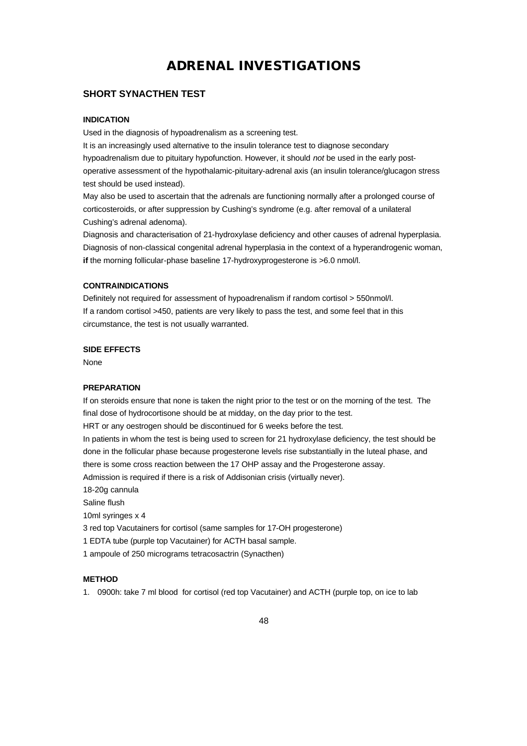# ADRENAL INVESTIGATIONS

## SHORT SYNACTHEN TEST

#### INDICATION

Used in the diagnosis of hypoadrenalism as a screening test.

It is an increasingly used alternative to the insulin tolerance test to diagnose secondary hypoadrenalism due to pituitary hypofunction. However, it should *not* be used in the early post-operative assessment of the hypothalamic-pituitary-adrenal axis (an insulin tolerance/glucagon stress test should be used instead).

May also be used to ascertain that the adrenals are functioning normally after a prolonged course of corticosteroids, or after suppression by Cushing's syndrome (e.g. after removal of a unilateral Cushing's adrenal adenoma).

Diagnosis and characterisation of 21-hydroxylase deficiency and other causes of adrenal hyperplasia.

Diagnosis of non-classical congenital adrenal hyperplasia in the context of a hyperandrogenic woman, **if** the morning follicular-phase baseline 17-hydroxyprogesterone is >6.0 nmol/l.

#### CONTRAINDICATIONS

Definitely not required for assessment of hypoadrenalism if random cortisol > 550nmol/l.

If a random cortisol >450, patients are very likely to pass the test, and some feel that in this circumstance, the test is not usually warranted.

#### SIDE EFFECTS

None

#### PREPARATION

If on steroids ensure that none is taken the night prior to the test or on the morning of the test. The final dose of hydrocortisone should be at midday, on the day prior to the test.

HRT or any oestrogen should be discontinued for 6 weeks before the test.

In patients in whom the test is being used to screen for 21 hydroxylase deficiency, the test should be done in the follicular phase because progesterone levels rise substantially in the luteal phase, and there is some cross reaction between the 17 OHP assay and the Progesterone assay.

Admission is required if there is a risk of Addisonian crisis (virtually never).

18-20g cannula

Saline flush

10ml syringes x 4

3 red top Vacutainers for cortisol (same samples for 17-OH progesterone)

1 EDTA tube (purple top Vacutainer) for ACTH basal sample.

1 ampoule of 250 micrograms tetracosactrin (Synacthen)

#### METHOD

1. 0900h: take 7 ml blood for cortisol (red top Vacutainer) and ACTH (purple top, on ice to lab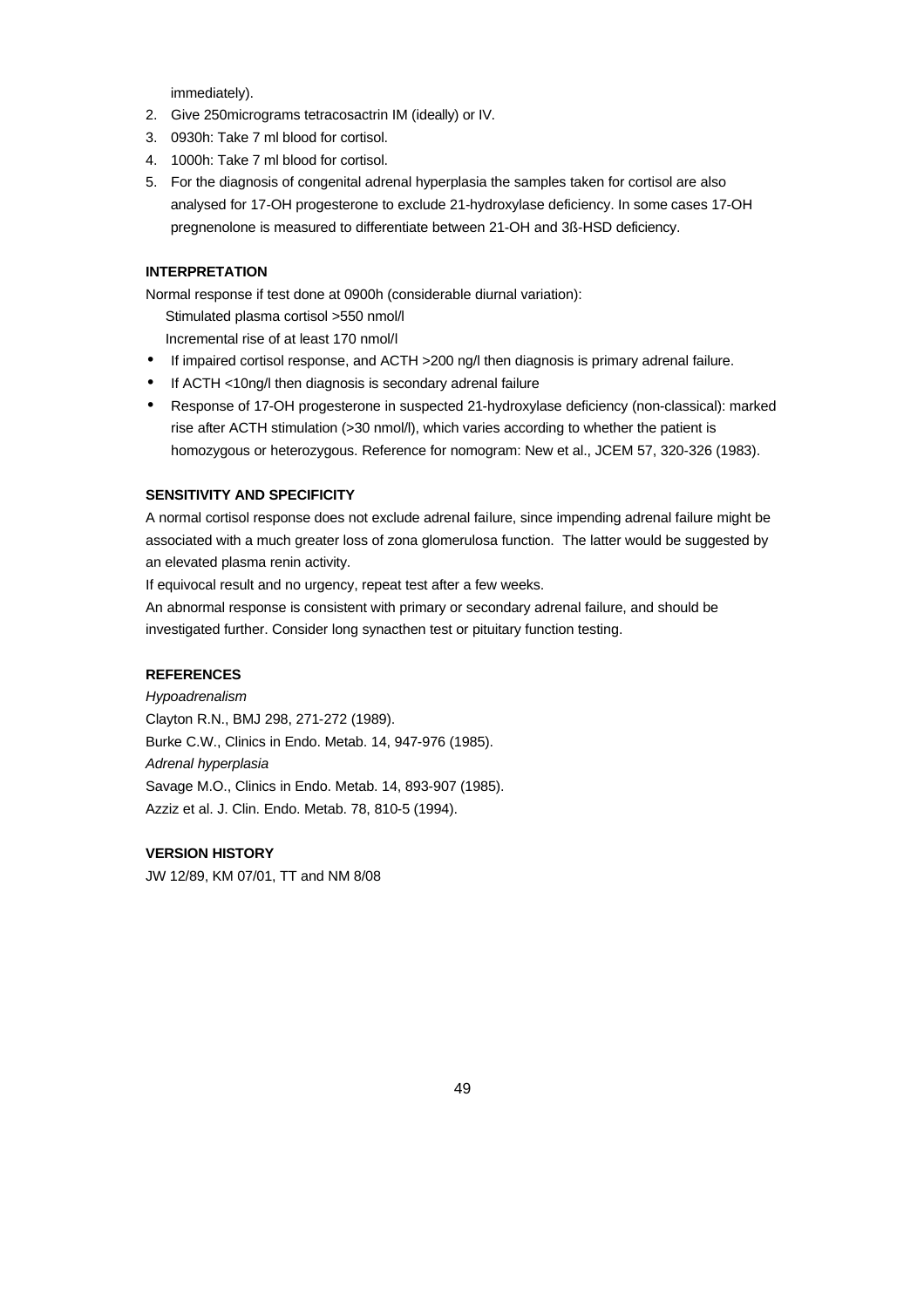immediately).

2. Give 250micrograms tetracosactrin IM (ideally) or IV.
3. 0930h: Take 7 ml blood for cortisol.
4. 1000h: Take 7 ml blood for cortisol.
5. For the diagnosis of congenital adrenal hyperplasia the samples taken for cortisol are also analysed for 17-OH progesterone to exclude 21-hydroxylase deficiency. In some cases 17-OH pregnenolone is measured to differentiate between 21-OH and 3ß-HSD deficiency.

**INTERPRETATION**

Normal response if test done at 0900h (considerable diurnal variation):

Stimulated plasma cortisol >550 nmol/l

Incremental rise of at least 170 nmol/l

- If impaired cortisol response, and ACTH >200 ng/l then diagnosis is primary adrenal failure.
- If ACTH <10ng/l then diagnosis is secondary adrenal failure
- Response of 17-OH progesterone in suspected 21-hydroxylase deficiency (non-classical): marked rise after ACTH stimulation (>30 nmol/l), which varies according to whether the patient is homozygous or heterozygous. Reference for nomogram: New et al., JCEM 57, 320-326 (1983).

**SENSITIVITY AND SPECIFICITY**

A normal cortisol response does not exclude adrenal failure, since impending adrenal failure might be associated with a much greater loss of zona glomerulosa function. The latter would be suggested by an elevated plasma renin activity.

If equivocal result and no urgency, repeat test after a few weeks.

An abnormal response is consistent with primary or secondary adrenal failure, and should be investigated further. Consider long synacthen test or pituitary function testing.

**REFERENCES**

*Hypoadrenalism*

Clayton R.N., BMJ 298, 271-272 (1989).

Burke C.W., Clinics in Endo. Metab. 14, 947-976 (1985).

*Adrenal hyperplasia*

Savage M.O., Clinics in Endo. Metab. 14, 893-907 (1985).

Azziz et al. J. Clin. Endo. Metab. 78, 810-5 (1994).

**VERSION HISTORY**

JW 12/89, KM 07/01, TT and NM 8/08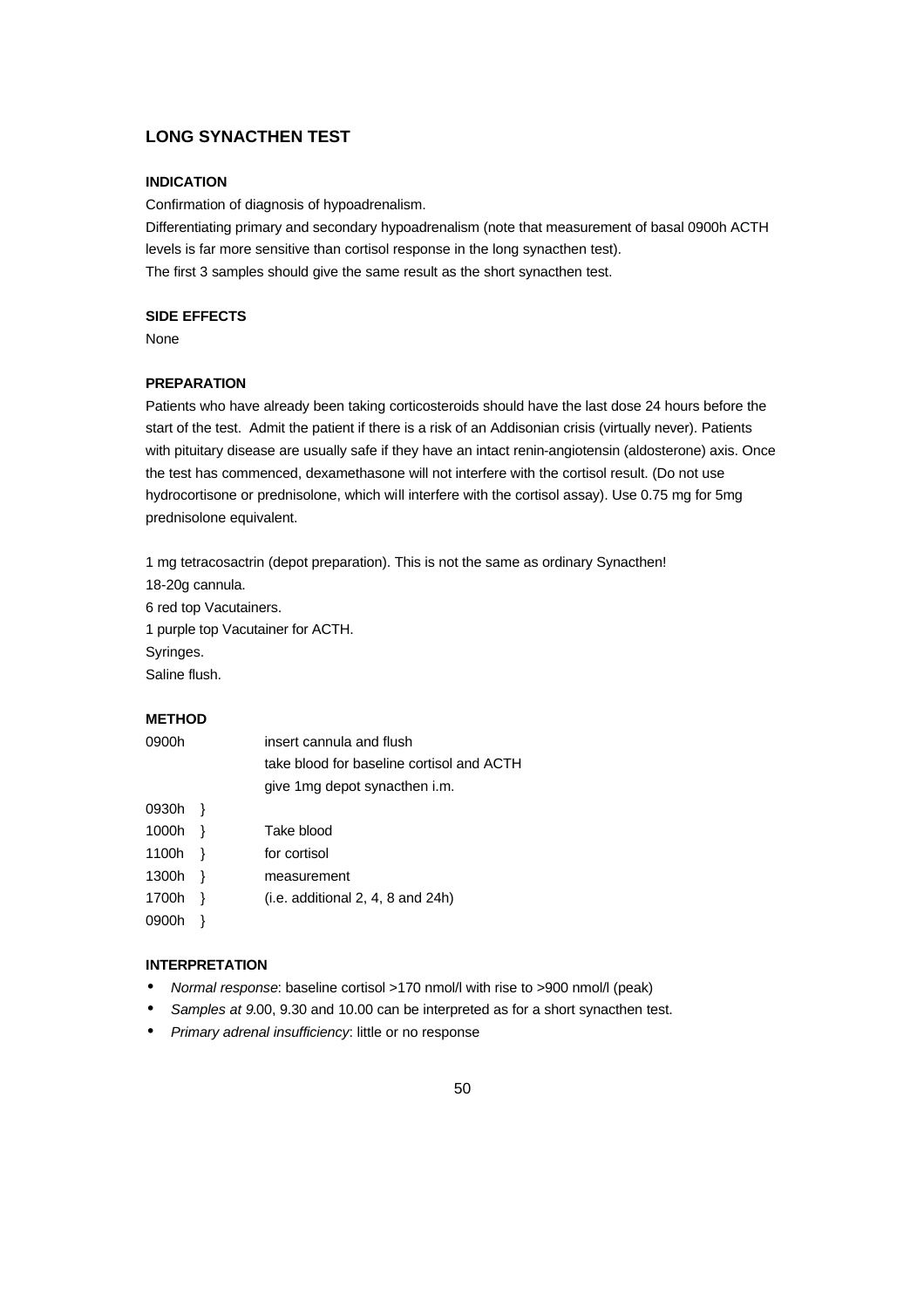## LONG SYNACTHEN TEST

### INDICATION

Confirmation of diagnosis of hypoadrenalism.

Differentiating primary and secondary hypoadrenalism (note that measurement of basal 0900h ACTH levels is far more sensitive than cortisol response in the long synacthen test).

The first 3 samples should give the same result as the short synacthen test.

### SIDE EFFECTS

None

### PREPARATION

Patients who have already been taking corticosteroids should have the last dose 24 hours before the start of the test. Admit the patient if there is a risk of an Addisonian crisis (virtually never). Patients with pituitary disease are usually safe if they have an intact renin-angiotensin (aldosterone) axis. Once the test has commenced, dexamethasone will not interfere with the cortisol result. (Do not use hydrocortisone or prednisolone, which will interfere with the cortisol assay). Use 0.75 mg for 5mg prednisolone equivalent.

1 mg tetracosactrin (depot preparation). This is not the same as ordinary Synacthen!
18-20g cannula.
6 red top Vacutainers.
1 purple top Vacutainer for ACTH.
Syringes.
Saline flush.

### METHOD

| | |
|---|---|
| 0900h | insert cannula and flush<br>take blood for baseline cortisol and ACTH<br>give 1mg depot synacthen i.m. |
| 0930h } | |
| 1000h } | Take blood |
| 1100h } | for cortisol |
| 1300h } | measurement |
| 1700h } | (i.e. additional 2, 4, 8 and 24h) |
| 0900h } | |

### INTERPRETATION

- *Normal response*: baseline cortisol >170 nmol/l with rise to >900 nmol/l (peak)
- *Samples at 9*.00, 9.30 and 10.00 can be interpreted as for a short synacthen test.
- *Primary adrenal insufficiency*: little or no response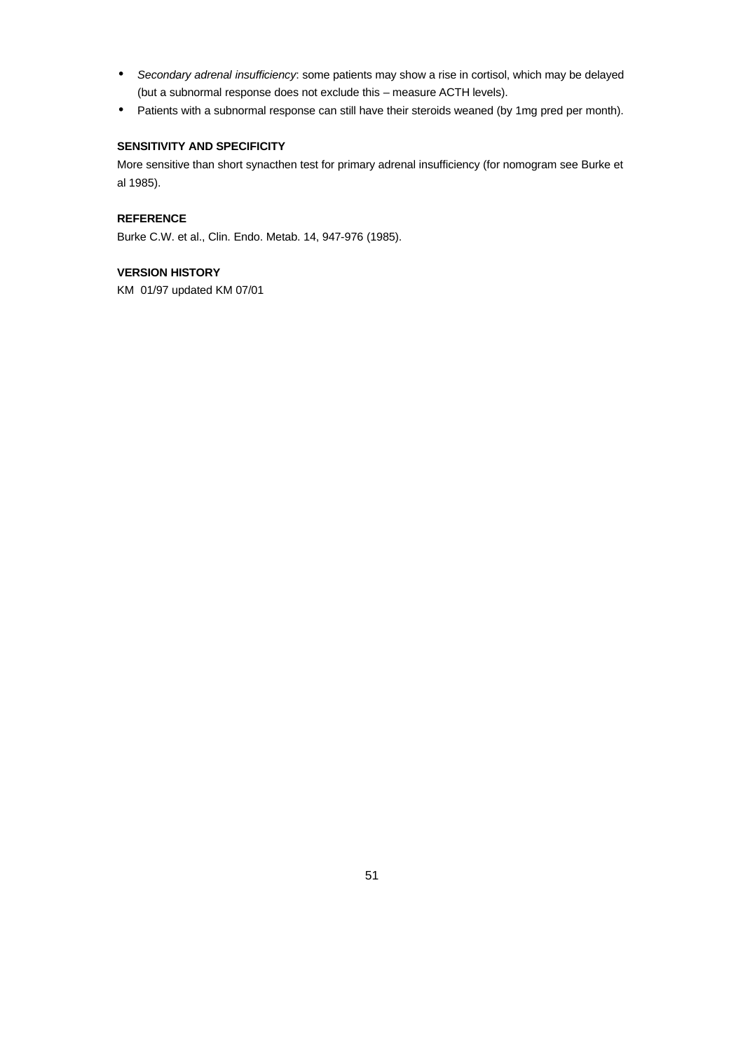- *Secondary adrenal insufficiency*: some patients may show a rise in cortisol, which may be delayed (but a subnormal response does not exclude this – measure ACTH levels).
- Patients with a subnormal response can still have their steroids weaned (by 1mg pred per month).

**SENSITIVITY AND SPECIFICITY**

More sensitive than short synacthen test for primary adrenal insufficiency (for nomogram see Burke et al 1985).

**REFERENCE**

Burke C.W. et al., Clin. Endo. Metab. 14, 947-976 (1985).

**VERSION HISTORY**

KM 01/97 updated KM 07/01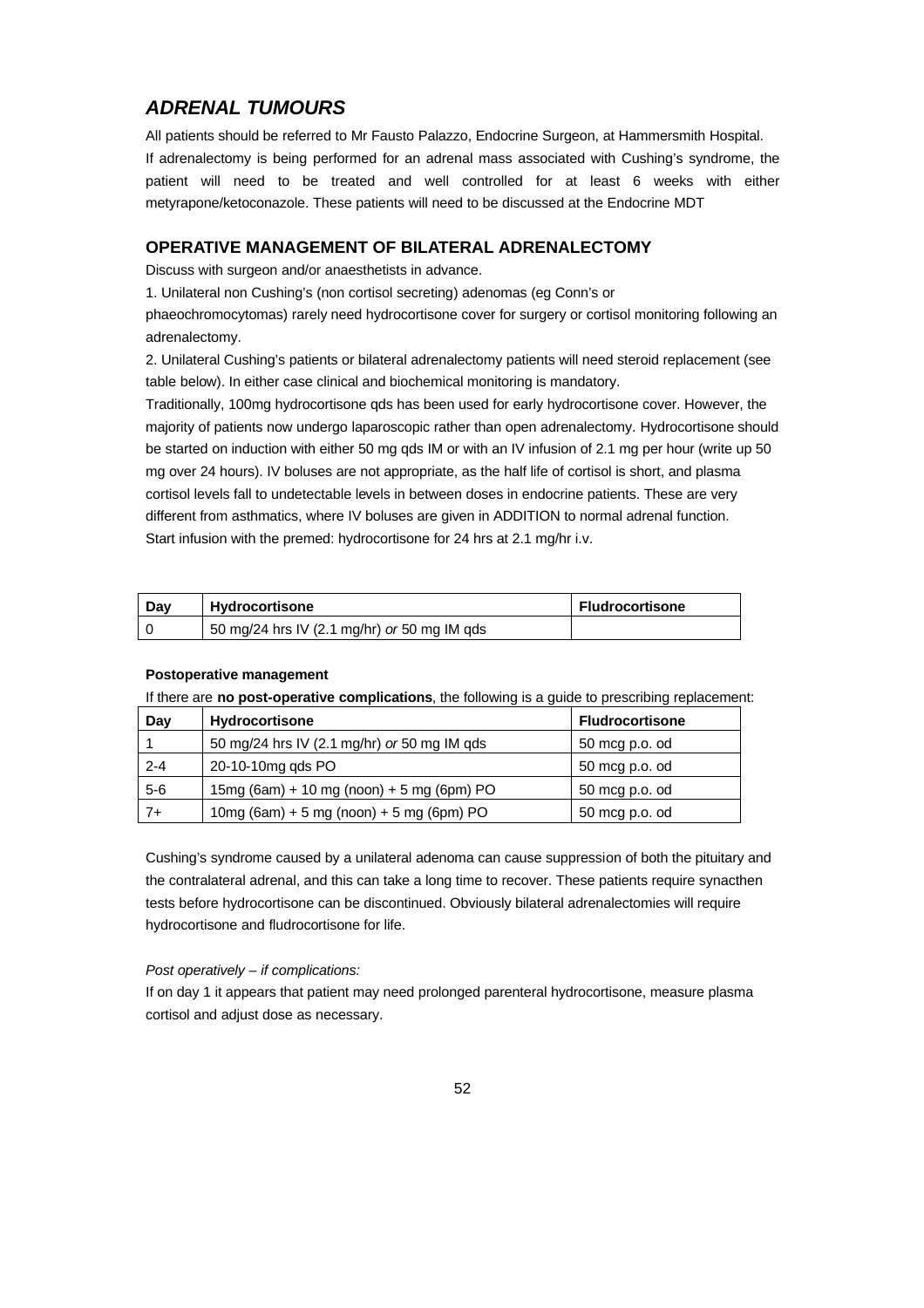## *ADRENAL TUMOURS*

All patients should be referred to Mr Fausto Palazzo, Endocrine Surgeon, at Hammersmith Hospital.

If adrenalectomy is being performed for an adrenal mass associated with Cushing's syndrome, the patient will need to be treated and well controlled for at least 6 weeks with either metyrapone/ketoconazole. These patients will need to be discussed at the Endocrine MDT

### OPERATIVE MANAGEMENT OF BILATERAL ADRENALECTOMY

Discuss with surgeon and/or anaesthetists in advance.

1. Unilateral non Cushing's (non cortisol secreting) adenomas (eg Conn's or phaeochromocytomas) rarely need hydrocortisone cover for surgery or cortisol monitoring following an adrenalectomy.

2. Unilateral Cushing's patients or bilateral adrenalectomy patients will need steroid replacement (see table below). In either case clinical and biochemical monitoring is mandatory.

Traditionally, 100mg hydrocortisone qds has been used for early hydrocortisone cover. However, the majority of patients now undergo laparoscopic rather than open adrenalectomy. Hydrocortisone should be started on induction with either 50 mg qds IM or with an IV infusion of 2.1 mg per hour (write up 50 mg over 24 hours). IV boluses are not appropriate, as the half life of cortisol is short, and plasma cortisol levels fall to undetectable levels in between doses in endocrine patients. These are very different from asthmatics, where IV boluses are given in ADDITION to normal adrenal function.

Start infusion with the premed: hydrocortisone for 24 hrs at 2.1 mg/hr i.v.

| Day | Hydrocortisone | Fludrocortisone |
|---|---|---|
| 0 | 50 mg/24 hrs IV (2.1 mg/hr) *or* 50 mg IM qds | |

#### Postoperative management

If there are **no post-operative complications**, the following is a guide to prescribing replacement:

| Day | Hydrocortisone | Fludrocortisone |
|---|---|---|
| 1 | 50 mg/24 hrs IV (2.1 mg/hr) *or* 50 mg IM qds | 50 mcg p.o. od |
| 2-4 | 20-10-10mg qds PO | 50 mcg p.o. od |
| 5-6 | 15mg (6am) + 10 mg (noon) + 5 mg (6pm) PO | 50 mcg p.o. od |
| 7+ | 10mg (6am) + 5 mg (noon) + 5 mg (6pm) PO | 50 mcg p.o. od |

Cushing's syndrome caused by a unilateral adenoma can cause suppression of both the pituitary and the contralateral adrenal, and this can take a long time to recover. These patients require synacthen tests before hydrocortisone can be discontinued. Obviously bilateral adrenalectomies will require hydrocortisone and fludrocortisone for life.

*Post operatively – if complications:*

If on day 1 it appears that patient may need prolonged parenteral hydrocortisone, measure plasma cortisol and adjust dose as necessary.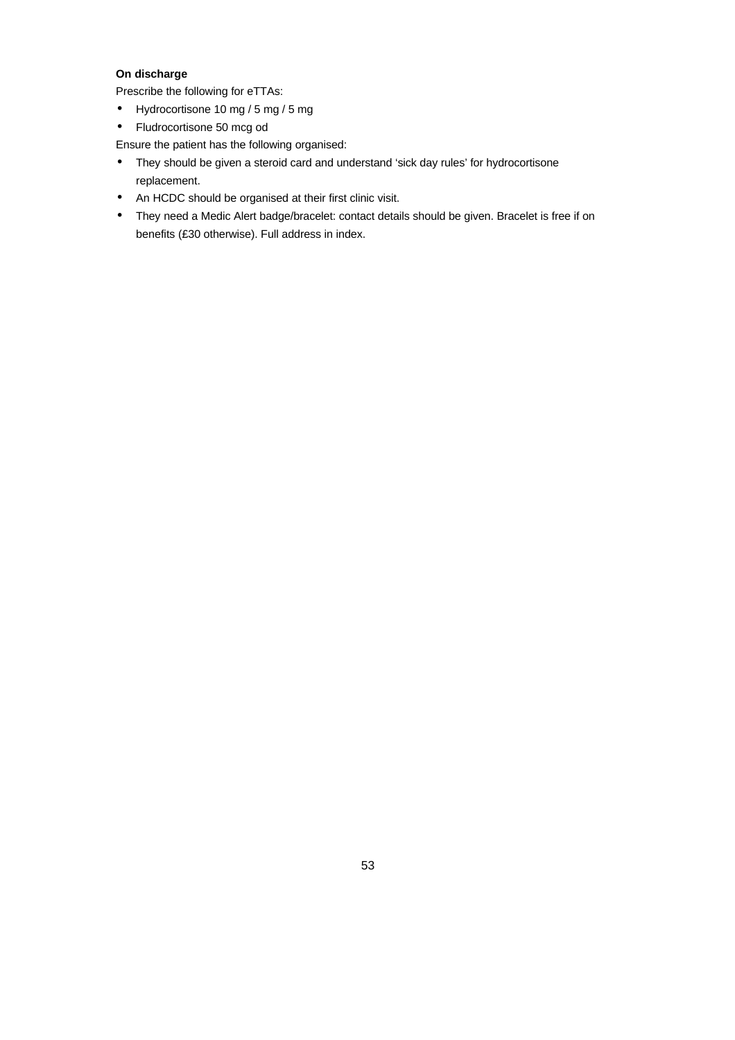**On discharge**

Prescribe the following for eTTAs:

- Hydrocortisone 10 mg / 5 mg / 5 mg
- Fludrocortisone 50 mcg od

Ensure the patient has the following organised:

- They should be given a steroid card and understand 'sick day rules' for hydrocortisone replacement.
- An HCDC should be organised at their first clinic visit.
- They need a Medic Alert badge/bracelet: contact details should be given. Bracelet is free if on benefits (£30 otherwise). Full address in index.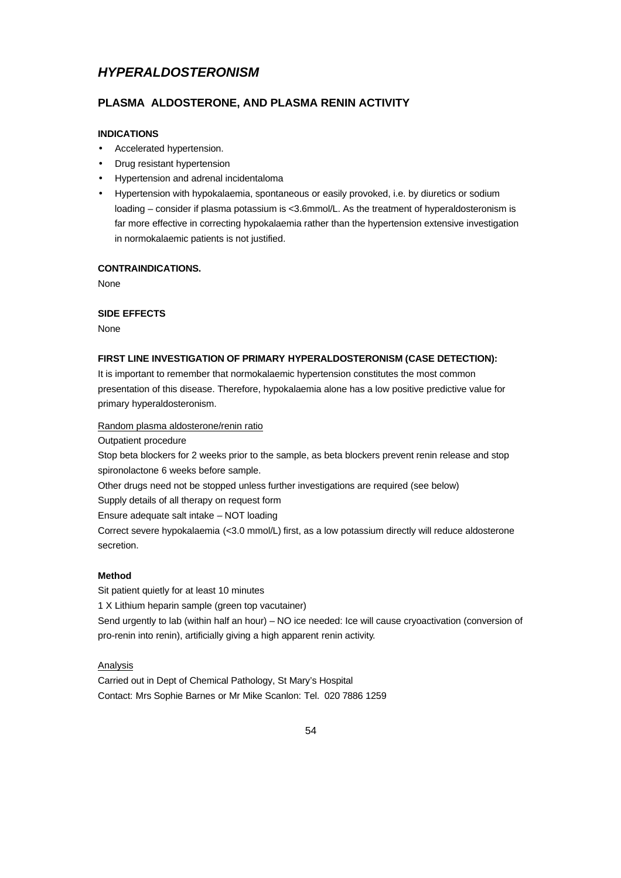# *HYPERALDOSTERONISM*

## PLASMA ALDOSTERONE, AND PLASMA RENIN ACTIVITY

### INDICATIONS

- Accelerated hypertension.
- Drug resistant hypertension
- Hypertension and adrenal incidentaloma
- Hypertension with hypokalaemia, spontaneous or easily provoked, i.e. by diuretics or sodium loading – consider if plasma potassium is <3.6mmol/L. As the treatment of hyperaldosteronism is far more effective in correcting hypokalaemia rather than the hypertension extensive investigation in normokalaemic patients is not justified.

### CONTRAINDICATIONS.

None

### SIDE EFFECTS

None

### FIRST LINE INVESTIGATION OF PRIMARY HYPERALDOSTERONISM (CASE DETECTION):

It is important to remember that normokalaemic hypertension constitutes the most common presentation of this disease. Therefore, hypokalaemia alone has a low positive predictive value for primary hyperaldosteronism.

<u>Random plasma aldosterone/renin ratio</u>

Outpatient procedure

Stop beta blockers for 2 weeks prior to the sample, as beta blockers prevent renin release and stop spironolactone 6 weeks before sample.

Other drugs need not be stopped unless further investigations are required (see below)

Supply details of all therapy on request form

Ensure adequate salt intake – NOT loading

Correct severe hypokalaemia (<3.0 mmol/L) first, as a low potassium directly will reduce aldosterone secretion.

**Method**

Sit patient quietly for at least 10 minutes

1 X Lithium heparin sample (green top vacutainer)

Send urgently to lab (within half an hour) – NO ice needed: Ice will cause cryoactivation (conversion of pro-renin into renin), artificially giving a high apparent renin activity.

<u>Analysis</u>

Carried out in Dept of Chemical Pathology, St Mary's Hospital

Contact: Mrs Sophie Barnes or Mr Mike Scanlon: Tel. 020 7886 1259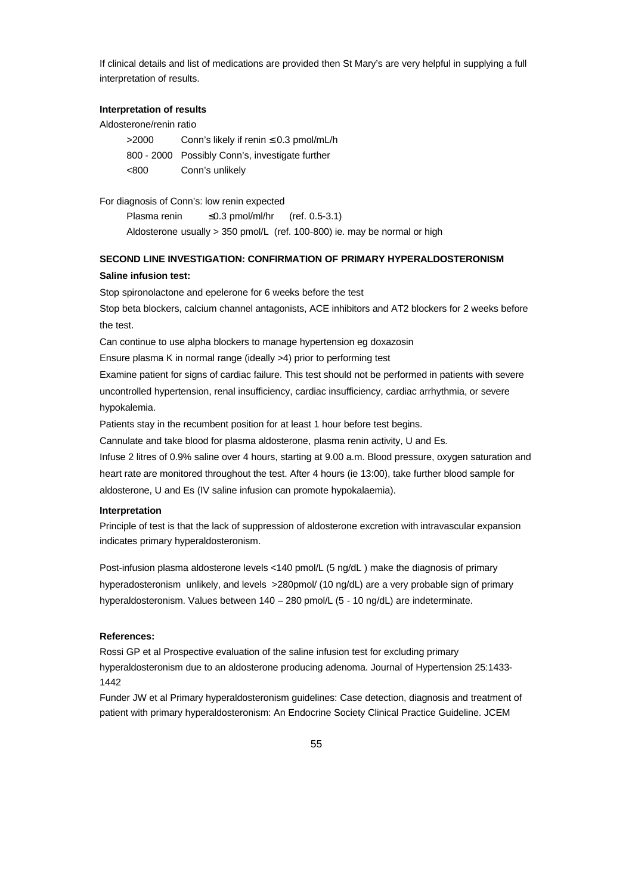If clinical details and list of medications are provided then St Mary's are very helpful in supplying a full interpretation of results.

**Interpretation of results**

Aldosterone/renin ratio

| | |
|---|---|
| >2000 | Conn's likely if renin ≤ 0.3 pmol/mL/h |
| 800 - 2000 | Possibly Conn's, investigate further |
| <800 | Conn's unlikely |

For diagnosis of Conn's: low renin expected

Plasma renin ≤0.3 pmol/ml/hr (ref. 0.5-3.1)

Aldosterone usually > 350 pmol/L (ref. 100-800) ie. may be normal or high

**SECOND LINE INVESTIGATION: CONFIRMATION OF PRIMARY HYPERALDOSTERONISM**

**Saline infusion test:**

Stop spironolactone and epelerone for 6 weeks before the test

Stop beta blockers, calcium channel antagonists, ACE inhibitors and AT2 blockers for 2 weeks before the test.

Can continue to use alpha blockers to manage hypertension eg doxazosin

Ensure plasma K in normal range (ideally >4) prior to performing test

Examine patient for signs of cardiac failure. This test should not be performed in patients with severe uncontrolled hypertension, renal insufficiency, cardiac insufficiency, cardiac arrhythmia, or severe hypokalemia.

Patients stay in the recumbent position for at least 1 hour before test begins.

Cannulate and take blood for plasma aldosterone, plasma renin activity, U and Es.

Infuse 2 litres of 0.9% saline over 4 hours, starting at 9.00 a.m. Blood pressure, oxygen saturation and heart rate are monitored throughout the test. After 4 hours (ie 13:00), take further blood sample for aldosterone, U and Es (IV saline infusion can promote hypokalaemia).

**Interpretation**

Principle of test is that the lack of suppression of aldosterone excretion with intravascular expansion indicates primary hyperaldosteronism.

Post-infusion plasma aldosterone levels <140 pmol/L (5 ng/dL ) make the diagnosis of primary hyperadosteronism unlikely, and levels >280pmol/ (10 ng/dL) are a very probable sign of primary hyperaldosteronism. Values between 140 – 280 pmol/L (5 - 10 ng/dL) are indeterminate.

**References:**

Rossi GP et al Prospective evaluation of the saline infusion test for excluding primary hyperaldosteronism due to an aldosterone producing adenoma. Journal of Hypertension 25:1433-1442

Funder JW et al Primary hyperaldosteronism guidelines: Case detection, diagnosis and treatment of patient with primary hyperaldosteronism: An Endocrine Society Clinical Practice Guideline. JCEM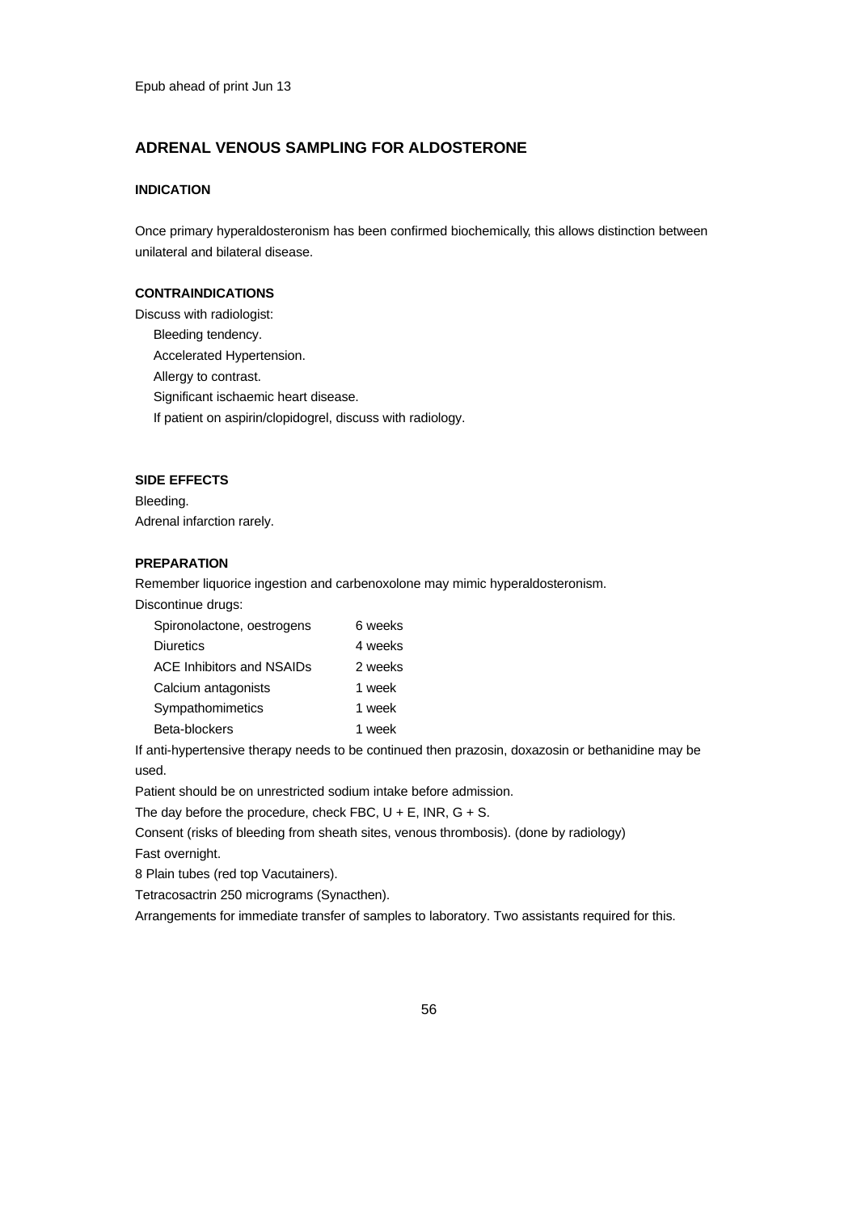Epub ahead of print Jun 13

## ADRENAL VENOUS SAMPLING FOR ALDOSTERONE

### INDICATION

Once primary hyperaldosteronism has been confirmed biochemically, this allows distinction between unilateral and bilateral disease.

### CONTRAINDICATIONS

Discuss with radiologist:

- Bleeding tendency.
- Accelerated Hypertension.
- Allergy to contrast.
- Significant ischaemic heart disease.
- If patient on aspirin/clopidogrel, discuss with radiology.

### SIDE EFFECTS

Bleeding.
Adrenal infarction rarely.

### PREPARATION

Remember liquorice ingestion and carbenoxolone may mimic hyperaldosteronism.

Discontinue drugs:

| | |
|---|---|
| Spironolactone, oestrogens | 6 weeks |
| Diuretics | 4 weeks |
| ACE Inhibitors and NSAIDs | 2 weeks |
| Calcium antagonists | 1 week |
| Sympathomimetics | 1 week |
| Beta-blockers | 1 week |

If anti-hypertensive therapy needs to be continued then prazosin, doxazosin or bethanidine may be used.

Patient should be on unrestricted sodium intake before admission.

The day before the procedure, check FBC, U + E, INR, G + S.

Consent (risks of bleeding from sheath sites, venous thrombosis). (done by radiology)

Fast overnight.

8 Plain tubes (red top Vacutainers).

Tetracosactrin 250 micrograms (Synacthen).

Arrangements for immediate transfer of samples to laboratory. Two assistants required for this.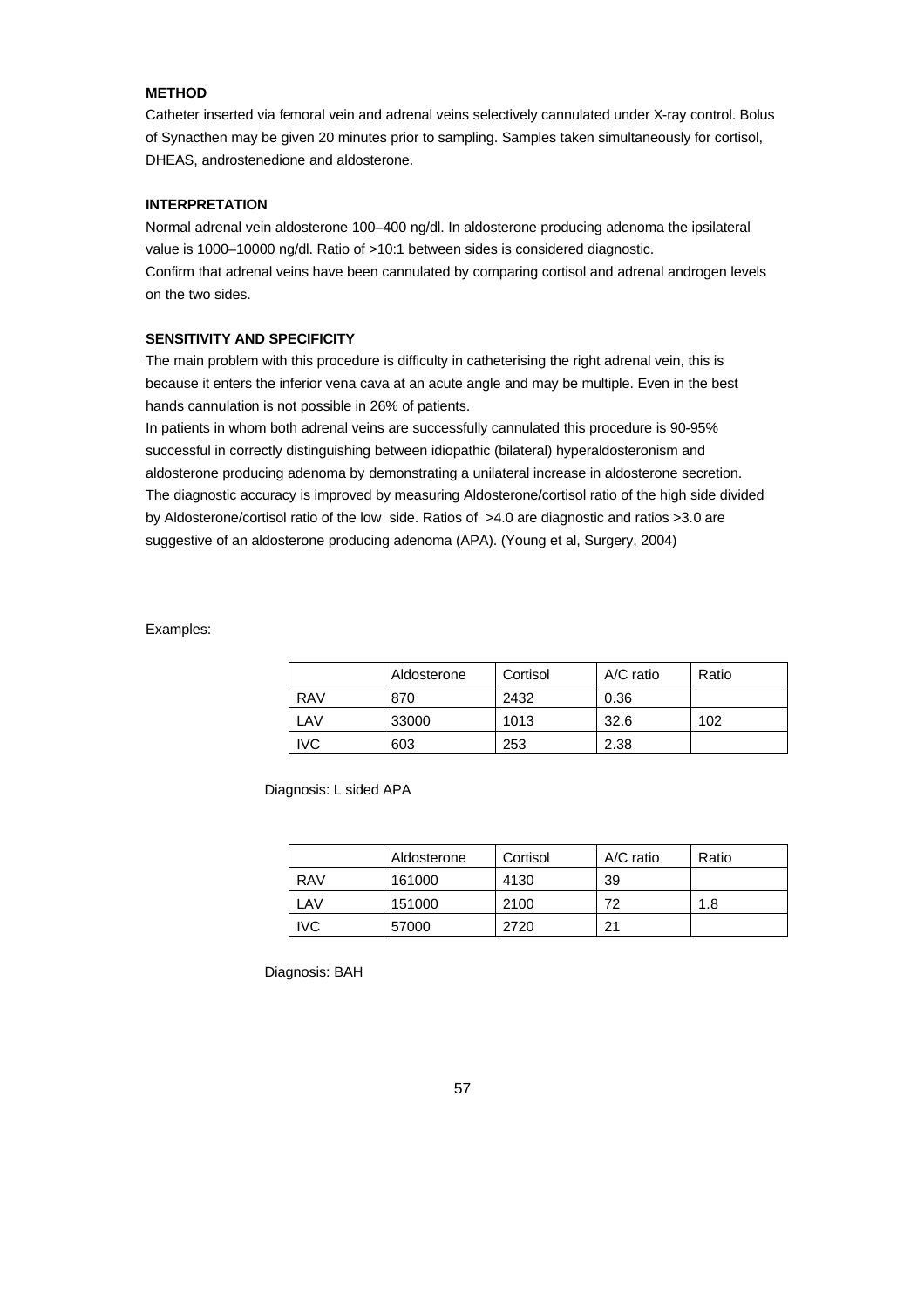**METHOD**

Catheter inserted via femoral vein and adrenal veins selectively cannulated under X-ray control. Bolus of Synacthen may be given 20 minutes prior to sampling. Samples taken simultaneously for cortisol, DHEAS, androstenedione and aldosterone.

**INTERPRETATION**

Normal adrenal vein aldosterone 100–400 ng/dl. In aldosterone producing adenoma the ipsilateral value is 1000–10000 ng/dl. Ratio of >10:1 between sides is considered diagnostic.
Confirm that adrenal veins have been cannulated by comparing cortisol and adrenal androgen levels on the two sides.

**SENSITIVITY AND SPECIFICITY**

The main problem with this procedure is difficulty in catheterising the right adrenal vein, this is because it enters the inferior vena cava at an acute angle and may be multiple. Even in the best hands cannulation is not possible in 26% of patients.
In patients in whom both adrenal veins are successfully cannulated this procedure is 90-95% successful in correctly distinguishing between idiopathic (bilateral) hyperaldosteronism and aldosterone producing adenoma by demonstrating a unilateral increase in aldosterone secretion. The diagnostic accuracy is improved by measuring Aldosterone/cortisol ratio of the high side divided by Aldosterone/cortisol ratio of the low side. Ratios of >4.0 are diagnostic and ratios >3.0 are suggestive of an aldosterone producing adenoma (APA). (Young et al, Surgery, 2004)

Examples:

| | Aldosterone | Cortisol | A/C ratio | Ratio |
|---|---|---|---|---|
| RAV | 870 | 2432 | 0.36 | |
| LAV | 33000 | 1013 | 32.6 | 102 |
| IVC | 603 | 253 | 2.38 | |

Diagnosis: L sided APA

| | Aldosterone | Cortisol | A/C ratio | Ratio |
|---|---|---|---|---|
| RAV | 161000 | 4130 | 39 | |
| LAV | 151000 | 2100 | 72 | 1.8 |
| IVC | 57000 | 2720 | 21 | |

Diagnosis: BAH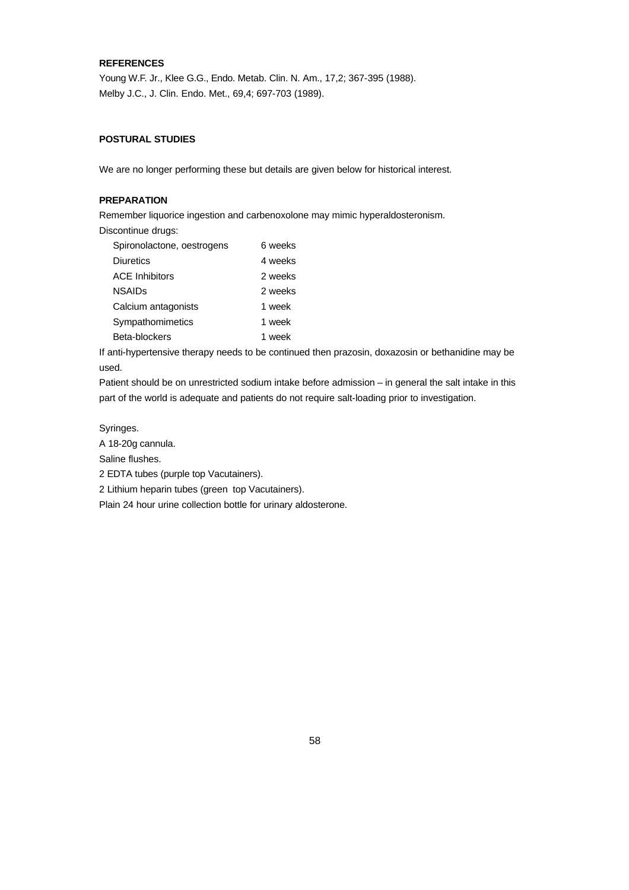**REFERENCES**

Young W.F. Jr., Klee G.G., Endo. Metab. Clin. N. Am., 17,2; 367-395 (1988).
Melby J.C., J. Clin. Endo. Met., 69,4; 697-703 (1989).

**POSTURAL STUDIES**

We are no longer performing these but details are given below for historical interest.

**PREPARATION**

Remember liquorice ingestion and carbenoxolone may mimic hyperaldosteronism.
Discontinue drugs:

| | |
|---|---|
| Spironolactone, oestrogens | 6 weeks |
| Diuretics | 4 weeks |
| ACE Inhibitors | 2 weeks |
| NSAIDs | 2 weeks |
| Calcium antagonists | 1 week |
| Sympathomimetics | 1 week |
| Beta-blockers | 1 week |

If anti-hypertensive therapy needs to be continued then prazosin, doxazosin or bethanidine may be used.

Patient should be on unrestricted sodium intake before admission – in general the salt intake in this part of the world is adequate and patients do not require salt-loading prior to investigation.

Syringes.

A 18-20g cannula.

Saline flushes.

2 EDTA tubes (purple top Vacutainers).

2 Lithium heparin tubes (green top Vacutainers).

Plain 24 hour urine collection bottle for urinary aldosterone.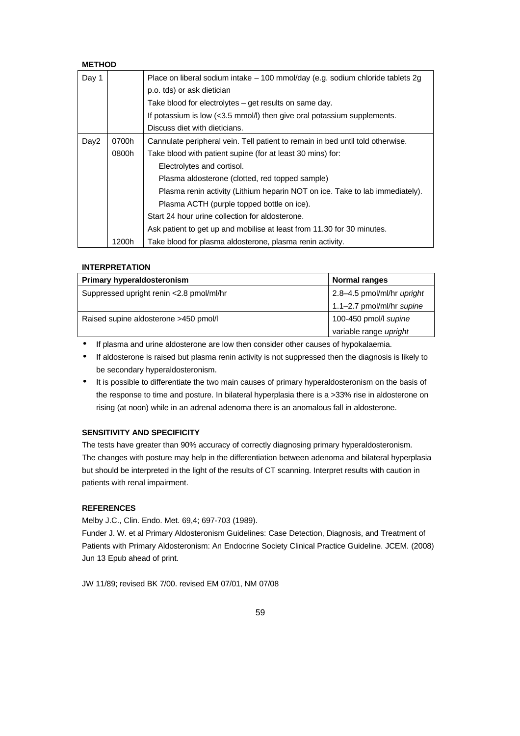**METHOD**

| Day 1 | | Place on liberal sodium intake – 100 mmol/day (e.g. sodium chloride tablets 2g p.o. tds) or ask dietician |
|---|---|---|
| | | Take blood for electrolytes – get results on same day. |
| | | If potassium is low (<3.5 mmol/l) then give oral potassium supplements. |
| | | Discuss diet with dieticians. |
| Day2 | 0700h | Cannulate peripheral vein. Tell patient to remain in bed until told otherwise. |
| | 0800h | Take blood with patient supine (for at least 30 mins) for: |
| | | Electrolytes and cortisol. |
| | | Plasma aldosterone (clotted, red topped sample) |
| | | Plasma renin activity (Lithium heparin NOT on ice. Take to lab immediately). |
| | | Plasma ACTH (purple topped bottle on ice). |
| | | Start 24 hour urine collection for aldosterone. |
| | | Ask patient to get up and mobilise at least from 11.30 for 30 minutes. |
| | 1200h | Take blood for plasma aldosterone, plasma renin activity. |

**INTERPRETATION**

| **Primary hyperaldosteronism** | **Normal ranges** |
|---|---|
| Suppressed upright renin <2.8 pmol/ml/hr | 2.8–4.5 pmol/ml/hr *upright* |
| | 1.1–2.7 pmol/ml/hr *supine* |
| Raised supine aldosterone >450 pmol/l | 100-450 pmol/l *supine* |
| | variable range *upright* |

- If plasma and urine aldosterone are low then consider other causes of hypokalaemia.
- If aldosterone is raised but plasma renin activity is not suppressed then the diagnosis is likely to be secondary hyperaldosteronism.
- It is possible to differentiate the two main causes of primary hyperaldosteronism on the basis of the response to time and posture. In bilateral hyperplasia there is a >33% rise in aldosterone on rising (at noon) while in an adrenal adenoma there is an anomalous fall in aldosterone.

**SENSITIVITY AND SPECIFICITY**

The tests have greater than 90% accuracy of correctly diagnosing primary hyperaldosteronism. The changes with posture may help in the differentiation between adenoma and bilateral hyperplasia but should be interpreted in the light of the results of CT scanning. Interpret results with caution in patients with renal impairment.

**REFERENCES**

Melby J.C., Clin. Endo. Met. 69,4; 697-703 (1989).

Funder J. W. et al Primary Aldosteronism Guidelines: Case Detection, Diagnosis, and Treatment of Patients with Primary Aldosteronism: An Endocrine Society Clinical Practice Guideline. JCEM. (2008) Jun 13 Epub ahead of print.

JW 11/89; revised BK 7/00. revised EM 07/01, NM 07/08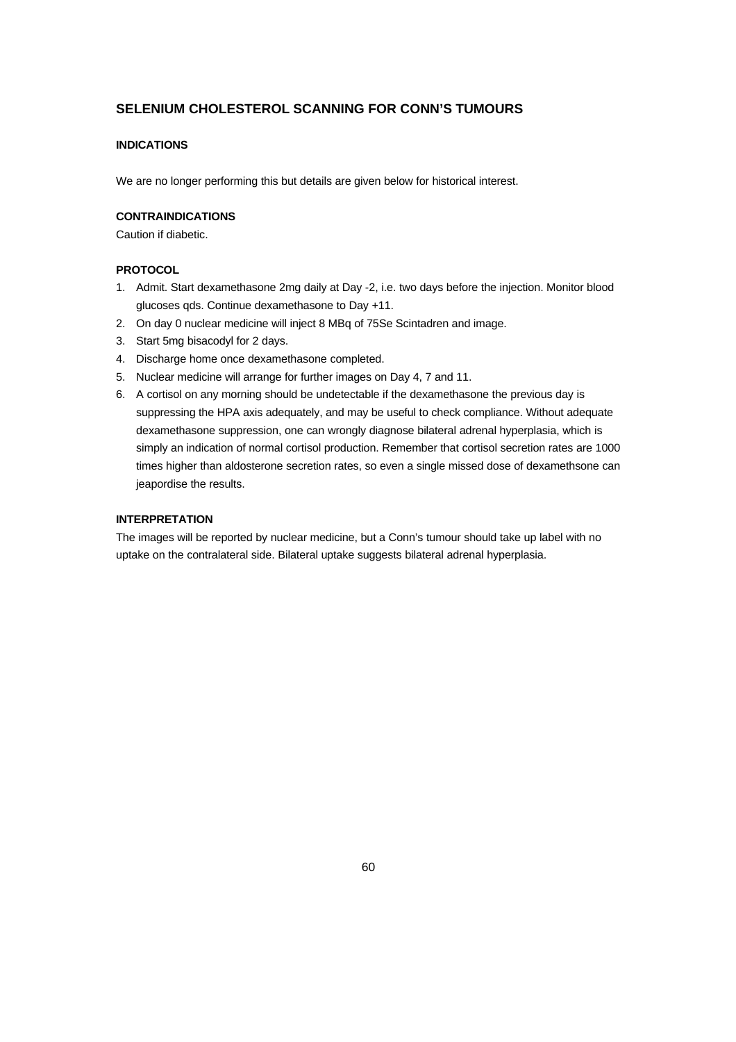## SELENIUM CHOLESTEROL SCANNING FOR CONN'S TUMOURS

### INDICATIONS

We are no longer performing this but details are given below for historical interest.

### CONTRAINDICATIONS

Caution if diabetic.

### PROTOCOL

1. Admit. Start dexamethasone 2mg daily at Day -2, i.e. two days before the injection. Monitor blood glucoses qds. Continue dexamethasone to Day +11.
2. On day 0 nuclear medicine will inject 8 MBq of 75Se Scintadren and image.
3. Start 5mg bisacodyl for 2 days.
4. Discharge home once dexamethasone completed.
5. Nuclear medicine will arrange for further images on Day 4, 7 and 11.
6. A cortisol on any morning should be undetectable if the dexamethasone the previous day is suppressing the HPA axis adequately, and may be useful to check compliance. Without adequate dexamethasone suppression, one can wrongly diagnose bilateral adrenal hyperplasia, which is simply an indication of normal cortisol production. Remember that cortisol secretion rates are 1000 times higher than aldosterone secretion rates, so even a single missed dose of dexamethsone can jeapordise the results.

### INTERPRETATION

The images will be reported by nuclear medicine, but a Conn's tumour should take up label with no uptake on the contralateral side. Bilateral uptake suggests bilateral adrenal hyperplasia.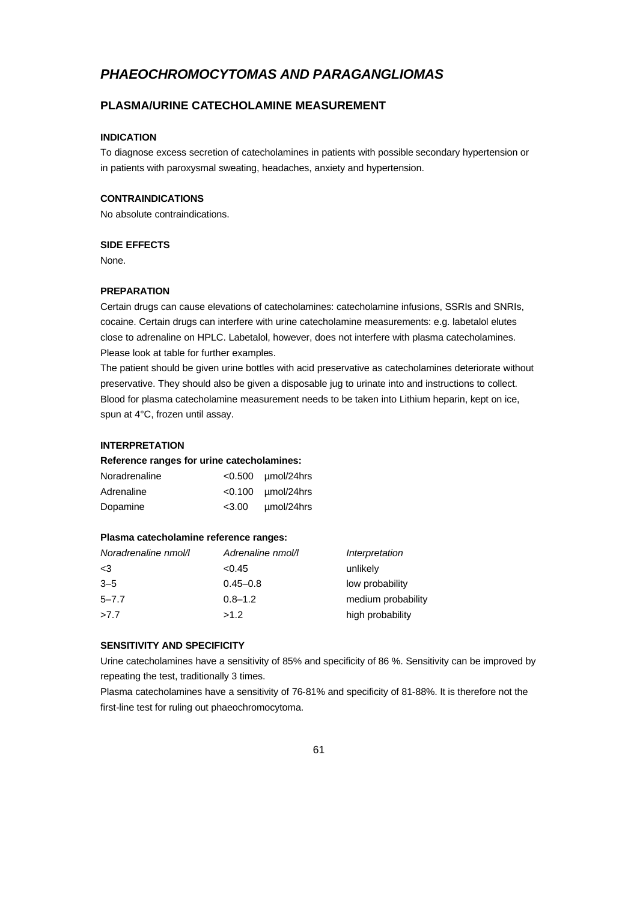# *PHAEOCHROMOCYTOMAS AND PARAGANGLIOMAS*

## PLASMA/URINE CATECHOLAMINE MEASUREMENT

### INDICATION

To diagnose excess secretion of catecholamines in patients with possible secondary hypertension or in patients with paroxysmal sweating, headaches, anxiety and hypertension.

### CONTRAINDICATIONS

No absolute contraindications.

### SIDE EFFECTS

None.

### PREPARATION

Certain drugs can cause elevations of catecholamines: catecholamine infusions, SSRIs and SNRIs, cocaine. Certain drugs can interfere with urine catecholamine measurements: e.g. labetalol elutes close to adrenaline on HPLC. Labetalol, however, does not interfere with plasma catecholamines. Please look at table for further examples.

The patient should be given urine bottles with acid preservative as catecholamines deteriorate without preservative. They should also be given a disposable jug to urinate into and instructions to collect. Blood for plasma catecholamine measurement needs to be taken into Lithium heparin, kept on ice, spun at 4°C, frozen until assay.

### INTERPRETATION

**Reference ranges for urine catecholamines:**

| | | |
|---|---|---|
| Noradrenaline | <0.500 | µmol/24hrs |
| Adrenaline | <0.100 | µmol/24hrs |
| Dopamine | <3.00 | µmol/24hrs |

**Plasma catecholamine reference ranges:**

| *Noradrenaline nmol/l* | *Adrenaline nmol/l* | *Interpretation* |
|---|---|---|
| <3 | <0.45 | unlikely |
| 3–5 | 0.45–0.8 | low probability |
| 5–7.7 | 0.8–1.2 | medium probability |
| >7.7 | >1.2 | high probability |

### SENSITIVITY AND SPECIFICITY

Urine catecholamines have a sensitivity of 85% and specificity of 86 %. Sensitivity can be improved by repeating the test, traditionally 3 times.

Plasma catecholamines have a sensitivity of 76-81% and specificity of 81-88%. It is therefore not the first-line test for ruling out phaeochromocytoma.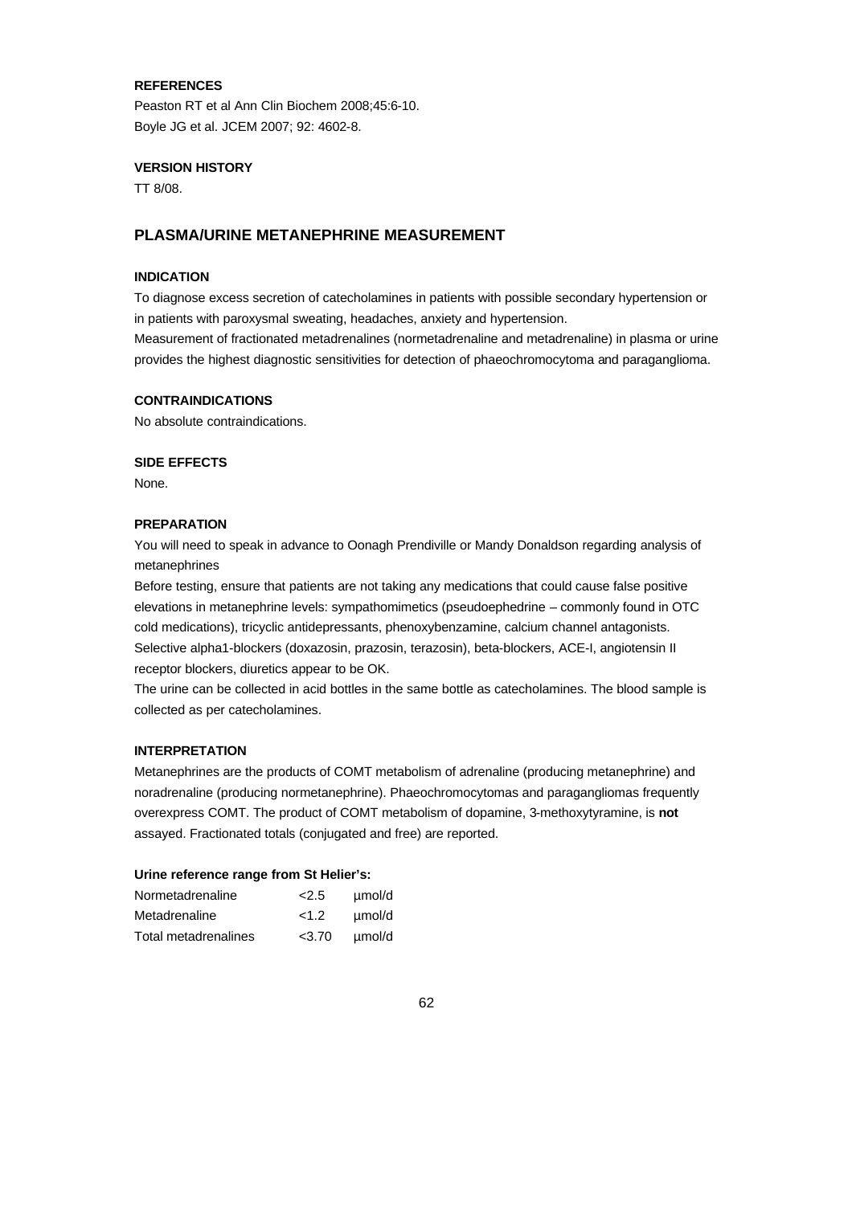**REFERENCES**

Peaston RT et al Ann Clin Biochem 2008;45:6-10.
Boyle JG et al. JCEM 2007; 92: 4602-8.

**VERSION HISTORY**

TT 8/08.

## PLASMA/URINE METANEPHRINE MEASUREMENT

**INDICATION**

To diagnose excess secretion of catecholamines in patients with possible secondary hypertension or in patients with paroxysmal sweating, headaches, anxiety and hypertension.
Measurement of fractionated metadrenalines (normetadrenaline and metadrenaline) in plasma or urine provides the highest diagnostic sensitivities for detection of phaeochromocytoma and paraganglioma.

**CONTRAINDICATIONS**

No absolute contraindications.

**SIDE EFFECTS**

None.

**PREPARATION**

You will need to speak in advance to Oonagh Prendiville or Mandy Donaldson regarding analysis of metanephrines
Before testing, ensure that patients are not taking any medications that could cause false positive elevations in metanephrine levels: sympathomimetics (pseudoephedrine – commonly found in OTC cold medications), tricyclic antidepressants, phenoxybenzamine, calcium channel antagonists. Selective alpha1-blockers (doxazosin, prazosin, terazosin), beta-blockers, ACE-I, angiotensin II receptor blockers, diuretics appear to be OK.
The urine can be collected in acid bottles in the same bottle as catecholamines. The blood sample is collected as per catecholamines.

**INTERPRETATION**

Metanephrines are the products of COMT metabolism of adrenaline (producing metanephrine) and noradrenaline (producing normetanephrine). Phaeochromocytomas and paragangliomas frequently overexpress COMT. The product of COMT metabolism of dopamine, 3-methoxytyramine, is **not** assayed. Fractionated totals (conjugated and free) are reported.

**Urine reference range from St Helier's:**

| | | |
|---|---|---|
| Normetadrenaline | <2.5 | µmol/d |
| Metadrenaline | <1.2 | µmol/d |
| Total metadrenalines | <3.70 | µmol/d |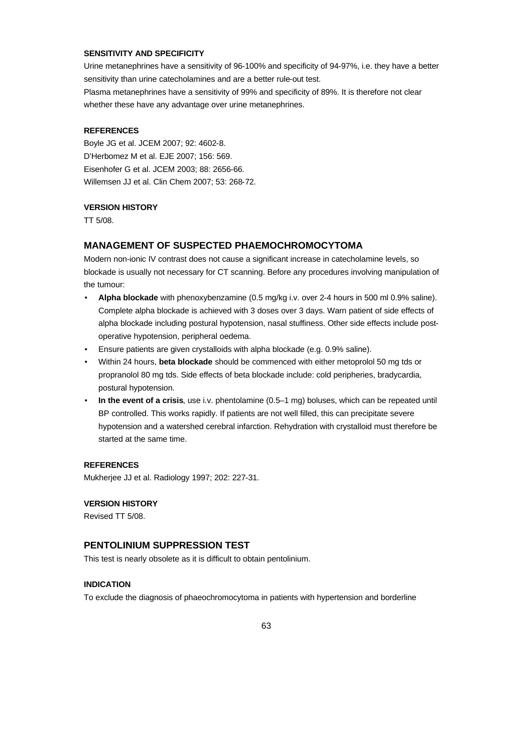#### SENSITIVITY AND SPECIFICITY

Urine metanephrines have a sensitivity of 96-100% and specificity of 94-97%, i.e. they have a better sensitivity than urine catecholamines and are a better rule-out test.

Plasma metanephrines have a sensitivity of 99% and specificity of 89%. It is therefore not clear whether these have any advantage over urine metanephrines.

#### REFERENCES

Boyle JG et al. JCEM 2007; 92: 4602-8.
D'Herbomez M et al. EJE 2007; 156: 569.
Eisenhofer G et al. JCEM 2003; 88: 2656-66.
Willemsen JJ et al. Clin Chem 2007; 53: 268-72.

#### VERSION HISTORY

TT 5/08.

## MANAGEMENT OF SUSPECTED PHAEMOCHROMOCYTOMA

Modern non-ionic IV contrast does not cause a significant increase in catecholamine levels, so blockade is usually not necessary for CT scanning. Before any procedures involving manipulation of the tumour:

- **Alpha blockade** with phenoxybenzamine (0.5 mg/kg i.v. over 2-4 hours in 500 ml 0.9% saline). Complete alpha blockade is achieved with 3 doses over 3 days. Warn patient of side effects of alpha blockade including postural hypotension, nasal stuffiness. Other side effects include post-operative hypotension, peripheral oedema.
- Ensure patients are given crystalloids with alpha blockade (e.g. 0.9% saline).
- Within 24 hours, **beta blockade** should be commenced with either metoprolol 50 mg tds or propranolol 80 mg tds. Side effects of beta blockade include: cold peripheries, bradycardia, postural hypotension.
- **In the event of a crisis**, use i.v. phentolamine (0.5–1 mg) boluses, which can be repeated until BP controlled. This works rapidly. If patients are not well filled, this can precipitate severe hypotension and a watershed cerebral infarction. Rehydration with crystalloid must therefore be started at the same time.

#### REFERENCES

Mukherjee JJ et al. Radiology 1997; 202: 227-31.

#### VERSION HISTORY

Revised TT 5/08.

## PENTOLINIUM SUPPRESSION TEST

This test is nearly obsolete as it is difficult to obtain pentolinium.

#### INDICATION

To exclude the diagnosis of phaeochromocytoma in patients with hypertension and borderline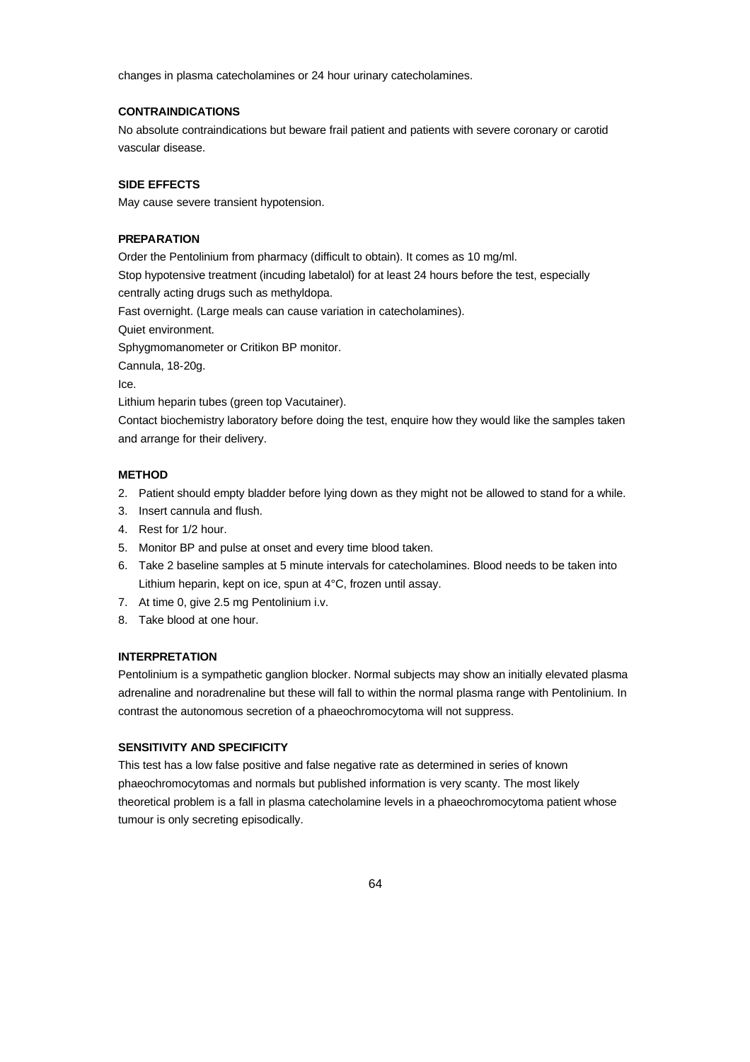changes in plasma catecholamines or 24 hour urinary catecholamines.

**CONTRAINDICATIONS**

No absolute contraindications but beware frail patient and patients with severe coronary or carotid vascular disease.

**SIDE EFFECTS**

May cause severe transient hypotension.

**PREPARATION**

Order the Pentolinium from pharmacy (difficult to obtain). It comes as 10 mg/ml.

Stop hypotensive treatment (incuding labetalol) for at least 24 hours before the test, especially centrally acting drugs such as methyldopa.

Fast overnight. (Large meals can cause variation in catecholamines).

Quiet environment.

Sphygmomanometer or Critikon BP monitor.

Cannula, 18-20g.

Ice.

Lithium heparin tubes (green top Vacutainer).

Contact biochemistry laboratory before doing the test, enquire how they would like the samples taken and arrange for their delivery.

**METHOD**

2. Patient should empty bladder before lying down as they might not be allowed to stand for a while.
3. Insert cannula and flush.
4. Rest for 1/2 hour.
5. Monitor BP and pulse at onset and every time blood taken.
6. Take 2 baseline samples at 5 minute intervals for catecholamines. Blood needs to be taken into Lithium heparin, kept on ice, spun at 4°C, frozen until assay.
7. At time 0, give 2.5 mg Pentolinium i.v.
8. Take blood at one hour.

**INTERPRETATION**

Pentolinium is a sympathetic ganglion blocker. Normal subjects may show an initially elevated plasma adrenaline and noradrenaline but these will fall to within the normal plasma range with Pentolinium. In contrast the autonomous secretion of a phaeochromocytoma will not suppress.

**SENSITIVITY AND SPECIFICITY**

This test has a low false positive and false negative rate as determined in series of known phaeochromocytomas and normals but published information is very scanty. The most likely theoretical problem is a fall in plasma catecholamine levels in a phaeochromocytoma patient whose tumour is only secreting episodically.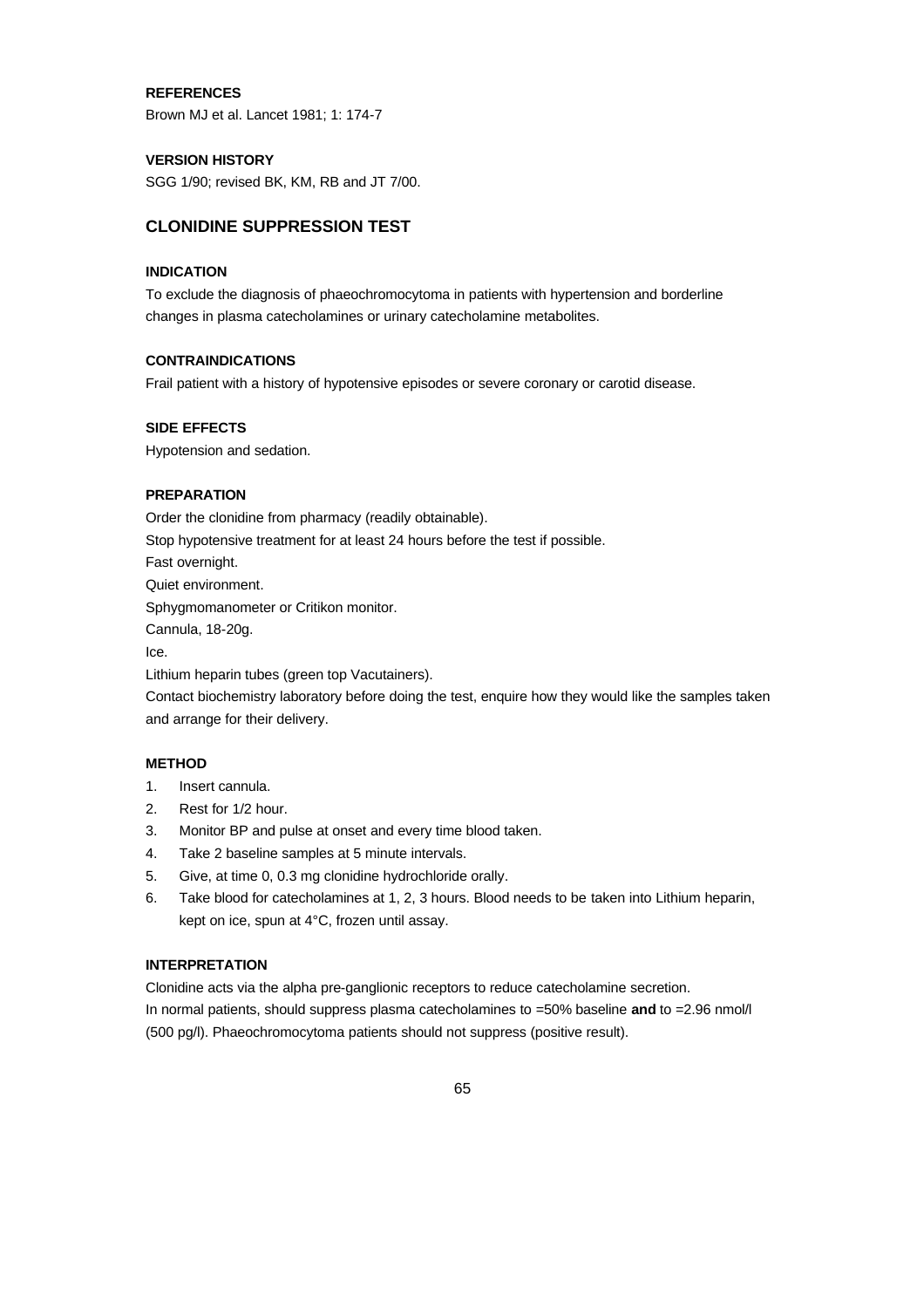#### REFERENCES

Brown MJ et al. Lancet 1981; 1: 174-7

#### VERSION HISTORY

SGG 1/90; revised BK, KM, RB and JT 7/00.

## CLONIDINE SUPPRESSION TEST

#### INDICATION

To exclude the diagnosis of phaeochromocytoma in patients with hypertension and borderline changes in plasma catecholamines or urinary catecholamine metabolites.

#### CONTRAINDICATIONS

Frail patient with a history of hypotensive episodes or severe coronary or carotid disease.

#### SIDE EFFECTS

Hypotension and sedation.

#### PREPARATION

Order the clonidine from pharmacy (readily obtainable).

Stop hypotensive treatment for at least 24 hours before the test if possible.

Fast overnight.

Quiet environment.

Sphygmomanometer or Critikon monitor.

Cannula, 18-20g.

Ice.

Lithium heparin tubes (green top Vacutainers).

Contact biochemistry laboratory before doing the test, enquire how they would like the samples taken and arrange for their delivery.

#### METHOD

1. Insert cannula.
2. Rest for 1/2 hour.
3. Monitor BP and pulse at onset and every time blood taken.
4. Take 2 baseline samples at 5 minute intervals.
5. Give, at time 0, 0.3 mg clonidine hydrochloride orally.
6. Take blood for catecholamines at 1, 2, 3 hours. Blood needs to be taken into Lithium heparin, kept on ice, spun at 4°C, frozen until assay.

#### INTERPRETATION

Clonidine acts via the alpha pre-ganglionic receptors to reduce catecholamine secretion.

In normal patients, should suppress plasma catecholamines to =50% baseline **and** to =2.96 nmol/l (500 pg/l). Phaeochromocytoma patients should not suppress (positive result).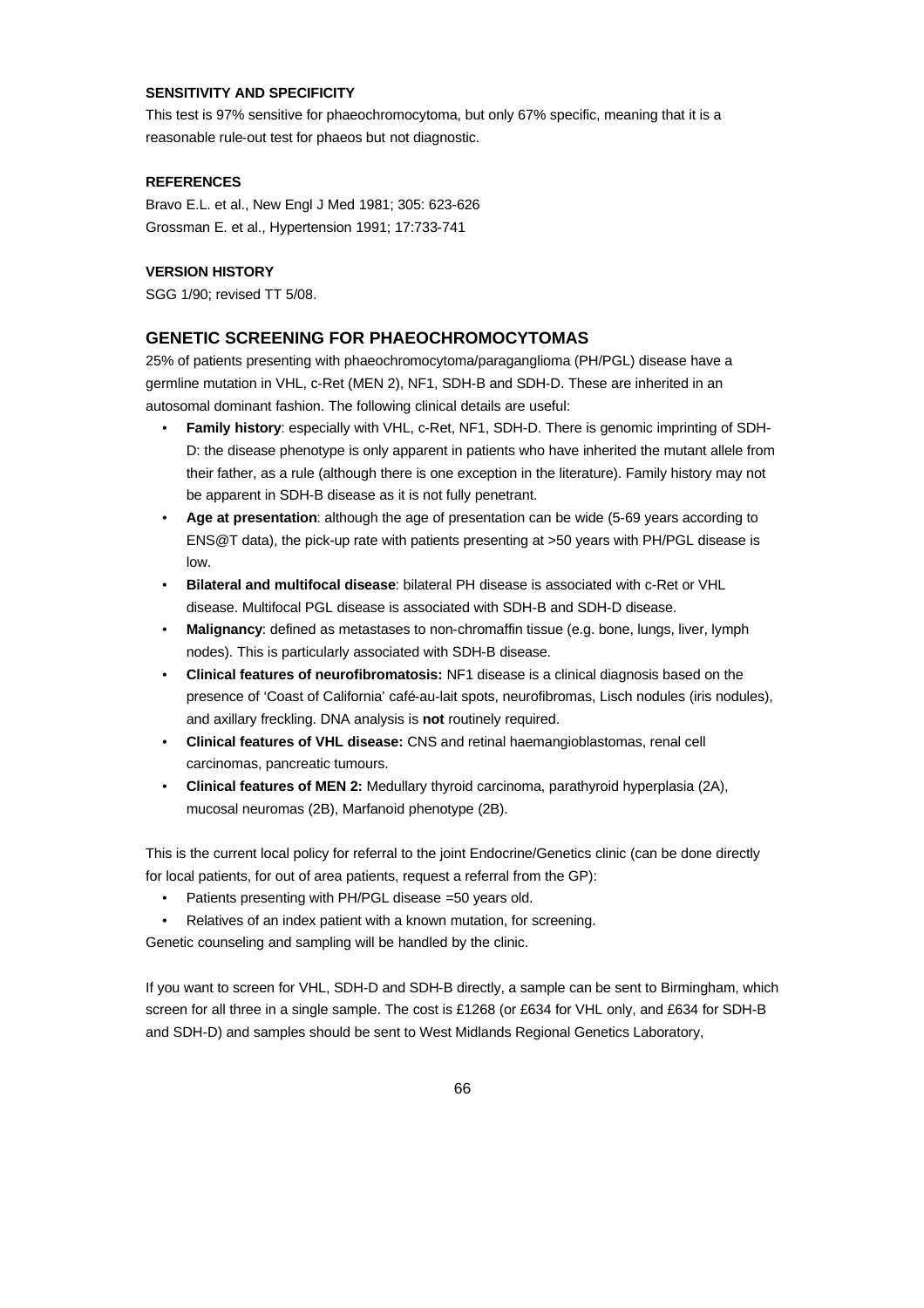#### SENSITIVITY AND SPECIFICITY

This test is 97% sensitive for phaeochromocytoma, but only 67% specific, meaning that it is a reasonable rule-out test for phaeos but not diagnostic.

#### REFERENCES

Bravo E.L. et al., New Engl J Med 1981; 305: 623-626
Grossman E. et al., Hypertension 1991; 17:733-741

#### VERSION HISTORY

SGG 1/90; revised TT 5/08.

### GENETIC SCREENING FOR PHAEOCHROMOCYTOMAS

25% of patients presenting with phaeochromocytoma/paraganglioma (PH/PGL) disease have a germline mutation in VHL, c-Ret (MEN 2), NF1, SDH-B and SDH-D. These are inherited in an autosomal dominant fashion. The following clinical details are useful:

- **Family history**: especially with VHL, c-Ret, NF1, SDH-D. There is genomic imprinting of SDH-D: the disease phenotype is only apparent in patients who have inherited the mutant allele from their father, as a rule (although there is one exception in the literature). Family history may not be apparent in SDH-B disease as it is not fully penetrant.
- **Age at presentation**: although the age of presentation can be wide (5-69 years according to ENS@T data), the pick-up rate with patients presenting at >50 years with PH/PGL disease is low.
- **Bilateral and multifocal disease**: bilateral PH disease is associated with c-Ret or VHL disease. Multifocal PGL disease is associated with SDH-B and SDH-D disease.
- **Malignancy**: defined as metastases to non-chromaffin tissue (e.g. bone, lungs, liver, lymph nodes). This is particularly associated with SDH-B disease.
- **Clinical features of neurofibromatosis:** NF1 disease is a clinical diagnosis based on the presence of 'Coast of California' café-au-lait spots, neurofibromas, Lisch nodules (iris nodules), and axillary freckling. DNA analysis is **not** routinely required.
- **Clinical features of VHL disease:** CNS and retinal haemangioblastomas, renal cell carcinomas, pancreatic tumours.
- **Clinical features of MEN 2:** Medullary thyroid carcinoma, parathyroid hyperplasia (2A), mucosal neuromas (2B), Marfanoid phenotype (2B).

This is the current local policy for referral to the joint Endocrine/Genetics clinic (can be done directly for local patients, for out of area patients, request a referral from the GP):

- Patients presenting with PH/PGL disease =50 years old.
- Relatives of an index patient with a known mutation, for screening.

Genetic counseling and sampling will be handled by the clinic.

If you want to screen for VHL, SDH-D and SDH-B directly, a sample can be sent to Birmingham, which screen for all three in a single sample. The cost is £1268 (or £634 for VHL only, and £634 for SDH-B and SDH-D) and samples should be sent to West Midlands Regional Genetics Laboratory,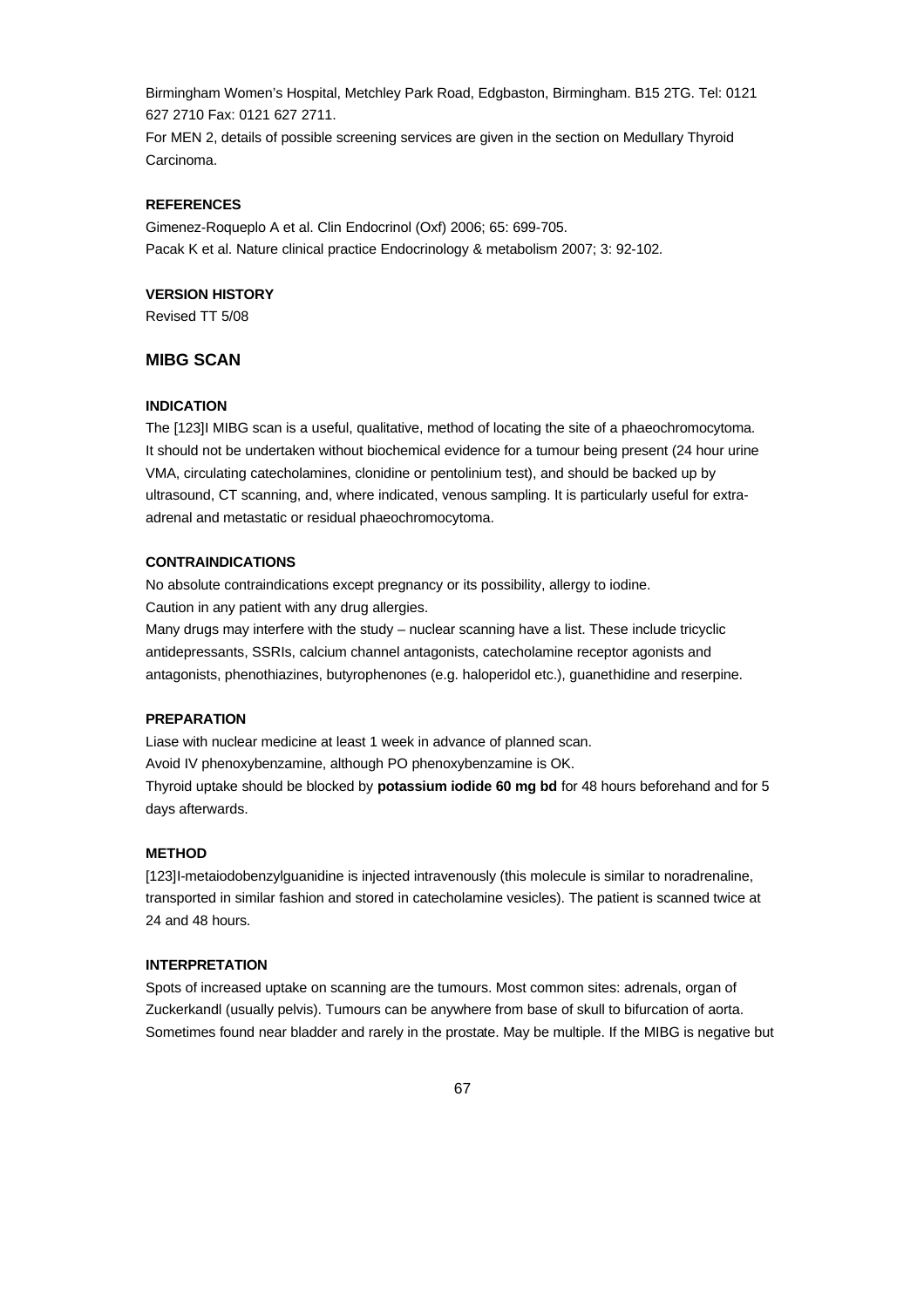Birmingham Women's Hospital, Metchley Park Road, Edgbaston, Birmingham. B15 2TG. Tel: 0121 627 2710 Fax: 0121 627 2711.

For MEN 2, details of possible screening services are given in the section on Medullary Thyroid Carcinoma.

#### REFERENCES

Gimenez-Roqueplo A et al. Clin Endocrinol (Oxf) 2006; 65: 699-705.
Pacak K et al. Nature clinical practice Endocrinology & metabolism 2007; 3: 92-102.

#### VERSION HISTORY

Revised TT 5/08

### MIBG SCAN

#### INDICATION

The [123]I MIBG scan is a useful, qualitative, method of locating the site of a phaeochromocytoma. It should not be undertaken without biochemical evidence for a tumour being present (24 hour urine VMA, circulating catecholamines, clonidine or pentolinium test), and should be backed up by ultrasound, CT scanning, and, where indicated, venous sampling. It is particularly useful for extra-adrenal and metastatic or residual phaeochromocytoma.

#### CONTRAINDICATIONS

No absolute contraindications except pregnancy or its possibility, allergy to iodine.
Caution in any patient with any drug allergies.
Many drugs may interfere with the study – nuclear scanning have a list. These include tricyclic antidepressants, SSRIs, calcium channel antagonists, catecholamine receptor agonists and antagonists, phenothiazines, butyrophenones (e.g. haloperidol etc.), guanethidine and reserpine.

#### PREPARATION

Liase with nuclear medicine at least 1 week in advance of planned scan.
Avoid IV phenoxybenzamine, although PO phenoxybenzamine is OK.
Thyroid uptake should be blocked by **potassium iodide 60 mg bd** for 48 hours beforehand and for 5 days afterwards.

#### METHOD

[123]I-metaiodobenzylguanidine is injected intravenously (this molecule is similar to noradrenaline, transported in similar fashion and stored in catecholamine vesicles). The patient is scanned twice at 24 and 48 hours.

#### INTERPRETATION

Spots of increased uptake on scanning are the tumours. Most common sites: adrenals, organ of Zuckerkandl (usually pelvis). Tumours can be anywhere from base of skull to bifurcation of aorta. Sometimes found near bladder and rarely in the prostate. May be multiple. If the MIBG is negative but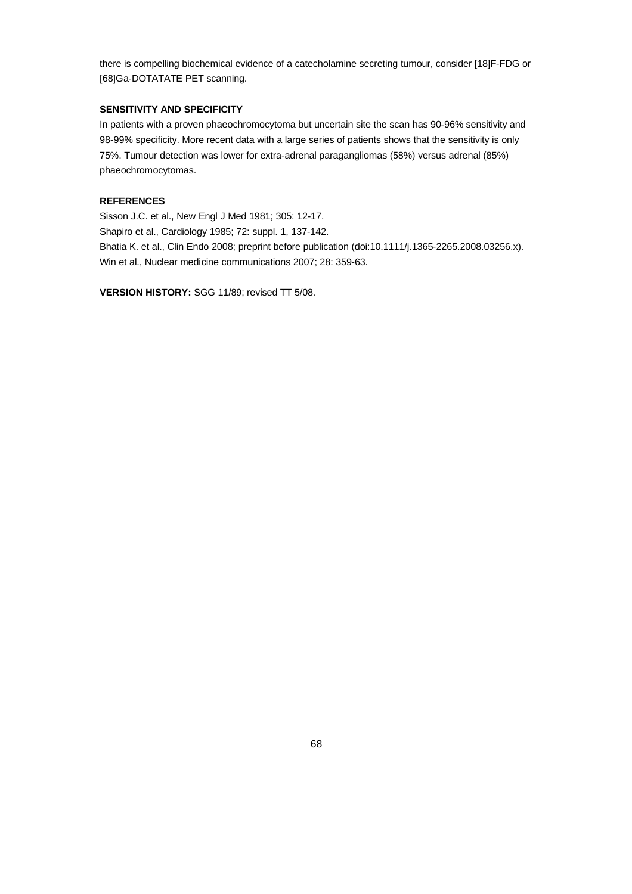there is compelling biochemical evidence of a catecholamine secreting tumour, consider [18]F-FDG or [68]Ga-DOTATATE PET scanning.

**SENSITIVITY AND SPECIFICITY**

In patients with a proven phaeochromocytoma but uncertain site the scan has 90-96% sensitivity and 98-99% specificity. More recent data with a large series of patients shows that the sensitivity is only 75%. Tumour detection was lower for extra-adrenal paragangliomas (58%) versus adrenal (85%) phaeochromocytomas.

**REFERENCES**

Sisson J.C. et al., New Engl J Med 1981; 305: 12-17.
Shapiro et al., Cardiology 1985; 72: suppl. 1, 137-142.
Bhatia K. et al., Clin Endo 2008; preprint before publication (doi:10.1111/j.1365-2265.2008.03256.x).
Win et al., Nuclear medicine communications 2007; 28: 359-63.

**VERSION HISTORY:** SGG 11/89; revised TT 5/08.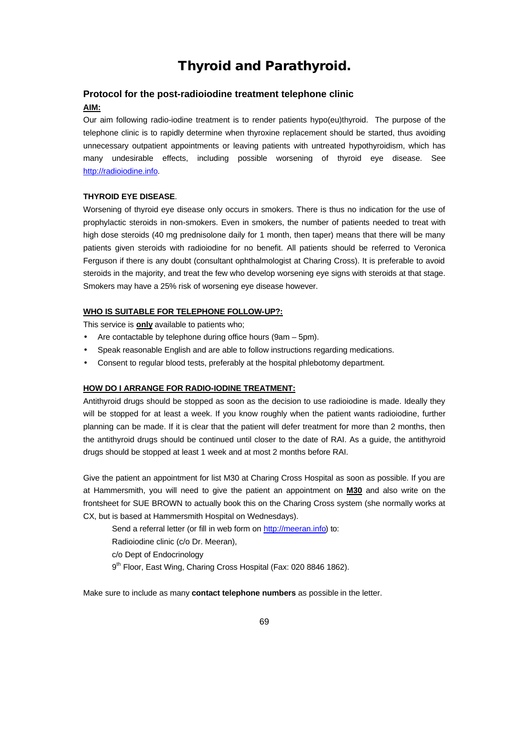# Thyroid and Parathyroid.

## Protocol for the post-radioiodine treatment telephone clinic

**AIM:**

Our aim following radio-iodine treatment is to render patients hypo(eu)thyroid. The purpose of the telephone clinic is to rapidly determine when thyroxine replacement should be started, thus avoiding unnecessary outpatient appointments or leaving patients with untreated hypothyroidism, which has many undesirable effects, including possible worsening of thyroid eye disease. See http://radioiodine.info.

**THYROID EYE DISEASE**.

Worsening of thyroid eye disease only occurs in smokers. There is thus no indication for the use of prophylactic steroids in non-smokers. Even in smokers, the number of patients needed to treat with high dose steroids (40 mg prednisolone daily for 1 month, then taper) means that there will be many patients given steroids with radioiodine for no benefit. All patients should be referred to Veronica Ferguson if there is any doubt (consultant ophthalmologist at Charing Cross). It is preferable to avoid steroids in the majority, and treat the few who develop worsening eye signs with steroids at that stage. Smokers may have a 25% risk of worsening eye disease however.

**WHO IS SUITABLE FOR TELEPHONE FOLLOW-UP?:**

This service is **only** available to patients who;

- Are contactable by telephone during office hours (9am – 5pm).
- Speak reasonable English and are able to follow instructions regarding medications.
- Consent to regular blood tests, preferably at the hospital phlebotomy department.

**HOW DO I ARRANGE FOR RADIO-IODINE TREATMENT:**

Antithyroid drugs should be stopped as soon as the decision to use radioiodine is made. Ideally they will be stopped for at least a week. If you know roughly when the patient wants radioiodine, further planning can be made. If it is clear that the patient will defer treatment for more than 2 months, then the antithyroid drugs should be continued until closer to the date of RAI. As a guide, the antithyroid drugs should be stopped at least 1 week and at most 2 months before RAI.

Give the patient an appointment for list M30 at Charing Cross Hospital as soon as possible. If you are at Hammersmith, you will need to give the patient an appointment on **M30** and also write on the frontsheet for SUE BROWN to actually book this on the Charing Cross system (she normally works at CX, but is based at Hammersmith Hospital on Wednesdays).

Send a referral letter (or fill in web form on http://meeran.info) to:
Radioiodine clinic (c/o Dr. Meeran),
c/o Dept of Endocrinology
9th Floor, East Wing, Charing Cross Hospital (Fax: 020 8846 1862).

Make sure to include as many **contact telephone numbers** as possible in the letter.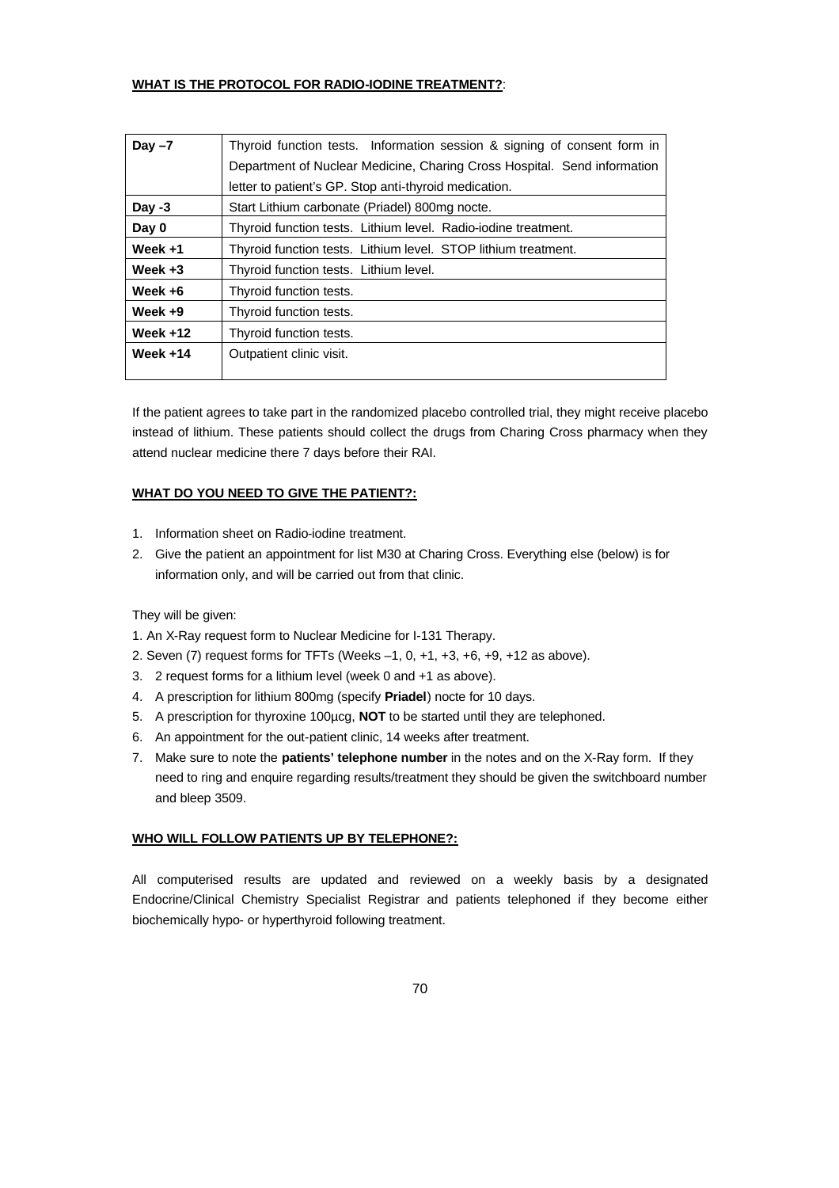**WHAT IS THE PROTOCOL FOR RADIO-IODINE TREATMENT?**:

| | |
|---|---|
| **Day –7** | Thyroid function tests. Information session & signing of consent form in Department of Nuclear Medicine, Charing Cross Hospital. Send information letter to patient's GP. Stop anti-thyroid medication. |
| **Day -3** | Start Lithium carbonate (Priadel) 800mg nocte. |
| **Day 0** | Thyroid function tests. Lithium level. Radio-iodine treatment. |
| **Week +1** | Thyroid function tests. Lithium level. STOP lithium treatment. |
| **Week +3** | Thyroid function tests. Lithium level. |
| **Week +6** | Thyroid function tests. |
| **Week +9** | Thyroid function tests. |
| **Week +12** | Thyroid function tests. |
| **Week +14** | Outpatient clinic visit. |

If the patient agrees to take part in the randomized placebo controlled trial, they might receive placebo instead of lithium. These patients should collect the drugs from Charing Cross pharmacy when they attend nuclear medicine there 7 days before their RAI.

**WHAT DO YOU NEED TO GIVE THE PATIENT?:**

1. Information sheet on Radio-iodine treatment.
2. Give the patient an appointment for list M30 at Charing Cross. Everything else (below) is for information only, and will be carried out from that clinic.

They will be given:

1. An X-Ray request form to Nuclear Medicine for I-131 Therapy.
2. Seven (7) request forms for TFTs (Weeks –1, 0, +1, +3, +6, +9, +12 as above).
3. 2 request forms for a lithium level (week 0 and +1 as above).
4. A prescription for lithium 800mg (specify **Priadel**) nocte for 10 days.
5. A prescription for thyroxine 100µcg, **NOT** to be started until they are telephoned.
6. An appointment for the out-patient clinic, 14 weeks after treatment.
7. Make sure to note the **patients' telephone number** in the notes and on the X-Ray form. If they need to ring and enquire regarding results/treatment they should be given the switchboard number and bleep 3509.

**WHO WILL FOLLOW PATIENTS UP BY TELEPHONE?:**

All computerised results are updated and reviewed on a weekly basis by a designated Endocrine/Clinical Chemistry Specialist Registrar and patients telephoned if they become either biochemically hypo- or hyperthyroid following treatment.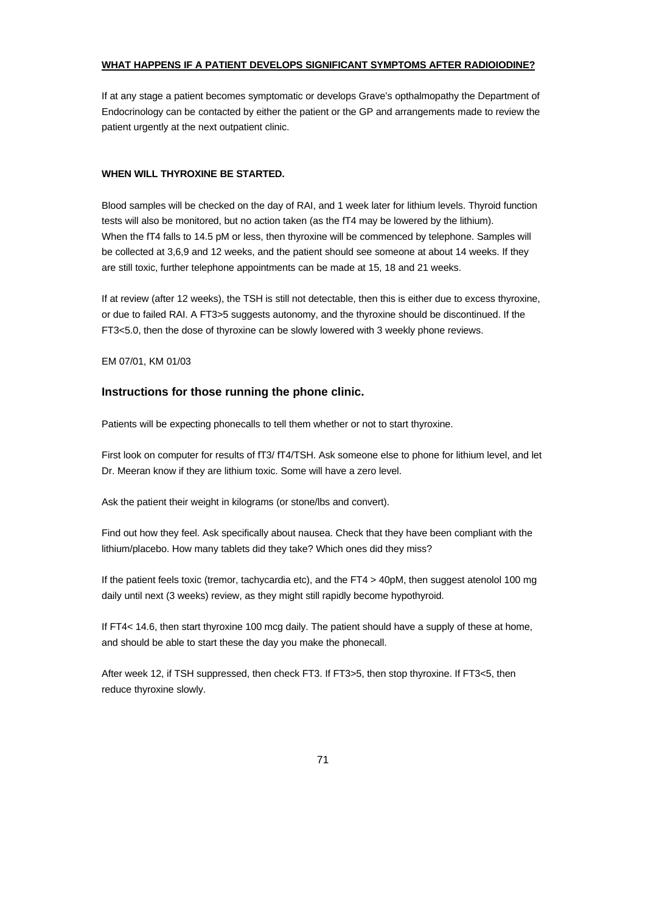**WHAT HAPPENS IF A PATIENT DEVELOPS SIGNIFICANT SYMPTOMS AFTER RADIOIODINE?**

If at any stage a patient becomes symptomatic or develops Grave's opthalmopathy the Department of Endocrinology can be contacted by either the patient or the GP and arrangements made to review the patient urgently at the next outpatient clinic.

**WHEN WILL THYROXINE BE STARTED.**

Blood samples will be checked on the day of RAI, and 1 week later for lithium levels. Thyroid function tests will also be monitored, but no action taken (as the fT4 may be lowered by the lithium). When the fT4 falls to 14.5 pM or less, then thyroxine will be commenced by telephone. Samples will be collected at 3,6,9 and 12 weeks, and the patient should see someone at about 14 weeks. If they are still toxic, further telephone appointments can be made at 15, 18 and 21 weeks.

If at review (after 12 weeks), the TSH is still not detectable, then this is either due to excess thyroxine, or due to failed RAI. A FT3>5 suggests autonomy, and the thyroxine should be discontinued. If the FT3<5.0, then the dose of thyroxine can be slowly lowered with 3 weekly phone reviews.

EM 07/01, KM 01/03

### Instructions for those running the phone clinic.

Patients will be expecting phonecalls to tell them whether or not to start thyroxine.

First look on computer for results of fT3/ fT4/TSH. Ask someone else to phone for lithium level, and let Dr. Meeran know if they are lithium toxic. Some will have a zero level.

Ask the patient their weight in kilograms (or stone/lbs and convert).

Find out how they feel. Ask specifically about nausea. Check that they have been compliant with the lithium/placebo. How many tablets did they take? Which ones did they miss?

If the patient feels toxic (tremor, tachycardia etc), and the FT4 > 40pM, then suggest atenolol 100 mg daily until next (3 weeks) review, as they might still rapidly become hypothyroid.

If FT4< 14.6, then start thyroxine 100 mcg daily. The patient should have a supply of these at home, and should be able to start these the day you make the phonecall.

After week 12, if TSH suppressed, then check FT3. If FT3>5, then stop thyroxine. If FT3<5, then reduce thyroxine slowly.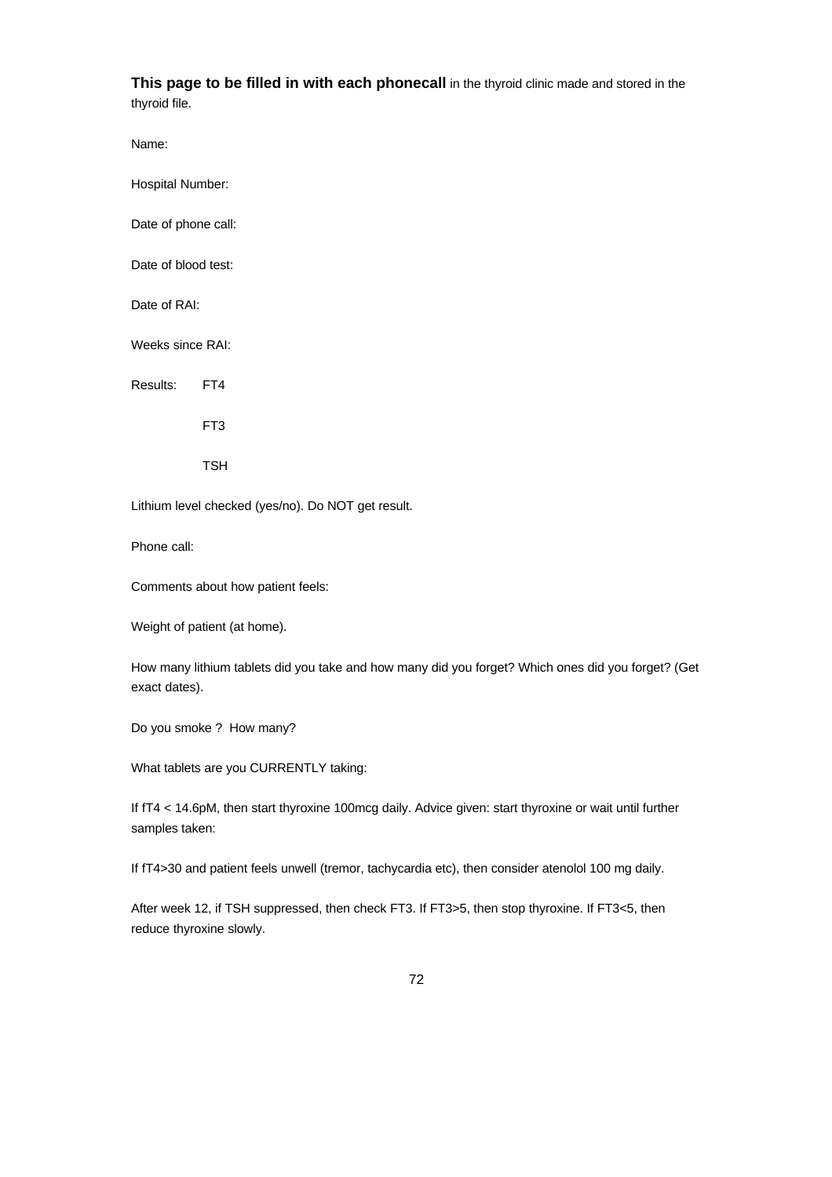**This page to be filled in with each phonecall** in the thyroid clinic made and stored in the thyroid file.

Name:

Hospital Number:

Date of phone call:

Date of blood test:

Date of RAI:

Weeks since RAI:

Results: FT4

FT3

TSH

Lithium level checked (yes/no). Do NOT get result.

Phone call:

Comments about how patient feels:

Weight of patient (at home).

How many lithium tablets did you take and how many did you forget? Which ones did you forget? (Get exact dates).

Do you smoke ? How many?

What tablets are you CURRENTLY taking:

If fT4 < 14.6pM, then start thyroxine 100mcg daily. Advice given: start thyroxine or wait until further samples taken:

If fT4>30 and patient feels unwell (tremor, tachycardia etc), then consider atenolol 100 mg daily.

After week 12, if TSH suppressed, then check FT3. If FT3>5, then stop thyroxine. If FT3<5, then reduce thyroxine slowly.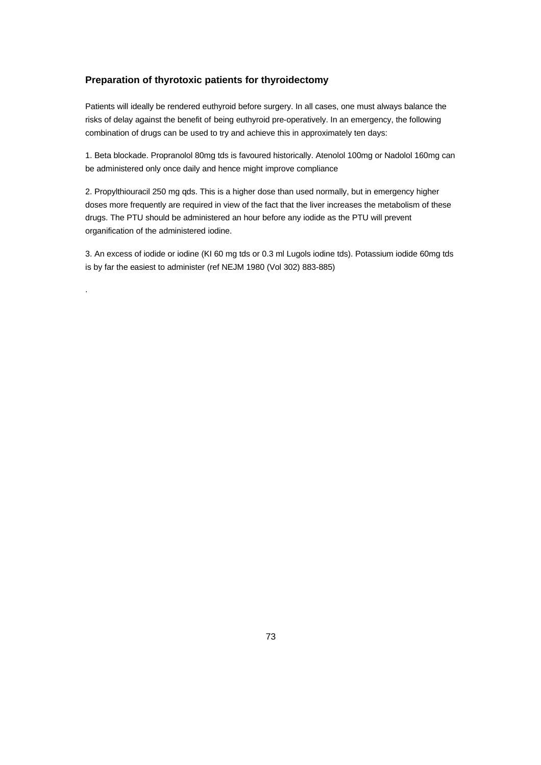### Preparation of thyrotoxic patients for thyroidectomy

Patients will ideally be rendered euthyroid before surgery. In all cases, one must always balance the risks of delay against the benefit of being euthyroid pre-operatively. In an emergency, the following combination of drugs can be used to try and achieve this in approximately ten days:

1. Beta blockade. Propranolol 80mg tds is favoured historically. Atenolol 100mg or Nadolol 160mg can be administered only once daily and hence might improve compliance

2. Propylthiouracil 250 mg qds. This is a higher dose than used normally, but in emergency higher doses more frequently are required in view of the fact that the liver increases the metabolism of these drugs. The PTU should be administered an hour before any iodide as the PTU will prevent organification of the administered iodine.

3. An excess of iodide or iodine (KI 60 mg tds or 0.3 ml Lugols iodine tds). Potassium iodide 60mg tds is by far the easiest to administer (ref NEJM 1980 (Vol 302) 883-885)

.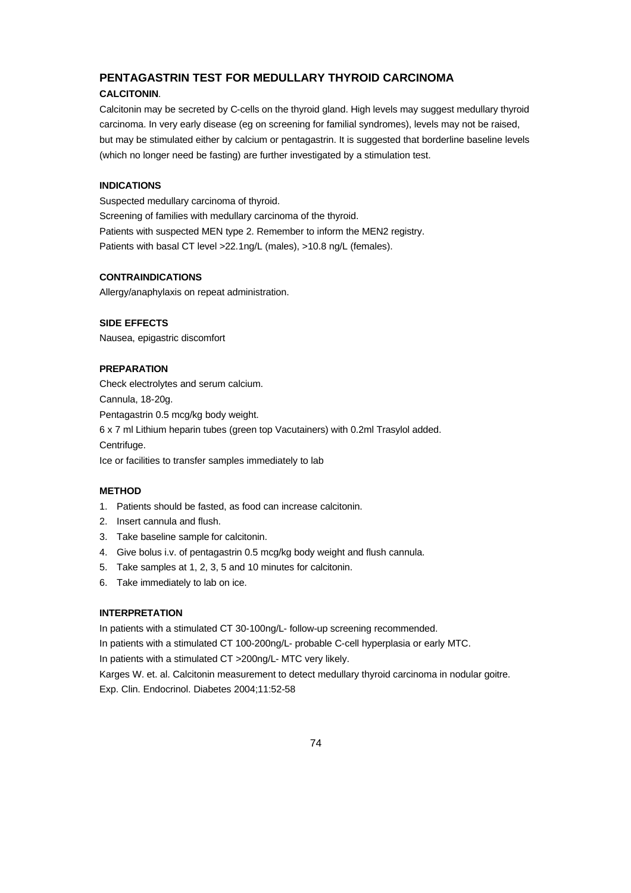## PENTAGASTRIN TEST FOR MEDULLARY THYROID CARCINOMA

**CALCITONIN**.

Calcitonin may be secreted by C-cells on the thyroid gland. High levels may suggest medullary thyroid carcinoma. In very early disease (eg on screening for familial syndromes), levels may not be raised, but may be stimulated either by calcium or pentagastrin. It is suggested that borderline baseline levels (which no longer need be fasting) are further investigated by a stimulation test.

### INDICATIONS

Suspected medullary carcinoma of thyroid.
Screening of families with medullary carcinoma of the thyroid.
Patients with suspected MEN type 2. Remember to inform the MEN2 registry.
Patients with basal CT level >22.1ng/L (males), >10.8 ng/L (females).

### CONTRAINDICATIONS

Allergy/anaphylaxis on repeat administration.

### SIDE EFFECTS

Nausea, epigastric discomfort

### PREPARATION

Check electrolytes and serum calcium.
Cannula, 18-20g.
Pentagastrin 0.5 mcg/kg body weight.
6 x 7 ml Lithium heparin tubes (green top Vacutainers) with 0.2ml Trasylol added.
Centrifuge.
Ice or facilities to transfer samples immediately to lab

### METHOD

1. Patients should be fasted, as food can increase calcitonin.
2. Insert cannula and flush.
3. Take baseline sample for calcitonin.
4. Give bolus i.v. of pentagastrin 0.5 mcg/kg body weight and flush cannula.
5. Take samples at 1, 2, 3, 5 and 10 minutes for calcitonin.
6. Take immediately to lab on ice.

### INTERPRETATION

In patients with a stimulated CT 30-100ng/L- follow-up screening recommended.
In patients with a stimulated CT 100-200ng/L- probable C-cell hyperplasia or early MTC.
In patients with a stimulated CT >200ng/L- MTC very likely.
Karges W. et. al. Calcitonin measurement to detect medullary thyroid carcinoma in nodular goitre. Exp. Clin. Endocrinol. Diabetes 2004;11:52-58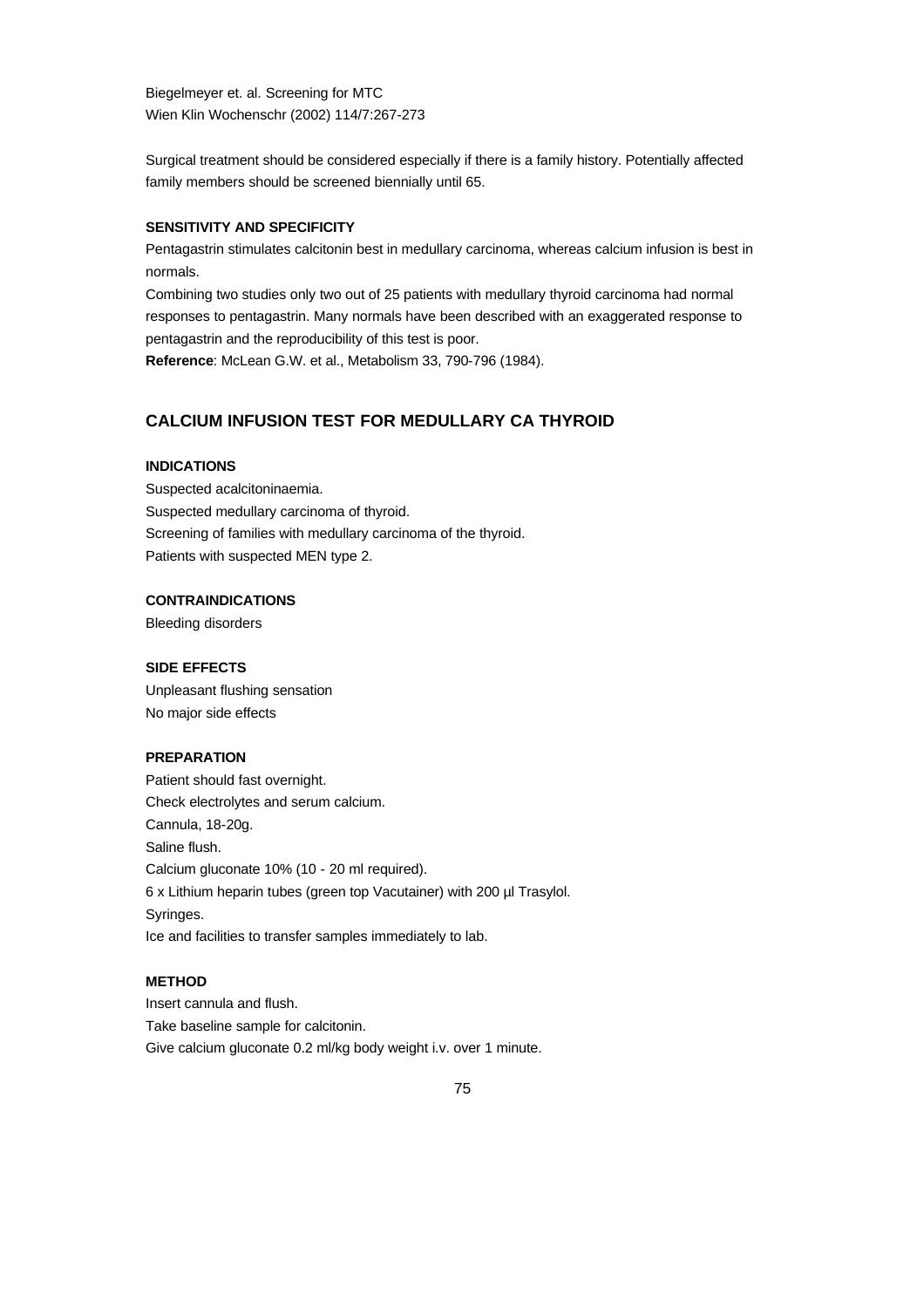Biegelmeyer et. al. Screening for MTC
Wien Klin Wochenschr (2002) 114/7:267-273

Surgical treatment should be considered especially if there is a family history. Potentially affected family members should be screened biennially until 65.

#### SENSITIVITY AND SPECIFICITY

Pentagastrin stimulates calcitonin best in medullary carcinoma, whereas calcium infusion is best in normals.

Combining two studies only two out of 25 patients with medullary thyroid carcinoma had normal responses to pentagastrin. Many normals have been described with an exaggerated response to pentagastrin and the reproducibility of this test is poor.

**Reference**: McLean G.W. et al., Metabolism 33, 790-796 (1984).

## CALCIUM INFUSION TEST FOR MEDULLARY CA THYROID

#### INDICATIONS

Suspected acalcitoninaemia.
Suspected medullary carcinoma of thyroid.
Screening of families with medullary carcinoma of the thyroid.
Patients with suspected MEN type 2.

#### CONTRAINDICATIONS

Bleeding disorders

#### SIDE EFFECTS

Unpleasant flushing sensation
No major side effects

#### PREPARATION

Patient should fast overnight.
Check electrolytes and serum calcium.
Cannula, 18-20g.
Saline flush.
Calcium gluconate 10% (10 - 20 ml required).
6 x Lithium heparin tubes (green top Vacutainer) with 200 µl Trasylol.
Syringes.
Ice and facilities to transfer samples immediately to lab.

#### METHOD

Insert cannula and flush.
Take baseline sample for calcitonin.
Give calcium gluconate 0.2 ml/kg body weight i.v. over 1 minute.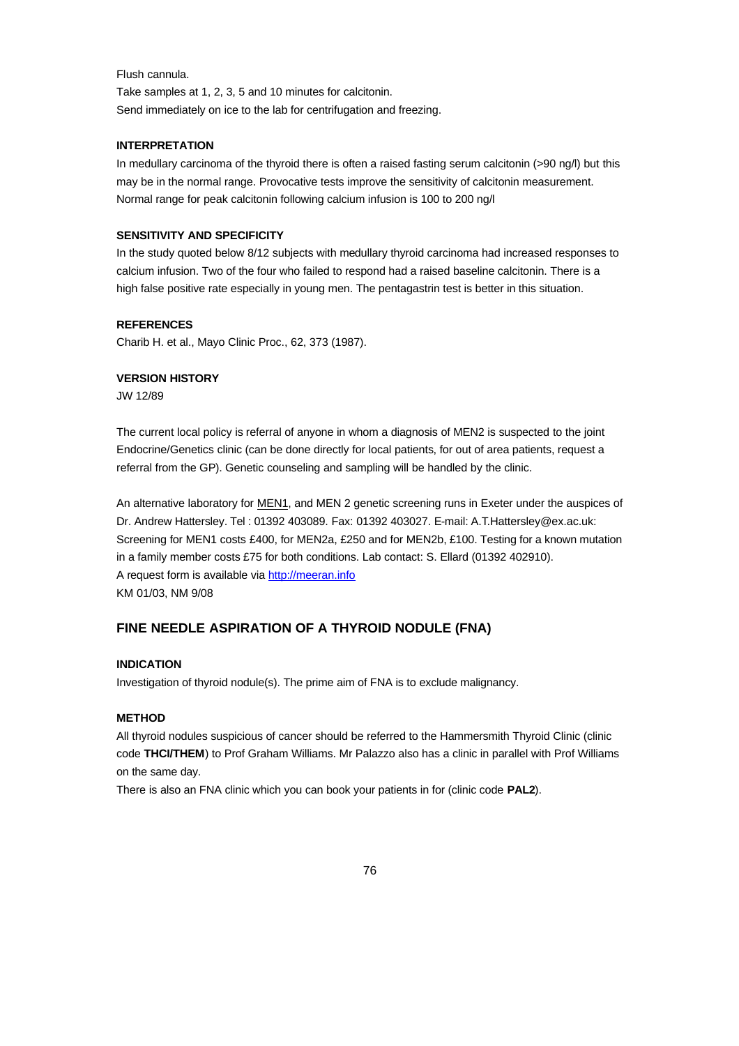Flush cannula.

Take samples at 1, 2, 3, 5 and 10 minutes for calcitonin.

Send immediately on ice to the lab for centrifugation and freezing.

#### INTERPRETATION

In medullary carcinoma of the thyroid there is often a raised fasting serum calcitonin (>90 ng/l) but this may be in the normal range. Provocative tests improve the sensitivity of calcitonin measurement. Normal range for peak calcitonin following calcium infusion is 100 to 200 ng/l

#### SENSITIVITY AND SPECIFICITY

In the study quoted below 8/12 subjects with medullary thyroid carcinoma had increased responses to calcium infusion. Two of the four who failed to respond had a raised baseline calcitonin. There is a high false positive rate especially in young men. The pentagastrin test is better in this situation.

#### REFERENCES

Charib H. et al., Mayo Clinic Proc., 62, 373 (1987).

#### VERSION HISTORY

JW 12/89

The current local policy is referral of anyone in whom a diagnosis of MEN2 is suspected to the joint Endocrine/Genetics clinic (can be done directly for local patients, for out of area patients, request a referral from the GP). Genetic counseling and sampling will be handled by the clinic.

An alternative laboratory for MEN1, and MEN 2 genetic screening runs in Exeter under the auspices of Dr. Andrew Hattersley. Tel : 01392 403089. Fax: 01392 403027. E-mail: A.T.Hattersley@ex.ac.uk: Screening for MEN1 costs £400, for MEN2a, £250 and for MEN2b, £100. Testing for a known mutation in a family member costs £75 for both conditions. Lab contact: S. Ellard (01392 402910).
A request form is available via [http://meeran.info](http://meeran.info)
KM 01/03, NM 9/08

### FINE NEEDLE ASPIRATION OF A THYROID NODULE (FNA)

#### INDICATION

Investigation of thyroid nodule(s). The prime aim of FNA is to exclude malignancy.

#### METHOD

All thyroid nodules suspicious of cancer should be referred to the Hammersmith Thyroid Clinic (clinic code **THCI/THEM**) to Prof Graham Williams. Mr Palazzo also has a clinic in parallel with Prof Williams on the same day.

There is also an FNA clinic which you can book your patients in for (clinic code **PAL2**).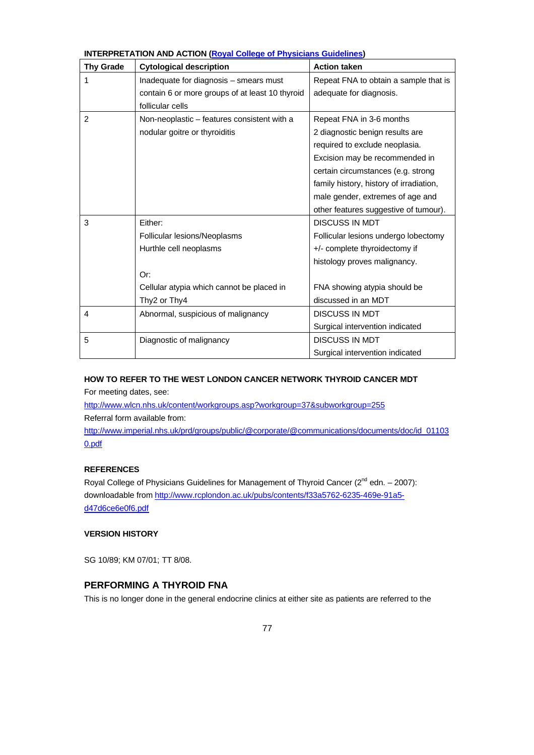**INTERPRETATION AND ACTION ([Royal College of Physicians Guidelines]())**

| Thy Grade | Cytological description | Action taken |
|---|---|---|
| 1 | Inadequate for diagnosis – smears must contain 6 or more groups of at least 10 thyroid follicular cells | Repeat FNA to obtain a sample that is adequate for diagnosis. |
| 2 | Non-neoplastic – features consistent with a nodular goitre or thyroiditis | Repeat FNA in 3-6 months<br>2 diagnostic benign results are required to exclude neoplasia.<br>Excision may be recommended in certain circumstances (e.g. strong family history, history of irradiation, male gender, extremes of age and other features suggestive of tumour). |
| 3 | Either:<br>Follicular lesions/Neoplasms<br>Hurthle cell neoplasms<br><br>Or:<br>Cellular atypia which cannot be placed in Thy2 or Thy4 | DISCUSS IN MDT<br>Follicular lesions undergo lobectomy +/- complete thyroidectomy if histology proves malignancy.<br><br>FNA showing atypia should be discussed in an MDT |
| 4 | Abnormal, suspicious of malignancy | DISCUSS IN MDT<br>Surgical intervention indicated |
| 5 | Diagnostic of malignancy | DISCUSS IN MDT<br>Surgical intervention indicated |

**HOW TO REFER TO THE WEST LONDON CANCER NETWORK THYROID CANCER MDT**

For meeting dates, see:

http://www.wlcn.nhs.uk/content/workgroups.asp?workgroup=37&subworkgroup=255

Referral form available from:

http://www.imperial.nhs.uk/prd/groups/public/@corporate/@communications/documents/doc/id_011030.pdf

**REFERENCES**

Royal College of Physicians Guidelines for Management of Thyroid Cancer (2nd edn. – 2007): downloadable from http://www.rcplondon.ac.uk/pubs/contents/f33a5762-6235-469e-91a5-d47d6ce6e0f6.pdf

**VERSION HISTORY**

SG 10/89; KM 07/01; TT 8/08.

## PERFORMING A THYROID FNA

This is no longer done in the general endocrine clinics at either site as patients are referred to the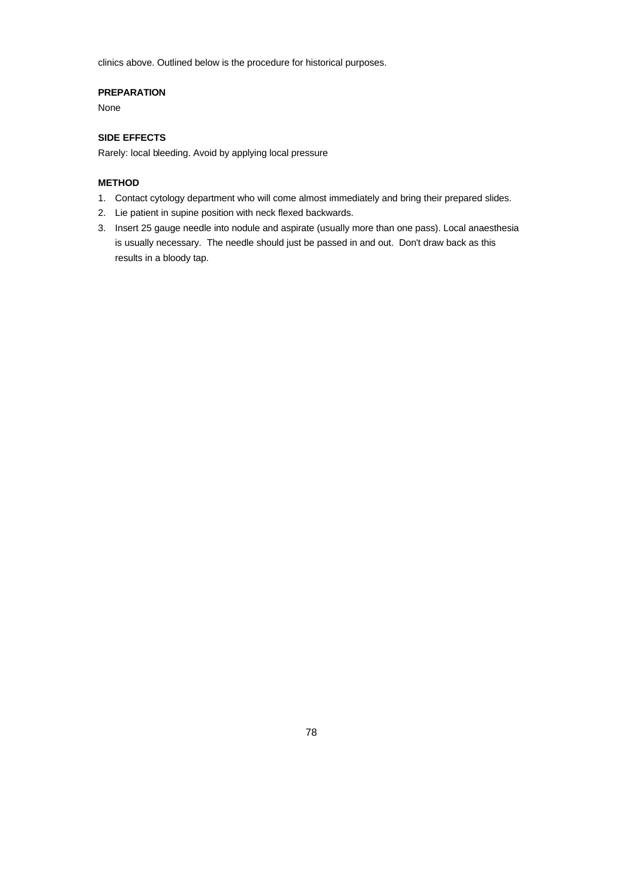clinics above. Outlined below is the procedure for historical purposes.

**PREPARATION**

None

**SIDE EFFECTS**

Rarely: local bleeding. Avoid by applying local pressure

**METHOD**

1. Contact cytology department who will come almost immediately and bring their prepared slides.
2. Lie patient in supine position with neck flexed backwards.
3. Insert 25 gauge needle into nodule and aspirate (usually more than one pass). Local anaesthesia is usually necessary. The needle should just be passed in and out. Don't draw back as this results in a bloody tap.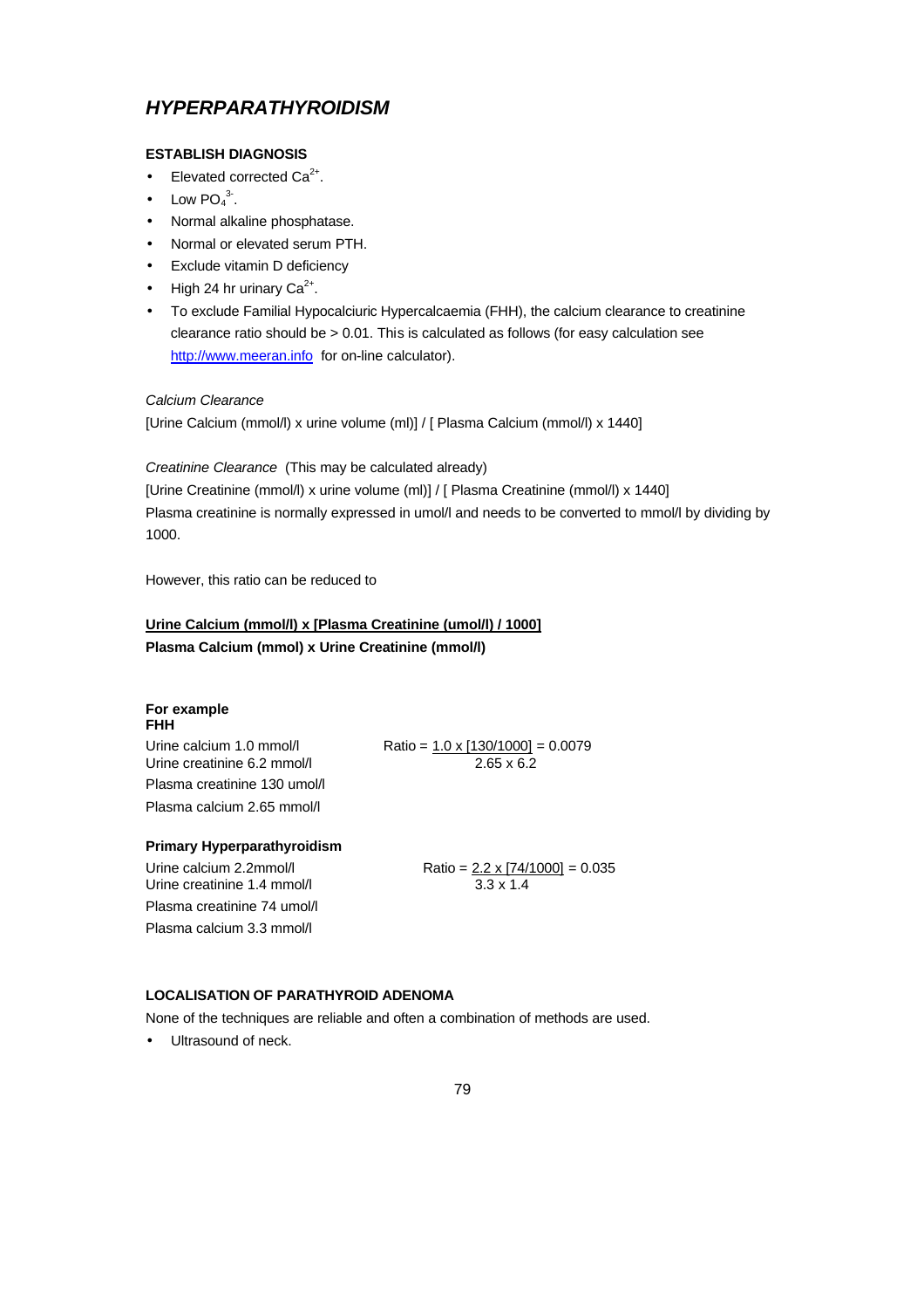## *HYPERPARATHYROIDISM*

### ESTABLISH DIAGNOSIS

- Elevated corrected $Ca^{2+}$.
- Low $PO_4^{3-}$.
- Normal alkaline phosphatase.
- Normal or elevated serum PTH.
- Exclude vitamin D deficiency
- High 24 hr urinary $Ca^{2+}$.
- To exclude Familial Hypocalciuric Hypercalcaemia (FHH), the calcium clearance to creatinine clearance ratio should be > 0.01. This is calculated as follows (for easy calculation see http://www.meeran.info for on-line calculator).

*Calcium Clearance*

[Urine Calcium (mmol/l) x urine volume (ml)] / [ Plasma Calcium (mmol/l) x 1440]

*Creatinine Clearance* (This may be calculated already)

[Urine Creatinine (mmol/l) x urine volume (ml)] / [ Plasma Creatinine (mmol/l) x 1440]

Plasma creatinine is normally expressed in umol/l and needs to be converted to mmol/l by dividing by 1000.

However, this ratio can be reduced to

$$\frac{\text{Urine Calcium (mmol/l) x [Plasma Creatinine (umol/l) / 1000]}}{\text{Plasma Calcium (mmol) x Urine Creatinine (mmol/l)}}$$

**For example**
**FHH**

Urine calcium 1.0 mmol/l
Urine creatinine 6.2 mmol/l
Plasma creatinine 130 umol/l
Plasma calcium 2.65 mmol/l

$$\text{Ratio} = \frac{1.0 \times [130/1000]}{2.65 \times 6.2} = 0.0079$$

**Primary Hyperparathyroidism**

Urine calcium 2.2mmol/l
Urine creatinine 1.4 mmol/l
Plasma creatinine 74 umol/l
Plasma calcium 3.3 mmol/l

$$\text{Ratio} = \frac{2.2 \times [74/1000]}{3.3 \times 1.4} = 0.035$$

### LOCALISATION OF PARATHYROID ADENOMA

None of the techniques are reliable and often a combination of methods are used.

- Ultrasound of neck.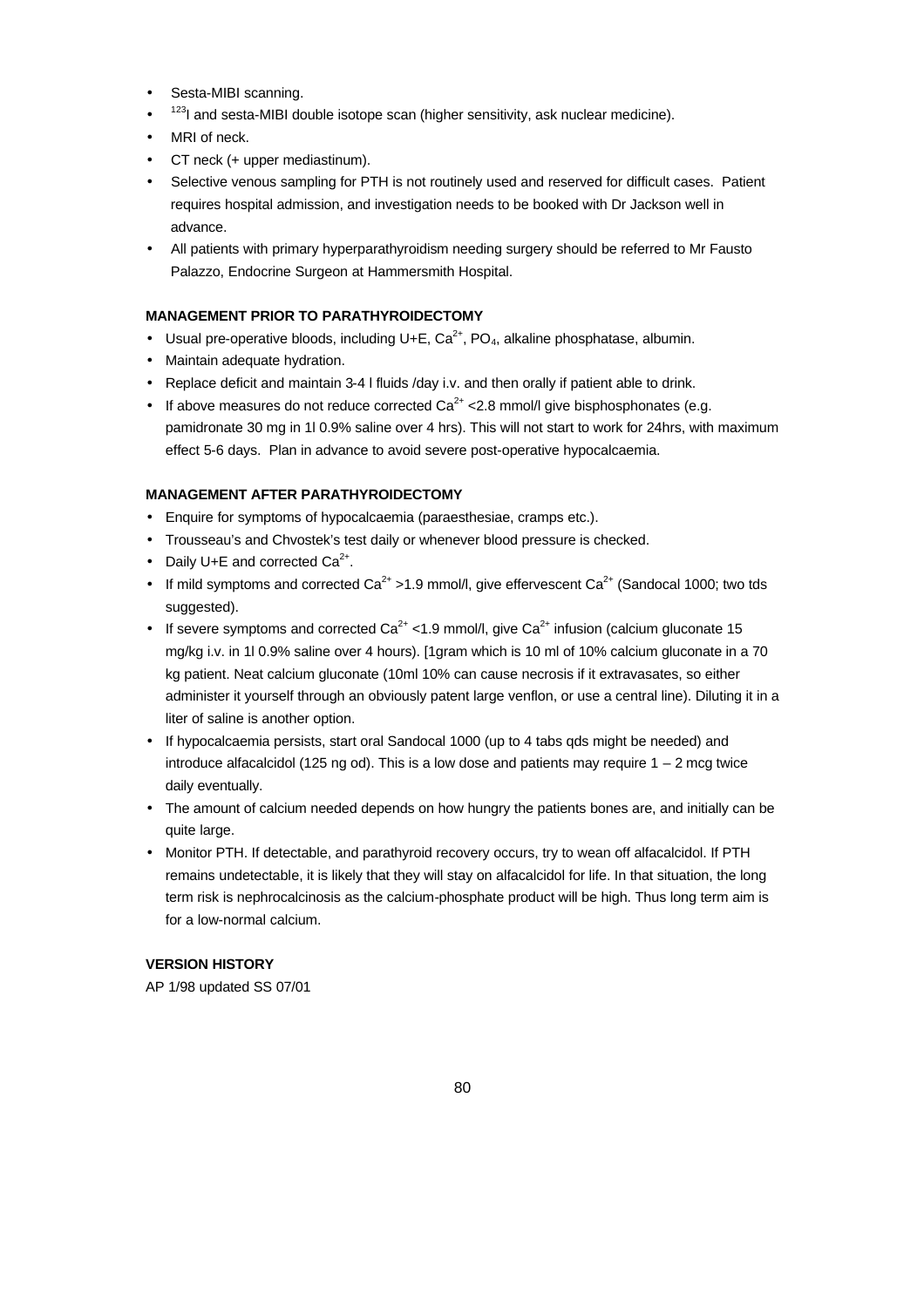- Sesta-MIBI scanning.
- $^{123}I$ and sesta-MIBI double isotope scan (higher sensitivity, ask nuclear medicine).
- MRI of neck.
- CT neck (+ upper mediastinum).
- Selective venous sampling for PTH is not routinely used and reserved for difficult cases. Patient requires hospital admission, and investigation needs to be booked with Dr Jackson well in advance.
- All patients with primary hyperparathyroidism needing surgery should be referred to Mr Fausto Palazzo, Endocrine Surgeon at Hammersmith Hospital.

**MANAGEMENT PRIOR TO PARATHYROIDECTOMY**

- Usual pre-operative bloods, including U+E, $Ca^{2+}$, $PO_4$, alkaline phosphatase, albumin.
- Maintain adequate hydration.
- Replace deficit and maintain 3-4 l fluids /day i.v. and then orally if patient able to drink.
- If above measures do not reduce corrected $Ca^{2+}$ <2.8 mmol/l give bisphosphonates (e.g. pamidronate 30 mg in 1l 0.9% saline over 4 hrs). This will not start to work for 24hrs, with maximum effect 5-6 days. Plan in advance to avoid severe post-operative hypocalcaemia.

**MANAGEMENT AFTER PARATHYROIDECTOMY**

- Enquire for symptoms of hypocalcaemia (paraesthesiae, cramps etc.).
- Trousseau's and Chvostek's test daily or whenever blood pressure is checked.
- Daily U+E and corrected $Ca^{2+}$.
- If mild symptoms and corrected $Ca^{2+}$ >1.9 mmol/l, give effervescent $Ca^{2+}$ (Sandocal 1000; two tds suggested).
- If severe symptoms and corrected $Ca^{2+}$ <1.9 mmol/l, give $Ca^{2+}$ infusion (calcium gluconate 15 mg/kg i.v. in 1l 0.9% saline over 4 hours). [1gram which is 10 ml of 10% calcium gluconate in a 70 kg patient. Neat calcium gluconate (10ml 10% can cause necrosis if it extravasates, so either administer it yourself through an obviously patent large venflon, or use a central line). Diluting it in a liter of saline is another option.
- If hypocalcaemia persists, start oral Sandocal 1000 (up to 4 tabs qds might be needed) and introduce alfacalcidol (125 ng od). This is a low dose and patients may require 1 – 2 mcg twice daily eventually.
- The amount of calcium needed depends on how hungry the patients bones are, and initially can be quite large.
- Monitor PTH. If detectable, and parathyroid recovery occurs, try to wean off alfacalcidol. If PTH remains undetectable, it is likely that they will stay on alfacalcidol for life. In that situation, the long term risk is nephrocalcinosis as the calcium-phosphate product will be high. Thus long term aim is for a low-normal calcium.

**VERSION HISTORY**

AP 1/98 updated SS 07/01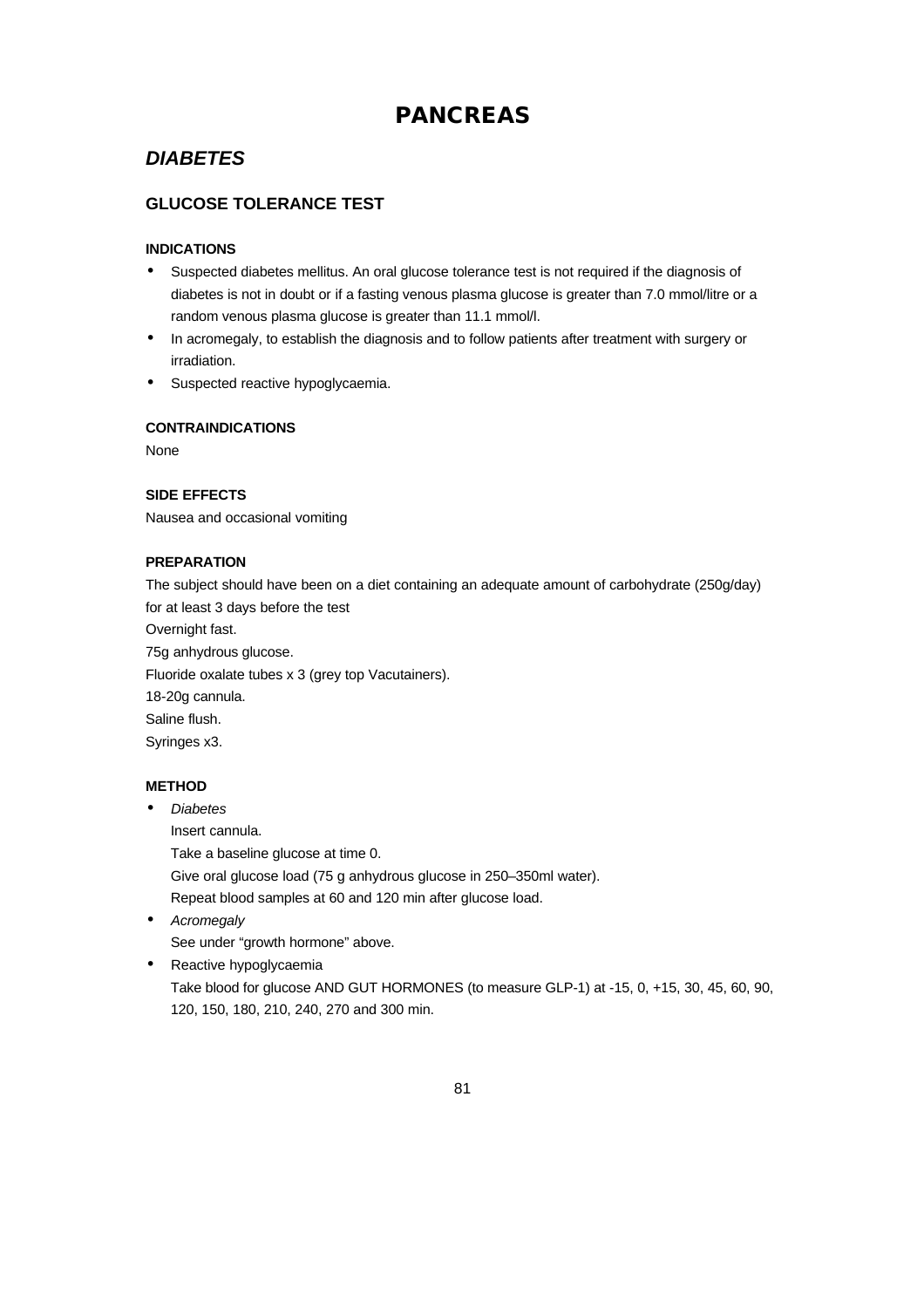# PANCREAS

## *DIABETES*

### GLUCOSE TOLERANCE TEST

**INDICATIONS**

- Suspected diabetes mellitus. An oral glucose tolerance test is not required if the diagnosis of diabetes is not in doubt or if a fasting venous plasma glucose is greater than 7.0 mmol/litre or a random venous plasma glucose is greater than 11.1 mmol/l.
- In acromegaly, to establish the diagnosis and to follow patients after treatment with surgery or irradiation.
- Suspected reactive hypoglycaemia.

**CONTRAINDICATIONS**

None

**SIDE EFFECTS**

Nausea and occasional vomiting

**PREPARATION**

The subject should have been on a diet containing an adequate amount of carbohydrate (250g/day) for at least 3 days before the test

Overnight fast.

75g anhydrous glucose.

Fluoride oxalate tubes x 3 (grey top Vacutainers).

18-20g cannula.

Saline flush.

Syringes x3.

**METHOD**

- *Diabetes*
  Insert cannula.
  Take a baseline glucose at time 0.
  Give oral glucose load (75 g anhydrous glucose in 250–350ml water).
  Repeat blood samples at 60 and 120 min after glucose load.
- *Acromegaly*
  See under “growth hormone” above.
- Reactive hypoglycaemia
  Take blood for glucose AND GUT HORMONES (to measure GLP-1) at -15, 0, +15, 30, 45, 60, 90, 120, 150, 180, 210, 240, 270 and 300 min.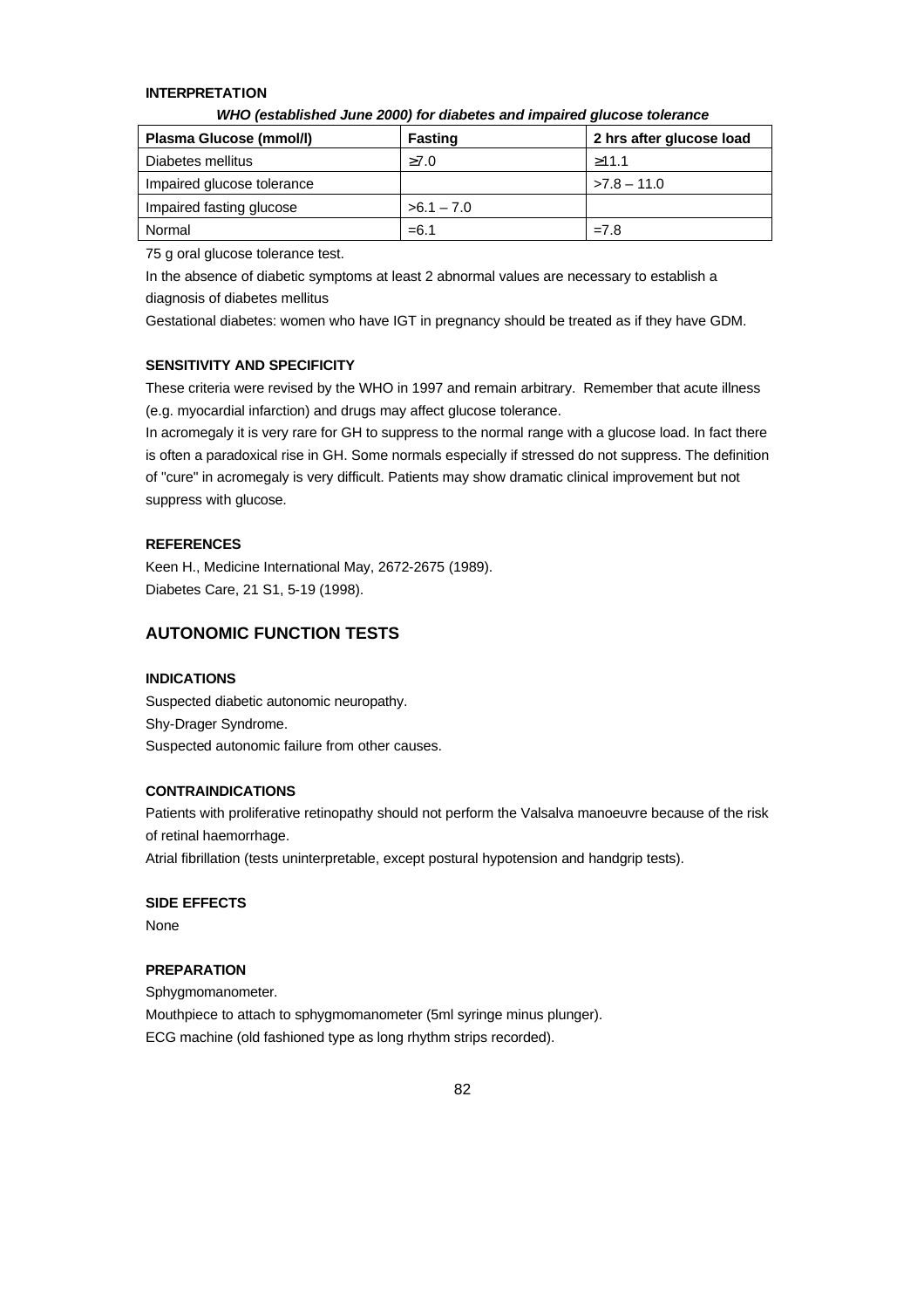#### INTERPRETATION

***WHO (established June 2000) for diabetes and impaired glucose tolerance***

| Plasma Glucose (mmol/l) | Fasting | 2 hrs after glucose load |
|---|---|---|
| Diabetes mellitus | ≥7.0 | ≥11.1 |
| Impaired glucose tolerance | | >7.8 – 11.0 |
| Impaired fasting glucose | >6.1 – 7.0 | |
| Normal | =6.1 | =7.8 |

75 g oral glucose tolerance test.

In the absence of diabetic symptoms at least 2 abnormal values are necessary to establish a diagnosis of diabetes mellitus

Gestational diabetes: women who have IGT in pregnancy should be treated as if they have GDM.

#### SENSITIVITY AND SPECIFICITY

These criteria were revised by the WHO in 1997 and remain arbitrary. Remember that acute illness (e.g. myocardial infarction) and drugs may affect glucose tolerance.

In acromegaly it is very rare for GH to suppress to the normal range with a glucose load. In fact there is often a paradoxical rise in GH. Some normals especially if stressed do not suppress. The definition of "cure" in acromegaly is very difficult. Patients may show dramatic clinical improvement but not suppress with glucose.

#### REFERENCES

Keen H., Medicine International May, 2672-2675 (1989).

Diabetes Care, 21 S1, 5-19 (1998).

## AUTONOMIC FUNCTION TESTS

#### INDICATIONS

Suspected diabetic autonomic neuropathy.

Shy-Drager Syndrome.

Suspected autonomic failure from other causes.

#### CONTRAINDICATIONS

Patients with proliferative retinopathy should not perform the Valsalva manoeuvre because of the risk of retinal haemorrhage.

Atrial fibrillation (tests uninterpretable, except postural hypotension and handgrip tests).

#### SIDE EFFECTS

None

#### PREPARATION

Sphygmomanometer.

Mouthpiece to attach to sphygmomanometer (5ml syringe minus plunger).

ECG machine (old fashioned type as long rhythm strips recorded).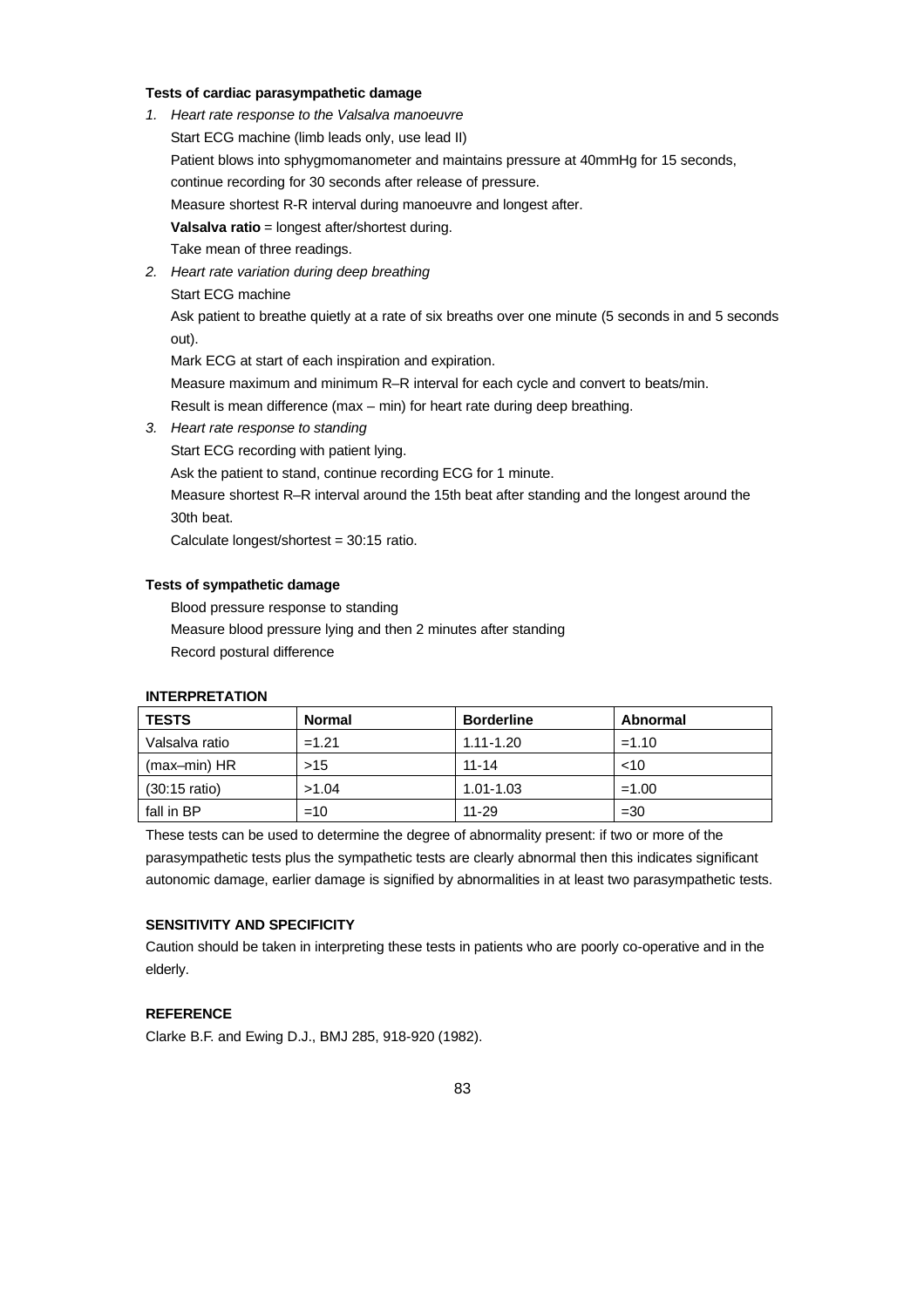**Tests of cardiac parasympathetic damage**

1. *Heart rate response to the Valsalva manoeuvre*

   Start ECG machine (limb leads only, use lead II)

   Patient blows into sphygmomanometer and maintains pressure at 40mmHg for 15 seconds, continue recording for 30 seconds after release of pressure.

   Measure shortest R-R interval during manoeuvre and longest after.

   **Valsalva ratio** = longest after/shortest during.

   Take mean of three readings.

2. *Heart rate variation during deep breathing*

   Start ECG machine

   Ask patient to breathe quietly at a rate of six breaths over one minute (5 seconds in and 5 seconds out).

   Mark ECG at start of each inspiration and expiration.

   Measure maximum and minimum R–R interval for each cycle and convert to beats/min.

   Result is mean difference (max – min) for heart rate during deep breathing.

3. *Heart rate response to standing*

   Start ECG recording with patient lying.

   Ask the patient to stand, continue recording ECG for 1 minute.

   Measure shortest R–R interval around the 15th beat after standing and the longest around the 30th beat.

   Calculate longest/shortest = 30:15 ratio.

**Tests of sympathetic damage**

Blood pressure response to standing

Measure blood pressure lying and then 2 minutes after standing

Record postural difference

**INTERPRETATION**

| TESTS | Normal | Borderline | Abnormal |
|---|---|---|---|
| Valsalva ratio | =1.21 | 1.11-1.20 | =1.10 |
| (max–min) HR | >15 | 11-14 | <10 |
| (30:15 ratio) | >1.04 | 1.01-1.03 | =1.00 |
| fall in BP | =10 | 11-29 | =30 |

These tests can be used to determine the degree of abnormality present: if two or more of the parasympathetic tests plus the sympathetic tests are clearly abnormal then this indicates significant autonomic damage, earlier damage is signified by abnormalities in at least two parasympathetic tests.

**SENSITIVITY AND SPECIFICITY**

Caution should be taken in interpreting these tests in patients who are poorly co-operative and in the elderly.

**REFERENCE**

Clarke B.F. and Ewing D.J., BMJ 285, 918-920 (1982).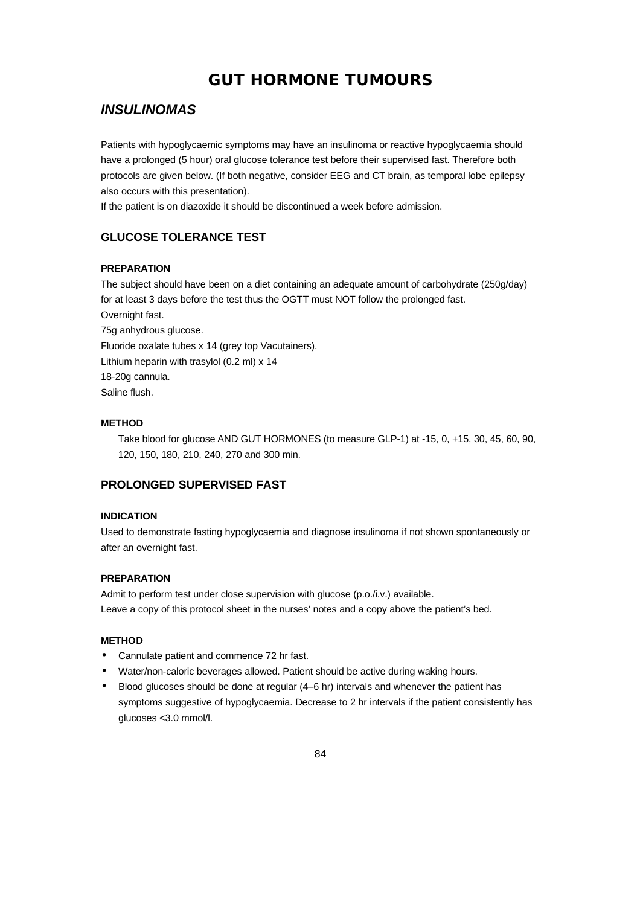# GUT HORMONE TUMOURS

## *INSULINOMAS*

Patients with hypoglycaemic symptoms may have an insulinoma or reactive hypoglycaemia should have a prolonged (5 hour) oral glucose tolerance test before their supervised fast. Therefore both protocols are given below. (If both negative, consider EEG and CT brain, as temporal lobe epilepsy also occurs with this presentation).

If the patient is on diazoxide it should be discontinued a week before admission.

### GLUCOSE TOLERANCE TEST

#### PREPARATION

The subject should have been on a diet containing an adequate amount of carbohydrate (250g/day) for at least 3 days before the test thus the OGTT must NOT follow the prolonged fast.

Overnight fast.

75g anhydrous glucose.

Fluoride oxalate tubes x 14 (grey top Vacutainers).

Lithium heparin with trasylol (0.2 ml) x 14

18-20g cannula.

Saline flush.

#### METHOD

Take blood for glucose AND GUT HORMONES (to measure GLP-1) at -15, 0, +15, 30, 45, 60, 90, 120, 150, 180, 210, 240, 270 and 300 min.

### PROLONGED SUPERVISED FAST

#### INDICATION

Used to demonstrate fasting hypoglycaemia and diagnose insulinoma if not shown spontaneously or after an overnight fast.

#### PREPARATION

Admit to perform test under close supervision with glucose (p.o./i.v.) available.

Leave a copy of this protocol sheet in the nurses' notes and a copy above the patient's bed.

#### METHOD

- Cannulate patient and commence 72 hr fast.
- Water/non-caloric beverages allowed. Patient should be active during waking hours.
- Blood glucoses should be done at regular (4–6 hr) intervals and whenever the patient has symptoms suggestive of hypoglycaemia. Decrease to 2 hr intervals if the patient consistently has glucoses <3.0 mmol/l.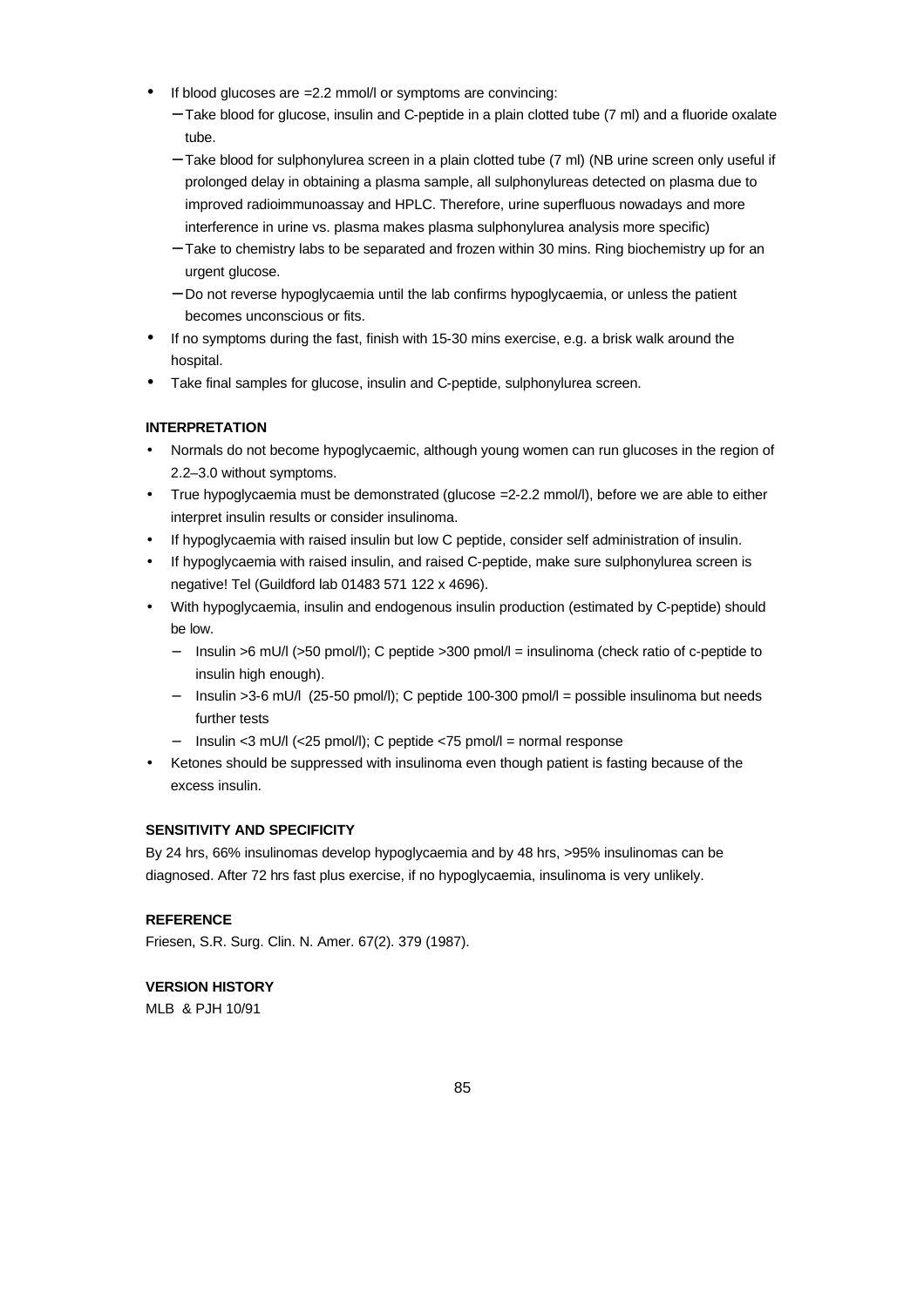- If blood glucoses are =2.2 mmol/l or symptoms are convincing:
  - Take blood for glucose, insulin and C-peptide in a plain clotted tube (7 ml) and a fluoride oxalate tube.
  - Take blood for sulphonylurea screen in a plain clotted tube (7 ml) (NB urine screen only useful if prolonged delay in obtaining a plasma sample, all sulphonylureas detected on plasma due to improved radioimmunoassay and HPLC. Therefore, urine superfluous nowadays and more interference in urine vs. plasma makes plasma sulphonylurea analysis more specific)
  - Take to chemistry labs to be separated and frozen within 30 mins. Ring biochemistry up for an urgent glucose.
  - Do not reverse hypoglycaemia until the lab confirms hypoglycaemia, or unless the patient becomes unconscious or fits.
- If no symptoms during the fast, finish with 15-30 mins exercise, e.g. a brisk walk around the hospital.
- Take final samples for glucose, insulin and C-peptide, sulphonylurea screen.

**INTERPRETATION**

- Normals do not become hypoglycaemic, although young women can run glucoses in the region of 2.2–3.0 without symptoms.
- True hypoglycaemia must be demonstrated (glucose =2-2.2 mmol/l), before we are able to either interpret insulin results or consider insulinoma.
- If hypoglycaemia with raised insulin but low C peptide, consider self administration of insulin.
- If hypoglycaemia with raised insulin, and raised C-peptide, make sure sulphonylurea screen is negative! Tel (Guildford lab 01483 571 122 x 4696).
- With hypoglycaemia, insulin and endogenous insulin production (estimated by C-peptide) should be low.
  - Insulin >6 mU/l (>50 pmol/l); C peptide >300 pmol/l = insulinoma (check ratio of c-peptide to insulin high enough).
  - Insulin >3-6 mU/l (25-50 pmol/l); C peptide 100-300 pmol/l = possible insulinoma but needs further tests
  - Insulin <3 mU/l (<25 pmol/l); C peptide <75 pmol/l = normal response
- Ketones should be suppressed with insulinoma even though patient is fasting because of the excess insulin.

**SENSITIVITY AND SPECIFICITY**

By 24 hrs, 66% insulinomas develop hypoglycaemia and by 48 hrs, >95% insulinomas can be diagnosed. After 72 hrs fast plus exercise, if no hypoglycaemia, insulinoma is very unlikely.

**REFERENCE**

Friesen, S.R. Surg. Clin. N. Amer. 67(2). 379 (1987).

**VERSION HISTORY**

MLB & PJH 10/91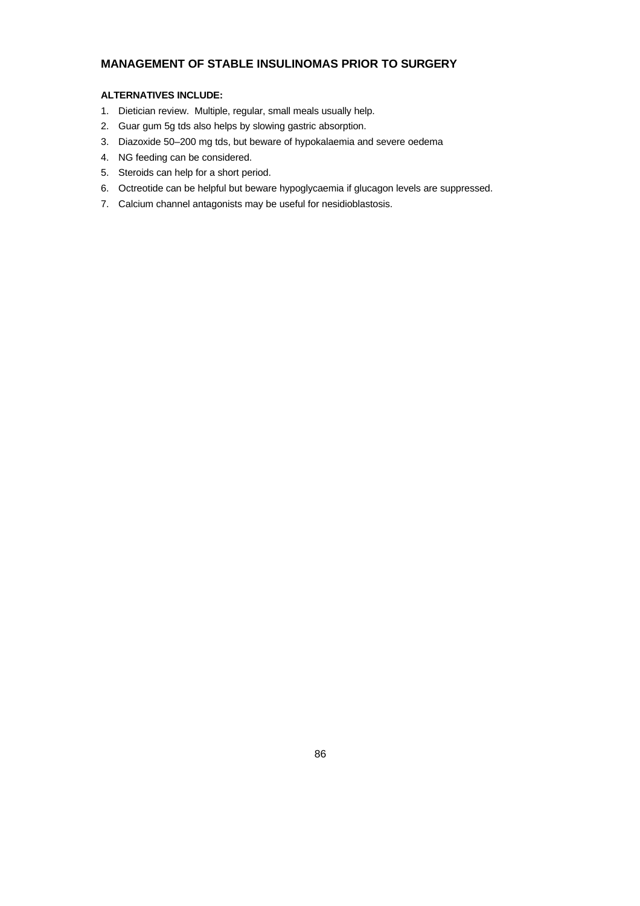## MANAGEMENT OF STABLE INSULINOMAS PRIOR TO SURGERY

**ALTERNATIVES INCLUDE:**

1. Dietician review. Multiple, regular, small meals usually help.
2. Guar gum 5g tds also helps by slowing gastric absorption.
3. Diazoxide 50–200 mg tds, but beware of hypokalaemia and severe oedema
4. NG feeding can be considered.
5. Steroids can help for a short period.
6. Octreotide can be helpful but beware hypoglycaemia if glucagon levels are suppressed.
7. Calcium channel antagonists may be useful for nesidioblastosis.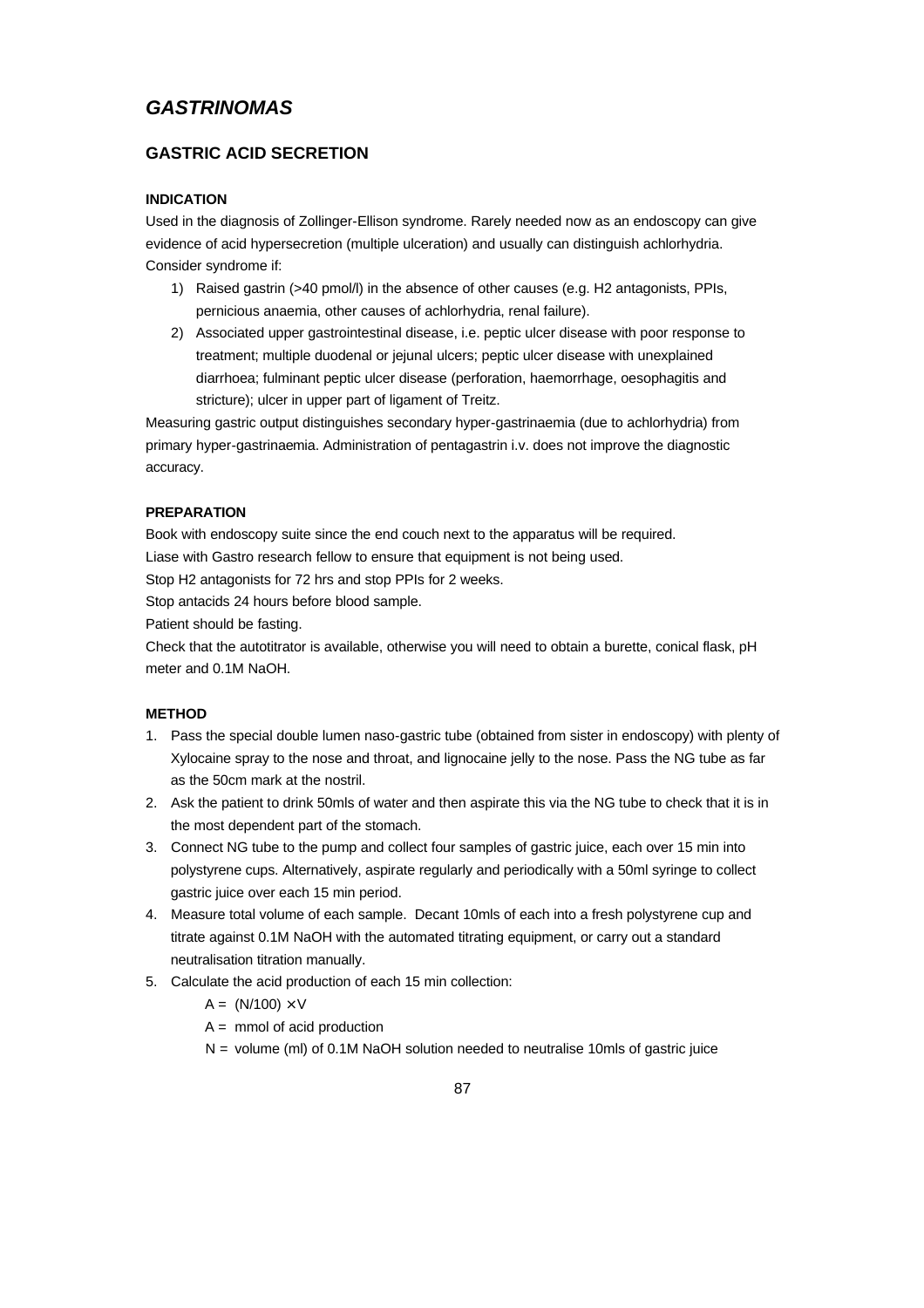# *GASTRINOMAS*

## GASTRIC ACID SECRETION

### INDICATION

Used in the diagnosis of Zollinger-Ellison syndrome. Rarely needed now as an endoscopy can give evidence of acid hypersecretion (multiple ulceration) and usually can distinguish achlorhydria. Consider syndrome if:

1) Raised gastrin (>40 pmol/l) in the absence of other causes (e.g. H2 antagonists, PPIs, pernicious anaemia, other causes of achlorhydria, renal failure).
2) Associated upper gastrointestinal disease, i.e. peptic ulcer disease with poor response to treatment; multiple duodenal or jejunal ulcers; peptic ulcer disease with unexplained diarrhoea; fulminant peptic ulcer disease (perforation, haemorrhage, oesophagitis and stricture); ulcer in upper part of ligament of Treitz.

Measuring gastric output distinguishes secondary hyper-gastrinaemia (due to achlorhydria) from primary hyper-gastrinaemia. Administration of pentagastrin i.v. does not improve the diagnostic accuracy.

### PREPARATION

Book with endoscopy suite since the end couch next to the apparatus will be required.

Liase with Gastro research fellow to ensure that equipment is not being used.

Stop H2 antagonists for 72 hrs and stop PPIs for 2 weeks.

Stop antacids 24 hours before blood sample.

Patient should be fasting.

Check that the autotitrator is available, otherwise you will need to obtain a burette, conical flask, pH meter and 0.1M NaOH.

### METHOD

1. Pass the special double lumen naso-gastric tube (obtained from sister in endoscopy) with plenty of Xylocaine spray to the nose and throat, and lignocaine jelly to the nose. Pass the NG tube as far as the 50cm mark at the nostril.
2. Ask the patient to drink 50mls of water and then aspirate this via the NG tube to check that it is in the most dependent part of the stomach.
3. Connect NG tube to the pump and collect four samples of gastric juice, each over 15 min into polystyrene cups. Alternatively, aspirate regularly and periodically with a 50ml syringe to collect gastric juice over each 15 min period.
4. Measure total volume of each sample. Decant 10mls of each into a fresh polystyrene cup and titrate against 0.1M NaOH with the automated titrating equipment, or carry out a standard neutralisation titration manually.
5. Calculate the acid production of each 15 min collection:

   $A = (N/100) \times V$

   A = mmol of acid production

   N = volume (ml) of 0.1M NaOH solution needed to neutralise 10mls of gastric juice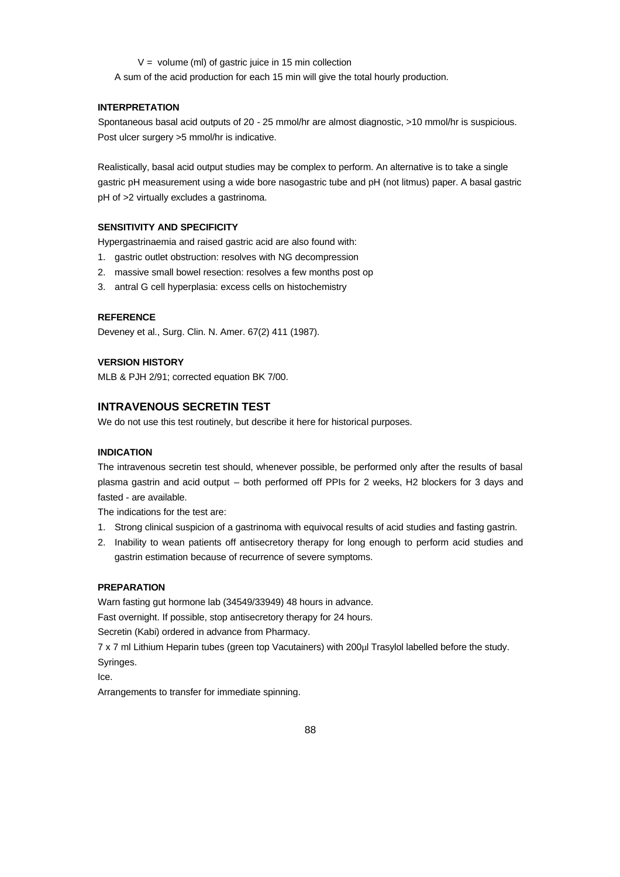$V$ = volume (ml) of gastric juice in 15 min collection

A sum of the acid production for each 15 min will give the total hourly production.

#### INTERPRETATION

Spontaneous basal acid outputs of 20 - 25 mmol/hr are almost diagnostic, >10 mmol/hr is suspicious. Post ulcer surgery >5 mmol/hr is indicative.

Realistically, basal acid output studies may be complex to perform. An alternative is to take a single gastric pH measurement using a wide bore nasogastric tube and pH (not litmus) paper. A basal gastric pH of >2 virtually excludes a gastrinoma.

#### SENSITIVITY AND SPECIFICITY

Hypergastrinaemia and raised gastric acid are also found with:

1. gastric outlet obstruction: resolves with NG decompression
2. massive small bowel resection: resolves a few months post op
3. antral G cell hyperplasia: excess cells on histochemistry

#### REFERENCE

Deveney et al., Surg. Clin. N. Amer. 67(2) 411 (1987).

#### VERSION HISTORY

MLB & PJH 2/91; corrected equation BK 7/00.

### INTRAVENOUS SECRETIN TEST

We do not use this test routinely, but describe it here for historical purposes.

#### INDICATION

The intravenous secretin test should, whenever possible, be performed only after the results of basal plasma gastrin and acid output – both performed off PPIs for 2 weeks, H2 blockers for 3 days and fasted - are available.

The indications for the test are:

1. Strong clinical suspicion of a gastrinoma with equivocal results of acid studies and fasting gastrin.
2. Inability to wean patients off antisecretory therapy for long enough to perform acid studies and gastrin estimation because of recurrence of severe symptoms.

#### PREPARATION

Warn fasting gut hormone lab (34549/33949) 48 hours in advance.

Fast overnight. If possible, stop antisecretory therapy for 24 hours.

Secretin (Kabi) ordered in advance from Pharmacy.

7 x 7 ml Lithium Heparin tubes (green top Vacutainers) with 200µl Trasylol labelled before the study.

Syringes.

Ice.

Arrangements to transfer for immediate spinning.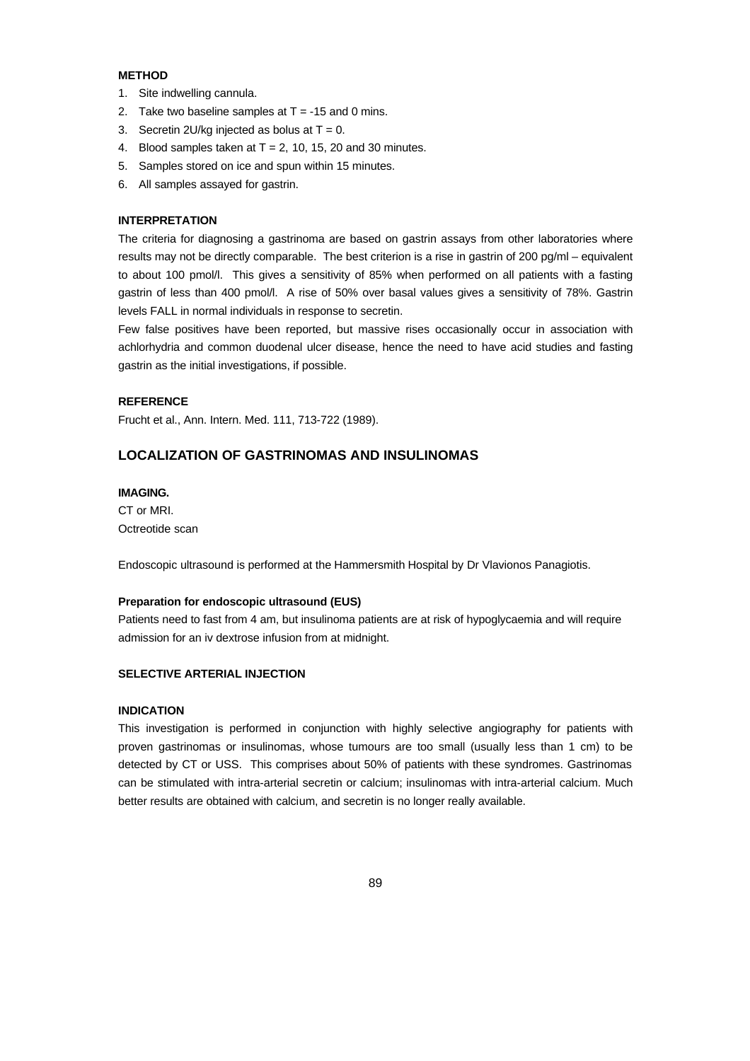**METHOD**

1. Site indwelling cannula.
2. Take two baseline samples at T = -15 and 0 mins.
3. Secretin 2U/kg injected as bolus at T = 0.
4. Blood samples taken at T = 2, 10, 15, 20 and 30 minutes.
5. Samples stored on ice and spun within 15 minutes.
6. All samples assayed for gastrin.

**INTERPRETATION**

The criteria for diagnosing a gastrinoma are based on gastrin assays from other laboratories where results may not be directly comparable. The best criterion is a rise in gastrin of 200 pg/ml – equivalent to about 100 pmol/l. This gives a sensitivity of 85% when performed on all patients with a fasting gastrin of less than 400 pmol/l. A rise of 50% over basal values gives a sensitivity of 78%. Gastrin levels FALL in normal individuals in response to secretin.

Few false positives have been reported, but massive rises occasionally occur in association with achlorhydria and common duodenal ulcer disease, hence the need to have acid studies and fasting gastrin as the initial investigations, if possible.

**REFERENCE**

Frucht et al., Ann. Intern. Med. 111, 713-722 (1989).

## LOCALIZATION OF GASTRINOMAS AND INSULINOMAS

**IMAGING.**

CT or MRI.
Octreotide scan

Endoscopic ultrasound is performed at the Hammersmith Hospital by Dr Vlavionos Panagiotis.

**Preparation for endoscopic ultrasound (EUS)**

Patients need to fast from 4 am, but insulinoma patients are at risk of hypoglycaemia and will require admission for an iv dextrose infusion from at midnight.

**SELECTIVE ARTERIAL INJECTION**

**INDICATION**

This investigation is performed in conjunction with highly selective angiography for patients with proven gastrinomas or insulinomas, whose tumours are too small (usually less than 1 cm) to be detected by CT or USS. This comprises about 50% of patients with these syndromes. Gastrinomas can be stimulated with intra-arterial secretin or calcium; insulinomas with intra-arterial calcium. Much better results are obtained with calcium, and secretin is no longer really available.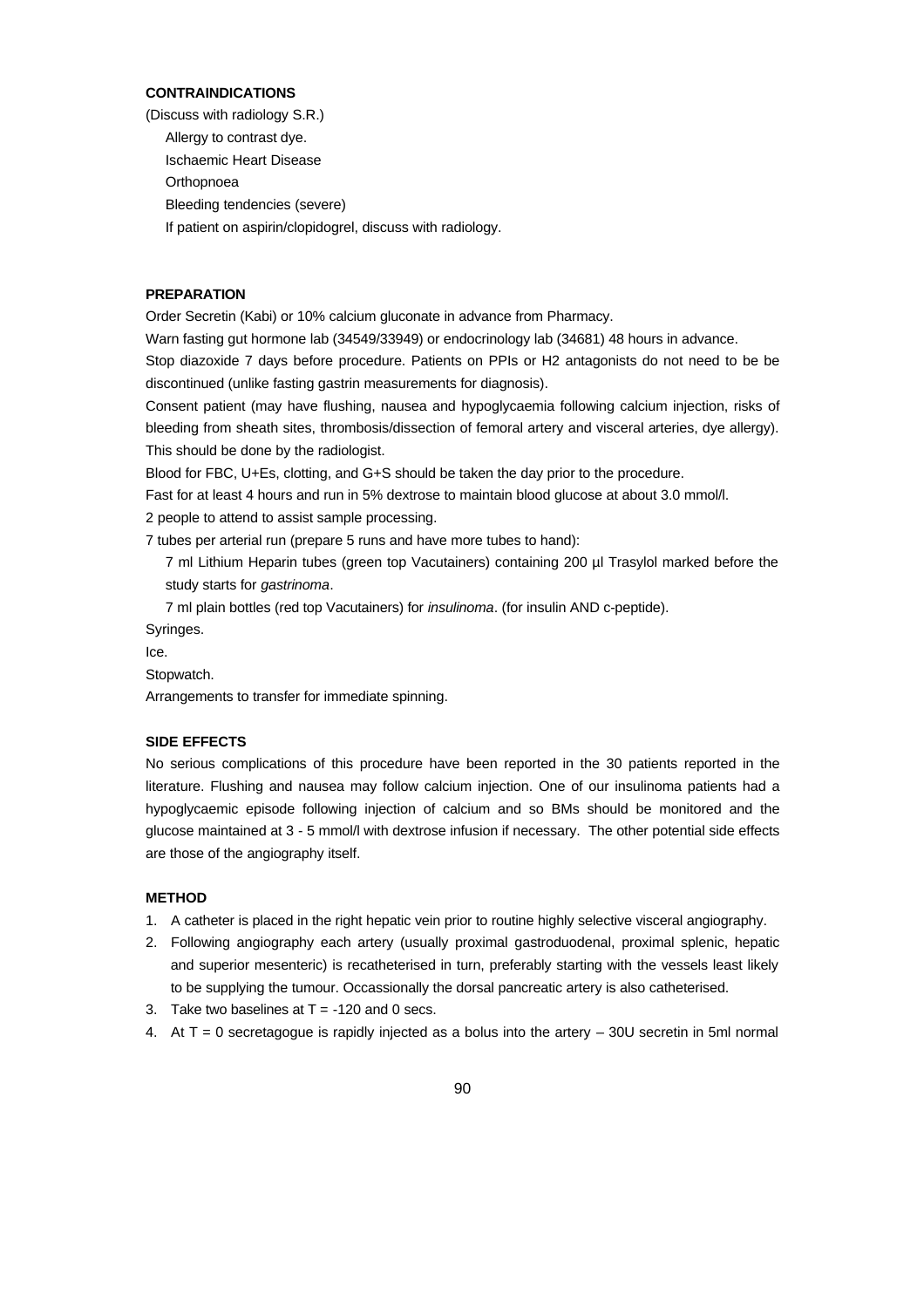**CONTRAINDICATIONS**

(Discuss with radiology S.R.)

- Allergy to contrast dye.
- Ischaemic Heart Disease
- Orthopnoea
- Bleeding tendencies (severe)
- If patient on aspirin/clopidogrel, discuss with radiology.

**PREPARATION**

Order Secretin (Kabi) or 10% calcium gluconate in advance from Pharmacy.

Warn fasting gut hormone lab (34549/33949) or endocrinology lab (34681) 48 hours in advance.

Stop diazoxide 7 days before procedure. Patients on PPIs or H2 antagonists do not need to be be discontinued (unlike fasting gastrin measurements for diagnosis).

Consent patient (may have flushing, nausea and hypoglycaemia following calcium injection, risks of bleeding from sheath sites, thrombosis/dissection of femoral artery and visceral arteries, dye allergy). This should be done by the radiologist.

Blood for FBC, U+Es, clotting, and G+S should be taken the day prior to the procedure.

Fast for at least 4 hours and run in 5% dextrose to maintain blood glucose at about 3.0 mmol/l.

2 people to attend to assist sample processing.

7 tubes per arterial run (prepare 5 runs and have more tubes to hand):

- 7 ml Lithium Heparin tubes (green top Vacutainers) containing 200 µl Trasylol marked before the study starts for *gastrinoma*.
- 7 ml plain bottles (red top Vacutainers) for *insulinoma*. (for insulin AND c-peptide).

Syringes.

Ice.

Stopwatch.

Arrangements to transfer for immediate spinning.

**SIDE EFFECTS**

No serious complications of this procedure have been reported in the 30 patients reported in the literature. Flushing and nausea may follow calcium injection. One of our insulinoma patients had a hypoglycaemic episode following injection of calcium and so BMs should be monitored and the glucose maintained at 3 - 5 mmol/l with dextrose infusion if necessary. The other potential side effects are those of the angiography itself.

**METHOD**

1. A catheter is placed in the right hepatic vein prior to routine highly selective visceral angiography.
2. Following angiography each artery (usually proximal gastroduodenal, proximal splenic, hepatic and superior mesenteric) is recatheterised in turn, preferably starting with the vessels least likely to be supplying the tumour. Occassionally the dorsal pancreatic artery is also catheterised.
3. Take two baselines at T = -120 and 0 secs.
4. At T = 0 secretagogue is rapidly injected as a bolus into the artery – 30U secretin in 5ml normal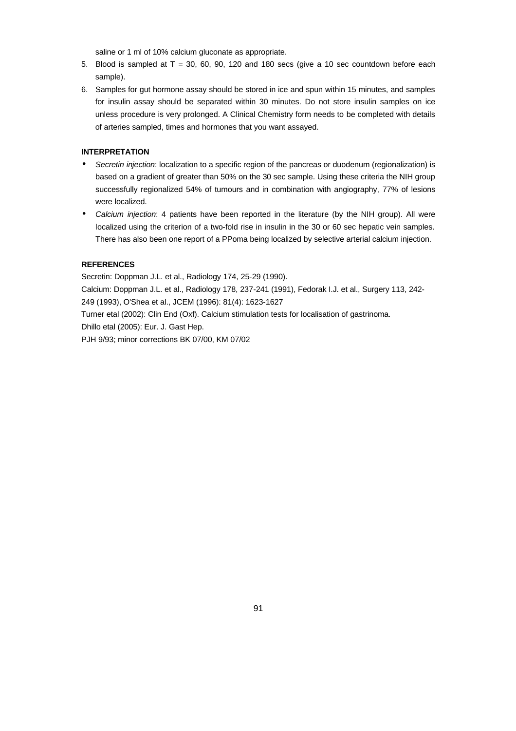saline or 1 ml of 10% calcium gluconate as appropriate.

5. Blood is sampled at T = 30, 60, 90, 120 and 180 secs (give a 10 sec countdown before each sample).
6. Samples for gut hormone assay should be stored in ice and spun within 15 minutes, and samples for insulin assay should be separated within 30 minutes. Do not store insulin samples on ice unless procedure is very prolonged. A Clinical Chemistry form needs to be completed with details of arteries sampled, times and hormones that you want assayed.

**INTERPRETATION**

- *Secretin injection*: localization to a specific region of the pancreas or duodenum (regionalization) is based on a gradient of greater than 50% on the 30 sec sample. Using these criteria the NIH group successfully regionalized 54% of tumours and in combination with angiography, 77% of lesions were localized.
- *Calcium injection*: 4 patients have been reported in the literature (by the NIH group). All were localized using the criterion of a two-fold rise in insulin in the 30 or 60 sec hepatic vein samples. There has also been one report of a PPoma being localized by selective arterial calcium injection.

**REFERENCES**

Secretin: Doppman J.L. et al., Radiology 174, 25-29 (1990).
Calcium: Doppman J.L. et al., Radiology 178, 237-241 (1991), Fedorak I.J. et al., Surgery 113, 242-249 (1993), O'Shea et al., JCEM (1996): 81(4): 1623-1627
Turner etal (2002): Clin End (Oxf). Calcium stimulation tests for localisation of gastrinoma.
Dhillo etal (2005): Eur. J. Gast Hep.
PJH 9/93; minor corrections BK 07/00, KM 07/02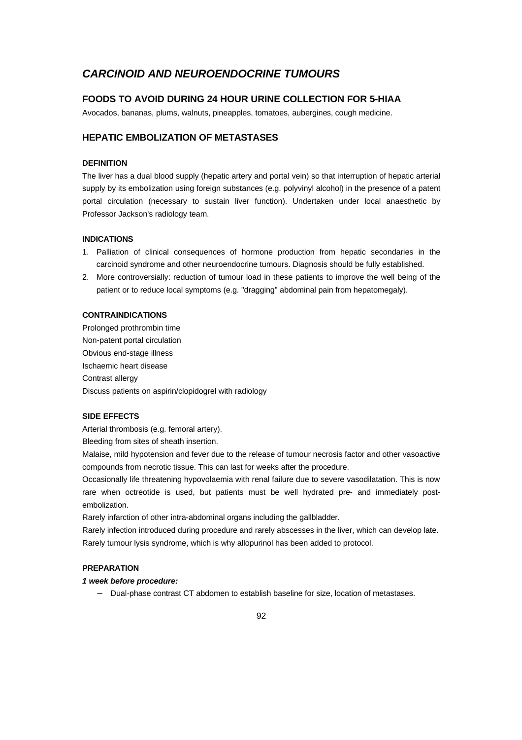# *CARCINOID AND NEUROENDOCRINE TUMOURS*

## FOODS TO AVOID DURING 24 HOUR URINE COLLECTION FOR 5-HIAA

Avocados, bananas, plums, walnuts, pineapples, tomatoes, aubergines, cough medicine.

## HEPATIC EMBOLIZATION OF METASTASES

#### DEFINITION

The liver has a dual blood supply (hepatic artery and portal vein) so that interruption of hepatic arterial supply by its embolization using foreign substances (e.g. polyvinyl alcohol) in the presence of a patent portal circulation (necessary to sustain liver function). Undertaken under local anaesthetic by Professor Jackson's radiology team.

#### INDICATIONS

1. Palliation of clinical consequences of hormone production from hepatic secondaries in the carcinoid syndrome and other neuroendocrine tumours. Diagnosis should be fully established.
2. More controversially: reduction of tumour load in these patients to improve the well being of the patient or to reduce local symptoms (e.g. "dragging" abdominal pain from hepatomegaly).

#### CONTRAINDICATIONS

Prolonged prothrombin time
Non-patent portal circulation
Obvious end-stage illness
Ischaemic heart disease
Contrast allergy
Discuss patients on aspirin/clopidogrel with radiology

#### SIDE EFFECTS

Arterial thrombosis (e.g. femoral artery).

Bleeding from sites of sheath insertion.

Malaise, mild hypotension and fever due to the release of tumour necrosis factor and other vasoactive compounds from necrotic tissue. This can last for weeks after the procedure.

Occasionally life threatening hypovolaemia with renal failure due to severe vasodilatation. This is now rare when octreotide is used, but patients must be well hydrated pre- and immediately post-embolization.

Rarely infarction of other intra-abdominal organs including the gallbladder.

Rarely infection introduced during procedure and rarely abscesses in the liver, which can develop late.

Rarely tumour lysis syndrome, which is why allopurinol has been added to protocol.

#### PREPARATION

***1 week before procedure:***

- Dual-phase contrast CT abdomen to establish baseline for size, location of metastases.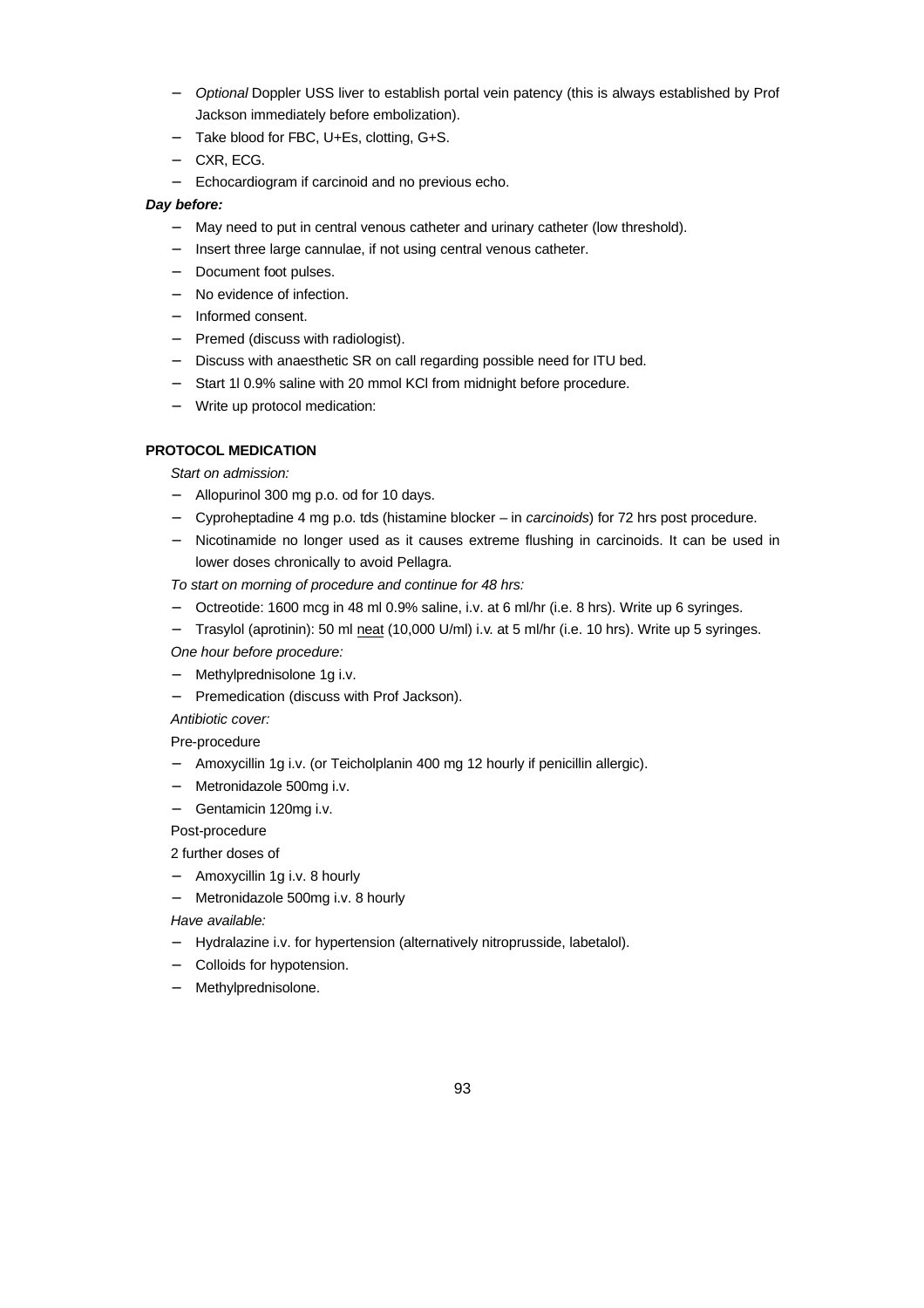- *Optional* Doppler USS liver to establish portal vein patency (this is always established by Prof Jackson immediately before embolization).
- Take blood for FBC, U+Es, clotting, G+S.
- CXR, ECG.
- Echocardiogram if carcinoid and no previous echo.

***Day before:***

- May need to put in central venous catheter and urinary catheter (low threshold).
- Insert three large cannulae, if not using central venous catheter.
- Document foot pulses.
- No evidence of infection.
- Informed consent.
- Premed (discuss with radiologist).
- Discuss with anaesthetic SR on call regarding possible need for ITU bed.
- Start 1l 0.9% saline with 20 mmol KCl from midnight before procedure.
- Write up protocol medication:

**PROTOCOL MEDICATION**

*Start on admission:*

- Allopurinol 300 mg p.o. od for 10 days.
- Cyproheptadine 4 mg p.o. tds (histamine blocker – in *carcinoids*) for 72 hrs post procedure.
- Nicotinamide no longer used as it causes extreme flushing in carcinoids. It can be used in lower doses chronically to avoid Pellagra.

*To start on morning of procedure and continue for 48 hrs:*

- Octreotide: 1600 mcg in 48 ml 0.9% saline, i.v. at 6 ml/hr (i.e. 8 hrs). Write up 6 syringes.
- Trasylol (aprotinin): 50 ml <u>neat</u> (10,000 U/ml) i.v. at 5 ml/hr (i.e. 10 hrs). Write up 5 syringes.

*One hour before procedure:*

- Methylprednisolone 1g i.v.
- Premedication (discuss with Prof Jackson).

*Antibiotic cover:*

Pre-procedure

- Amoxycillin 1g i.v. (or Teicholplanin 400 mg 12 hourly if penicillin allergic).
- Metronidazole 500mg i.v.
- Gentamicin 120mg i.v.

Post-procedure

2 further doses of

- Amoxycillin 1g i.v. 8 hourly
- Metronidazole 500mg i.v. 8 hourly

*Have available:*

- Hydralazine i.v. for hypertension (alternatively nitroprusside, labetalol).
- Colloids for hypotension.
- Methylprednisolone.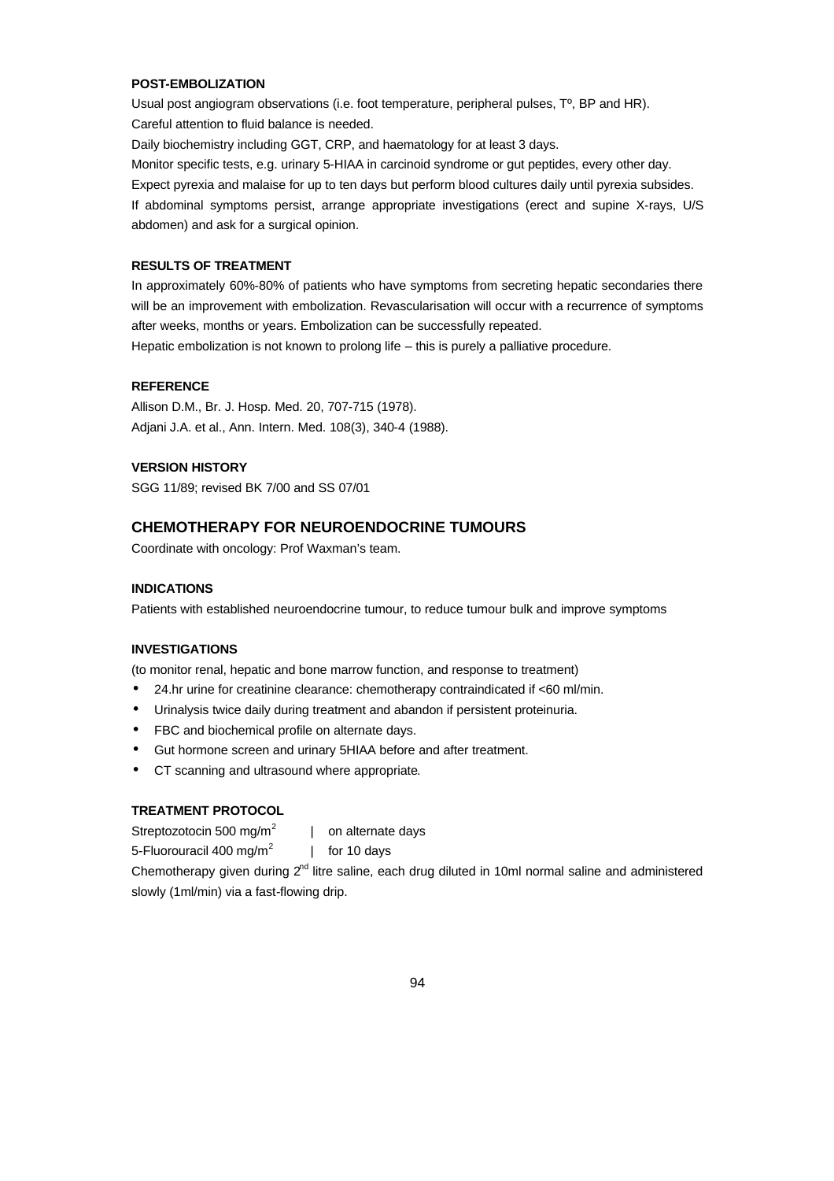#### POST-EMBOLIZATION

Usual post angiogram observations (i.e. foot temperature, peripheral pulses, Tº, BP and HR).

Careful attention to fluid balance is needed.

Daily biochemistry including GGT, CRP, and haematology for at least 3 days.

Monitor specific tests, e.g. urinary 5-HIAA in carcinoid syndrome or gut peptides, every other day.

Expect pyrexia and malaise for up to ten days but perform blood cultures daily until pyrexia subsides.

If abdominal symptoms persist, arrange appropriate investigations (erect and supine X-rays, U/S abdomen) and ask for a surgical opinion.

#### RESULTS OF TREATMENT

In approximately 60%-80% of patients who have symptoms from secreting hepatic secondaries there will be an improvement with embolization. Revascularisation will occur with a recurrence of symptoms after weeks, months or years. Embolization can be successfully repeated.

Hepatic embolization is not known to prolong life – this is purely a palliative procedure.

#### REFERENCE

Allison D.M., Br. J. Hosp. Med. 20, 707-715 (1978).

Adjani J.A. et al., Ann. Intern. Med. 108(3), 340-4 (1988).

#### VERSION HISTORY

SGG 11/89; revised BK 7/00 and SS 07/01

## CHEMOTHERAPY FOR NEUROENDOCRINE TUMOURS

Coordinate with oncology: Prof Waxman's team.

#### INDICATIONS

Patients with established neuroendocrine tumour, to reduce tumour bulk and improve symptoms

#### INVESTIGATIONS

(to monitor renal, hepatic and bone marrow function, and response to treatment)

- 24.hr urine for creatinine clearance: chemotherapy contraindicated if <60 ml/min.
- Urinalysis twice daily during treatment and abandon if persistent proteinuria.
- FBC and biochemical profile on alternate days.
- Gut hormone screen and urinary 5HIAA before and after treatment.
- CT scanning and ultrasound where appropriate.

#### TREATMENT PROTOCOL

Streptozotocin 500 mg/m$^2$ | on alternate days

5-Fluorouracil 400 mg/m$^2$ | for 10 days

Chemotherapy given during 2$^{nd}$ litre saline, each drug diluted in 10ml normal saline and administered slowly (1ml/min) via a fast-flowing drip.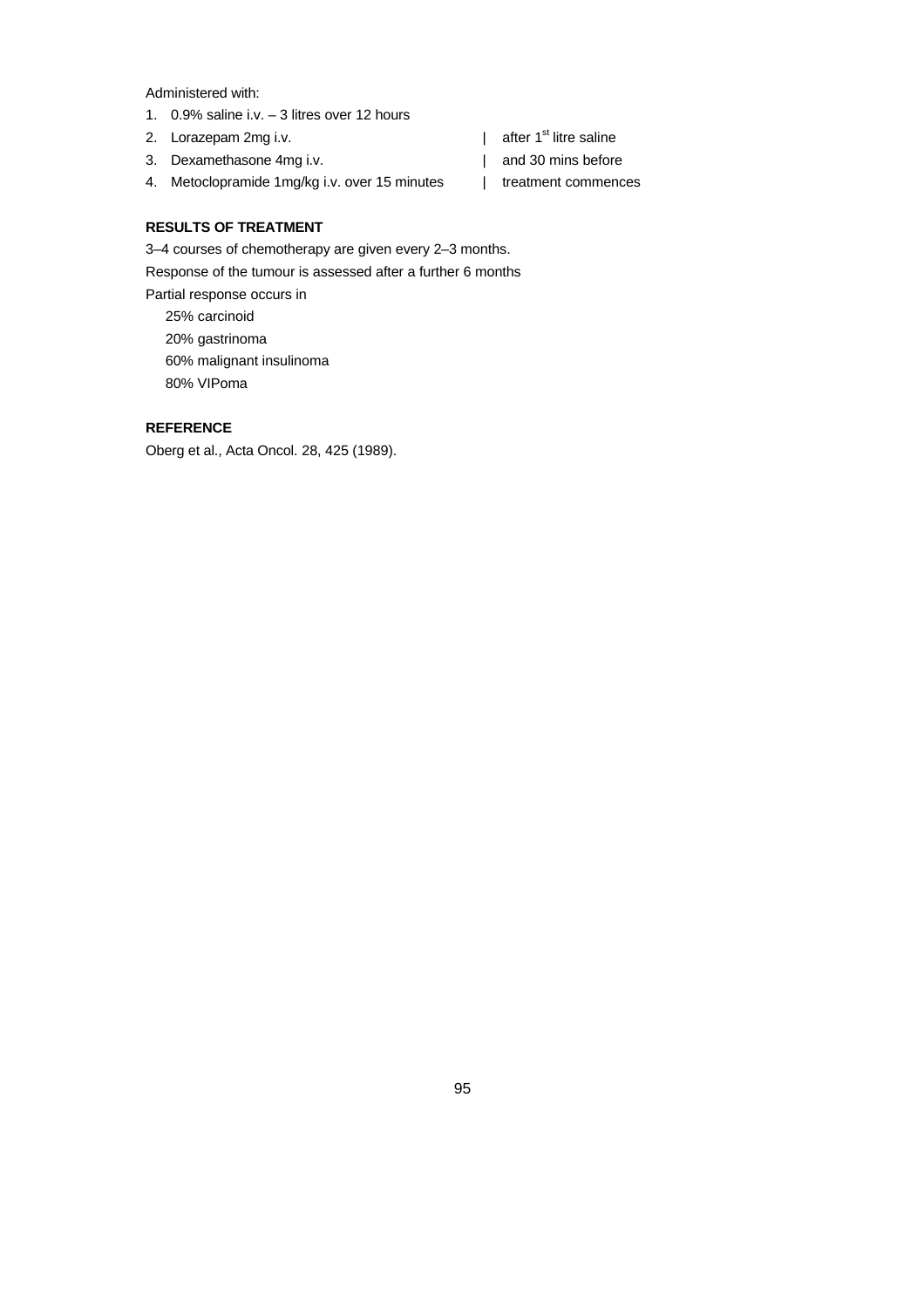Administered with:

1. 0.9% saline i.v. – 3 litres over 12 hours
2. Lorazepam 2mg i.v. | after 1st litre saline
3. Dexamethasone 4mg i.v. | and 30 mins before
4. Metoclopramide 1mg/kg i.v. over 15 minutes | treatment commences

**RESULTS OF TREATMENT**

3–4 courses of chemotherapy are given every 2–3 months.

Response of the tumour is assessed after a further 6 months

Partial response occurs in

25% carcinoid
20% gastrinoma
60% malignant insulinoma
80% VIPoma

**REFERENCE**

Oberg et al., Acta Oncol. 28, 425 (1989).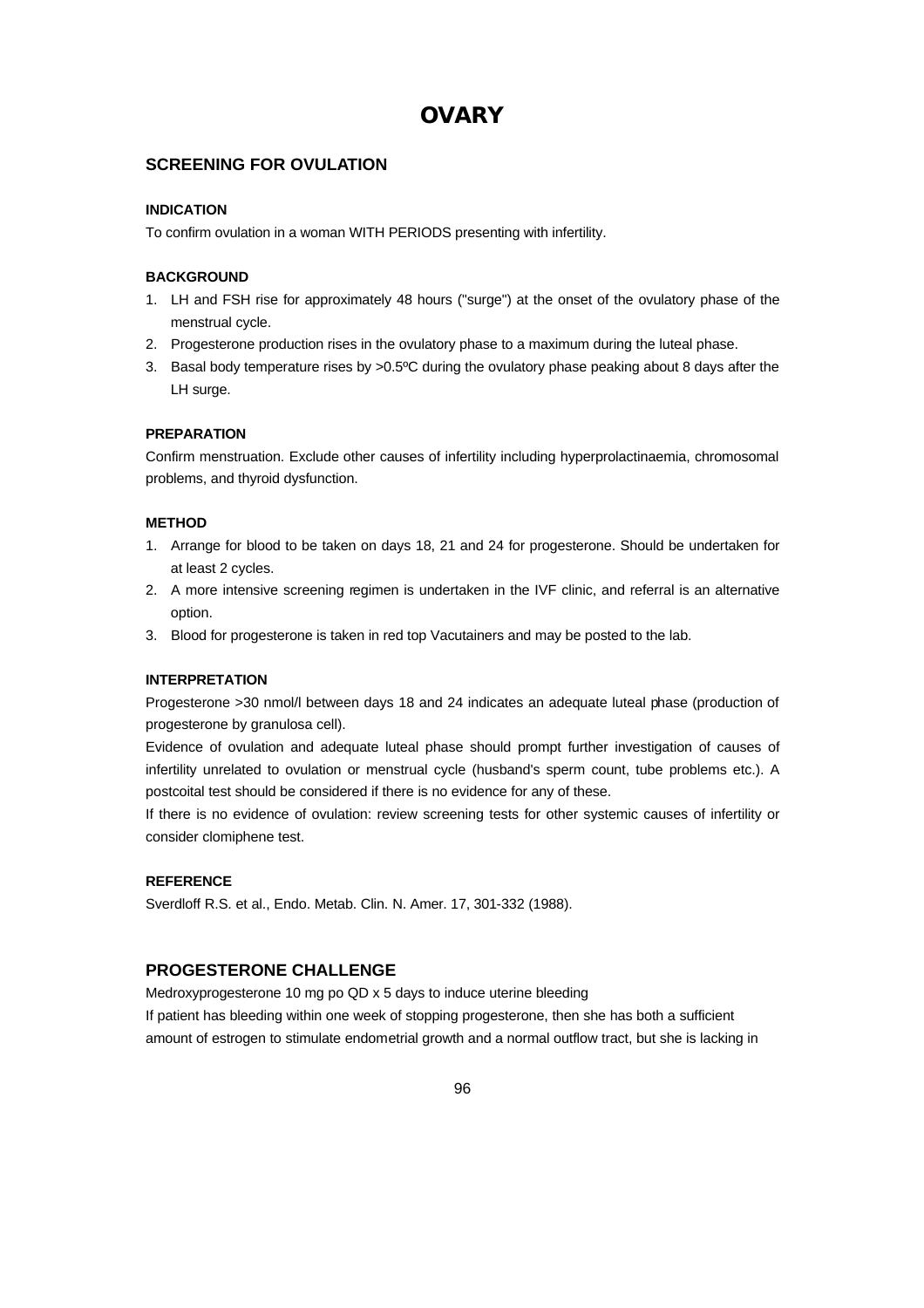# OVARY

## SCREENING FOR OVULATION

### INDICATION

To confirm ovulation in a woman WITH PERIODS presenting with infertility.

### BACKGROUND

1. LH and FSH rise for approximately 48 hours ("surge") at the onset of the ovulatory phase of the menstrual cycle.
2. Progesterone production rises in the ovulatory phase to a maximum during the luteal phase.
3. Basal body temperature rises by >0.5ºC during the ovulatory phase peaking about 8 days after the LH surge.

### PREPARATION

Confirm menstruation. Exclude other causes of infertility including hyperprolactinaemia, chromosomal problems, and thyroid dysfunction.

### METHOD

1. Arrange for blood to be taken on days 18, 21 and 24 for progesterone. Should be undertaken for at least 2 cycles.
2. A more intensive screening regimen is undertaken in the IVF clinic, and referral is an alternative option.
3. Blood for progesterone is taken in red top Vacutainers and may be posted to the lab.

### INTERPRETATION

Progesterone >30 nmol/l between days 18 and 24 indicates an adequate luteal phase (production of progesterone by granulosa cell).

Evidence of ovulation and adequate luteal phase should prompt further investigation of causes of infertility unrelated to ovulation or menstrual cycle (husband's sperm count, tube problems etc.). A postcoital test should be considered if there is no evidence for any of these.

If there is no evidence of ovulation: review screening tests for other systemic causes of infertility or consider clomiphene test.

### REFERENCE

Sverdloff R.S. et al., Endo. Metab. Clin. N. Amer. 17, 301-332 (1988).

## PROGESTERONE CHALLENGE

Medroxyprogesterone 10 mg po QD x 5 days to induce uterine bleeding

If patient has bleeding within one week of stopping progesterone, then she has both a sufficient amount of estrogen to stimulate endometrial growth and a normal outflow tract, but she is lacking in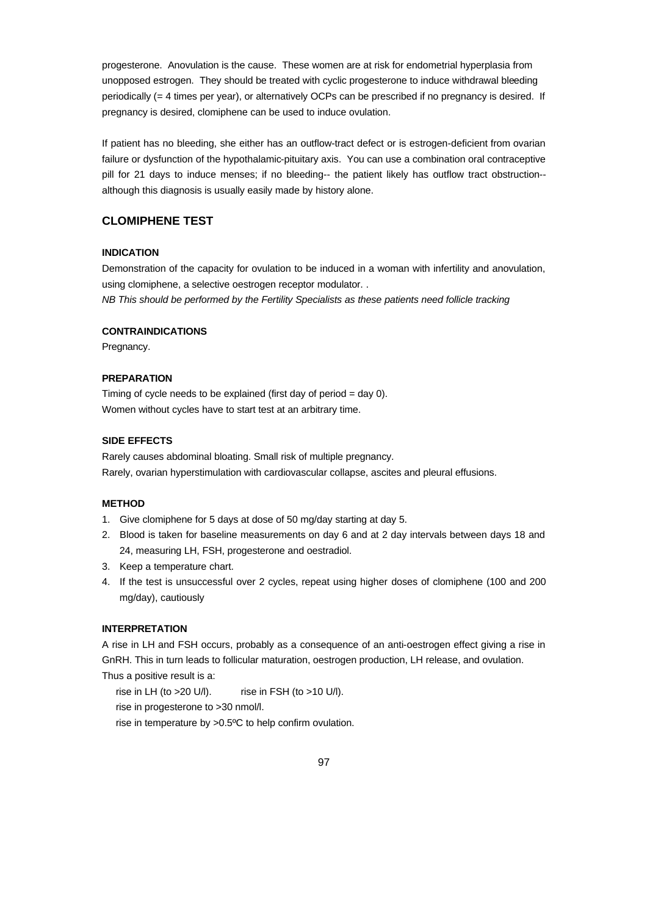progesterone. Anovulation is the cause. These women are at risk for endometrial hyperplasia from unopposed estrogen. They should be treated with cyclic progesterone to induce withdrawal bleeding periodically (= 4 times per year), or alternatively OCPs can be prescribed if no pregnancy is desired. If pregnancy is desired, clomiphene can be used to induce ovulation.

If patient has no bleeding, she either has an outflow-tract defect or is estrogen-deficient from ovarian failure or dysfunction of the hypothalamic-pituitary axis. You can use a combination oral contraceptive pill for 21 days to induce menses; if no bleeding-- the patient likely has outflow tract obstruction-- although this diagnosis is usually easily made by history alone.

## CLOMIPHENE TEST

#### INDICATION

Demonstration of the capacity for ovulation to be induced in a woman with infertility and anovulation, using clomiphene, a selective oestrogen receptor modulator. .

*NB This should be performed by the Fertility Specialists as these patients need follicle tracking*

#### CONTRAINDICATIONS

Pregnancy.

#### PREPARATION

Timing of cycle needs to be explained (first day of period = day 0).
Women without cycles have to start test at an arbitrary time.

#### SIDE EFFECTS

Rarely causes abdominal bloating. Small risk of multiple pregnancy.
Rarely, ovarian hyperstimulation with cardiovascular collapse, ascites and pleural effusions.

#### METHOD

1. Give clomiphene for 5 days at dose of 50 mg/day starting at day 5.
2. Blood is taken for baseline measurements on day 6 and at 2 day intervals between days 18 and 24, measuring LH, FSH, progesterone and oestradiol.
3. Keep a temperature chart.
4. If the test is unsuccessful over 2 cycles, repeat using higher doses of clomiphene (100 and 200 mg/day), cautiously

#### INTERPRETATION

A rise in LH and FSH occurs, probably as a consequence of an anti-oestrogen effect giving a rise in GnRH. This in turn leads to follicular maturation, oestrogen production, LH release, and ovulation.
Thus a positive result is a:

rise in LH (to >20 U/l). rise in FSH (to >10 U/l).
rise in progesterone to >30 nmol/l.
rise in temperature by >0.5ºC to help confirm ovulation.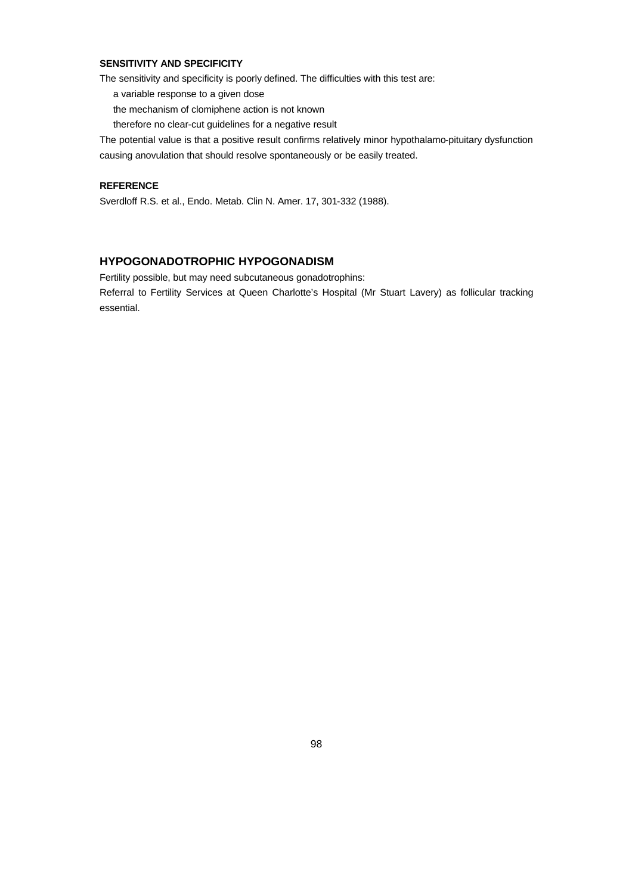### SENSITIVITY AND SPECIFICITY

The sensitivity and specificity is poorly defined. The difficulties with this test are:

- a variable response to a given dose
- the mechanism of clomiphene action is not known
- therefore no clear-cut guidelines for a negative result

The potential value is that a positive result confirms relatively minor hypothalamo-pituitary dysfunction causing anovulation that should resolve spontaneously or be easily treated.

### REFERENCE

Sverdloff R.S. et al., Endo. Metab. Clin N. Amer. 17, 301-332 (1988).

## HYPOGONADOTROPHIC HYPOGONADISM

Fertility possible, but may need subcutaneous gonadotrophins:

Referral to Fertility Services at Queen Charlotte's Hospital (Mr Stuart Lavery) as follicular tracking essential.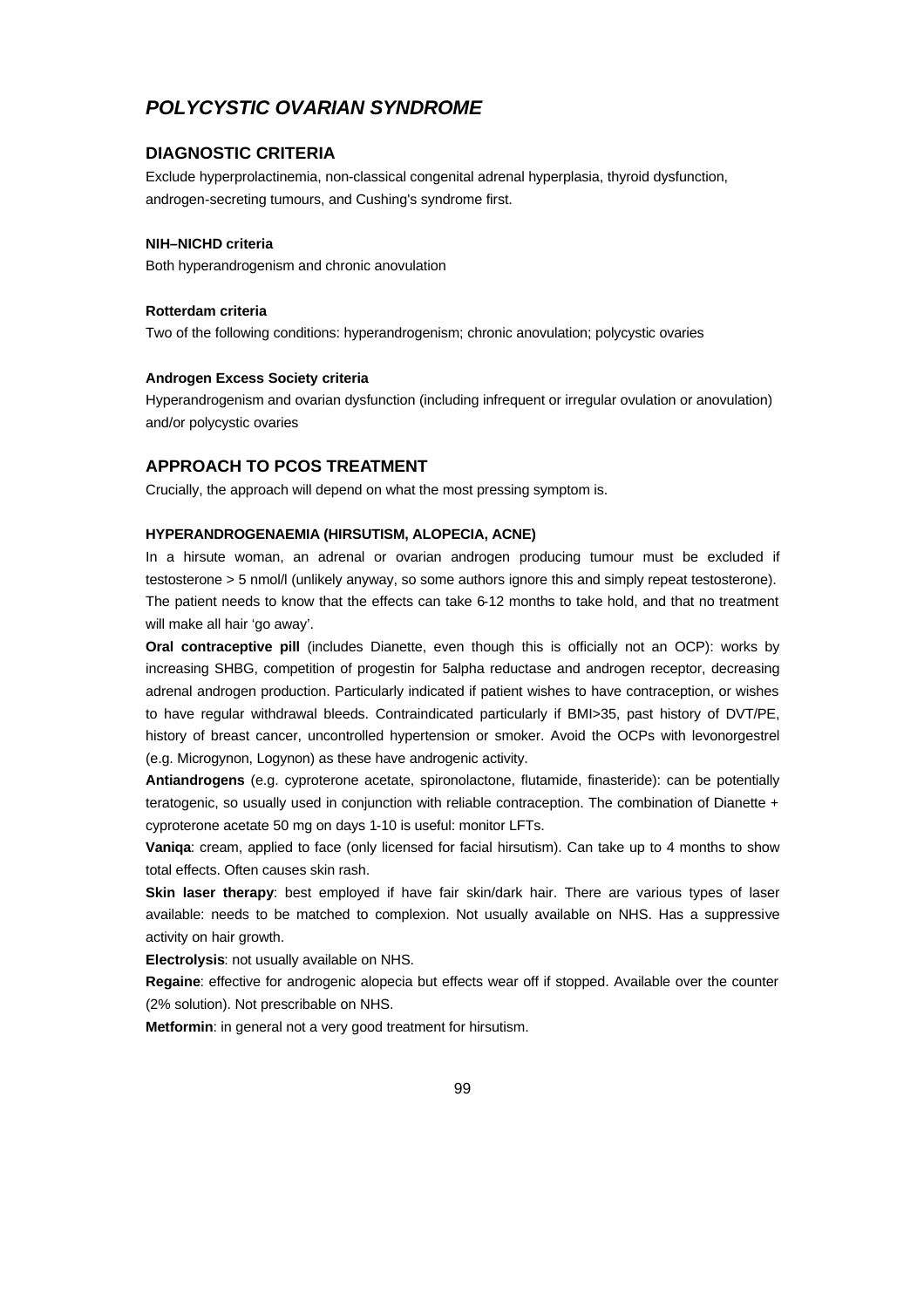## *POLYCYSTIC OVARIAN SYNDROME*

### DIAGNOSTIC CRITERIA

Exclude hyperprolactinemia, non-classical congenital adrenal hyperplasia, thyroid dysfunction, androgen-secreting tumours, and Cushing's syndrome first.

**NIH–NICHD criteria**

Both hyperandrogenism and chronic anovulation

**Rotterdam criteria**

Two of the following conditions: hyperandrogenism; chronic anovulation; polycystic ovaries

**Androgen Excess Society criteria**

Hyperandrogenism and ovarian dysfunction (including infrequent or irregular ovulation or anovulation) and/or polycystic ovaries

### APPROACH TO PCOS TREATMENT

Crucially, the approach will depend on what the most pressing symptom is.

**HYPERANDROGENAEMIA (HIRSUTISM, ALOPECIA, ACNE)**

In a hirsute woman, an adrenal or ovarian androgen producing tumour must be excluded if testosterone > 5 nmol/l (unlikely anyway, so some authors ignore this and simply repeat testosterone). The patient needs to know that the effects can take 6-12 months to take hold, and that no treatment will make all hair 'go away'.

**Oral contraceptive pill** (includes Dianette, even though this is officially not an OCP): works by increasing SHBG, competition of progestin for 5alpha reductase and androgen receptor, decreasing adrenal androgen production. Particularly indicated if patient wishes to have contraception, or wishes to have regular withdrawal bleeds. Contraindicated particularly if BMI>35, past history of DVT/PE, history of breast cancer, uncontrolled hypertension or smoker. Avoid the OCPs with levonorgestrel (e.g. Microgynon, Logynon) as these have androgenic activity.

**Antiandrogens** (e.g. cyproterone acetate, spironolactone, flutamide, finasteride): can be potentially teratogenic, so usually used in conjunction with reliable contraception. The combination of Dianette + cyproterone acetate 50 mg on days 1-10 is useful: monitor LFTs.

**Vaniqa**: cream, applied to face (only licensed for facial hirsutism). Can take up to 4 months to show total effects. Often causes skin rash.

**Skin laser therapy**: best employed if have fair skin/dark hair. There are various types of laser available: needs to be matched to complexion. Not usually available on NHS. Has a suppressive activity on hair growth.

**Electrolysis**: not usually available on NHS.

**Regaine**: effective for androgenic alopecia but effects wear off if stopped. Available over the counter (2% solution). Not prescribable on NHS.

**Metformin**: in general not a very good treatment for hirsutism.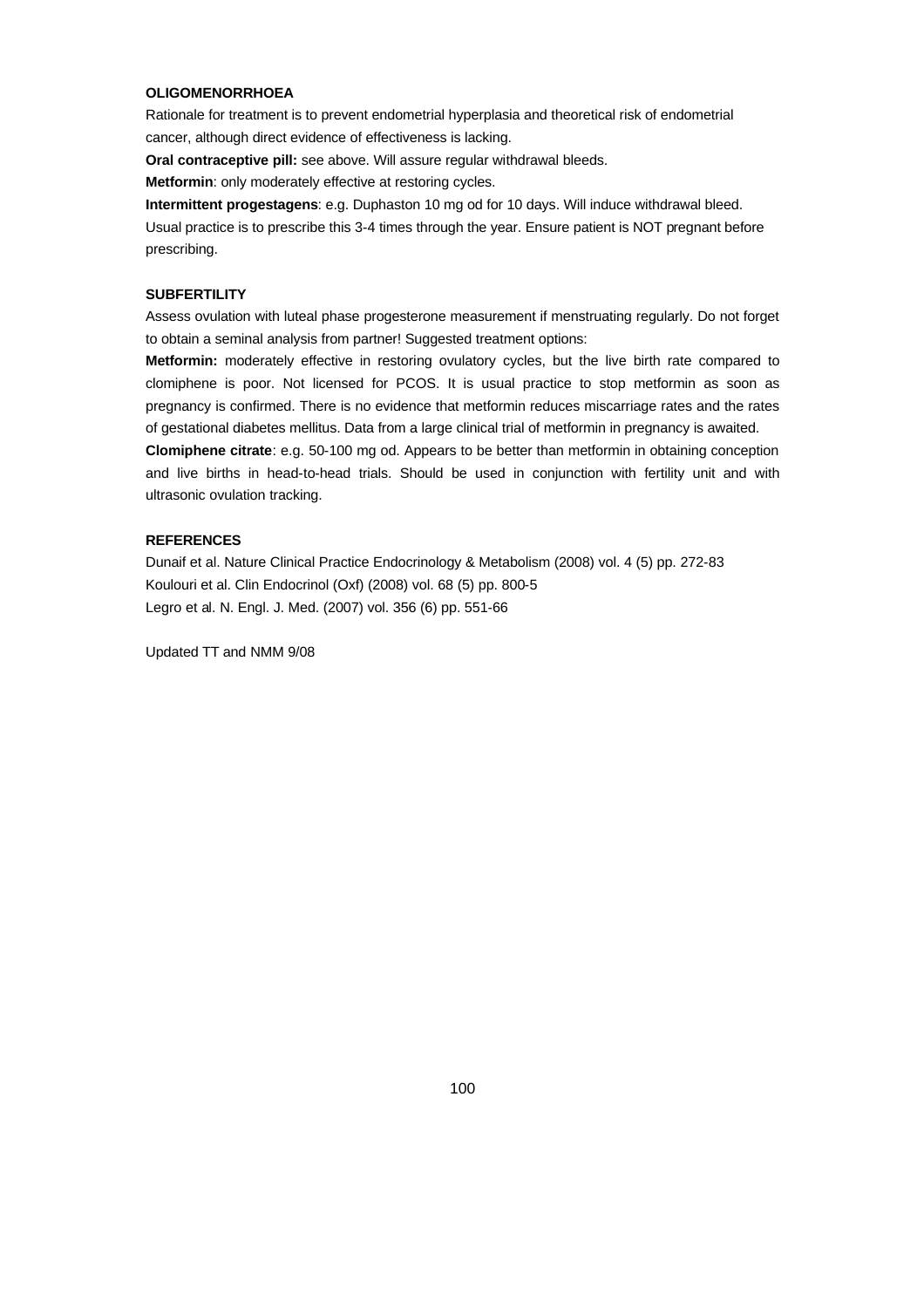**OLIGOMENORRHOEA**

Rationale for treatment is to prevent endometrial hyperplasia and theoretical risk of endometrial cancer, although direct evidence of effectiveness is lacking.

**Oral contraceptive pill:** see above. Will assure regular withdrawal bleeds.

**Metformin**: only moderately effective at restoring cycles.

**Intermittent progestagens**: e.g. Duphaston 10 mg od for 10 days. Will induce withdrawal bleed. Usual practice is to prescribe this 3-4 times through the year. Ensure patient is NOT pregnant before prescribing.

**SUBFERTILITY**

Assess ovulation with luteal phase progesterone measurement if menstruating regularly. Do not forget to obtain a seminal analysis from partner! Suggested treatment options:

**Metformin:** moderately effective in restoring ovulatory cycles, but the live birth rate compared to clomiphene is poor. Not licensed for PCOS. It is usual practice to stop metformin as soon as pregnancy is confirmed. There is no evidence that metformin reduces miscarriage rates and the rates of gestational diabetes mellitus. Data from a large clinical trial of metformin in pregnancy is awaited.

**Clomiphene citrate**: e.g. 50-100 mg od. Appears to be better than metformin in obtaining conception and live births in head-to-head trials. Should be used in conjunction with fertility unit and with ultrasonic ovulation tracking.

**REFERENCES**

Dunaif et al. Nature Clinical Practice Endocrinology & Metabolism (2008) vol. 4 (5) pp. 272-83

Koulouri et al. Clin Endocrinol (Oxf) (2008) vol. 68 (5) pp. 800-5

Legro et al. N. Engl. J. Med. (2007) vol. 356 (6) pp. 551-66

Updated TT and NMM 9/08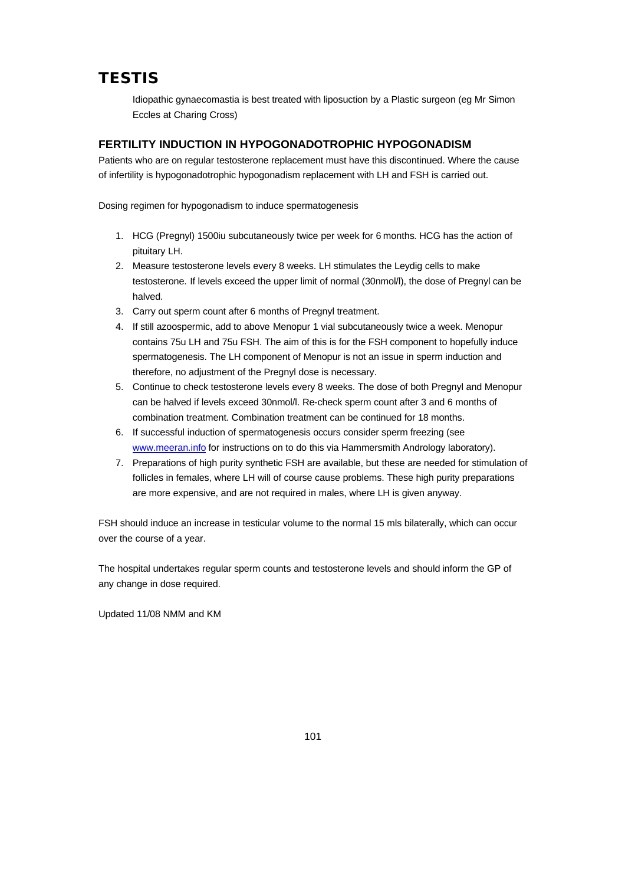# TESTIS

Idiopathic gynaecomastia is best treated with liposuction by a Plastic surgeon (eg Mr Simon Eccles at Charing Cross)

### FERTILITY INDUCTION IN HYPOGONADOTROPHIC HYPOGONADISM

Patients who are on regular testosterone replacement must have this discontinued. Where the cause of infertility is hypogonadotrophic hypogonadism replacement with LH and FSH is carried out.

Dosing regimen for hypogonadism to induce spermatogenesis

1. HCG (Pregnyl) 1500iu subcutaneously twice per week for 6 months. HCG has the action of pituitary LH.
2. Measure testosterone levels every 8 weeks. LH stimulates the Leydig cells to make testosterone. If levels exceed the upper limit of normal (30nmol/l), the dose of Pregnyl can be halved.
3. Carry out sperm count after 6 months of Pregnyl treatment.
4. If still azoospermic, add to above Menopur 1 vial subcutaneously twice a week. Menopur contains 75u LH and 75u FSH. The aim of this is for the FSH component to hopefully induce spermatogenesis. The LH component of Menopur is not an issue in sperm induction and therefore, no adjustment of the Pregnyl dose is necessary.
5. Continue to check testosterone levels every 8 weeks. The dose of both Pregnyl and Menopur can be halved if levels exceed 30nmol/l. Re-check sperm count after 3 and 6 months of combination treatment. Combination treatment can be continued for 18 months.
6. If successful induction of spermatogenesis occurs consider sperm freezing (see www.meeran.info for instructions on to do this via Hammersmith Andrology laboratory).
7. Preparations of high purity synthetic FSH are available, but these are needed for stimulation of follicles in females, where LH will of course cause problems. These high purity preparations are more expensive, and are not required in males, where LH is given anyway.

FSH should induce an increase in testicular volume to the normal 15 mls bilaterally, which can occur over the course of a year.

The hospital undertakes regular sperm counts and testosterone levels and should inform the GP of any change in dose required.

Updated 11/08 NMM and KM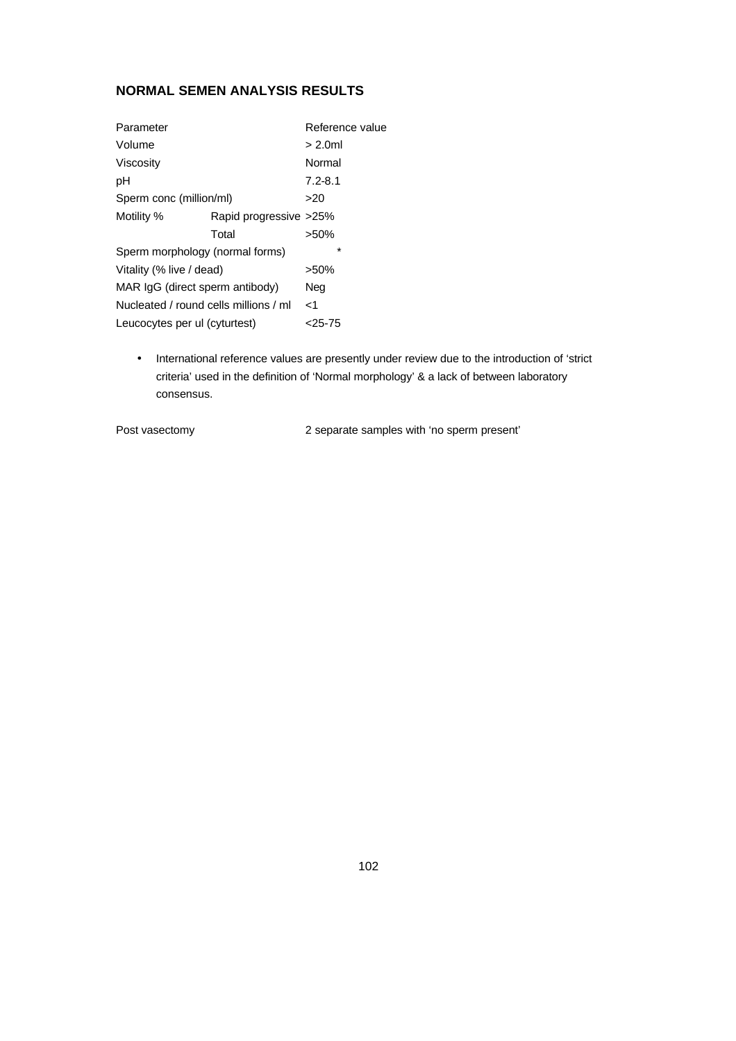## NORMAL SEMEN ANALYSIS RESULTS

| Parameter | | Reference value |
|---|---|---|
| Volume | | > 2.0ml |
| Viscosity | | Normal |
| pH | | 7.2-8.1 |
| Sperm conc (million/ml) | | >20 |
| Motility % | Rapid progressive | >25% |
| | Total | >50% |
| Sperm morphology (normal forms) | | * |
| Vitality (% live / dead) | | >50% |
| MAR IgG (direct sperm antibody) | | Neg |
| Nucleated / round cells millions / ml | | <1 |
| Leucocytes per ul (cyturtest) | | <25-75 |

- International reference values are presently under review due to the introduction of 'strict criteria' used in the definition of 'Normal morphology' & a lack of between laboratory consensus.

Post vasectomy 2 separate samples with 'no sperm present'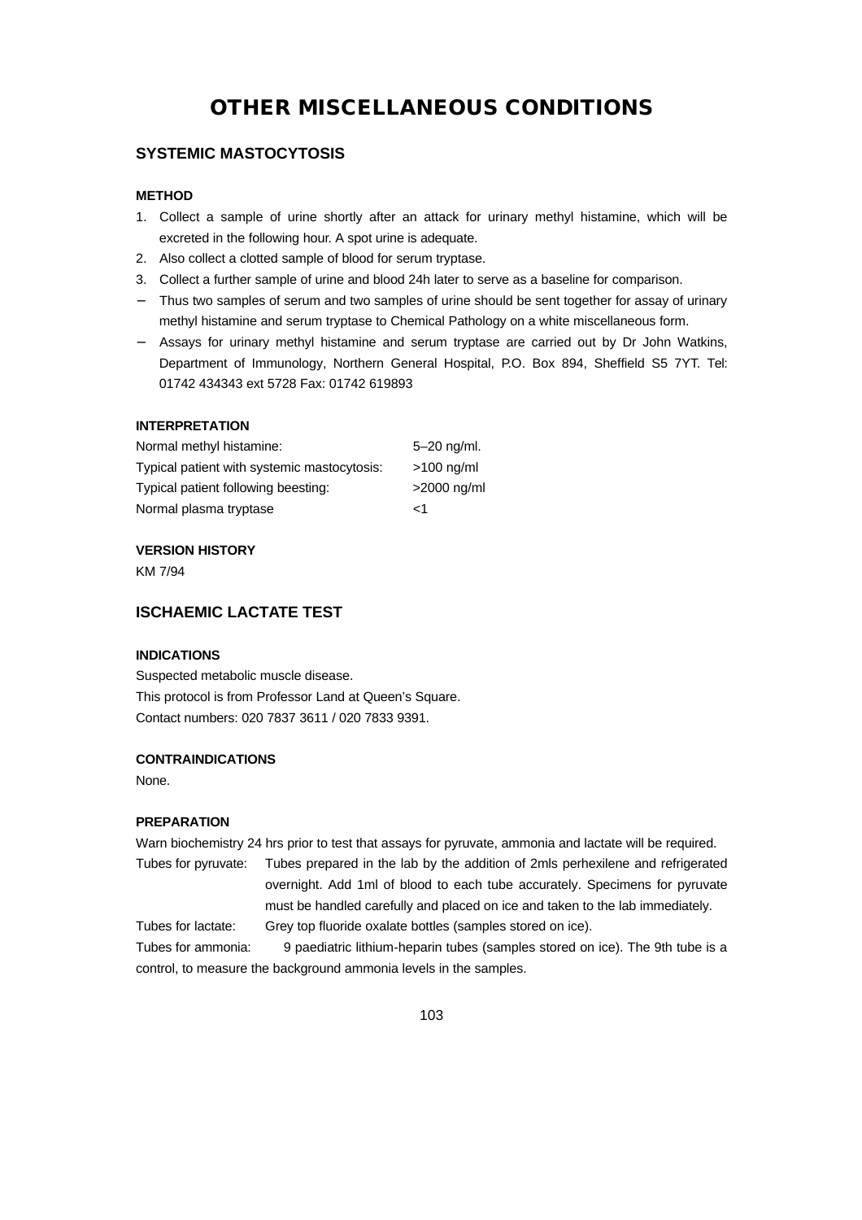# OTHER MISCELLANEOUS CONDITIONS

## SYSTEMIC MASTOCYTOSIS

### METHOD

1. Collect a sample of urine shortly after an attack for urinary methyl histamine, which will be excreted in the following hour. A spot urine is adequate.
2. Also collect a clotted sample of blood for serum tryptase.
3. Collect a further sample of urine and blood 24h later to serve as a baseline for comparison.

- Thus two samples of serum and two samples of urine should be sent together for assay of urinary methyl histamine and serum tryptase to Chemical Pathology on a white miscellaneous form.
- Assays for urinary methyl histamine and serum tryptase are carried out by Dr John Watkins, Department of Immunology, Northern General Hospital, P.O. Box 894, Sheffield S5 7YT. Tel: 01742 434343 ext 5728 Fax: 01742 619893

### INTERPRETATION

| | |
|---|---|
| Normal methyl histamine: | 5–20 ng/ml. |
| Typical patient with systemic mastocytosis: | >100 ng/ml |
| Typical patient following beesting: | >2000 ng/ml |
| Normal plasma tryptase | <1 |

### VERSION HISTORY

KM 7/94

## ISCHAEMIC LACTATE TEST

### INDICATIONS

Suspected metabolic muscle disease.
This protocol is from Professor Land at Queen's Square.
Contact numbers: 020 7837 3611 / 020 7833 9391.

### CONTRAINDICATIONS

None.

### PREPARATION

Warn biochemistry 24 hrs prior to test that assays for pyruvate, ammonia and lactate will be required.

Tubes for pyruvate: Tubes prepared in the lab by the addition of 2mls perhexilene and refrigerated overnight. Add 1ml of blood to each tube accurately. Specimens for pyruvate must be handled carefully and placed on ice and taken to the lab immediately.

Tubes for lactate: Grey top fluoride oxalate bottles (samples stored on ice).

Tubes for ammonia: 9 paediatric lithium-heparin tubes (samples stored on ice). The 9th tube is a control, to measure the background ammonia levels in the samples.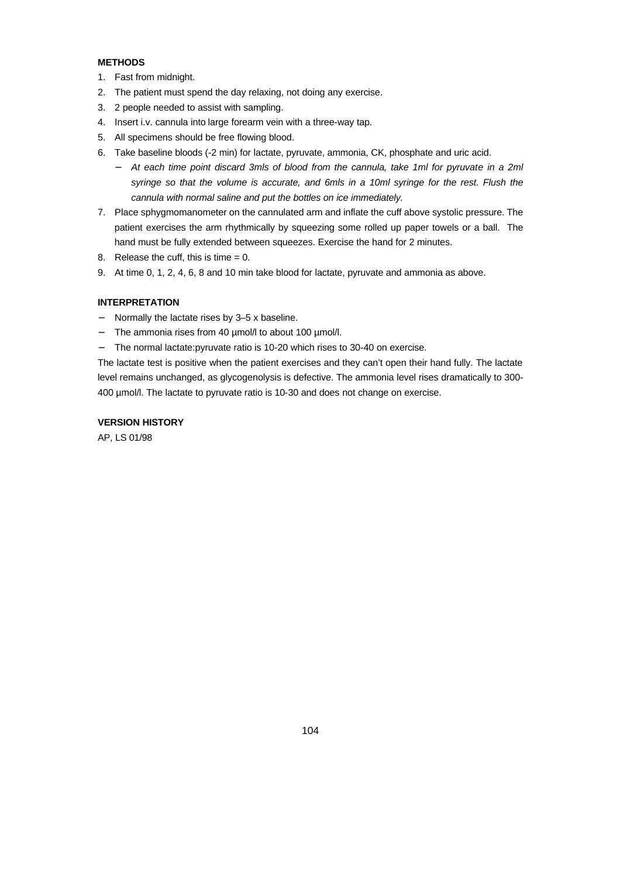### METHODS

1. Fast from midnight.
2. The patient must spend the day relaxing, not doing any exercise.
3. 2 people needed to assist with sampling.
4. Insert i.v. cannula into large forearm vein with a three-way tap.
5. All specimens should be free flowing blood.
6. Take baseline bloods (-2 min) for lactate, pyruvate, ammonia, CK, phosphate and uric acid.
   - *At each time point discard 3mls of blood from the cannula, take 1ml for pyruvate in a 2ml syringe so that the volume is accurate, and 6mls in a 10ml syringe for the rest. Flush the cannula with normal saline and put the bottles on ice immediately.*
7. Place sphygmomanometer on the cannulated arm and inflate the cuff above systolic pressure. The patient exercises the arm rhythmically by squeezing some rolled up paper towels or a ball. The hand must be fully extended between squeezes. Exercise the hand for 2 minutes.
8. Release the cuff, this is time = 0.
9. At time 0, 1, 2, 4, 6, 8 and 10 min take blood for lactate, pyruvate and ammonia as above.

### INTERPRETATION

- Normally the lactate rises by 3–5 x baseline.
- The ammonia rises from 40 µmol/l to about 100 µmol/l.
- The normal lactate:pyruvate ratio is 10-20 which rises to 30-40 on exercise.

The lactate test is positive when the patient exercises and they can't open their hand fully. The lactate level remains unchanged, as glycogenolysis is defective. The ammonia level rises dramatically to 300-400 µmol/l. The lactate to pyruvate ratio is 10-30 and does not change on exercise.

### VERSION HISTORY

AP, LS 01/98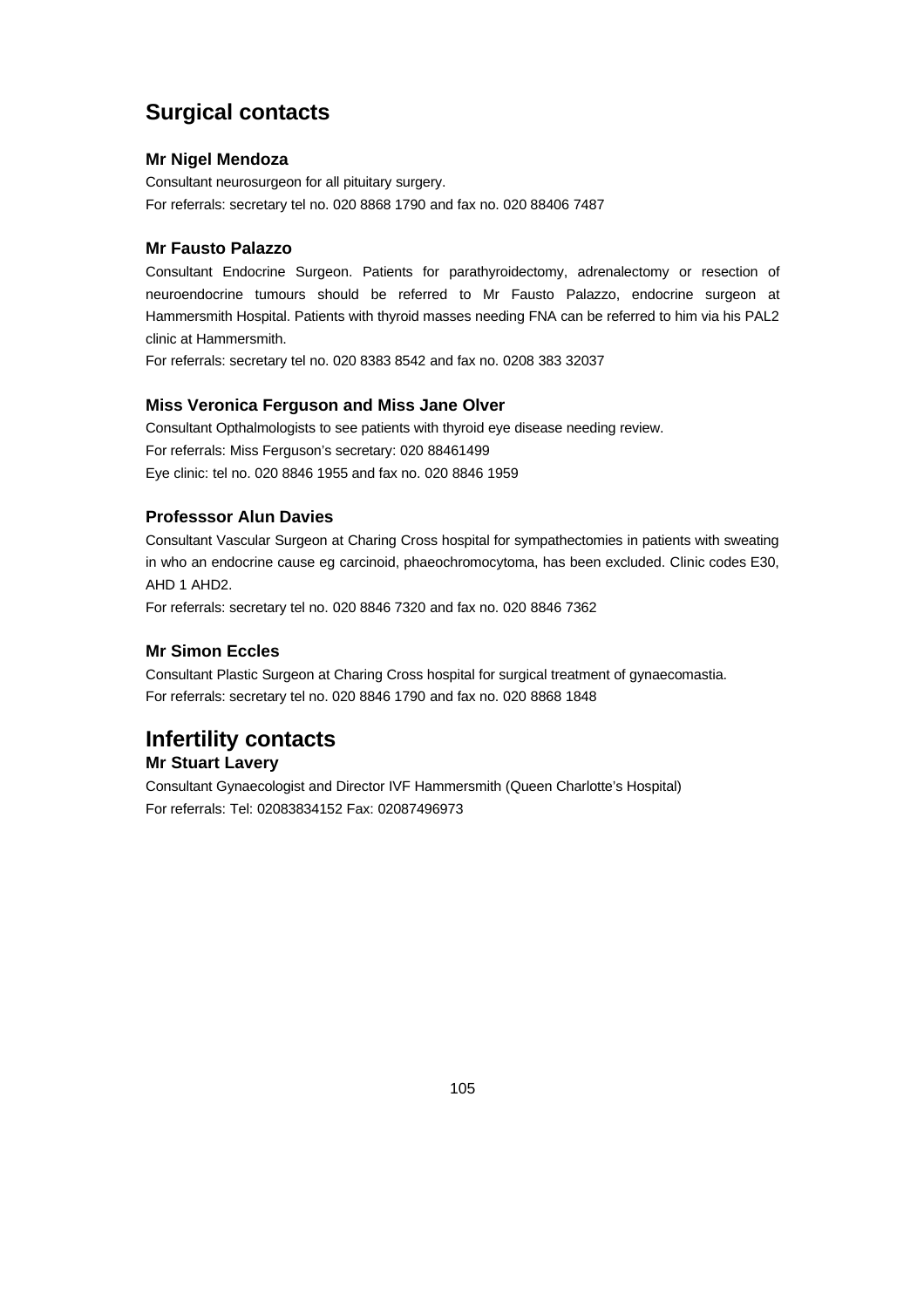## Surgical contacts

### Mr Nigel Mendoza

Consultant neurosurgeon for all pituitary surgery.
For referrals: secretary tel no. 020 8868 1790 and fax no. 020 88406 7487

### Mr Fausto Palazzo

Consultant Endocrine Surgeon. Patients for parathyroidectomy, adrenalectomy or resection of neuroendocrine tumours should be referred to Mr Fausto Palazzo, endocrine surgeon at Hammersmith Hospital. Patients with thyroid masses needing FNA can be referred to him via his PAL2 clinic at Hammersmith.
For referrals: secretary tel no. 020 8383 8542 and fax no. 0208 383 32037

### Miss Veronica Ferguson and Miss Jane Olver

Consultant Opthalmologists to see patients with thyroid eye disease needing review.
For referrals: Miss Ferguson's secretary: 020 88461499
Eye clinic: tel no. 020 8846 1955 and fax no. 020 8846 1959

### Professsor Alun Davies

Consultant Vascular Surgeon at Charing Cross hospital for sympathectomies in patients with sweating in who an endocrine cause eg carcinoid, phaeochromocytoma, has been excluded. Clinic codes E30, AHD 1 AHD2.
For referrals: secretary tel no. 020 8846 7320 and fax no. 020 8846 7362

### Mr Simon Eccles

Consultant Plastic Surgeon at Charing Cross hospital for surgical treatment of gynaecomastia.
For referrals: secretary tel no. 020 8846 1790 and fax no. 020 8868 1848

## Infertility contacts

### Mr Stuart Lavery

Consultant Gynaecologist and Director IVF Hammersmith (Queen Charlotte's Hospital)
For referrals: Tel: 02083834152 Fax: 02087496973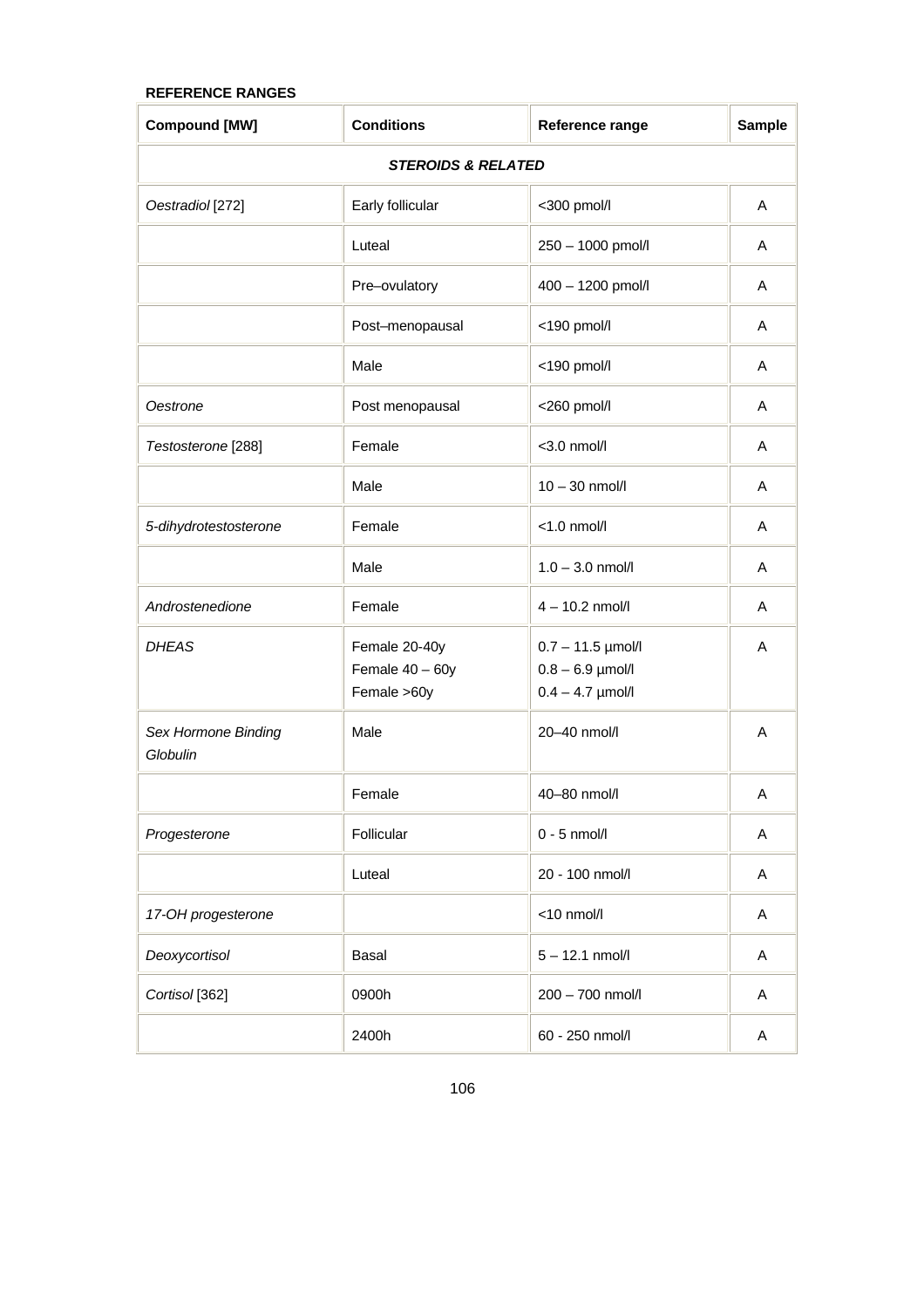**REFERENCE RANGES**

| Compound [MW] | Conditions | Reference range | Sample |
|---|---|---|---|
| ***STEROIDS & RELATED*** | | | |
| *Oestradiol* [272] | Early follicular | <300 pmol/l | A |
| | Luteal | 250 – 1000 pmol/l | A |
| | Pre–ovulatory | 400 – 1200 pmol/l | A |
| | Post–menopausal | <190 pmol/l | A |
| | Male | <190 pmol/l | A |
| *Oestrone* | Post menopausal | <260 pmol/l | A |
| *Testosterone* [288] | Female | <3.0 nmol/l | A |
| | Male | 10 – 30 nmol/l | A |
| *5-dihydrotestosterone* | Female | <1.0 nmol/l | A |
| | Male | 1.0 – 3.0 nmol/l | A |
| *Androstenedione* | Female | 4 – 10.2 nmol/l | A |
| *DHEAS* | Female 20-40y<br>Female 40 – 60y<br>Female >60y | 0.7 – 11.5 µmol/l<br>0.8 – 6.9 µmol/l<br>0.4 – 4.7 µmol/l | A |
| *Sex Hormone Binding Globulin* | Male | 20–40 nmol/l | A |
| | Female | 40–80 nmol/l | A |
| *Progesterone* | Follicular | 0 - 5 nmol/l | A |
| | Luteal | 20 - 100 nmol/l | A |
| *17-OH progesterone* | | <10 nmol/l | A |
| *Deoxycortisol* | Basal | 5 – 12.1 nmol/l | A |
| *Cortisol* [362] | 0900h | 200 – 700 nmol/l | A |
| | 2400h | 60 - 250 nmol/l | A |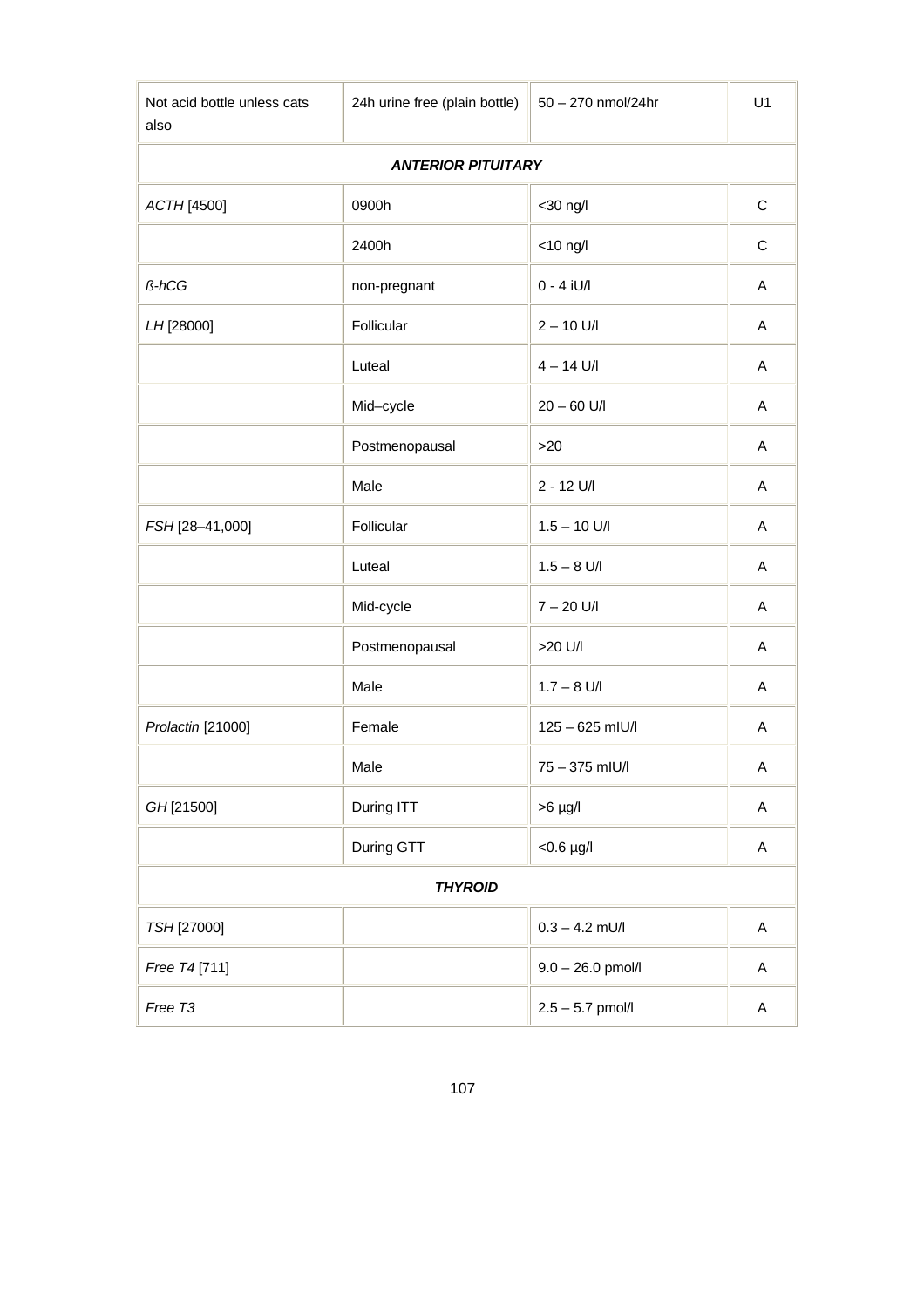| Not acid bottle unless cats also | 24h urine free (plain bottle) | 50 – 270 nmol/24hr | U1 |
|---|---|---|---|
| ***ANTERIOR PITUITARY*** | | | |
| *ACTH* [4500] | 0900h | <30 ng/l | C |
| | 2400h | <10 ng/l | C |
| *ß-hCG* | non-pregnant | 0 - 4 iU/l | A |
| *LH* [28000] | Follicular | 2 – 10 U/l | A |
| | Luteal | 4 – 14 U/l | A |
| | Mid–cycle | 20 – 60 U/l | A |
| | Postmenopausal | >20 | A |
| | Male | 2 - 12 U/l | A |
| *FSH* [28–41,000] | Follicular | 1.5 – 10 U/l | A |
| | Luteal | 1.5 – 8 U/l | A |
| | Mid-cycle | 7 – 20 U/l | A |
| | Postmenopausal | >20 U/l | A |
| | Male | 1.7 – 8 U/l | A |
| *Prolactin* [21000] | Female | 125 – 625 mIU/l | A |
| | Male | 75 – 375 mIU/l | A |
| *GH* [21500] | During ITT | >6 µg/l | A |
| | During GTT | <0.6 µg/l | A |
| ***THYROID*** | | | |
| *TSH* [27000] | | 0.3 – 4.2 mU/l | A |
| *Free T4* [711] | | 9.0 – 26.0 pmol/l | A |
| *Free T3* | | 2.5 – 5.7 pmol/l | A |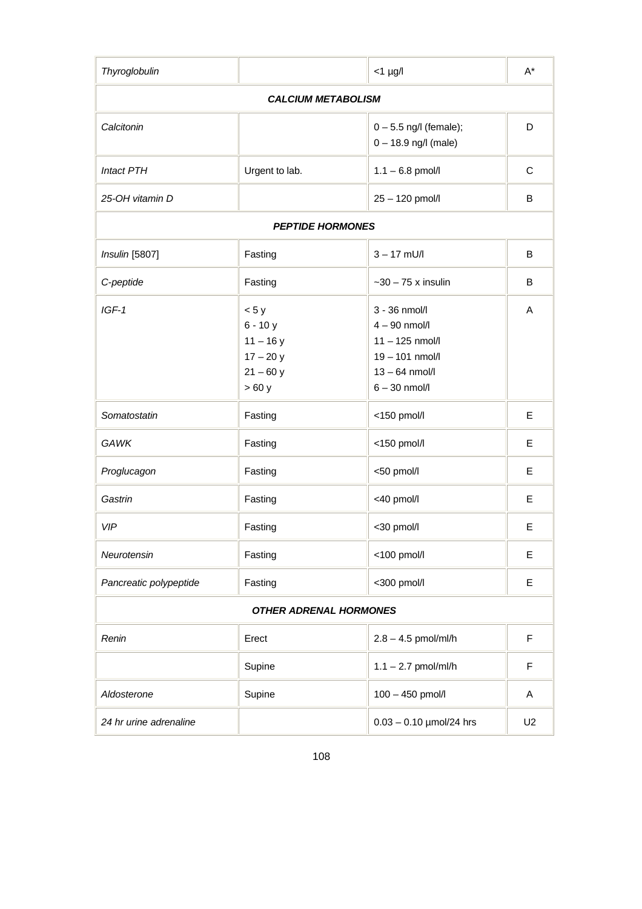| | | | |
|---|---|---|---|
| *Thyroglobulin* | | <1 µg/l | A* |
| ***CALCIUM METABOLISM*** | | | |
| *Calcitonin* | | 0 – 5.5 ng/l (female); 0 – 18.9 ng/l (male) | D |
| *Intact PTH* | Urgent to lab. | 1.1 – 6.8 pmol/l | C |
| *25-OH vitamin D* | | 25 – 120 pmol/l | B |
| ***PEPTIDE HORMONES*** | | | |
| *Insulin* [5807] | Fasting | 3 – 17 mU/l | B |
| *C-peptide* | Fasting | ~30 – 75 x insulin | B |
| *IGF-1* | < 5 y<br>6 - 10 y<br>11 – 16 y<br>17 – 20 y<br>21 – 60 y<br>> 60 y | 3 - 36 nmol/l<br>4 – 90 nmol/l<br>11 – 125 nmol/l<br>19 – 101 nmol/l<br>13 – 64 nmol/l<br>6 – 30 nmol/l | A |
| *Somatostatin* | Fasting | <150 pmol/l | E |
| *GAWK* | Fasting | <150 pmol/l | E |
| *Proglucagon* | Fasting | <50 pmol/l | E |
| *Gastrin* | Fasting | <40 pmol/l | E |
| *VIP* | Fasting | <30 pmol/l | E |
| *Neurotensin* | Fasting | <100 pmol/l | E |
| *Pancreatic polypeptide* | Fasting | <300 pmol/l | E |
| ***OTHER ADRENAL HORMONES*** | | | |
| *Renin* | Erect | 2.8 – 4.5 pmol/ml/h | F |
| | Supine | 1.1 – 2.7 pmol/ml/h | F |
| *Aldosterone* | Supine | 100 – 450 pmol/l | A |
| *24 hr urine adrenaline* | | 0.03 – 0.10 µmol/24 hrs | U2 |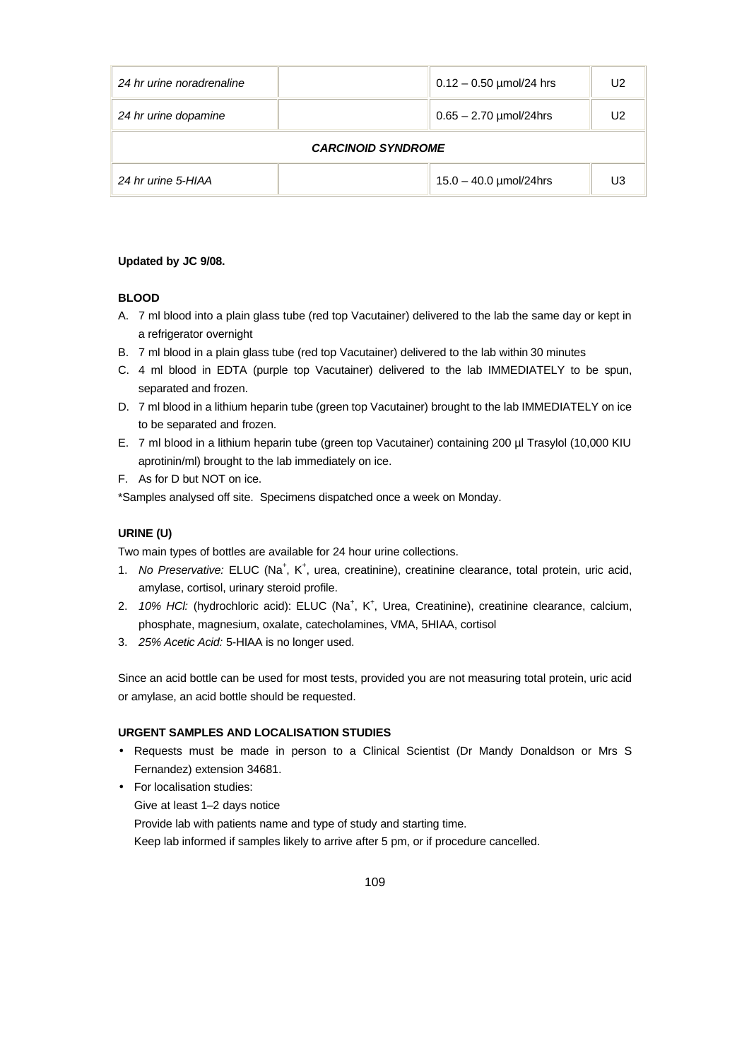| | | | |
|---|---|---|---|
| *24 hr urine noradrenaline* | | 0.12 – 0.50 µmol/24 hrs | U2 |
| *24 hr urine dopamine* | | 0.65 – 2.70 µmol/24hrs | U2 |
| ***CARCINOID SYNDROME*** | | | |
| *24 hr urine 5-HIAA* | | 15.0 – 40.0 µmol/24hrs | U3 |

**Updated by JC 9/08.**

**BLOOD**

A. 7 ml blood into a plain glass tube (red top Vacutainer) delivered to the lab the same day or kept in a refrigerator overnight
B. 7 ml blood in a plain glass tube (red top Vacutainer) delivered to the lab within 30 minutes
C. 4 ml blood in EDTA (purple top Vacutainer) delivered to the lab IMMEDIATELY to be spun, separated and frozen.
D. 7 ml blood in a lithium heparin tube (green top Vacutainer) brought to the lab IMMEDIATELY on ice to be separated and frozen.
E. 7 ml blood in a lithium heparin tube (green top Vacutainer) containing 200 µl Trasylol (10,000 KIU aprotinin/ml) brought to the lab immediately on ice.
F. As for D but NOT on ice.

*Samples analysed off site. Specimens dispatched once a week on Monday.

**URINE (U)**

Two main types of bottles are available for 24 hour urine collections.

1. *No Preservative:* ELUC ($Na^+$, $K^+$, urea, creatinine), creatinine clearance, total protein, uric acid, amylase, cortisol, urinary steroid profile.
2. *10% HCl:* (hydrochloric acid): ELUC ($Na^+$, $K^+$, Urea, Creatinine), creatinine clearance, calcium, phosphate, magnesium, oxalate, catecholamines, VMA, 5HIAA, cortisol
3. *25% Acetic Acid:* 5-HIAA is no longer used.

Since an acid bottle can be used for most tests, provided you are not measuring total protein, uric acid or amylase, an acid bottle should be requested.

**URGENT SAMPLES AND LOCALISATION STUDIES**

- Requests must be made in person to a Clinical Scientist (Dr Mandy Donaldson or Mrs S Fernandez) extension 34681.
- For localisation studies:
  Give at least 1–2 days notice
  Provide lab with patients name and type of study and starting time.
  Keep lab informed if samples likely to arrive after 5 pm, or if procedure cancelled.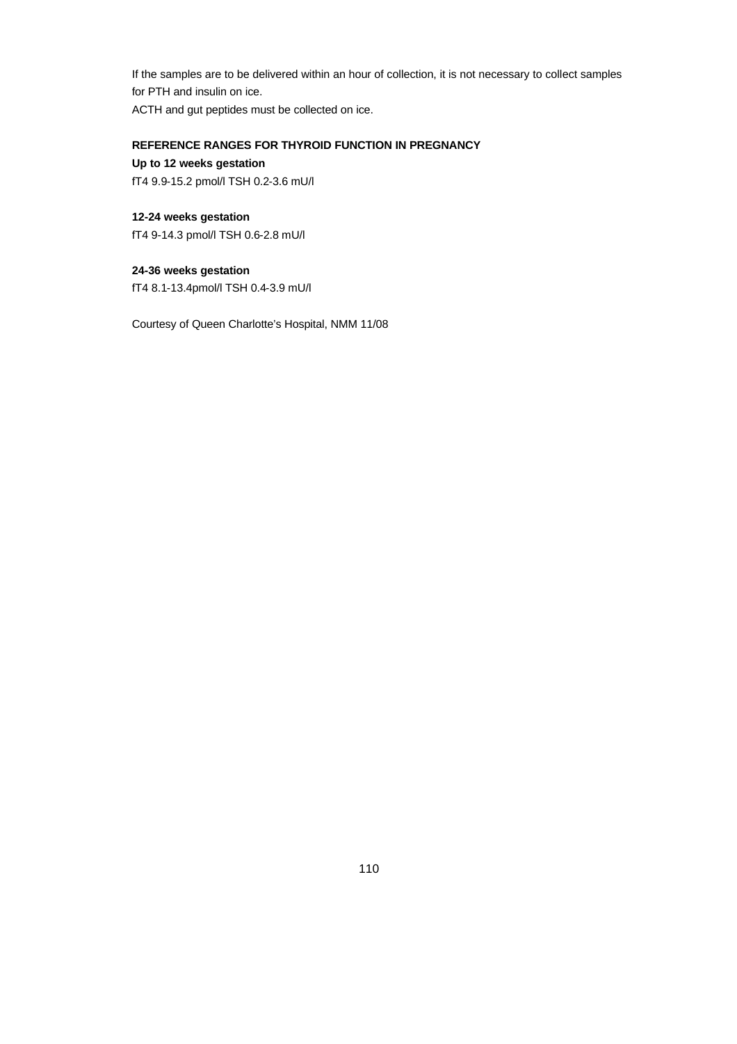If the samples are to be delivered within an hour of collection, it is not necessary to collect samples for PTH and insulin on ice.
ACTH and gut peptides must be collected on ice.

**REFERENCE RANGES FOR THYROID FUNCTION IN PREGNANCY**

**Up to 12 weeks gestation**
fT4 9.9-15.2 pmol/l TSH 0.2-3.6 mU/l

**12-24 weeks gestation**
fT4 9-14.3 pmol/l TSH 0.6-2.8 mU/l

**24-36 weeks gestation**
fT4 8.1-13.4pmol/l TSH 0.4-3.9 mU/l

Courtesy of Queen Charlotte's Hospital, NMM 11/08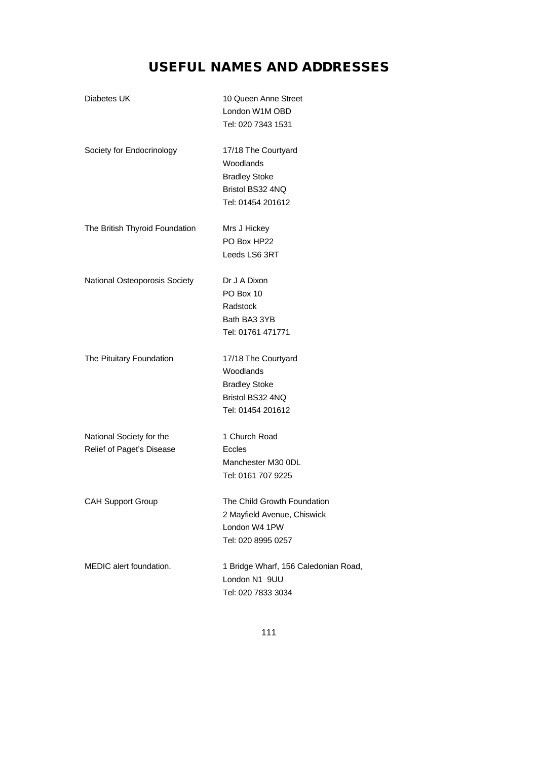# USEFUL NAMES AND ADDRESSES

| | |
|---|---|
| Diabetes UK | 10 Queen Anne Street<br>London W1M OBD<br>Tel: 020 7343 1531 |
| Society for Endocrinology | 17/18 The Courtyard<br>Woodlands<br>Bradley Stoke<br>Bristol BS32 4NQ<br>Tel: 01454 201612 |
| The British Thyroid Foundation | Mrs J Hickey<br>PO Box HP22<br>Leeds LS6 3RT |
| National Osteoporosis Society | Dr J A Dixon<br>PO Box 10<br>Radstock<br>Bath BA3 3YB<br>Tel: 01761 471771 |
| The Pituitary Foundation | 17/18 The Courtyard<br>Woodlands<br>Bradley Stoke<br>Bristol BS32 4NQ<br>Tel: 01454 201612 |
| National Society for the Relief of Paget's Disease | 1 Church Road<br>Eccles<br>Manchester M30 0DL<br>Tel: 0161 707 9225 |
| CAH Support Group | The Child Growth Foundation<br>2 Mayfield Avenue, Chiswick<br>London W4 1PW<br>Tel: 020 8995 0257 |
| MEDIC alert foundation. | 1 Bridge Wharf, 156 Caledonian Road,<br>London N1 9UU<br>Tel: 020 7833 3034 |